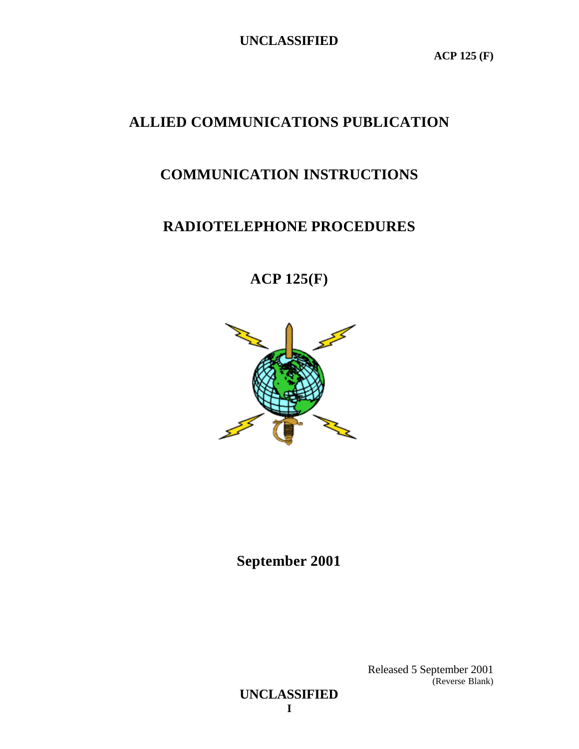UNCLASSIFIED

ACP 125 (F)

# ALLIED COMMUNICATIONS PUBLICATION

# COMMUNICATION INSTRUCTIONS

# RADIOTELEPHONE PROCEDURES

# ACP 125(F)

**September 2001**

Released 5 September 2001
(Reverse Blank)

UNCLASSIFIED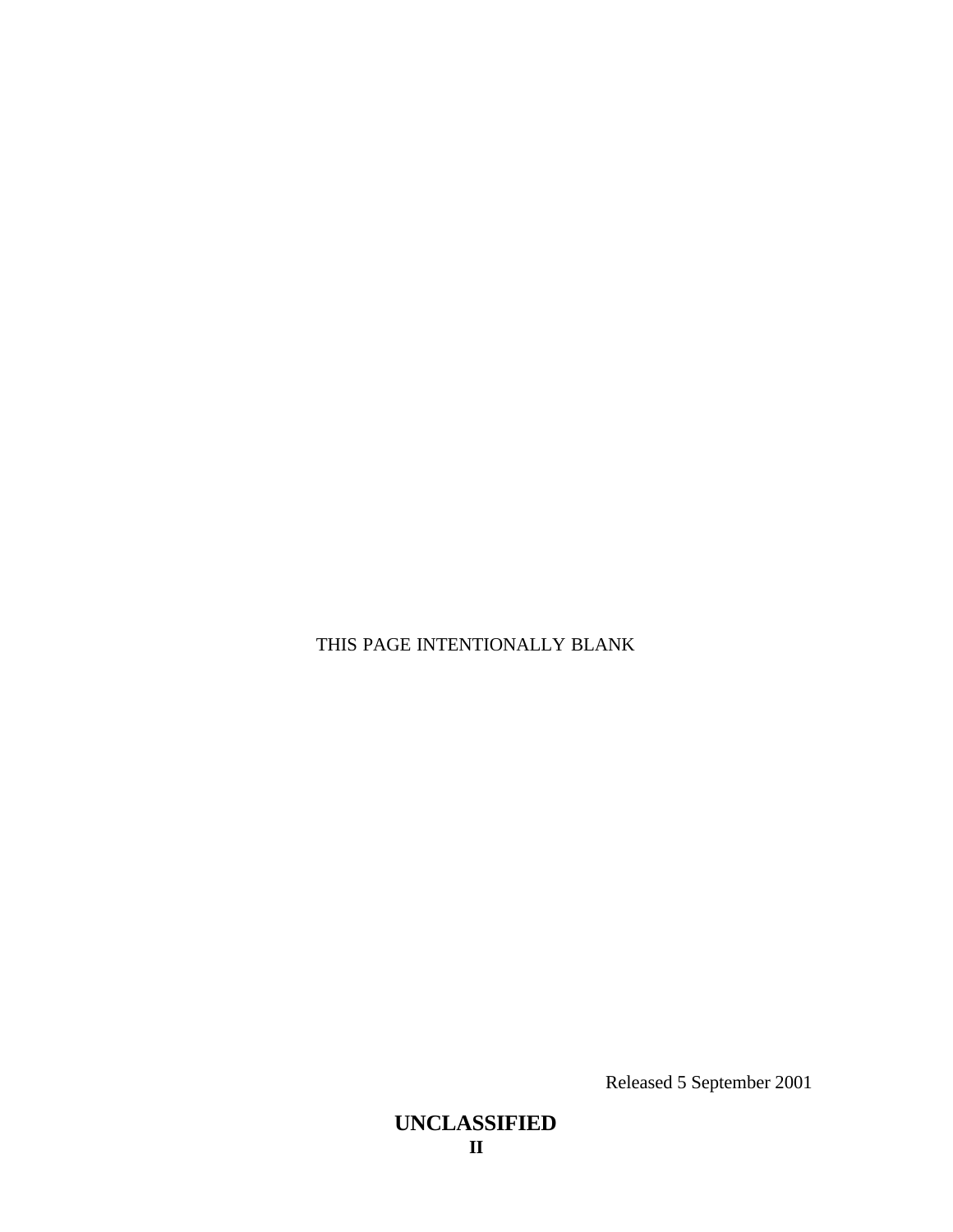THIS PAGE INTENTIONALLY BLANK

Released 5 September 2001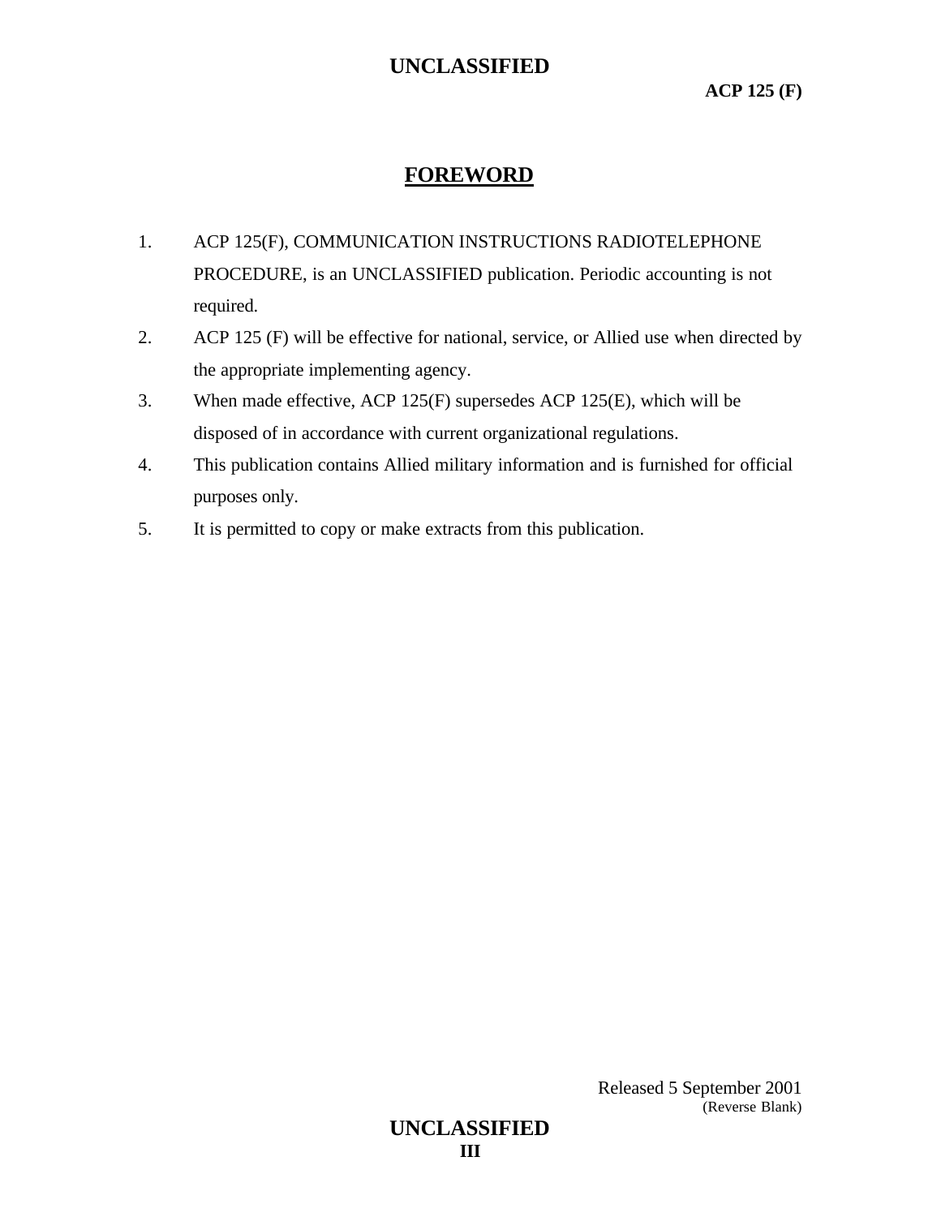# FOREWORD

1. ACP 125(F), COMMUNICATION INSTRUCTIONS RADIOTELEPHONE PROCEDURE, is an UNCLASSIFIED publication. Periodic accounting is not required.
2. ACP 125 (F) will be effective for national, service, or Allied use when directed by the appropriate implementing agency.
3. When made effective, ACP 125(F) supersedes ACP 125(E), which will be disposed of in accordance with current organizational regulations.
4. This publication contains Allied military information and is furnished for official purposes only.
5. It is permitted to copy or make extracts from this publication.

Released 5 September 2001
(Reverse Blank)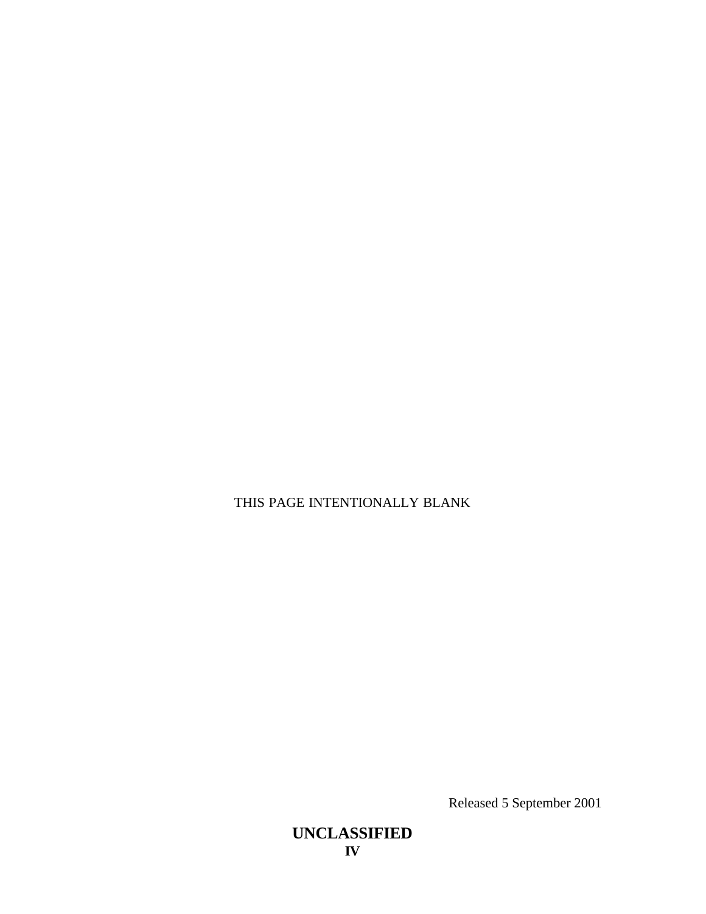THIS PAGE INTENTIONALLY BLANK

Released 5 September 2001

**UNCLASSIFIED**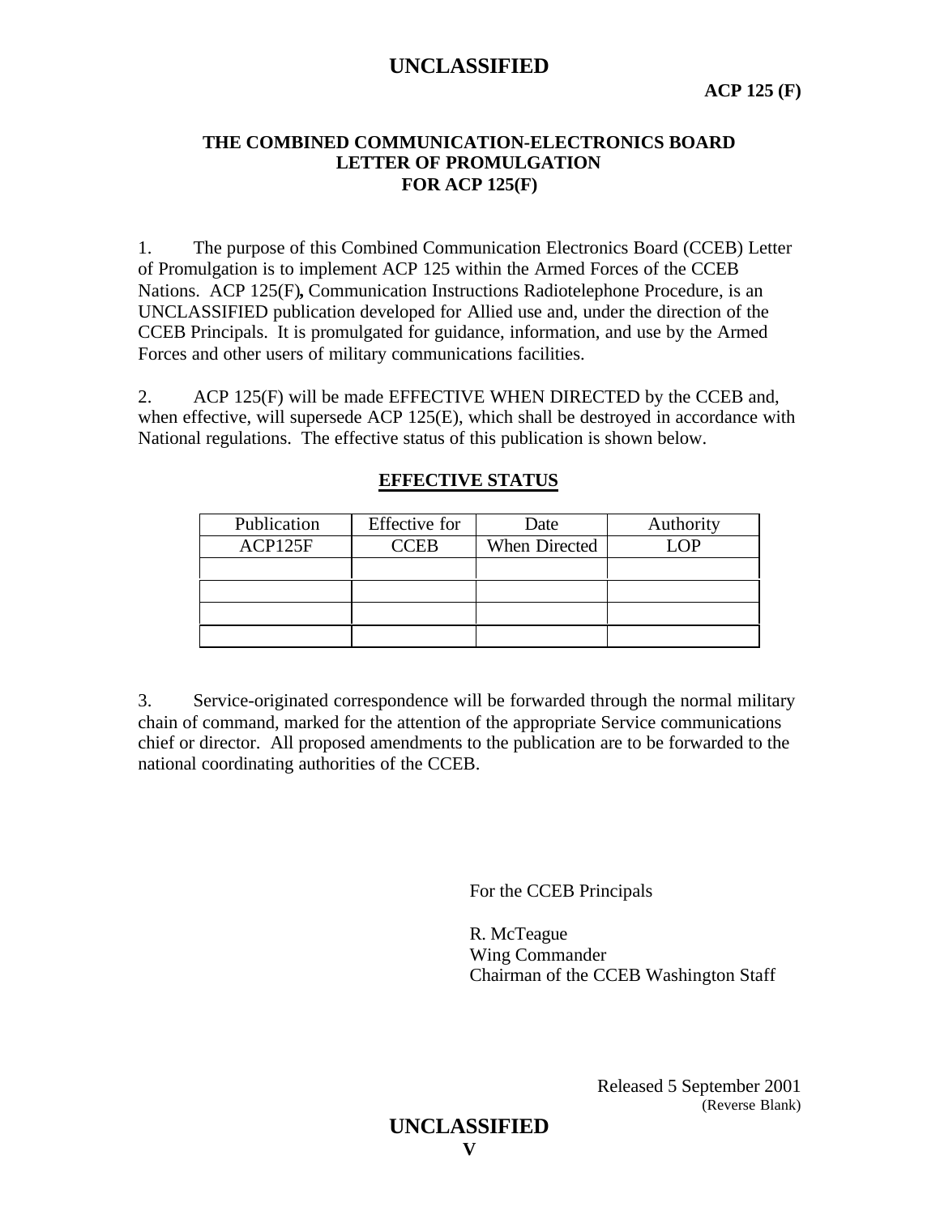**THE COMBINED COMMUNICATION-ELECTRONICS BOARD**
**LETTER OF PROMULGATION**
**FOR ACP 125(F)**

1. The purpose of this Combined Communication Electronics Board (CCEB) Letter of Promulgation is to implement ACP 125 within the Armed Forces of the CCEB Nations. ACP 125(F)**,** Communication Instructions Radiotelephone Procedure, is an UNCLASSIFIED publication developed for Allied use and, under the direction of the CCEB Principals. It is promulgated for guidance, information, and use by the Armed Forces and other users of military communications facilities.

2. ACP 125(F) will be made EFFECTIVE WHEN DIRECTED by the CCEB and, when effective, will supersede ACP 125(E), which shall be destroyed in accordance with National regulations. The effective status of this publication is shown below.

**EFFECTIVE STATUS**

| Publication | Effective for | Date | Authority |
|---|---|---|---|
| ACP125F | CCEB | When Directed | LOP |
| | | | |
| | | | |
| | | | |
| | | | |

3. Service-originated correspondence will be forwarded through the normal military chain of command, marked for the attention of the appropriate Service communications chief or director. All proposed amendments to the publication are to be forwarded to the national coordinating authorities of the CCEB.

For the CCEB Principals

R. McTeague
Wing Commander
Chairman of the CCEB Washington Staff

Released 5 September 2001
(Reverse Blank)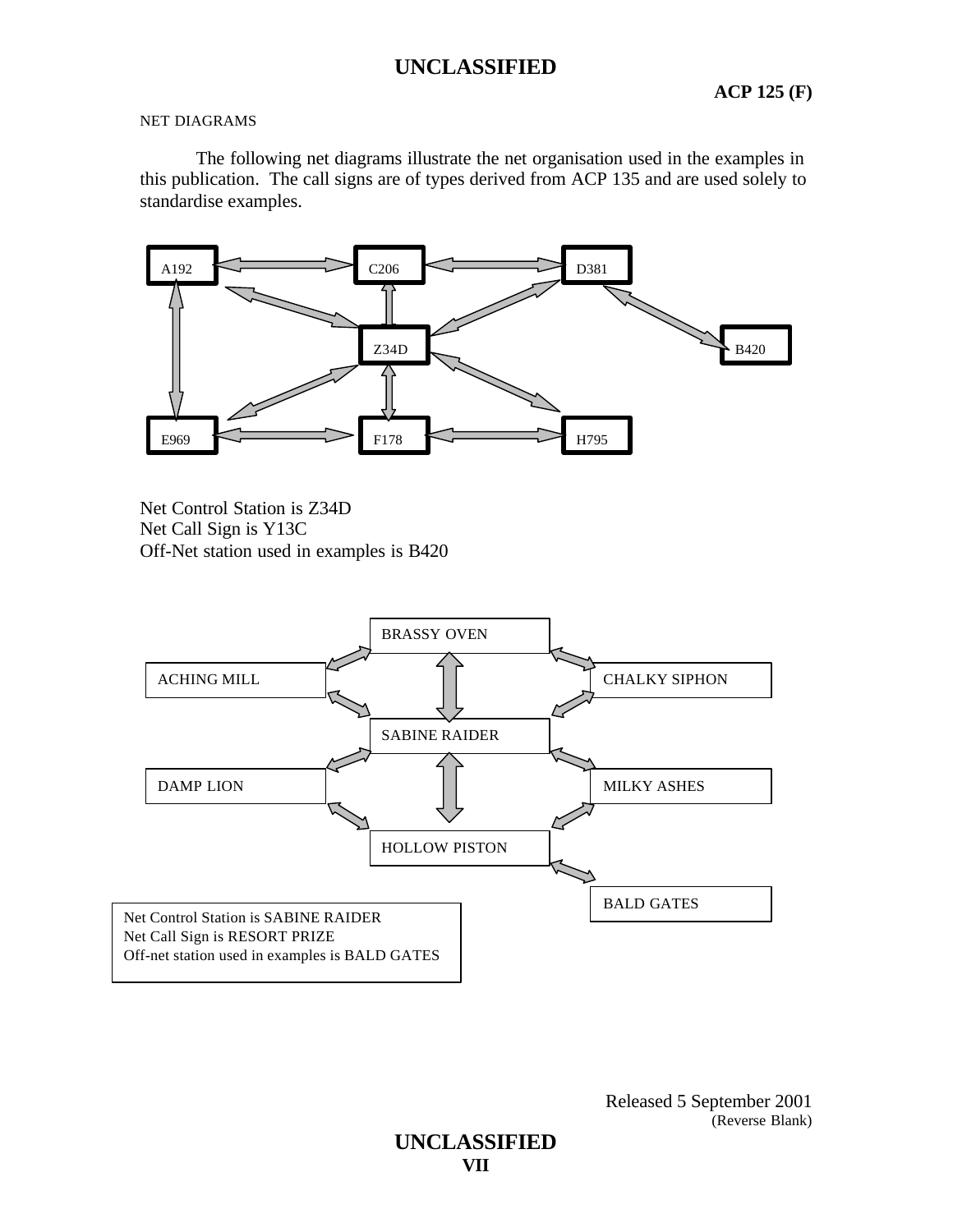NET DIAGRAMS

The following net diagrams illustrate the net organisation used in the examples in this publication. The call signs are of types derived from ACP 135 and are used solely to standardise examples.

A192 C206 D381

Z34D B420

E969 F178 H795

Net Control Station is Z34D
Net Call Sign is Y13C
Off-Net station used in examples is B420

BRASSY OVEN

ACHING MILL CHALKY SIPHON

SABINE RAIDER

DAMP LION MILKY ASHES

HOLLOW PISTON

BALD GATES

Net Control Station is SABINE RAIDER
Net Call Sign is RESORT PRIZE
Off-net station used in examples is BALD GATES

Released 5 September 2001
(Reverse Blank)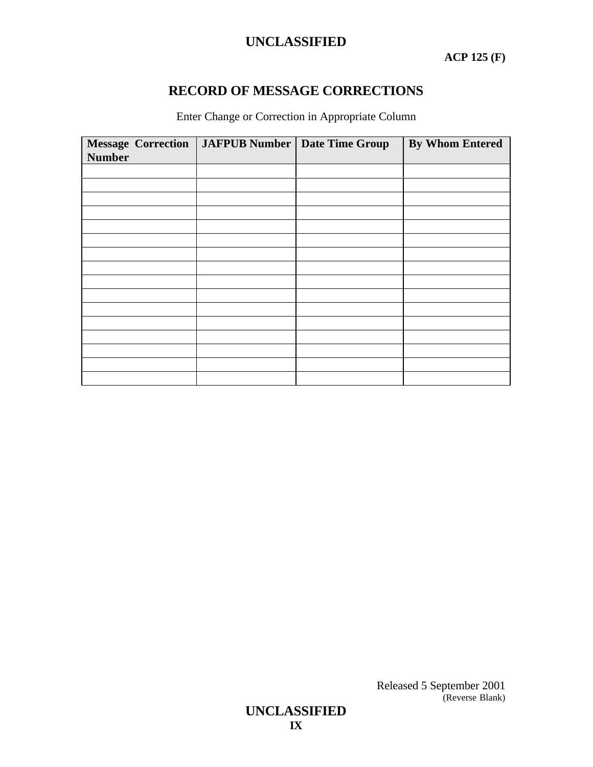# RECORD OF MESSAGE CORRECTIONS

Enter Change or Correction in Appropriate Column

| Message Correction Number | JAFPUB Number | Date Time Group | By Whom Entered |
|---|---|---|---|
| | | | |
| | | | |
| | | | |
| | | | |
| | | | |
| | | | |
| | | | |
| | | | |
| | | | |
| | | | |
| | | | |
| | | | |
| | | | |
| | | | |
| | | | |
| | | | |

Released 5 September 2001
(Reverse Blank)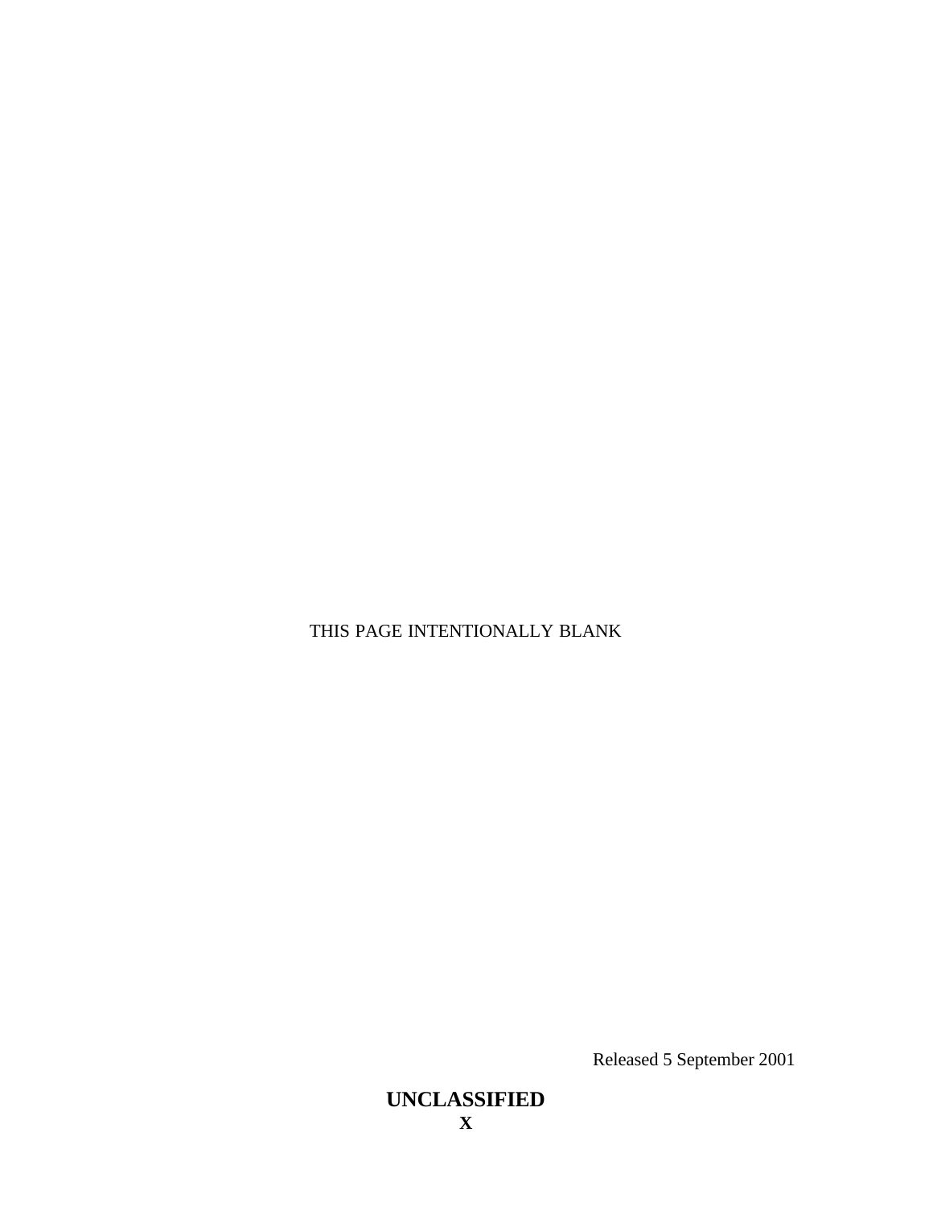THIS PAGE INTENTIONALLY BLANK

Released 5 September 2001

**UNCLASSIFIED**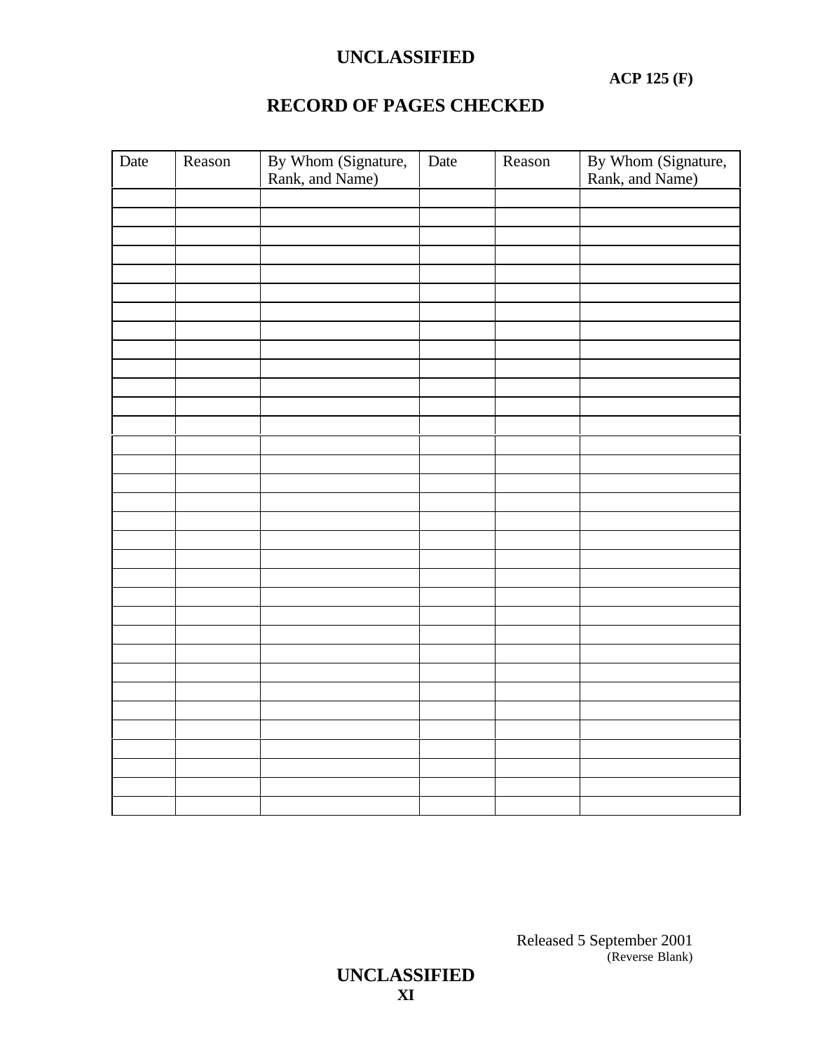# RECORD OF PAGES CHECKED

| Date | Reason | By Whom (Signature, Rank, and Name) | Date | Reason | By Whom (Signature, Rank, and Name) |
|---|---|---|---|---|---|
| | | | | | |
| | | | | | |
| | | | | | |
| | | | | | |
| | | | | | |
| | | | | | |
| | | | | | |
| | | | | | |
| | | | | | |
| | | | | | |
| | | | | | |
| | | | | | |
| | | | | | |
| | | | | | |
| | | | | | |
| | | | | | |
| | | | | | |
| | | | | | |
| | | | | | |
| | | | | | |
| | | | | | |
| | | | | | |
| | | | | | |
| | | | | | |
| | | | | | |
| | | | | | |
| | | | | | |
| | | | | | |
| | | | | | |
| | | | | | |
| | | | | | |
| | | | | | |
| | | | | | |
| | | | | | |
| | | | | | |

Released 5 September 2001
(Reverse Blank)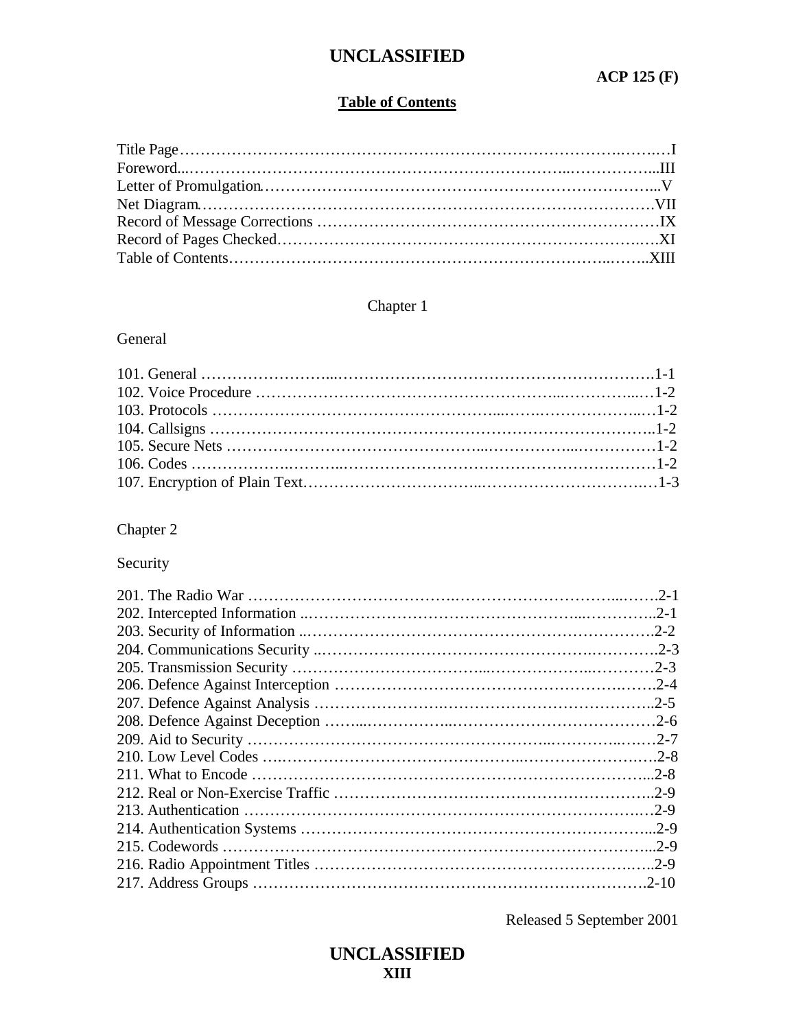## Table of Contents

Title Page……………………………………………………………………………….…….…I
Foreword...……………………………………………………………..……………...III
Letter of Promulgation……………………………………………………………...V
Net Diagram………………………………………………………………………….VII
Record of Message Corrections ……………………………………………………IX
Record of Pages Checked…………………………………………………………….…XI
Table of Contents……………………………………………………………..……..XIII

Chapter 1

General

101. General ……………………...…………………………………………………….1-1
102. Voice Procedure ……………………………………………...………….....…1-2
103. Protocols ……………………………………………....…….……………..…1-2
104. Callsigns ……………………………………………………………………..1-2
105. Secure Nets …………………………………………...……………...……………1-2
106. Codes …………….………..…………………………………………………1-2
107. Encryption of Plain Text…….…………………….....…………………………….…1-3

Chapter 2

Security

201. The Radio War …………………………….………………………….....…….2-1
202. Intercepted Information ..……………………………………………....…………..2-1
203. Security of Information ..……………………………………………………….2-2
204. Communications Security ..………………………………………….………….2-3
205. Transmission Security ……………………………....……………...…………2-3
206. Defence Against Interception ……………………………………………….…….2-4
207. Defence Against Analysis ……………………..………………………………...2-5
208. Defence Against Deception ……...……………...………………………………2-6
209. Aid to Security ……………………………………………….………...……2-7
210. Low Level Codes …..……………………………………..…………………….2-8
211. What to Encode …………..………………………………………………...2-8
212. Real or Non-Exercise Traffic ……………………………………………………..2-9
213. Authentication ……………………………………………………………….…2-9
214. Authentication Systems ……………………………………………………...2-9
215. Codewords ………………………………………………………………………...2-9
216. Radio Appointment Titles …………………………………………………….…..2-9
217. Address Groups …………………………………………………………….2-10

Released 5 September 2001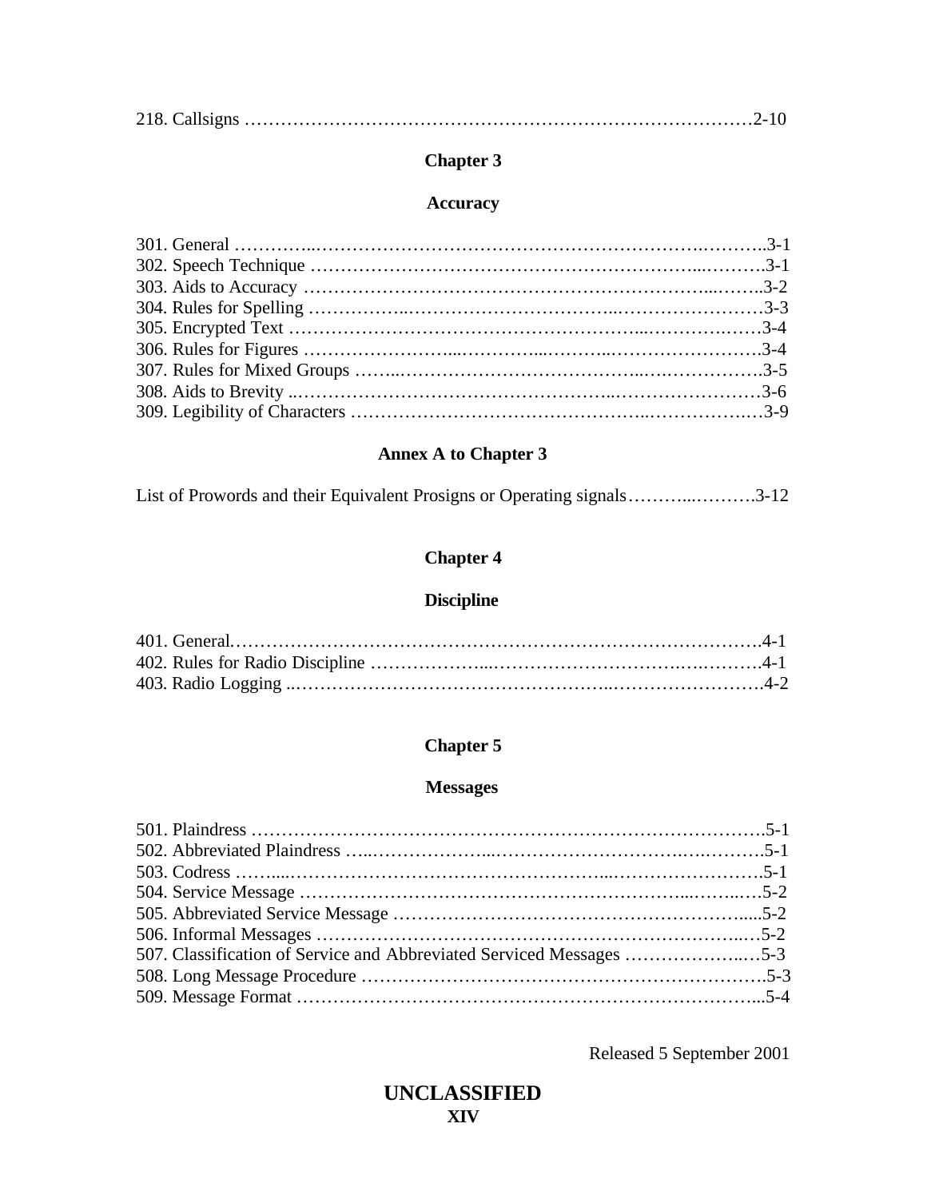218. Callsigns ……………………………………………………………………………2-10

## Chapter 3

## Accuracy

301. General …………………………………………………………………………3-1
302. Speech Technique ………………………………………………………………3-1
303. Aids to Accuracy ………………………………………………………………3-2
304. Rules for Spelling ………………………………………………………………3-3
305. Encrypted Text …………………………………………………………………3-4
306. Rules for Figures ………………………………………………………………3-4
307. Rules for Mixed Groups ………………………………………………………3-5
308. Aids to Brevity …………………………………………………………………3-6
309. Legibility of Characters ………………………………………………………3-9

## Annex A to Chapter 3

List of Prowords and their Equivalent Prosigns or Operating signals……………….3-12

## Chapter 4

## Discipline

401. General………………………………………………………………………….4-1
402. Rules for Radio Discipline ……………………………………………………4-1
403. Radio Logging …………………………………………………………………4-2

## Chapter 5

## Messages

501. Plaindress ………………………………………………………………………5-1
502. Abbreviated Plaindress ………………………………………………………5-1
503. Codress …………………………………………………………………………5-1
504. Service Message ………………………………………………………………5-2
505. Abbreviated Service Message ………………………………………………5-2
506. Informal Messages ……………………………………………………………5-2
507. Classification of Service and Abbreviated Serviced Messages ………………5-3
508. Long Message Procedure ……………………………………………………5-3
509. Message Format ………………………………………………………………5-4

Released 5 September 2001

**UNCLASSIFIED**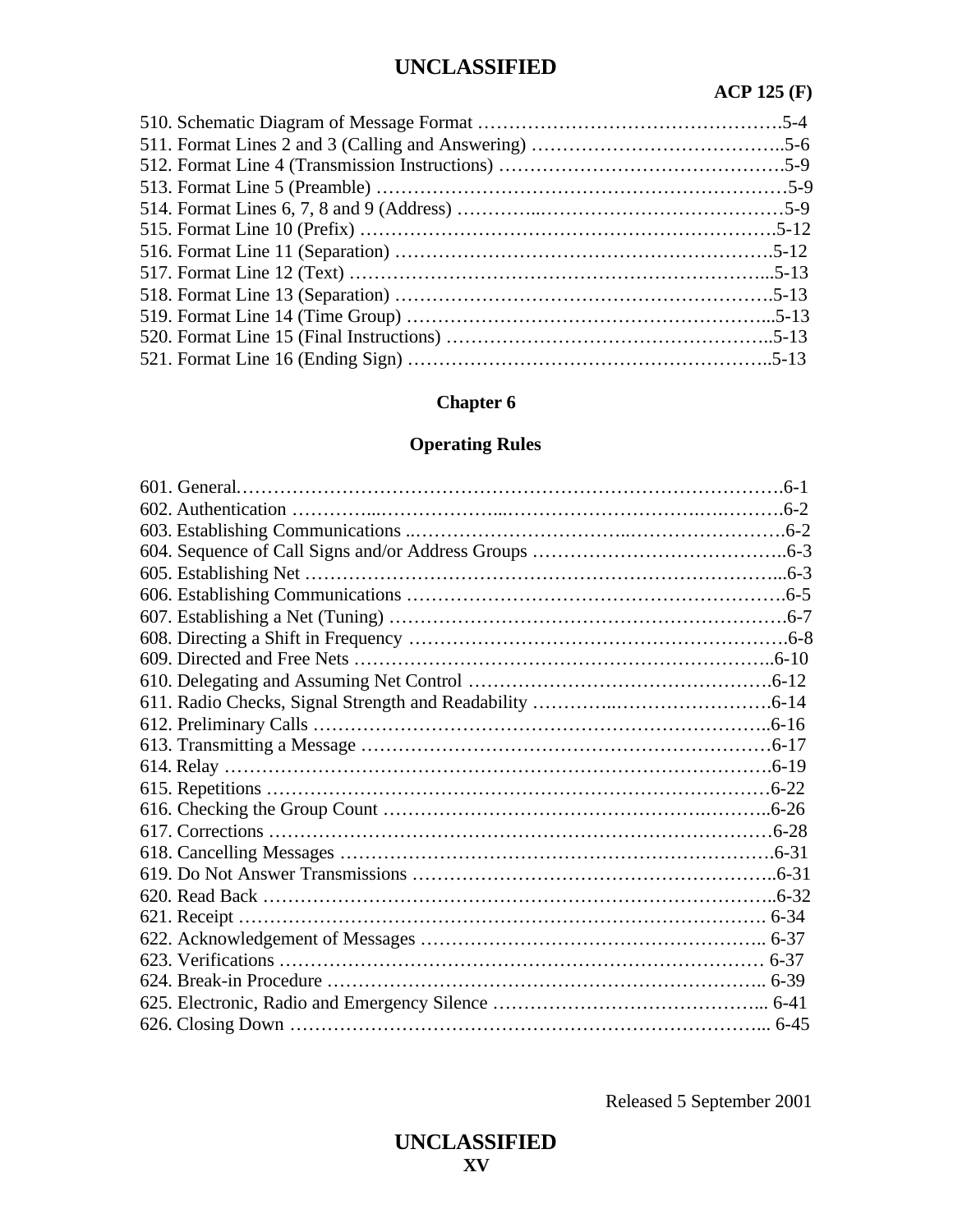510. Schematic Diagram of Message Format ………………………………………….5-4
511. Format Lines 2 and 3 (Calling and Answering) …………………………………..5-6
512. Format Line 4 (Transmission Instructions) ……………………………………….5-9
513. Format Line 5 (Preamble) ………………………………………………………5-9
514. Format Lines 6, 7, 8 and 9 (Address) …………..…………………………………5-9
515. Format Line 10 (Prefix) ……………………………………………………….5-12
516. Format Line 11 (Separation) …………………………………………………….5-12
517. Format Line 12 (Text) ……………………………………………………...5-13
518. Format Line 13 (Separation) …………………………………………………….5-13
519. Format Line 14 (Time Group) …………………………………………………...5-13
520. Format Line 15 (Final Instructions) ……………………………………………..5-13
521. Format Line 16 (Ending Sign) …………………………………………………..5-13

## Chapter 6

## Operating Rules

601. General………………………………………………………………………….6-1
602. Authentication …………...………………...………………………….…..……….6-2
603. Establishing Communications ..……………………………..…………………….6-2
604. Sequence of Call Signs and/or Address Groups …………………………………..6-3
605. Establishing Net ………………………………………………………………....6-3
606. Establishing Communications …………………………………………………….6-5
607. Establishing a Net (Tuning) ………………………………………………………6-7
608. Directing a Shift in Frequency ……………………………………………………6-8
609. Directed and Free Nets …………………………………………………………..6-10
610. Delegating and Assuming Net Control ………………………………………….6-12
611. Radio Checks, Signal Strength and Readability …………..…………………….6-14
612. Preliminary Calls ………………………………………………………………..6-16
613. Transmitting a Message …………………………………………………………6-17
614. Relay ……………………………………………………………………………6-19
615. Repetitions ………………………………………………………………………6-22
616. Checking the Group Count ……………………………………….………..6-26
617. Corrections ………………………………………………………………………6-28
618. Cancelling Messages …………………………………………………………….6-31
619. Do Not Answer Transmissions …………………………………………………..6-31
620. Read Back ……………………………………………………………………..6-32
621. Receipt …………………………………………………………………………. 6-34
622. Acknowledgement of Messages ……………………………………………….. 6-37
623. Verifications …………………………………………………………………… 6-37
624. Break-in Procedure ……………………………………………………………….. 6-39
625. Electronic, Radio and Emergency Silence …………………………………….... 6-41
626. Closing Down ………………………………………………………………... 6-45

Released 5 September 2001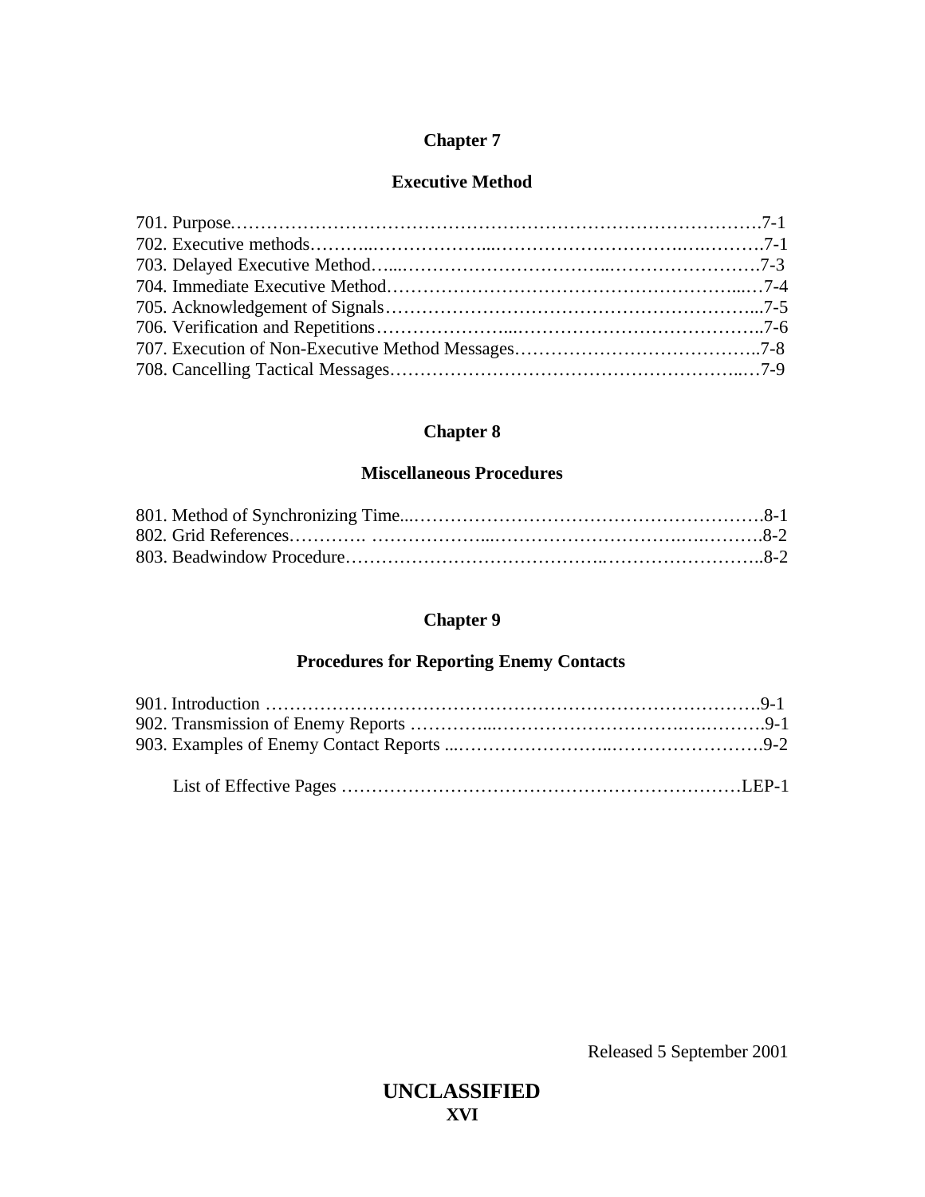## Chapter 7

## Executive Method

701. Purpose……………………………………………………………………………7-1
702. Executive methods………..………………...…………………………..…..………7-1
703. Delayed Executive Method…...……………………………...…………………….7-3
704. Immediate Executive Method…………………………………………………...…7-4
705. Acknowledgement of Signals……………………………………………………...7-5
706. Verification and Repetitions…………………...…………………………………..7-6
707. Execution of Non-Executive Method Messages…………………………………..7-8
708. Cancelling Tactical Messages……………………………………………….…7-9

## Chapter 8

## Miscellaneous Procedures

801. Method of Synchronizing Time...………………………………………………….8-1
802. Grid References…………. ………………...……………………………..…..……….8-2
803. Beadwindow Procedure…………………………………..……………………..8-2

## Chapter 9

## Procedures for Reporting Enemy Contacts

901. Introduction ……………………………………………………………………….9-1
902. Transmission of Enemy Reports …………...…………………………..…..……….9-1
903. Examples of Enemy Contact Reports ...……………………...…………………….9-2

List of Effective Pages ……………………………………………………….LEP-1

Released 5 September 2001

**UNCLASSIFIED**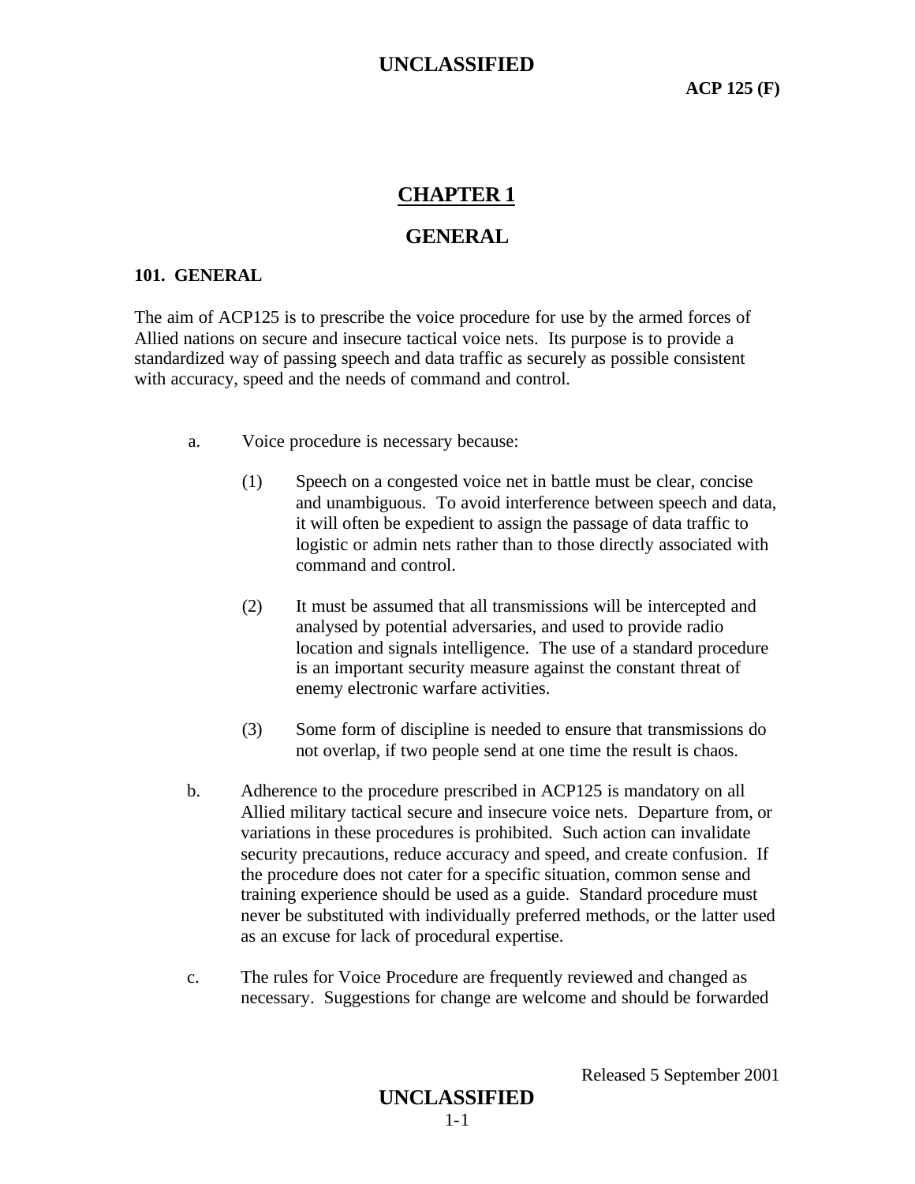# CHAPTER 1

## GENERAL

### 101. GENERAL

The aim of ACP125 is to prescribe the voice procedure for use by the armed forces of Allied nations on secure and insecure tactical voice nets. Its purpose is to provide a standardized way of passing speech and data traffic as securely as possible consistent with accuracy, speed and the needs of command and control.

a. Voice procedure is necessary because:

   (1) Speech on a congested voice net in battle must be clear, concise and unambiguous. To avoid interference between speech and data, it will often be expedient to assign the passage of data traffic to logistic or admin nets rather than to those directly associated with command and control.

   (2) It must be assumed that all transmissions will be intercepted and analysed by potential adversaries, and used to provide radio location and signals intelligence. The use of a standard procedure is an important security measure against the constant threat of enemy electronic warfare activities.

   (3) Some form of discipline is needed to ensure that transmissions do not overlap, if two people send at one time the result is chaos.

b. Adherence to the procedure prescribed in ACP125 is mandatory on all Allied military tactical secure and insecure voice nets. Departure from, or variations in these procedures is prohibited. Such action can invalidate security precautions, reduce accuracy and speed, and create confusion. If the procedure does not cater for a specific situation, common sense and training experience should be used as a guide. Standard procedure must never be substituted with individually preferred methods, or the latter used as an excuse for lack of procedural expertise.

c. The rules for Voice Procedure are frequently reviewed and changed as necessary. Suggestions for change are welcome and should be forwarded

Released 5 September 2001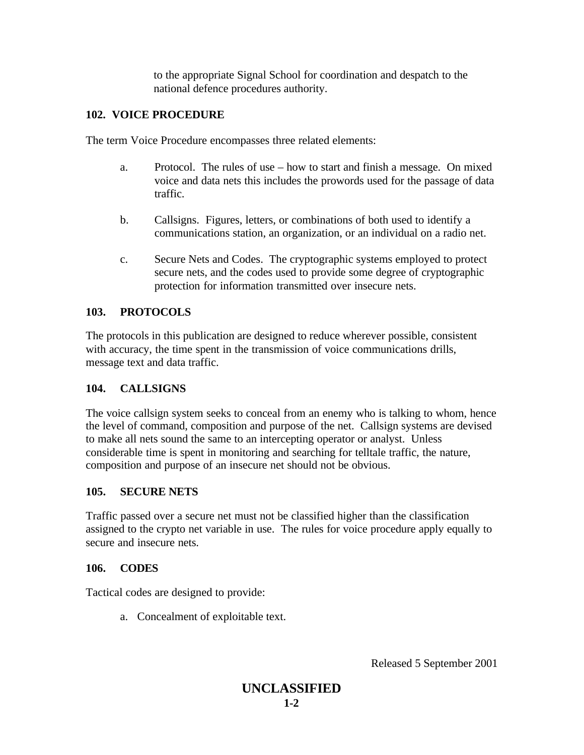to the appropriate Signal School for coordination and despatch to the national defence procedures authority.

### 102. VOICE PROCEDURE

The term Voice Procedure encompasses three related elements:

a. Protocol. The rules of use – how to start and finish a message. On mixed voice and data nets this includes the prowords used for the passage of data traffic.

b. Callsigns. Figures, letters, or combinations of both used to identify a communications station, an organization, or an individual on a radio net.

c. Secure Nets and Codes. The cryptographic systems employed to protect secure nets, and the codes used to provide some degree of cryptographic protection for information transmitted over insecure nets.

### 103. PROTOCOLS

The protocols in this publication are designed to reduce wherever possible, consistent with accuracy, the time spent in the transmission of voice communications drills, message text and data traffic.

### 104. CALLSIGNS

The voice callsign system seeks to conceal from an enemy who is talking to whom, hence the level of command, composition and purpose of the net. Callsign systems are devised to make all nets sound the same to an intercepting operator or analyst. Unless considerable time is spent in monitoring and searching for telltale traffic, the nature, composition and purpose of an insecure net should not be obvious.

### 105. SECURE NETS

Traffic passed over a secure net must not be classified higher than the classification assigned to the crypto net variable in use. The rules for voice procedure apply equally to secure and insecure nets.

### 106. CODES

Tactical codes are designed to provide:

a. Concealment of exploitable text.

Released 5 September 2001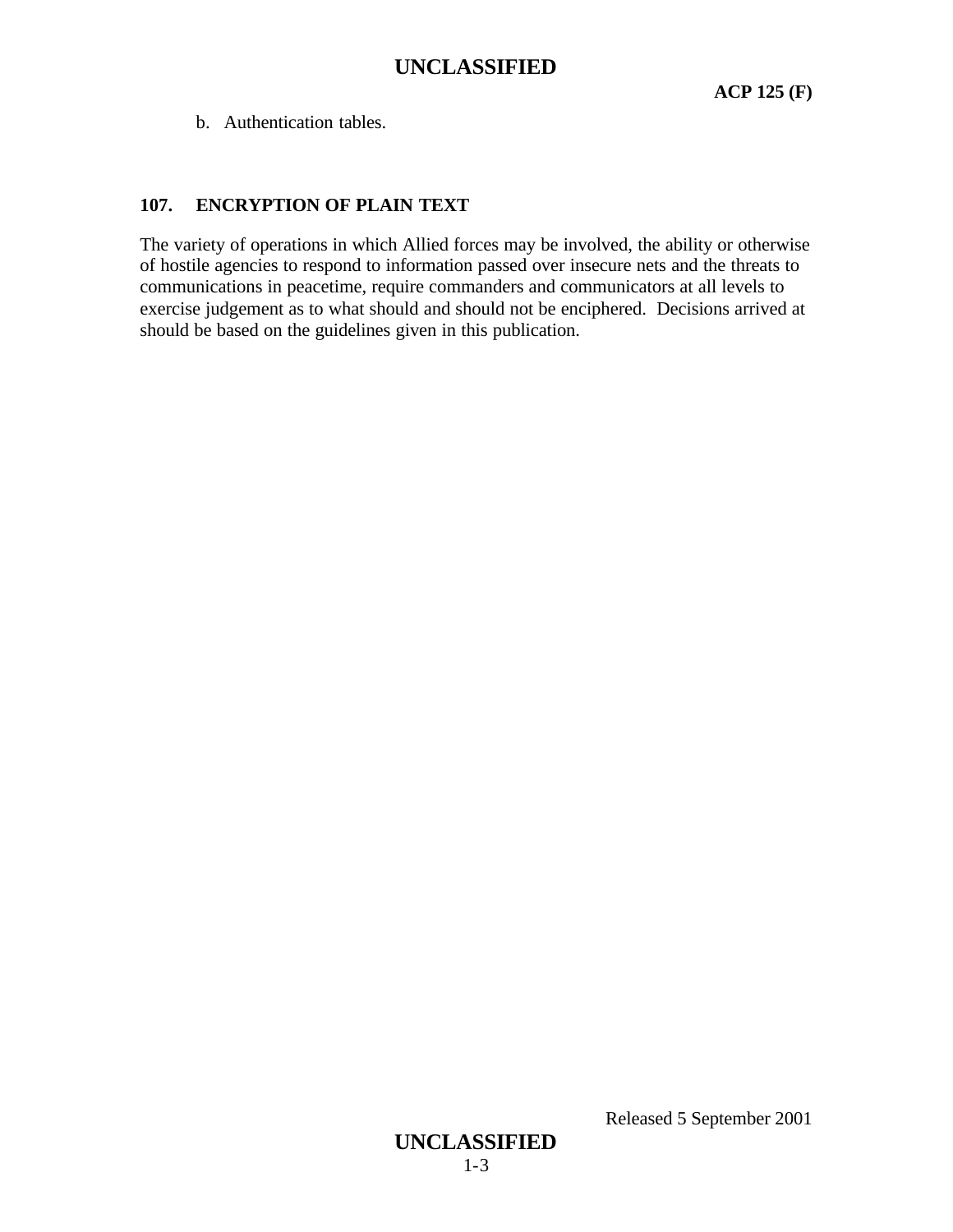b. Authentication tables.

## 107. ENCRYPTION OF PLAIN TEXT

The variety of operations in which Allied forces may be involved, the ability or otherwise of hostile agencies to respond to information passed over insecure nets and the threats to communications in peacetime, require commanders and communicators at all levels to exercise judgement as to what should and should not be enciphered. Decisions arrived at should be based on the guidelines given in this publication.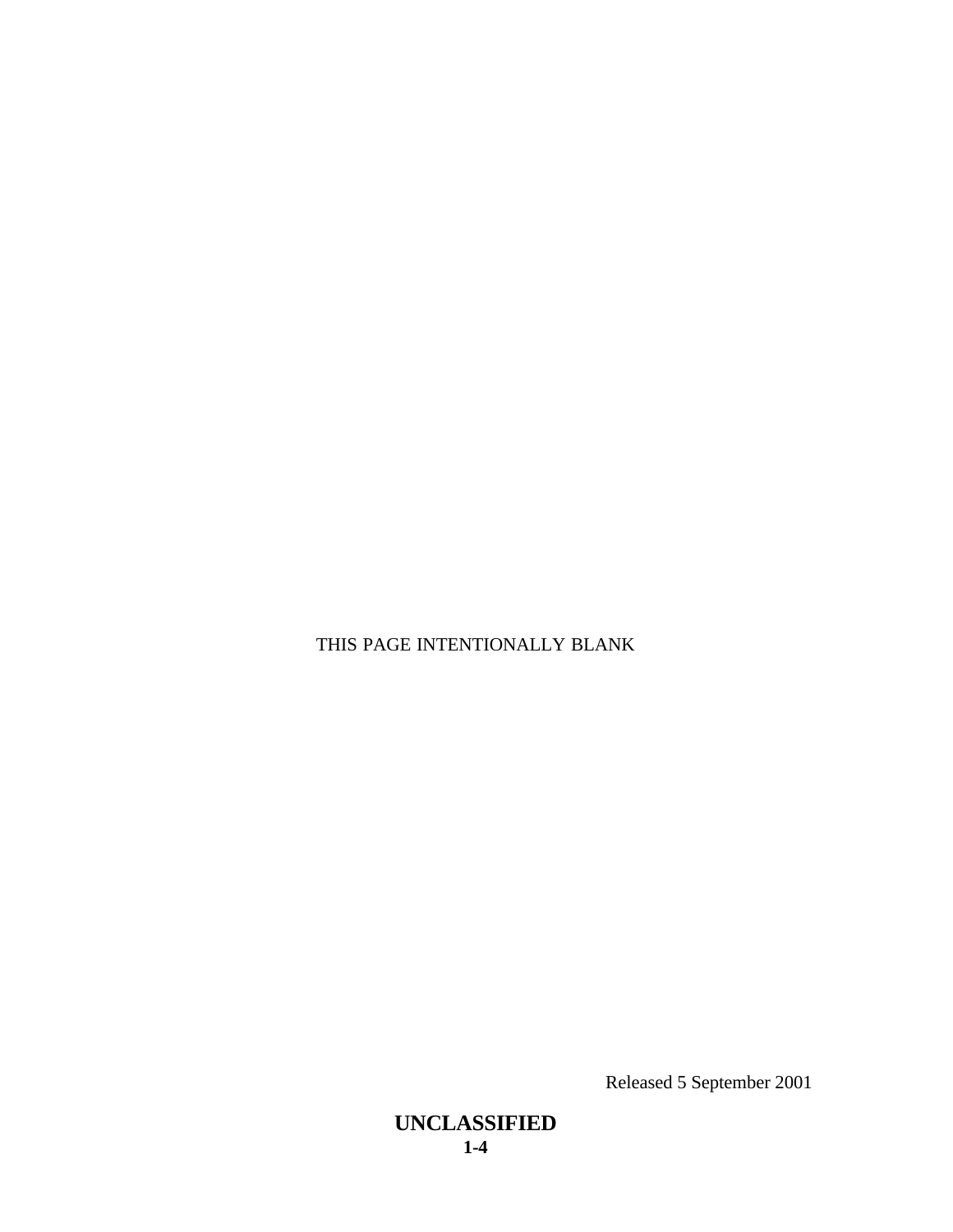THIS PAGE INTENTIONALLY BLANK

Released 5 September 2001

**UNCLASSIFIED**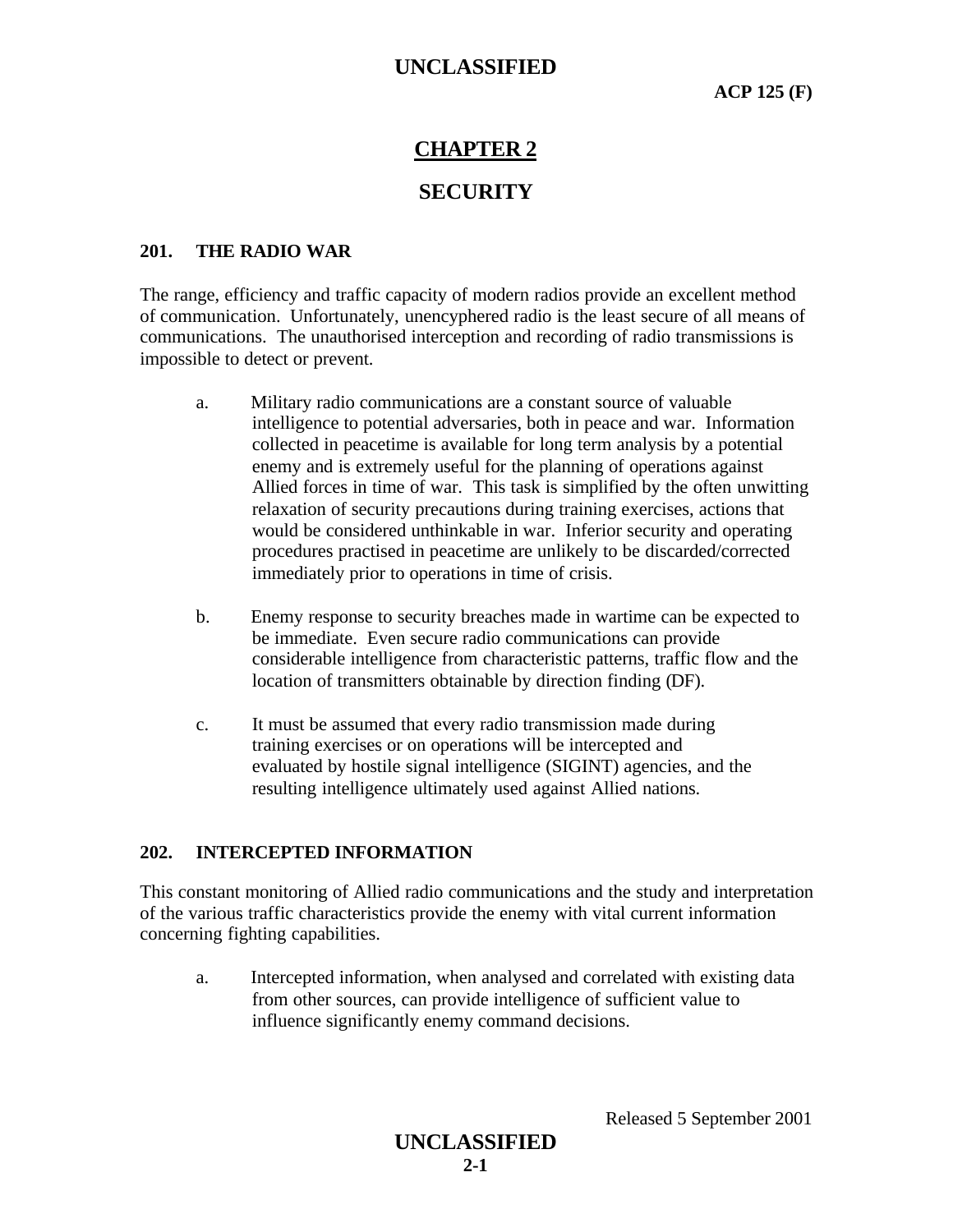# CHAPTER 2

# SECURITY

## 201. THE RADIO WAR

The range, efficiency and traffic capacity of modern radios provide an excellent method of communication. Unfortunately, unencyphered radio is the least secure of all means of communications. The unauthorised interception and recording of radio transmissions is impossible to detect or prevent.

a. Military radio communications are a constant source of valuable intelligence to potential adversaries, both in peace and war. Information collected in peacetime is available for long term analysis by a potential enemy and is extremely useful for the planning of operations against Allied forces in time of war. This task is simplified by the often unwitting relaxation of security precautions during training exercises, actions that would be considered unthinkable in war. Inferior security and operating procedures practised in peacetime are unlikely to be discarded/corrected immediately prior to operations in time of crisis.

b. Enemy response to security breaches made in wartime can be expected to be immediate. Even secure radio communications can provide considerable intelligence from characteristic patterns, traffic flow and the location of transmitters obtainable by direction finding (DF).

c. It must be assumed that every radio transmission made during training exercises or on operations will be intercepted and evaluated by hostile signal intelligence (SIGINT) agencies, and the resulting intelligence ultimately used against Allied nations.

## 202. INTERCEPTED INFORMATION

This constant monitoring of Allied radio communications and the study and interpretation of the various traffic characteristics provide the enemy with vital current information concerning fighting capabilities.

a. Intercepted information, when analysed and correlated with existing data from other sources, can provide intelligence of sufficient value to influence significantly enemy command decisions.

Released 5 September 2001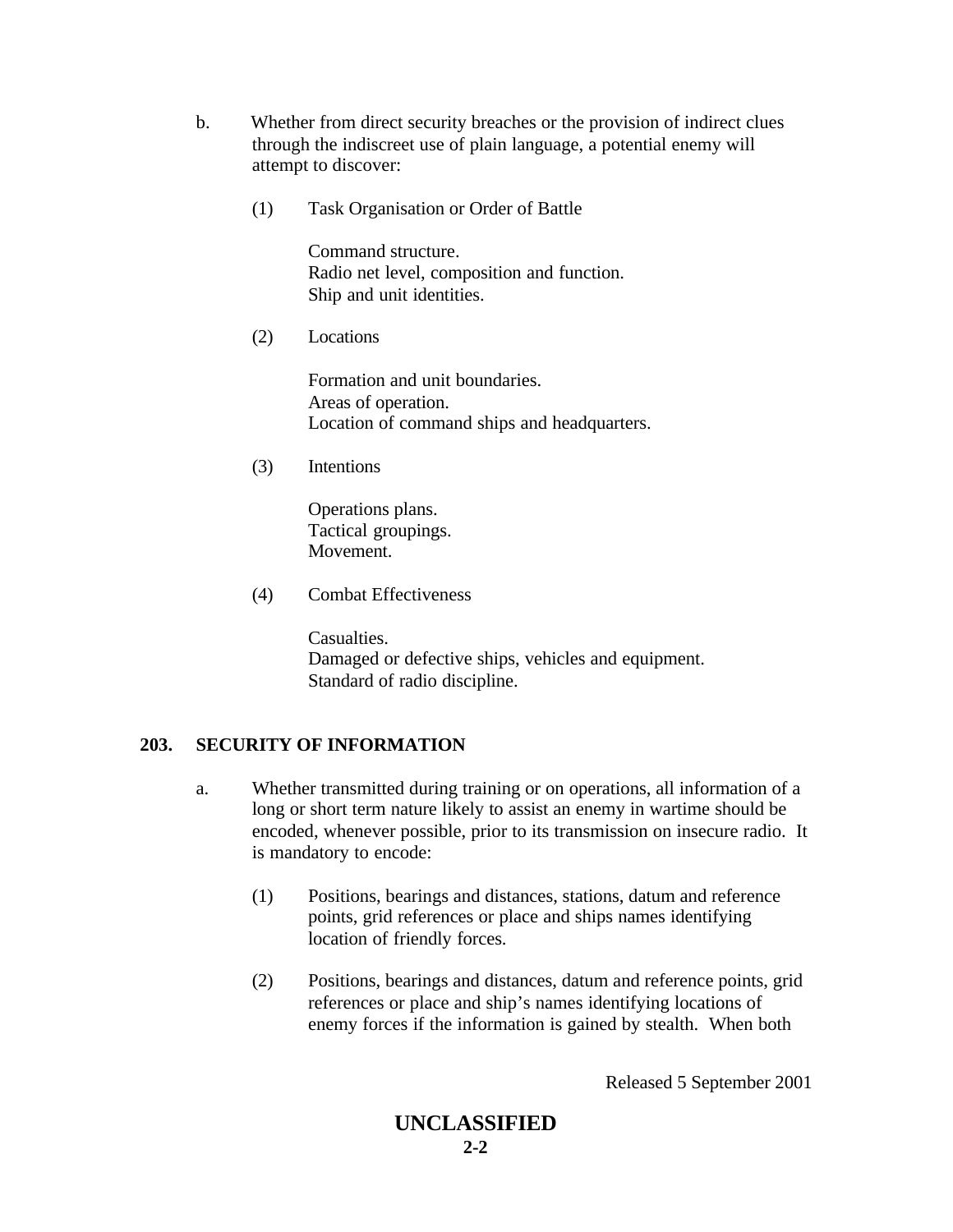b. Whether from direct security breaches or the provision of indirect clues through the indiscreet use of plain language, a potential enemy will attempt to discover:

(1) Task Organisation or Order of Battle

Command structure.
Radio net level, composition and function.
Ship and unit identities.

(2) Locations

Formation and unit boundaries.
Areas of operation.
Location of command ships and headquarters.

(3) Intentions

Operations plans.
Tactical groupings.
Movement.

(4) Combat Effectiveness

Casualties.
Damaged or defective ships, vehicles and equipment.
Standard of radio discipline.

## 203. SECURITY OF INFORMATION

a. Whether transmitted during training or on operations, all information of a long or short term nature likely to assist an enemy in wartime should be encoded, whenever possible, prior to its transmission on insecure radio. It is mandatory to encode:

(1) Positions, bearings and distances, stations, datum and reference points, grid references or place and ships names identifying location of friendly forces.

(2) Positions, bearings and distances, datum and reference points, grid references or place and ship's names identifying locations of enemy forces if the information is gained by stealth. When both

Released 5 September 2001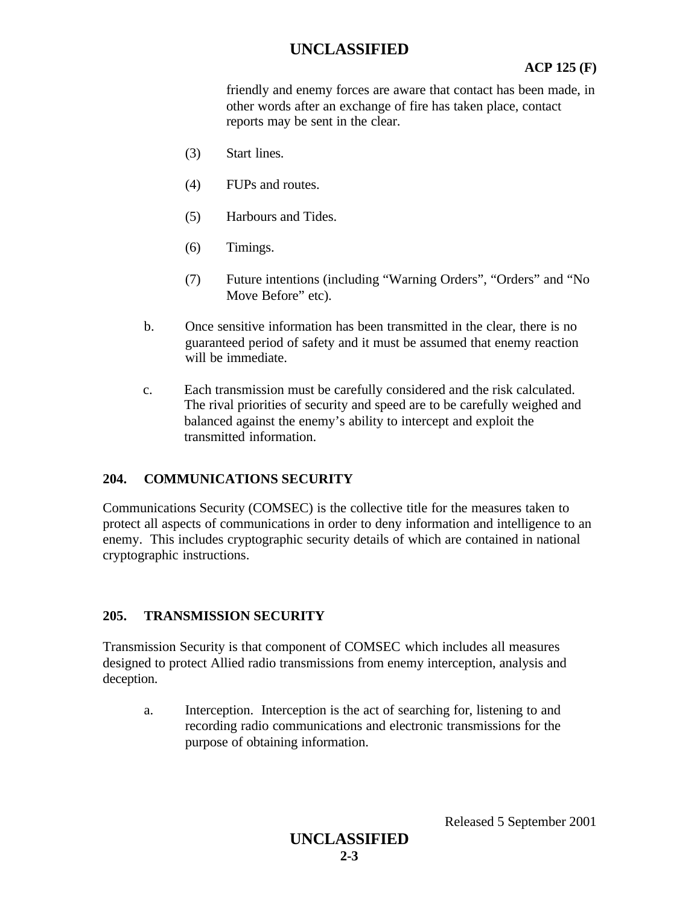friendly and enemy forces are aware that contact has been made, in other words after an exchange of fire has taken place, contact reports may be sent in the clear.

(3) Start lines.

(4) FUPs and routes.

(5) Harbours and Tides.

(6) Timings.

(7) Future intentions (including “Warning Orders”, “Orders” and “No Move Before” etc).

b. Once sensitive information has been transmitted in the clear, there is no guaranteed period of safety and it must be assumed that enemy reaction will be immediate.

c. Each transmission must be carefully considered and the risk calculated. The rival priorities of security and speed are to be carefully weighed and balanced against the enemy’s ability to intercept and exploit the transmitted information.

## 204. COMMUNICATIONS SECURITY

Communications Security (COMSEC) is the collective title for the measures taken to protect all aspects of communications in order to deny information and intelligence to an enemy. This includes cryptographic security details of which are contained in national cryptographic instructions.

## 205. TRANSMISSION SECURITY

Transmission Security is that component of COMSEC which includes all measures designed to protect Allied radio transmissions from enemy interception, analysis and deception.

a. Interception. Interception is the act of searching for, listening to and recording radio communications and electronic transmissions for the purpose of obtaining information.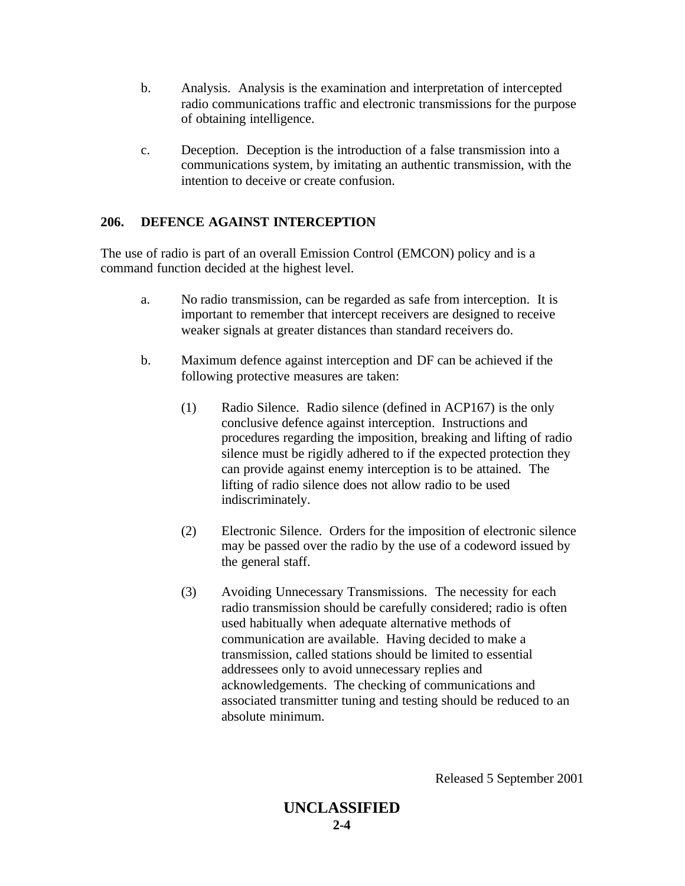b. Analysis. Analysis is the examination and interpretation of intercepted radio communications traffic and electronic transmissions for the purpose of obtaining intelligence.

c. Deception. Deception is the introduction of a false transmission into a communications system, by imitating an authentic transmission, with the intention to deceive or create confusion.

**206. DEFENCE AGAINST INTERCEPTION**

The use of radio is part of an overall Emission Control (EMCON) policy and is a command function decided at the highest level.

a. No radio transmission, can be regarded as safe from interception. It is important to remember that intercept receivers are designed to receive weaker signals at greater distances than standard receivers do.

b. Maximum defence against interception and DF can be achieved if the following protective measures are taken:

(1) Radio Silence. Radio silence (defined in ACP167) is the only conclusive defence against interception. Instructions and procedures regarding the imposition, breaking and lifting of radio silence must be rigidly adhered to if the expected protection they can provide against enemy interception is to be attained. The lifting of radio silence does not allow radio to be used indiscriminately.

(2) Electronic Silence. Orders for the imposition of electronic silence may be passed over the radio by the use of a codeword issued by the general staff.

(3) Avoiding Unnecessary Transmissions. The necessity for each radio transmission should be carefully considered; radio is often used habitually when adequate alternative methods of communication are available. Having decided to make a transmission, called stations should be limited to essential addressees only to avoid unnecessary replies and acknowledgements. The checking of communications and associated transmitter tuning and testing should be reduced to an absolute minimum.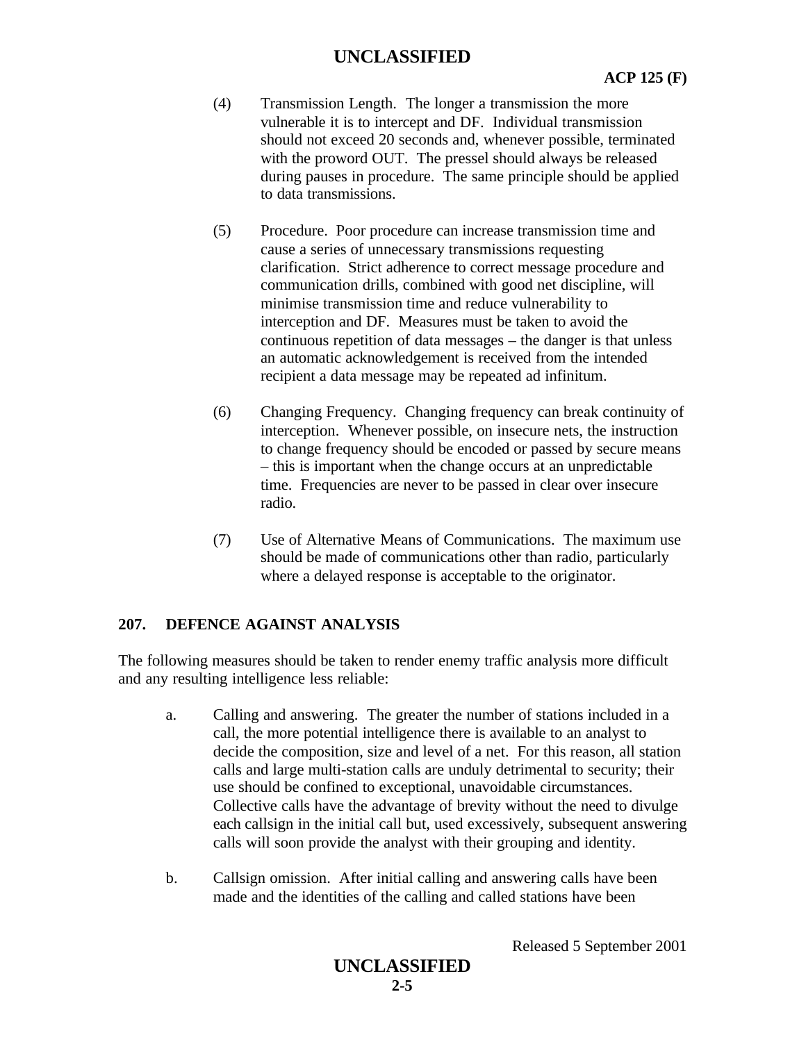(4) Transmission Length. The longer a transmission the more vulnerable it is to intercept and DF. Individual transmission should not exceed 20 seconds and, whenever possible, terminated with the proword OUT. The pressel should always be released during pauses in procedure. The same principle should be applied to data transmissions.

(5) Procedure. Poor procedure can increase transmission time and cause a series of unnecessary transmissions requesting clarification. Strict adherence to correct message procedure and communication drills, combined with good net discipline, will minimise transmission time and reduce vulnerability to interception and DF. Measures must be taken to avoid the continuous repetition of data messages – the danger is that unless an automatic acknowledgement is received from the intended recipient a data message may be repeated ad infinitum.

(6) Changing Frequency. Changing frequency can break continuity of interception. Whenever possible, on insecure nets, the instruction to change frequency should be encoded or passed by secure means – this is important when the change occurs at an unpredictable time. Frequencies are never to be passed in clear over insecure radio.

(7) Use of Alternative Means of Communications. The maximum use should be made of communications other than radio, particularly where a delayed response is acceptable to the originator.

## 207. DEFENCE AGAINST ANALYSIS

The following measures should be taken to render enemy traffic analysis more difficult and any resulting intelligence less reliable:

a. Calling and answering. The greater the number of stations included in a call, the more potential intelligence there is available to an analyst to decide the composition, size and level of a net. For this reason, all station calls and large multi-station calls are unduly detrimental to security; their use should be confined to exceptional, unavoidable circumstances. Collective calls have the advantage of brevity without the need to divulge each callsign in the initial call but, used excessively, subsequent answering calls will soon provide the analyst with their grouping and identity.

b. Callsign omission. After initial calling and answering calls have been made and the identities of the calling and called stations have been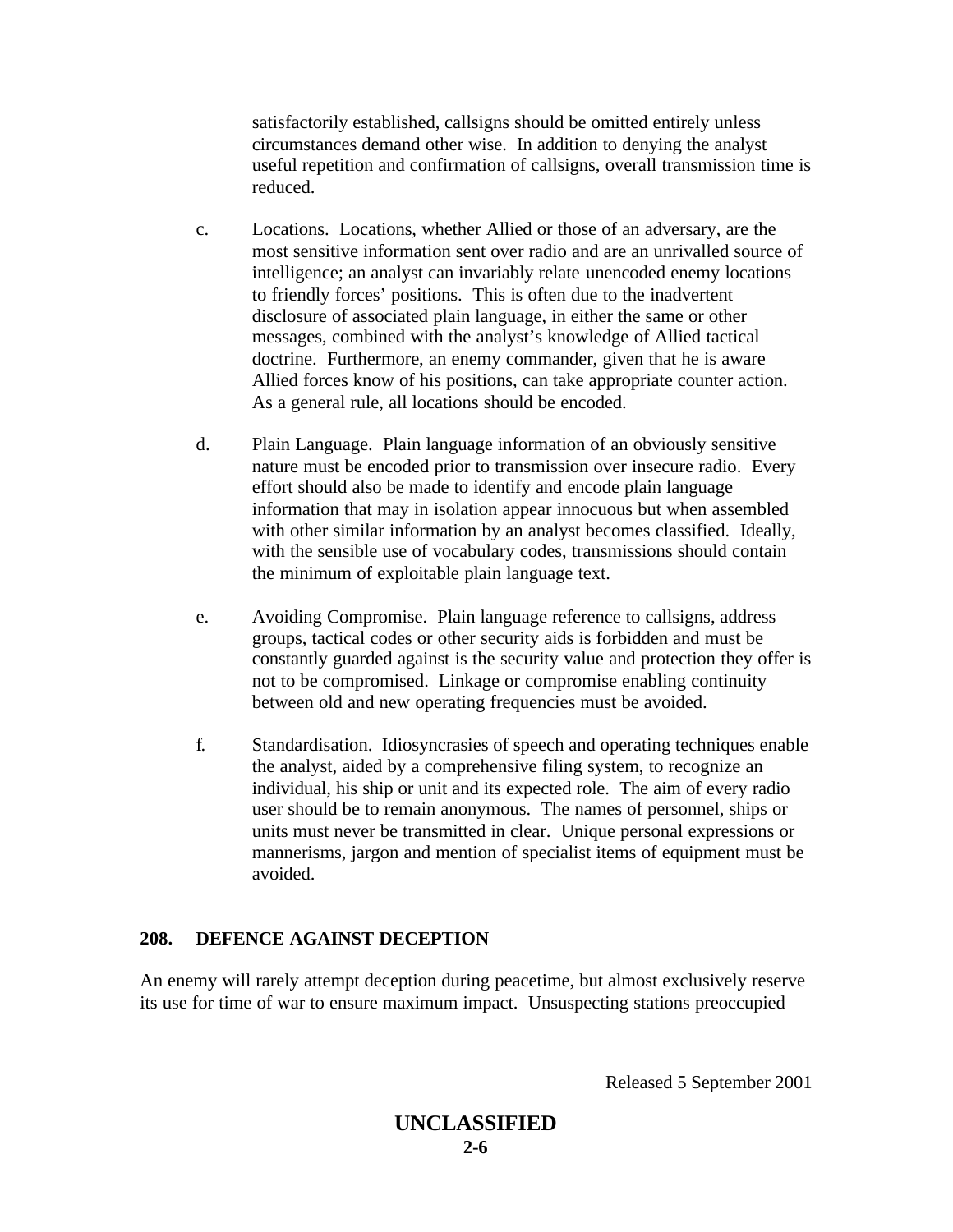satisfactorily established, callsigns should be omitted entirely unless circumstances demand other wise. In addition to denying the analyst useful repetition and confirmation of callsigns, overall transmission time is reduced.

c. Locations. Locations, whether Allied or those of an adversary, are the most sensitive information sent over radio and are an unrivalled source of intelligence; an analyst can invariably relate unencoded enemy locations to friendly forces' positions. This is often due to the inadvertent disclosure of associated plain language, in either the same or other messages, combined with the analyst's knowledge of Allied tactical doctrine. Furthermore, an enemy commander, given that he is aware Allied forces know of his positions, can take appropriate counter action. As a general rule, all locations should be encoded.

d. Plain Language. Plain language information of an obviously sensitive nature must be encoded prior to transmission over insecure radio. Every effort should also be made to identify and encode plain language information that may in isolation appear innocuous but when assembled with other similar information by an analyst becomes classified. Ideally, with the sensible use of vocabulary codes, transmissions should contain the minimum of exploitable plain language text.

e. Avoiding Compromise. Plain language reference to callsigns, address groups, tactical codes or other security aids is forbidden and must be constantly guarded against is the security value and protection they offer is not to be compromised. Linkage or compromise enabling continuity between old and new operating frequencies must be avoided.

f. Standardisation. Idiosyncrasies of speech and operating techniques enable the analyst, aided by a comprehensive filing system, to recognize an individual, his ship or unit and its expected role. The aim of every radio user should be to remain anonymous. The names of personnel, ships or units must never be transmitted in clear. Unique personal expressions or mannerisms, jargon and mention of specialist items of equipment must be avoided.

## 208. DEFENCE AGAINST DECEPTION

An enemy will rarely attempt deception during peacetime, but almost exclusively reserve its use for time of war to ensure maximum impact. Unsuspecting stations preoccupied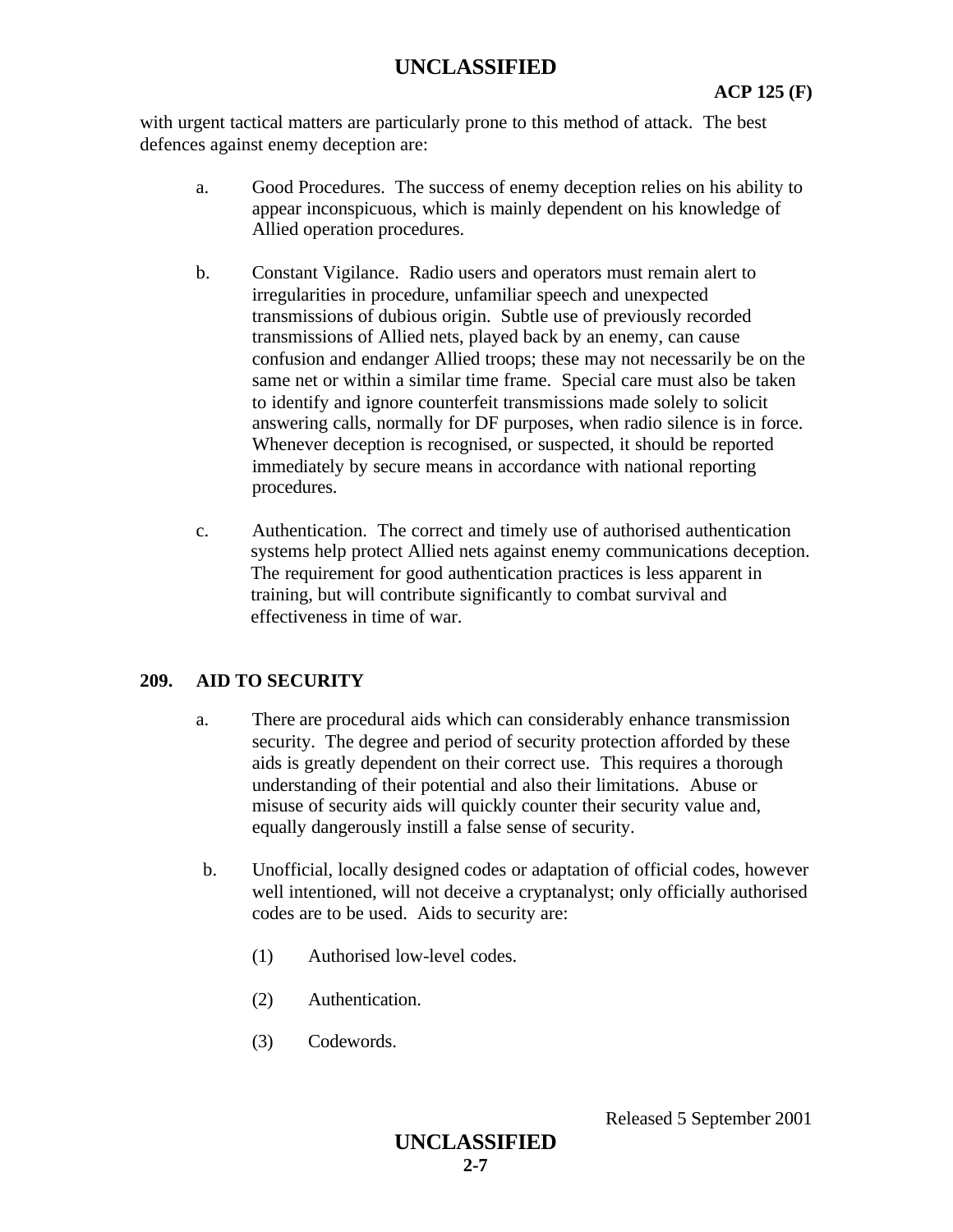with urgent tactical matters are particularly prone to this method of attack. The best defences against enemy deception are:

a. Good Procedures. The success of enemy deception relies on his ability to appear inconspicuous, which is mainly dependent on his knowledge of Allied operation procedures.

b. Constant Vigilance. Radio users and operators must remain alert to irregularities in procedure, unfamiliar speech and unexpected transmissions of dubious origin. Subtle use of previously recorded transmissions of Allied nets, played back by an enemy, can cause confusion and endanger Allied troops; these may not necessarily be on the same net or within a similar time frame. Special care must also be taken to identify and ignore counterfeit transmissions made solely to solicit answering calls, normally for DF purposes, when radio silence is in force. Whenever deception is recognised, or suspected, it should be reported immediately by secure means in accordance with national reporting procedures.

c. Authentication. The correct and timely use of authorised authentication systems help protect Allied nets against enemy communications deception. The requirement for good authentication practices is less apparent in training, but will contribute significantly to combat survival and effectiveness in time of war.

## 209. AID TO SECURITY

a. There are procedural aids which can considerably enhance transmission security. The degree and period of security protection afforded by these aids is greatly dependent on their correct use. This requires a thorough understanding of their potential and also their limitations. Abuse or misuse of security aids will quickly counter their security value and, equally dangerously instill a false sense of security.

b. Unofficial, locally designed codes or adaptation of official codes, however well intentioned, will not deceive a cryptanalyst; only officially authorised codes are to be used. Aids to security are:

(1) Authorised low-level codes.

(2) Authentication.

(3) Codewords.

Released 5 September 2001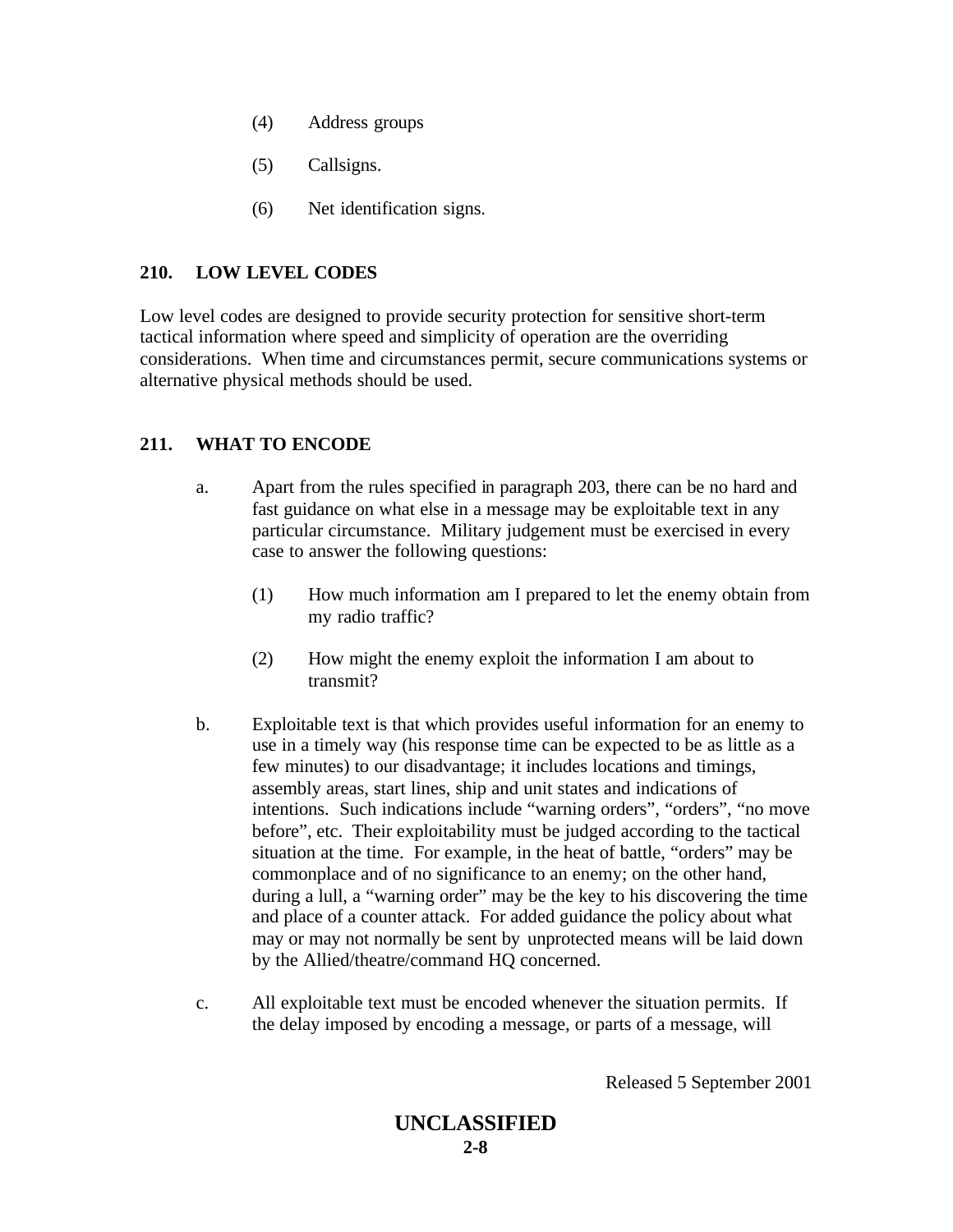(4) Address groups

(5) Callsigns.

(6) Net identification signs.

## 210. LOW LEVEL CODES

Low level codes are designed to provide security protection for sensitive short-term tactical information where speed and simplicity of operation are the overriding considerations. When time and circumstances permit, secure communications systems or alternative physical methods should be used.

## 211. WHAT TO ENCODE

a. Apart from the rules specified in paragraph 203, there can be no hard and fast guidance on what else in a message may be exploitable text in any particular circumstance. Military judgement must be exercised in every case to answer the following questions:

(1) How much information am I prepared to let the enemy obtain from my radio traffic?

(2) How might the enemy exploit the information I am about to transmit?

b. Exploitable text is that which provides useful information for an enemy to use in a timely way (his response time can be expected to be as little as a few minutes) to our disadvantage; it includes locations and timings, assembly areas, start lines, ship and unit states and indications of intentions. Such indications include "warning orders", "orders", "no move before", etc. Their exploitability must be judged according to the tactical situation at the time. For example, in the heat of battle, "orders" may be commonplace and of no significance to an enemy; on the other hand, during a lull, a "warning order" may be the key to his discovering the time and place of a counter attack. For added guidance the policy about what may or may not normally be sent by unprotected means will be laid down by the Allied/theatre/command HQ concerned.

c. All exploitable text must be encoded whenever the situation permits. If the delay imposed by encoding a message, or parts of a message, will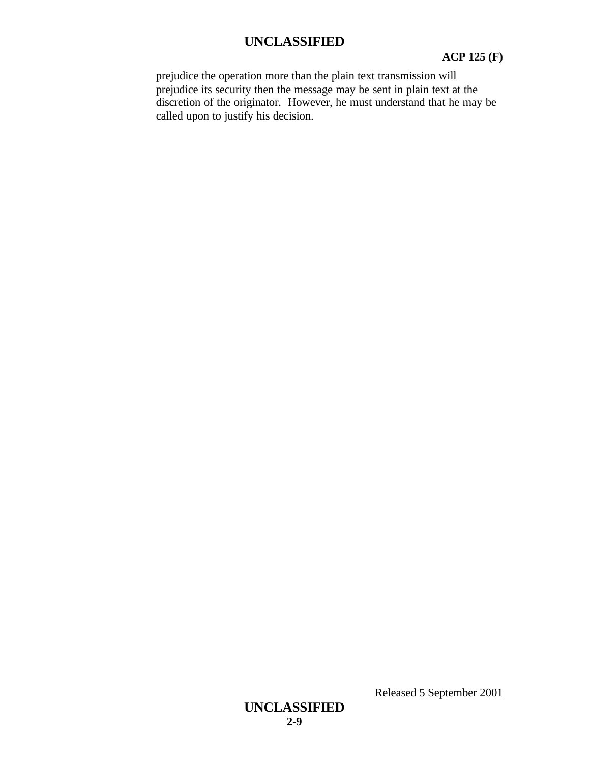prejudice the operation more than the plain text transmission will prejudice its security then the message may be sent in plain text at the discretion of the originator. However, he must understand that he may be called upon to justify his decision.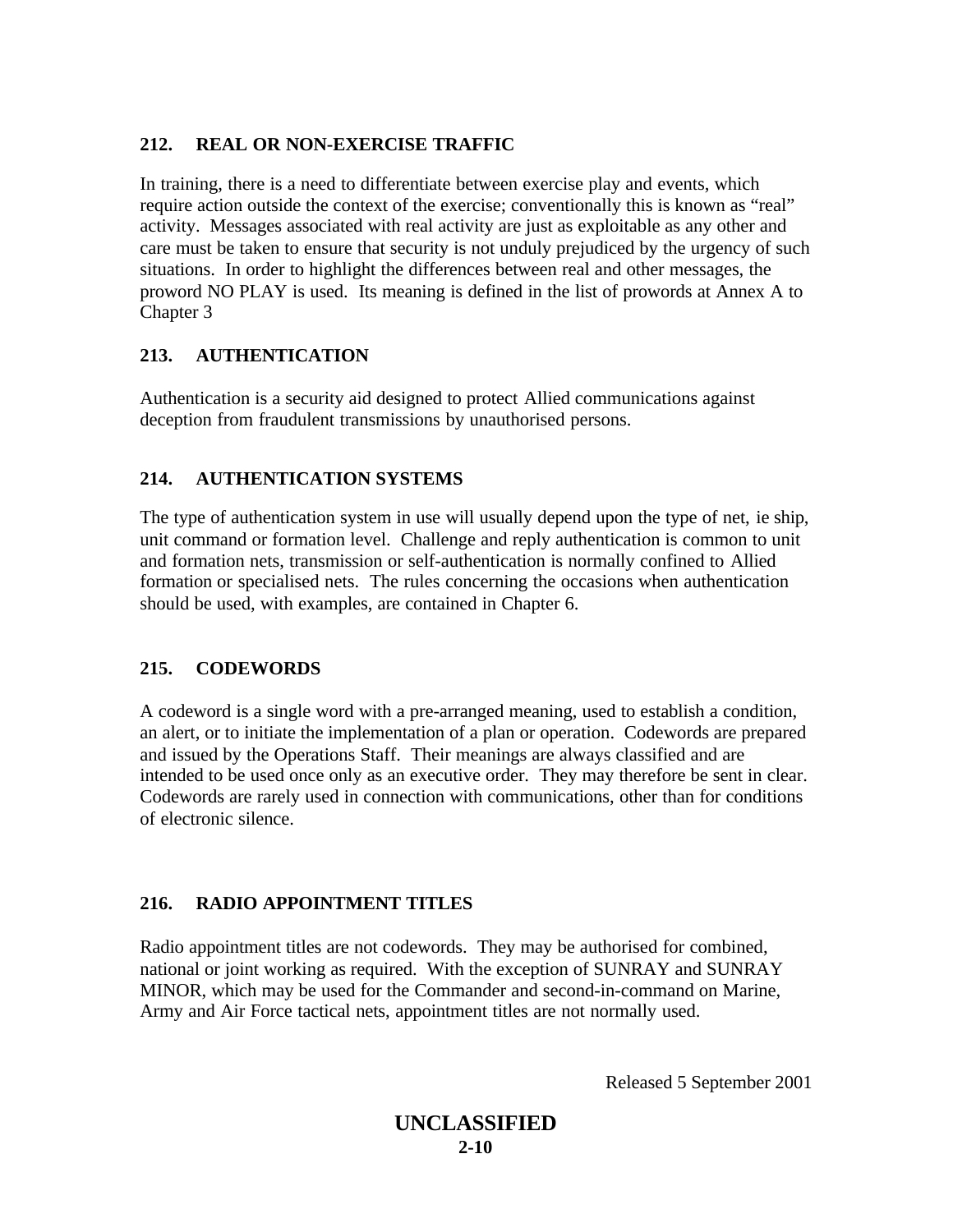### 212. REAL OR NON-EXERCISE TRAFFIC

In training, there is a need to differentiate between exercise play and events, which require action outside the context of the exercise; conventionally this is known as “real” activity. Messages associated with real activity are just as exploitable as any other and care must be taken to ensure that security is not unduly prejudiced by the urgency of such situations. In order to highlight the differences between real and other messages, the proword NO PLAY is used. Its meaning is defined in the list of prowords at Annex A to Chapter 3

### 213. AUTHENTICATION

Authentication is a security aid designed to protect Allied communications against deception from fraudulent transmissions by unauthorised persons.

### 214. AUTHENTICATION SYSTEMS

The type of authentication system in use will usually depend upon the type of net, ie ship, unit command or formation level. Challenge and reply authentication is common to unit and formation nets, transmission or self-authentication is normally confined to Allied formation or specialised nets. The rules concerning the occasions when authentication should be used, with examples, are contained in Chapter 6.

### 215. CODEWORDS

A codeword is a single word with a pre-arranged meaning, used to establish a condition, an alert, or to initiate the implementation of a plan or operation. Codewords are prepared and issued by the Operations Staff. Their meanings are always classified and are intended to be used once only as an executive order. They may therefore be sent in clear. Codewords are rarely used in connection with communications, other than for conditions of electronic silence.

### 216. RADIO APPOINTMENT TITLES

Radio appointment titles are not codewords. They may be authorised for combined, national or joint working as required. With the exception of SUNRAY and SUNRAY MINOR, which may be used for the Commander and second-in-command on Marine, Army and Air Force tactical nets, appointment titles are not normally used.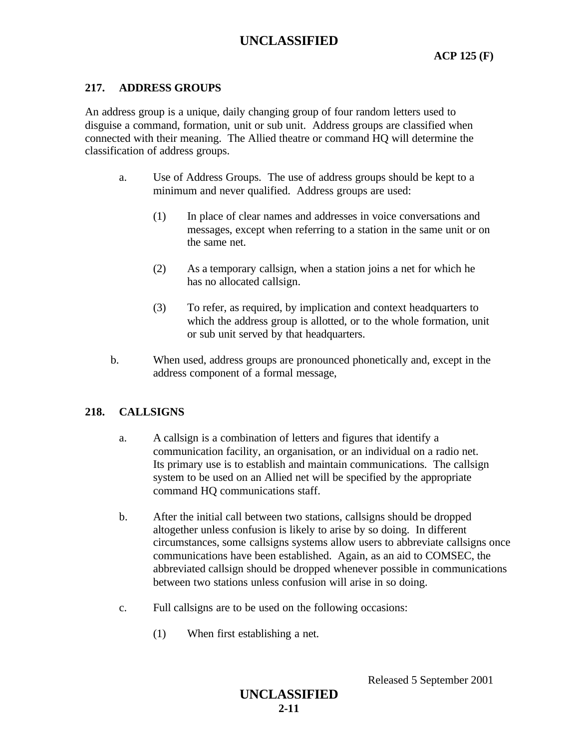## 217. ADDRESS GROUPS

An address group is a unique, daily changing group of four random letters used to disguise a command, formation, unit or sub unit. Address groups are classified when connected with their meaning. The Allied theatre or command HQ will determine the classification of address groups.

a. Use of Address Groups. The use of address groups should be kept to a minimum and never qualified. Address groups are used:

   (1) In place of clear names and addresses in voice conversations and messages, except when referring to a station in the same unit or on the same net.

   (2) As a temporary callsign, when a station joins a net for which he has no allocated callsign.

   (3) To refer, as required, by implication and context headquarters to which the address group is allotted, or to the whole formation, unit or sub unit served by that headquarters.

b. When used, address groups are pronounced phonetically and, except in the address component of a formal message,

## 218. CALLSIGNS

a. A callsign is a combination of letters and figures that identify a communication facility, an organisation, or an individual on a radio net. Its primary use is to establish and maintain communications. The callsign system to be used on an Allied net will be specified by the appropriate command HQ communications staff.

b. After the initial call between two stations, callsigns should be dropped altogether unless confusion is likely to arise by so doing. In different circumstances, some callsigns systems allow users to abbreviate callsigns once communications have been established. Again, as an aid to COMSEC, the abbreviated callsign should be dropped whenever possible in communications between two stations unless confusion will arise in so doing.

c. Full callsigns are to be used on the following occasions:

   (1) When first establishing a net.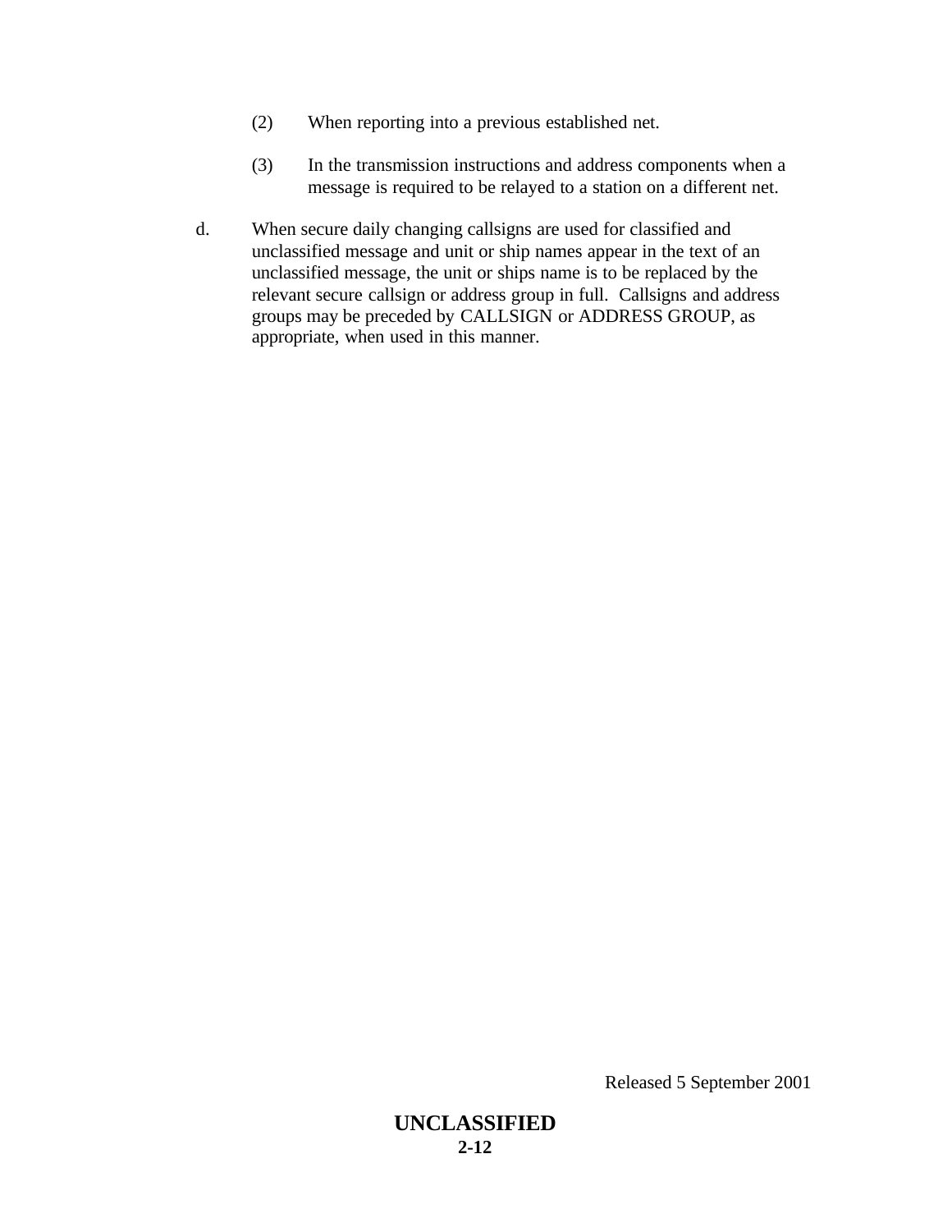(2) When reporting into a previous established net.

(3) In the transmission instructions and address components when a message is required to be relayed to a station on a different net.

d. When secure daily changing callsigns are used for classified and unclassified message and unit or ship names appear in the text of an unclassified message, the unit or ships name is to be replaced by the relevant secure callsign or address group in full. Callsigns and address groups may be preceded by CALLSIGN or ADDRESS GROUP, as appropriate, when used in this manner.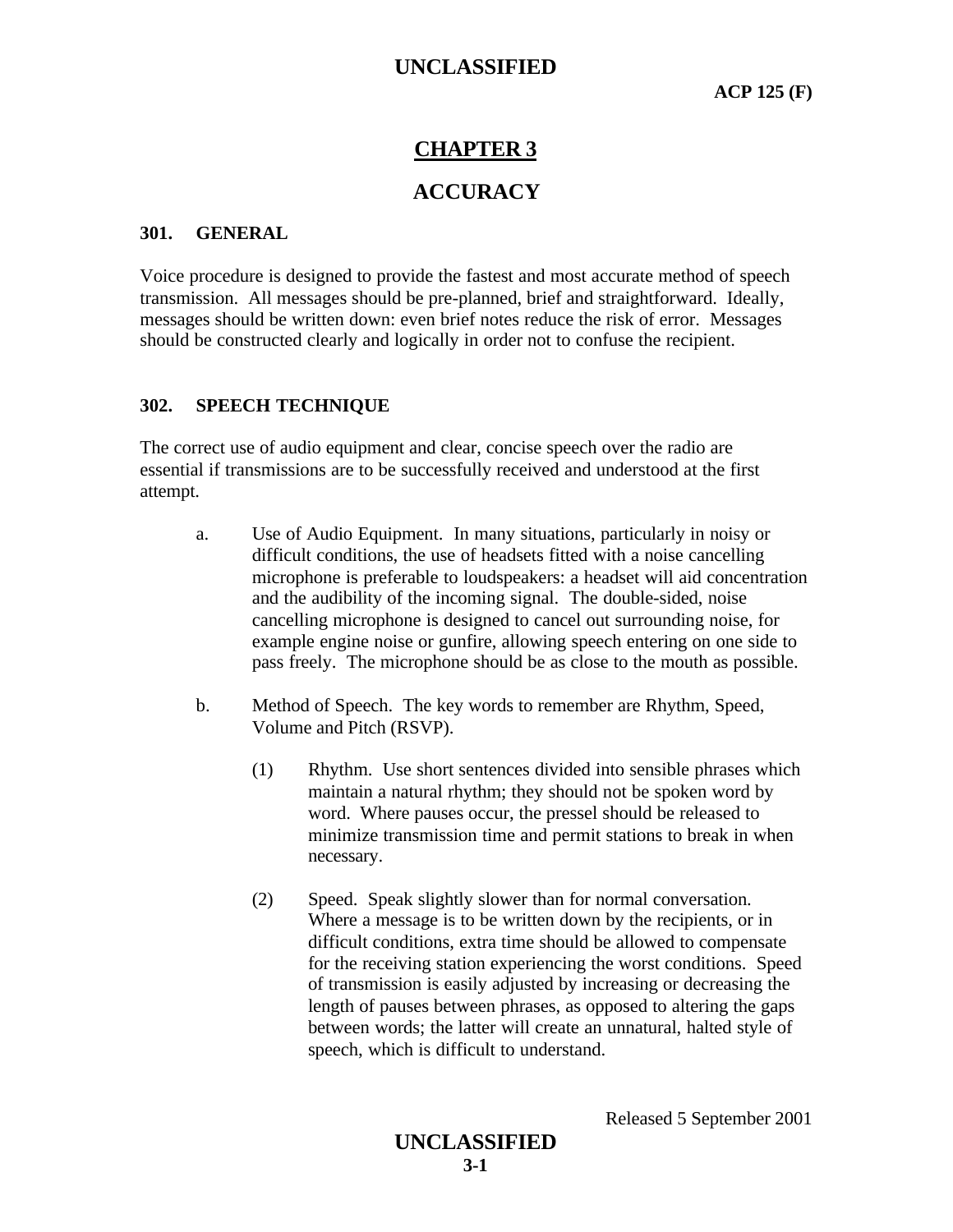# CHAPTER 3

# ACCURACY

## 301. GENERAL

Voice procedure is designed to provide the fastest and most accurate method of speech transmission. All messages should be pre-planned, brief and straightforward. Ideally, messages should be written down: even brief notes reduce the risk of error. Messages should be constructed clearly and logically in order not to confuse the recipient.

## 302. SPEECH TECHNIQUE

The correct use of audio equipment and clear, concise speech over the radio are essential if transmissions are to be successfully received and understood at the first attempt.

a. Use of Audio Equipment. In many situations, particularly in noisy or difficult conditions, the use of headsets fitted with a noise cancelling microphone is preferable to loudspeakers: a headset will aid concentration and the audibility of the incoming signal. The double-sided, noise cancelling microphone is designed to cancel out surrounding noise, for example engine noise or gunfire, allowing speech entering on one side to pass freely. The microphone should be as close to the mouth as possible.

b. Method of Speech. The key words to remember are Rhythm, Speed, Volume and Pitch (RSVP).

   (1) Rhythm. Use short sentences divided into sensible phrases which maintain a natural rhythm; they should not be spoken word by word. Where pauses occur, the pressel should be released to minimize transmission time and permit stations to break in when necessary.

   (2) Speed. Speak slightly slower than for normal conversation. Where a message is to be written down by the recipients, or in difficult conditions, extra time should be allowed to compensate for the receiving station experiencing the worst conditions. Speed of transmission is easily adjusted by increasing or decreasing the length of pauses between phrases, as opposed to altering the gaps between words; the latter will create an unnatural, halted style of speech, which is difficult to understand.

Released 5 September 2001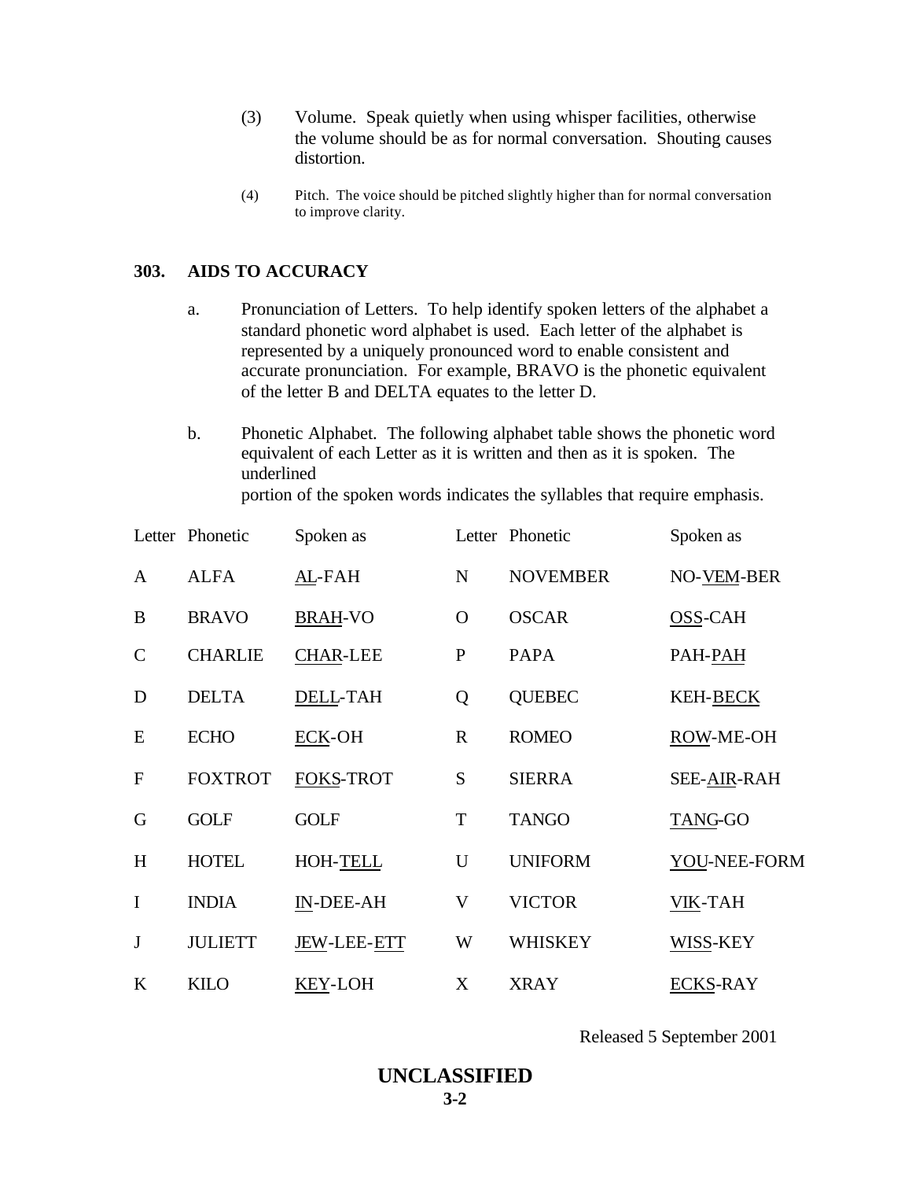(3) Volume. Speak quietly when using whisper facilities, otherwise the volume should be as for normal conversation. Shouting causes distortion.

(4) Pitch. The voice should be pitched slightly higher than for normal conversation to improve clarity.

## 303. AIDS TO ACCURACY

a. Pronunciation of Letters. To help identify spoken letters of the alphabet a standard phonetic word alphabet is used. Each letter of the alphabet is represented by a uniquely pronounced word to enable consistent and accurate pronunciation. For example, BRAVO is the phonetic equivalent of the letter B and DELTA equates to the letter D.

b. Phonetic Alphabet. The following alphabet table shows the phonetic word equivalent of each Letter as it is written and then as it is spoken. The underlined portion of the spoken words indicates the syllables that require emphasis.

| Letter | Phonetic | Spoken as | Letter | Phonetic | Spoken as |
|---|---|---|---|---|---|
| A | ALFA | <u>AL</u>-FAH | N | NOVEMBER | NO-<u>VEM</u>-BER |
| B | BRAVO | <u>BRAH</u>-VO | O | OSCAR | <u>OSS</u>-CAH |
| C | CHARLIE | <u>CHAR</u>-LEE | P | PAPA | PAH-<u>PAH</u> |
| D | DELTA | <u>DELL</u>-TAH | Q | QUEBEC | KEH-<u>BECK</u> |
| E | ECHO | <u>ECK</u>-OH | R | ROMEO | <u>ROW</u>-ME-OH |
| F | FOXTROT | <u>FOKS</u>-TROT | S | SIERRA | SEE-<u>AIR</u>-RAH |
| G | GOLF | GOLF | T | TANGO | <u>TANG</u>-GO |
| H | HOTEL | HOH-<u>TELL</u> | U | UNIFORM | <u>YOU</u>-NEE-FORM |
| I | INDIA | <u>IN</u>-DEE-AH | V | VICTOR | <u>VIK</u>-TAH |
| J | JULIETT | <u>JEW</u>-LEE-<u>ETT</u> | W | WHISKEY | <u>WISS</u>-KEY |
| K | KILO | <u>KEY</u>-LOH | X | XRAY | <u>ECKS</u>-RAY |

Released 5 September 2001

**UNCLASSIFIED**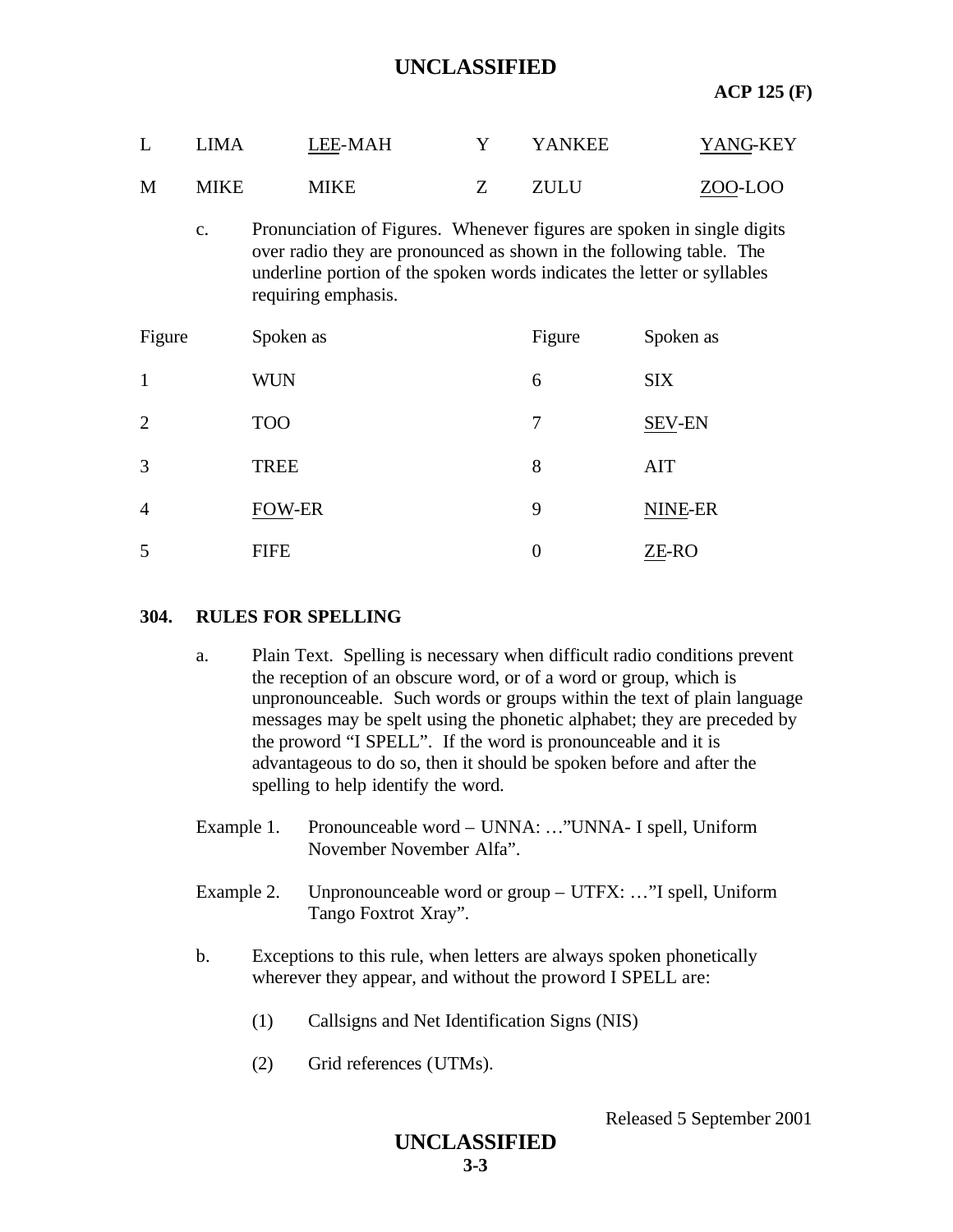| L | LIMA | <u>LEE</u>-MAH | Y | YANKEE | <u>YANG</u>-KEY |
|---|---|---|---|---|---|
| M | MIKE | MIKE | Z | ZULU | <u>ZOO</u>-LOO |

c. Pronunciation of Figures. Whenever figures are spoken in single digits over radio they are pronounced as shown in the following table. The underline portion of the spoken words indicates the letter or syllables requiring emphasis.

| Figure | Spoken as | Figure | Spoken as |
|---|---|---|---|
| 1 | WUN | 6 | SIX |
| 2 | TOO | 7 | <u>SEV</u>-EN |
| 3 | TREE | 8 | AIT |
| 4 | <u>FOW</u>-ER | 9 | <u>NINE</u>-ER |
| 5 | FIFE | 0 | <u>ZE</u>-RO |

## 304. RULES FOR SPELLING

a. Plain Text. Spelling is necessary when difficult radio conditions prevent the reception of an obscure word, or of a word or group, which is unpronounceable. Such words or groups within the text of plain language messages may be spelt using the phonetic alphabet; they are preceded by the proword "I SPELL". If the word is pronounceable and it is advantageous to do so, then it should be spoken before and after the spelling to help identify the word.

Example 1. Pronounceable word – UNNA: …"UNNA- I spell, Uniform November November Alfa".

Example 2. Unpronounceable word or group – UTFX: …"I spell, Uniform Tango Foxtrot Xray".

b. Exceptions to this rule, when letters are always spoken phonetically wherever they appear, and without the proword I SPELL are:

(1) Callsigns and Net Identification Signs (NIS)

(2) Grid references (UTMs).

Released 5 September 2001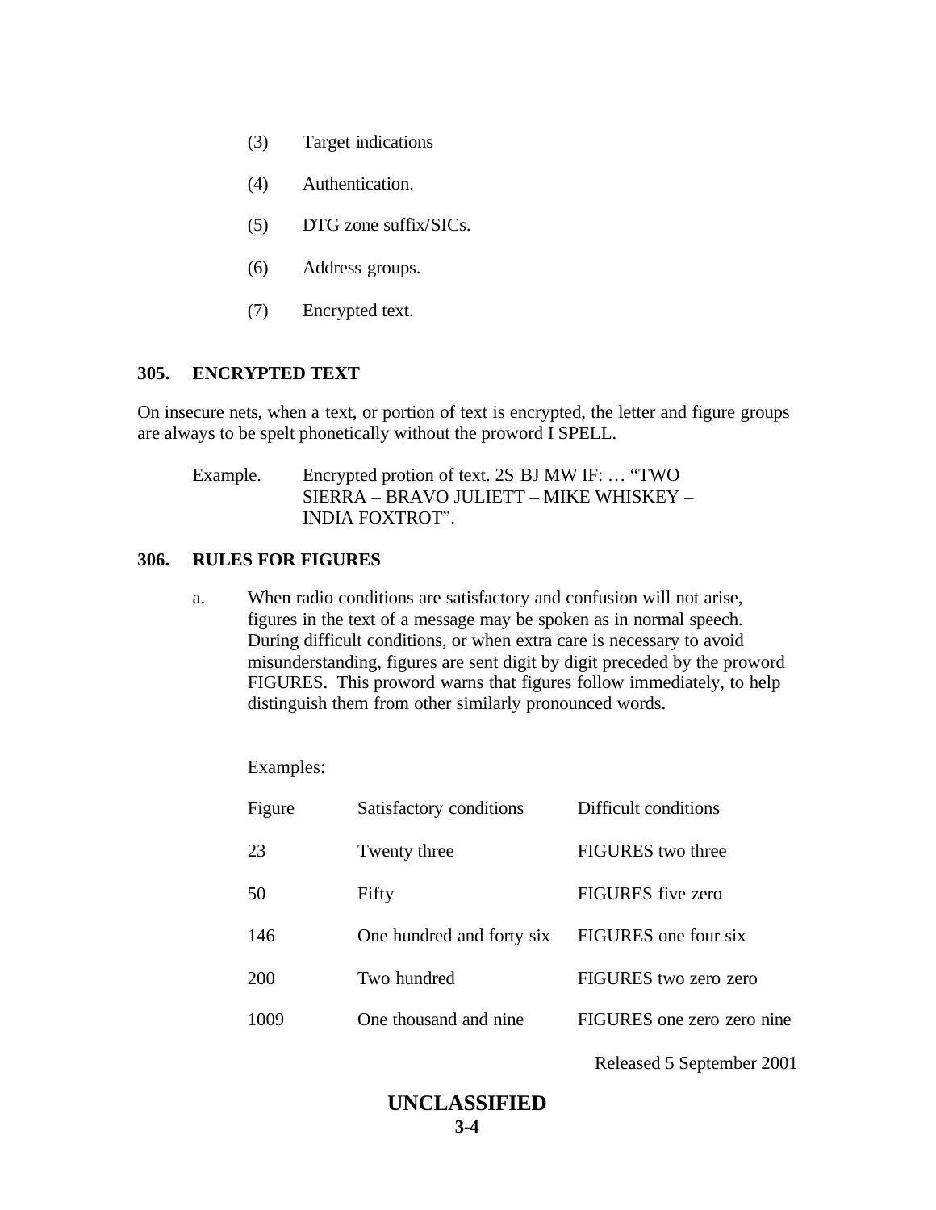(3) Target indications

(4) Authentication.

(5) DTG zone suffix/SICs.

(6) Address groups.

(7) Encrypted text.

**305. ENCRYPTED TEXT**

On insecure nets, when a text, or portion of text is encrypted, the letter and figure groups are always to be spelt phonetically without the proword I SPELL.

Example. Encrypted protion of text. 2S BJ MW IF: … "TWO SIERRA – BRAVO JULIETT – MIKE WHISKEY – INDIA FOXTROT".

**306. RULES FOR FIGURES**

a. When radio conditions are satisfactory and confusion will not arise, figures in the text of a message may be spoken as in normal speech. During difficult conditions, or when extra care is necessary to avoid misunderstanding, figures are sent digit by digit preceded by the proword FIGURES. This proword warns that figures follow immediately, to help distinguish them from other similarly pronounced words.

Examples:

| Figure | Satisfactory conditions | Difficult conditions |
|---|---|---|
| 23 | Twenty three | FIGURES two three |
| 50 | Fifty | FIGURES five zero |
| 146 | One hundred and forty six | FIGURES one four six |
| 200 | Two hundred | FIGURES two zero zero |
| 1009 | One thousand and nine | FIGURES one zero zero nine |

Released 5 September 2001

UNCLASSIFIED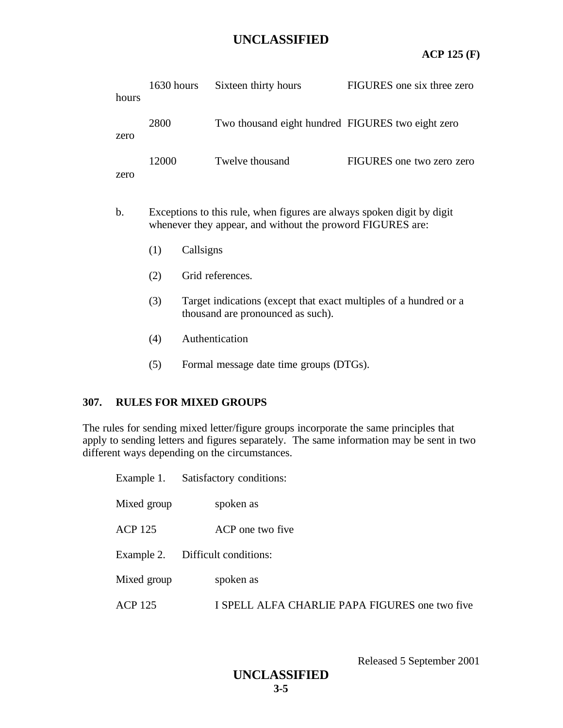| | | |
|---|---|---|
| 1630 hours | Sixteen thirty hours | FIGURES one six three zero hours |
| 2800 | Two thousand eight hundred | FIGURES two eight zero zero |
| 12000 | Twelve thousand | FIGURES one two zero zero zero |

b. Exceptions to this rule, when figures are always spoken digit by digit whenever they appear, and without the proword FIGURES are:

(1) Callsigns

(2) Grid references.

(3) Target indications (except that exact multiples of a hundred or a thousand are pronounced as such).

(4) Authentication

(5) Formal message date time groups (DTGs).

## 307. RULES FOR MIXED GROUPS

The rules for sending mixed letter/figure groups incorporate the same principles that apply to sending letters and figures separately. The same information may be sent in two different ways depending on the circumstances.

Example 1. Satisfactory conditions:

| Mixed group | spoken as |
|---|---|
| ACP 125 | ACP one two five |

Example 2. Difficult conditions:

| Mixed group | spoken as |
|---|---|
| ACP 125 | I SPELL ALFA CHARLIE PAPA FIGURES one two five |

Released 5 September 2001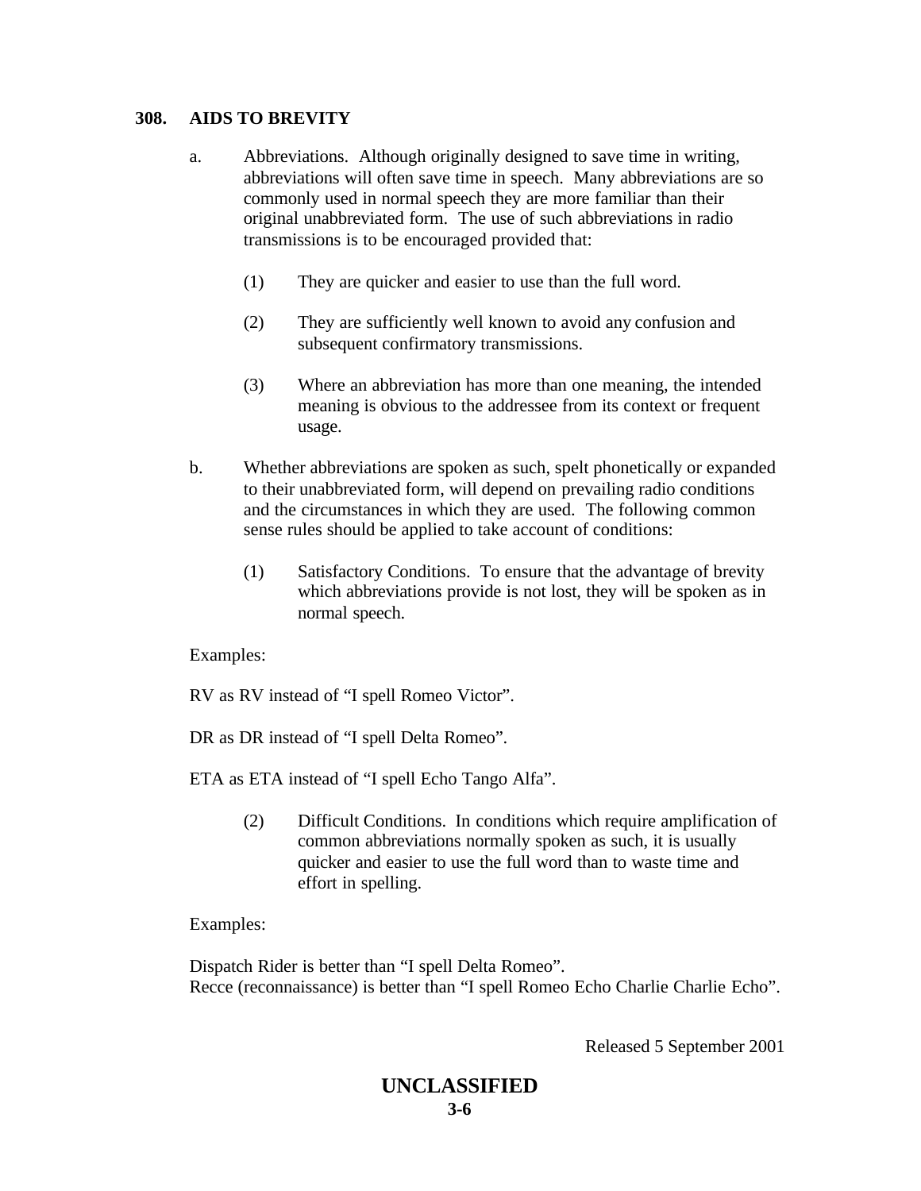## 308. AIDS TO BREVITY

a. Abbreviations. Although originally designed to save time in writing, abbreviations will often save time in speech. Many abbreviations are so commonly used in normal speech they are more familiar than their original unabbreviated form. The use of such abbreviations in radio transmissions is to be encouraged provided that:

   (1) They are quicker and easier to use than the full word.

   (2) They are sufficiently well known to avoid any confusion and subsequent confirmatory transmissions.

   (3) Where an abbreviation has more than one meaning, the intended meaning is obvious to the addressee from its context or frequent usage.

b. Whether abbreviations are spoken as such, spelt phonetically or expanded to their unabbreviated form, will depend on prevailing radio conditions and the circumstances in which they are used. The following common sense rules should be applied to take account of conditions:

   (1) Satisfactory Conditions. To ensure that the advantage of brevity which abbreviations provide is not lost, they will be spoken as in normal speech.

Examples:

RV as RV instead of "I spell Romeo Victor".

DR as DR instead of "I spell Delta Romeo".

ETA as ETA instead of "I spell Echo Tango Alfa".

   (2) Difficult Conditions. In conditions which require amplification of common abbreviations normally spoken as such, it is usually quicker and easier to use the full word than to waste time and effort in spelling.

Examples:

Dispatch Rider is better than "I spell Delta Romeo".
Recce (reconnaissance) is better than "I spell Romeo Echo Charlie Charlie Echo".

Released 5 September 2001

**UNCLASSIFIED**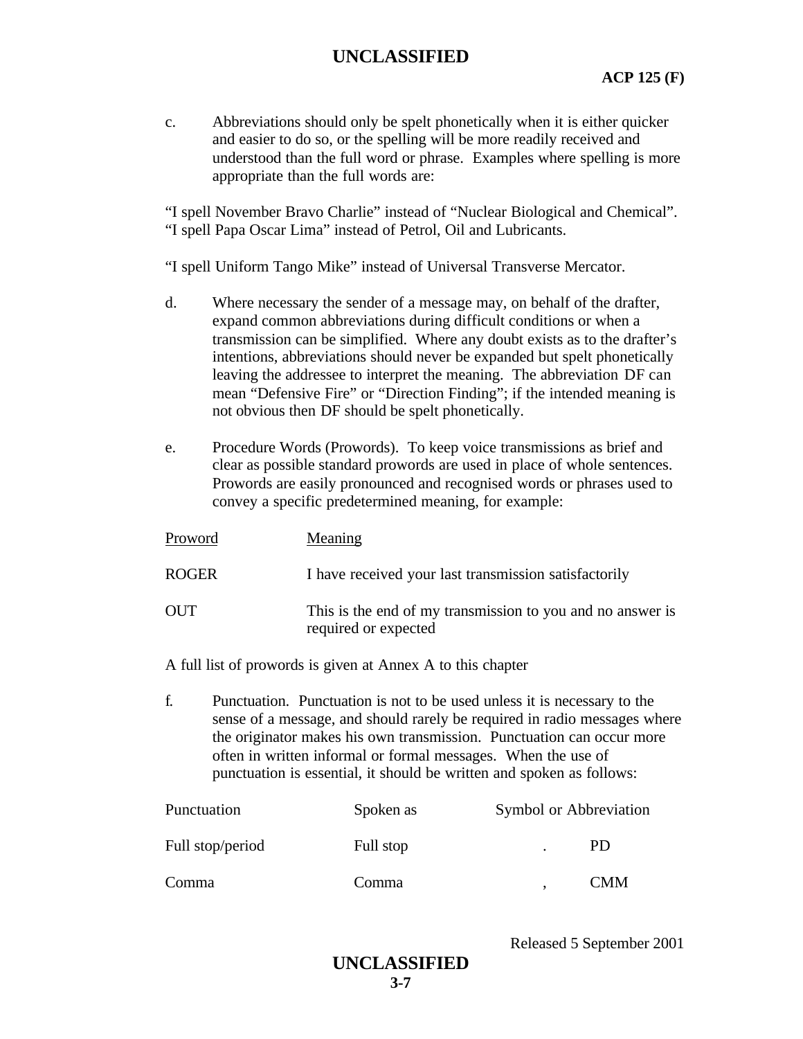c. Abbreviations should only be spelt phonetically when it is either quicker and easier to do so, or the spelling will be more readily received and understood than the full word or phrase. Examples where spelling is more appropriate than the full words are:

"I spell November Bravo Charlie" instead of "Nuclear Biological and Chemical".
"I spell Papa Oscar Lima" instead of Petrol, Oil and Lubricants.

"I spell Uniform Tango Mike" instead of Universal Transverse Mercator.

d. Where necessary the sender of a message may, on behalf of the drafter, expand common abbreviations during difficult conditions or when a transmission can be simplified. Where any doubt exists as to the drafter's intentions, abbreviations should never be expanded but spelt phonetically leaving the addressee to interpret the meaning. The abbreviation DF can mean "Defensive Fire" or "Direction Finding"; if the intended meaning is not obvious then DF should be spelt phonetically.

e. Procedure Words (Prowords). To keep voice transmissions as brief and clear as possible standard prowords are used in place of whole sentences. Prowords are easily pronounced and recognised words or phrases used to convey a specific predetermined meaning, for example:

| Proword | Meaning |
|---|---|
| ROGER | I have received your last transmission satisfactorily |
| OUT | This is the end of my transmission to you and no answer is required or expected |

A full list of prowords is given at Annex A to this chapter

f. Punctuation. Punctuation is not to be used unless it is necessary to the sense of a message, and should rarely be required in radio messages where the originator makes his own transmission. Punctuation can occur more often in written informal or formal messages. When the use of punctuation is essential, it should be written and spoken as follows:

| Punctuation | Spoken as | Symbol or Abbreviation | |
|---|---|---|---|
| Full stop/period | Full stop | . | PD |
| Comma | Comma | , | CMM |

Released 5 September 2001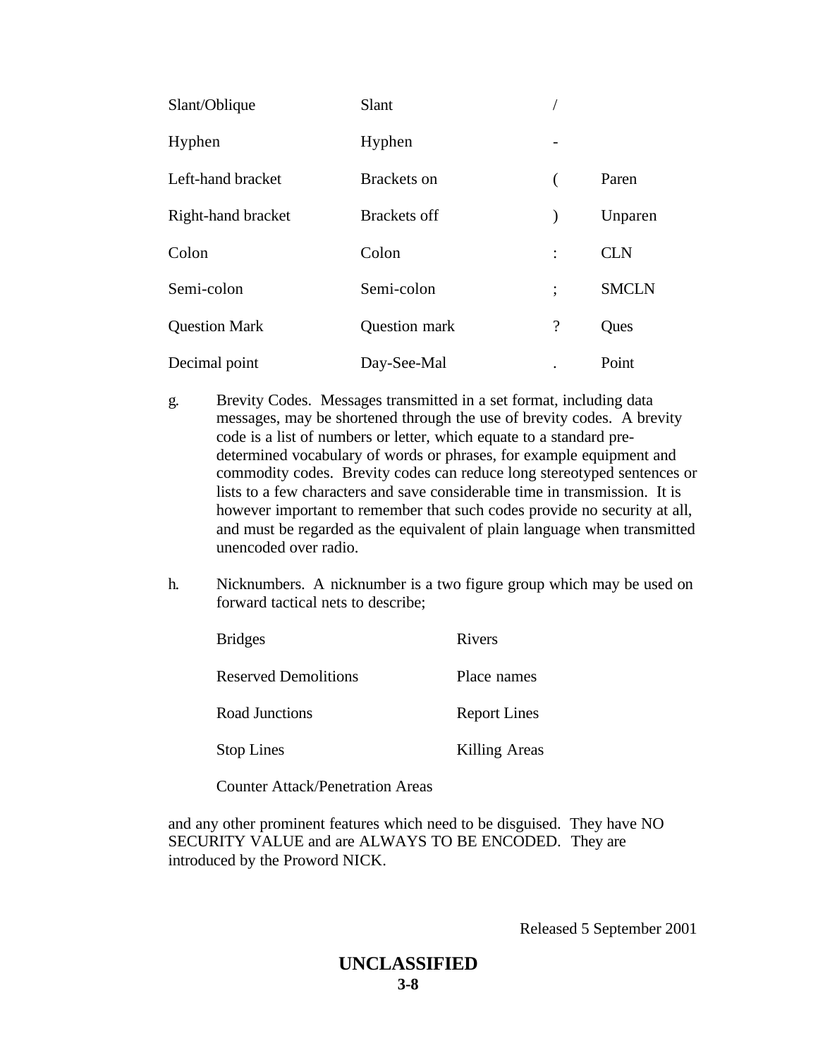| | | | |
|---|---|---|---|
| Slant/Oblique | Slant | / | |
| Hyphen | Hyphen | - | |
| Left-hand bracket | Brackets on | ( | Paren |
| Right-hand bracket | Brackets off | ) | Unparen |
| Colon | Colon | : | CLN |
| Semi-colon | Semi-colon | ; | SMCLN |
| Question Mark | Question mark | ? | Ques |
| Decimal point | Day-See-Mal | . | Point |

g. Brevity Codes. Messages transmitted in a set format, including data messages, may be shortened through the use of brevity codes. A brevity code is a list of numbers or letter, which equate to a standard pre-determined vocabulary of words or phrases, for example equipment and commodity codes. Brevity codes can reduce long stereotyped sentences or lists to a few characters and save considerable time in transmission. It is however important to remember that such codes provide no security at all, and must be regarded as the equivalent of plain language when transmitted unencoded over radio.

h. Nicknumbers. A nicknumber is a two figure group which may be used on forward tactical nets to describe;

| | |
|---|---|
| Bridges | Rivers |
| Reserved Demolitions | Place names |
| Road Junctions | Report Lines |
| Stop Lines | Killing Areas |
| Counter Attack/Penetration Areas | |

and any other prominent features which need to be disguised. They have NO SECURITY VALUE and are ALWAYS TO BE ENCODED. They are introduced by the Proword NICK.

Released 5 September 2001

**UNCLASSIFIED**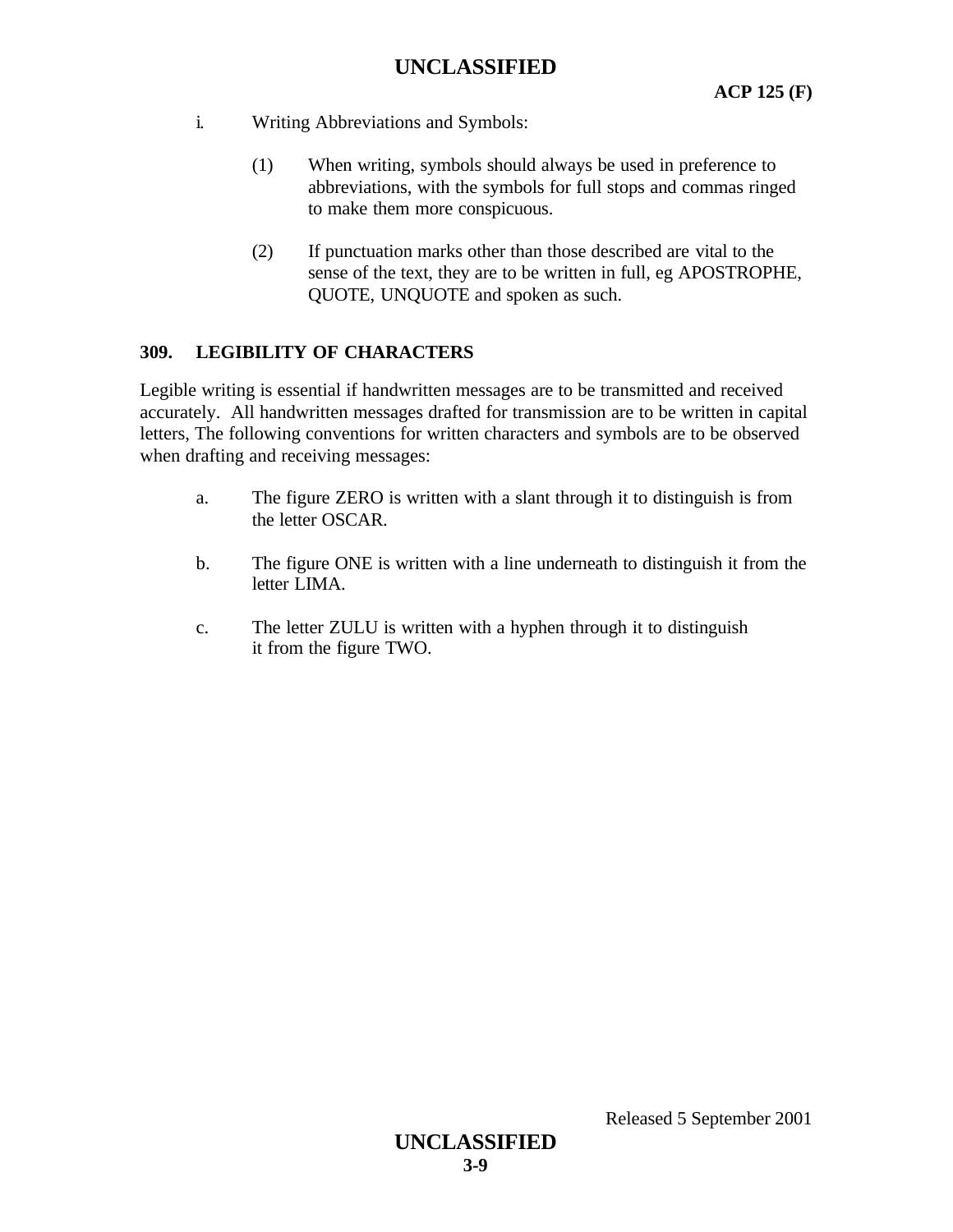i. Writing Abbreviations and Symbols:

(1) When writing, symbols should always be used in preference to abbreviations, with the symbols for full stops and commas ringed to make them more conspicuous.

(2) If punctuation marks other than those described are vital to the sense of the text, they are to be written in full, eg APOSTROPHE, QUOTE, UNQUOTE and spoken as such.

## 309. LEGIBILITY OF CHARACTERS

Legible writing is essential if handwritten messages are to be transmitted and received accurately. All handwritten messages drafted for transmission are to be written in capital letters, The following conventions for written characters and symbols are to be observed when drafting and receiving messages:

a. The figure ZERO is written with a slant through it to distinguish is from the letter OSCAR.

b. The figure ONE is written with a line underneath to distinguish it from the letter LIMA.

c. The letter ZULU is written with a hyphen through it to distinguish it from the figure TWO.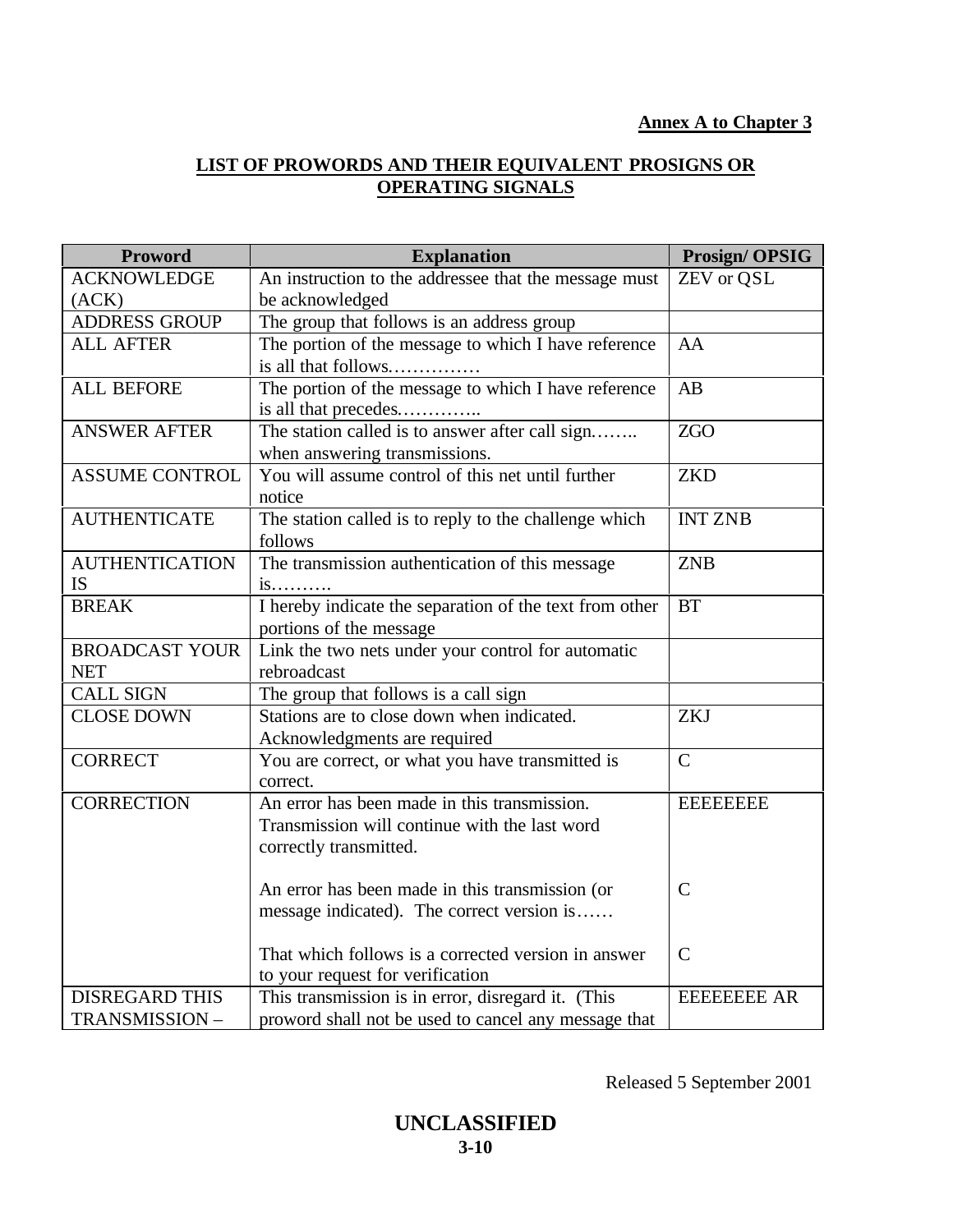**Annex A to Chapter 3**

## LIST OF PROWORDS AND THEIR EQUIVALENT PROSIGNS OR OPERATING SIGNALS

| Proword | Explanation | Prosign/ OPSIG |
|---|---|---|
| ACKNOWLEDGE (ACK) | An instruction to the addressee that the message must be acknowledged | ZEV or QSL |
| ADDRESS GROUP | The group that follows is an address group | |
| ALL AFTER | The portion of the message to which I have reference is all that follows…………… | AA |
| ALL BEFORE | The portion of the message to which I have reference is all that precedes………….. | AB |
| ANSWER AFTER | The station called is to answer after call sign…….. when answering transmissions. | ZGO |
| ASSUME CONTROL | You will assume control of this net until further notice | ZKD |
| AUTHENTICATE | The station called is to reply to the challenge which follows | INT ZNB |
| AUTHENTICATION IS | The transmission authentication of this message is………. | ZNB |
| BREAK | I hereby indicate the separation of the text from other portions of the message | BT |
| BROADCAST YOUR NET | Link the two nets under your control for automatic rebroadcast | |
| CALL SIGN | The group that follows is a call sign | |
| CLOSE DOWN | Stations are to close down when indicated. Acknowledgments are required | ZKJ |
| CORRECT | You are correct, or what you have transmitted is correct. | C |
| CORRECTION | An error has been made in this transmission. Transmission will continue with the last word correctly transmitted.<br><br>An error has been made in this transmission (or message indicated). The correct version is……<br><br>That which follows is a corrected version in answer to your request for verification | EEEEEEEE<br><br>C<br><br>C |
| DISREGARD THIS TRANSMISSION – | This transmission is in error, disregard it. (This proword shall not be used to cancel any message that | EEEEEEEE AR |

Released 5 September 2001

**UNCLASSIFIED**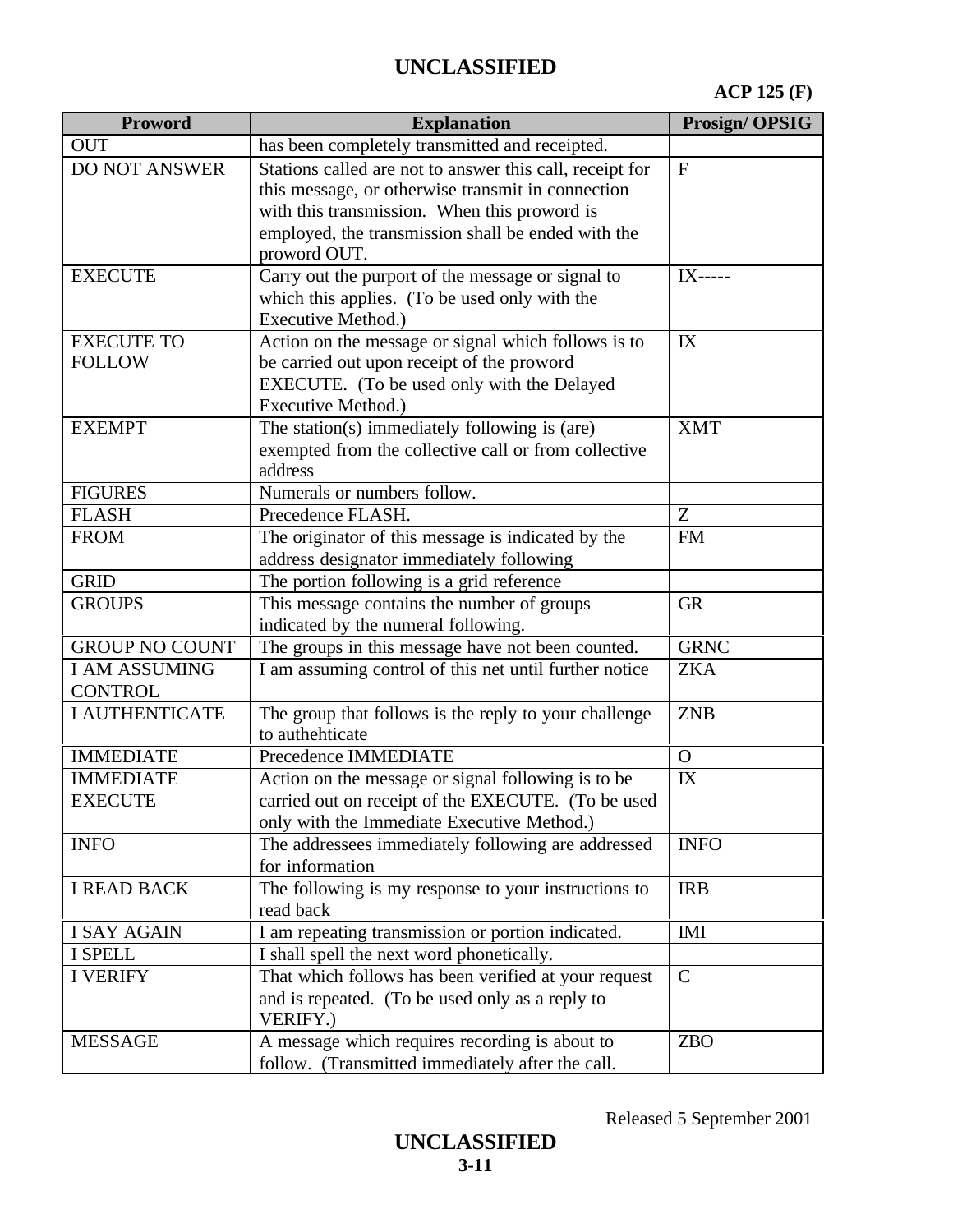| Proword | Explanation | Prosign/ OPSIG |
|---|---|---|
| OUT | has been completely transmitted and receipted. | |
| DO NOT ANSWER | Stations called are not to answer this call, receipt for this message, or otherwise transmit in connection with this transmission. When this proword is employed, the transmission shall be ended with the proword OUT. | F |
| EXECUTE | Carry out the purport of the message or signal to which this applies. (To be used only with the Executive Method.) | IX----- |
| EXECUTE TO FOLLOW | Action on the message or signal which follows is to be carried out upon receipt of the proword EXECUTE. (To be used only with the Delayed Executive Method.) | IX |
| EXEMPT | The station(s) immediately following is (are) exempted from the collective call or from collective address | XMT |
| FIGURES | Numerals or numbers follow. | |
| FLASH | Precedence FLASH. | Z |
| FROM | The originator of this message is indicated by the address designator immediately following | FM |
| GRID | The portion following is a grid reference | |
| GROUPS | This message contains the number of groups indicated by the numeral following. | GR |
| GROUP NO COUNT | The groups in this message have not been counted. | GRNC |
| I AM ASSUMING CONTROL | I am assuming control of this net until further notice | ZKA |
| I AUTHENTICATE | The group that follows is the reply to your challenge to authehticate | ZNB |
| IMMEDIATE | Precedence IMMEDIATE | O |
| IMMEDIATE EXECUTE | Action on the message or signal following is to be carried out on receipt of the EXECUTE. (To be used only with the Immediate Executive Method.) | IX |
| INFO | The addressees immediately following are addressed for information | INFO |
| I READ BACK | The following is my response to your instructions to read back | IRB |
| I SAY AGAIN | I am repeating transmission or portion indicated. | IMI |
| I SPELL | I shall spell the next word phonetically. | |
| I VERIFY | That which follows has been verified at your request and is repeated. (To be used only as a reply to VERIFY.) | C |
| MESSAGE | A message which requires recording is about to follow. (Transmitted immediately after the call. | ZBO |

Released 5 September 2001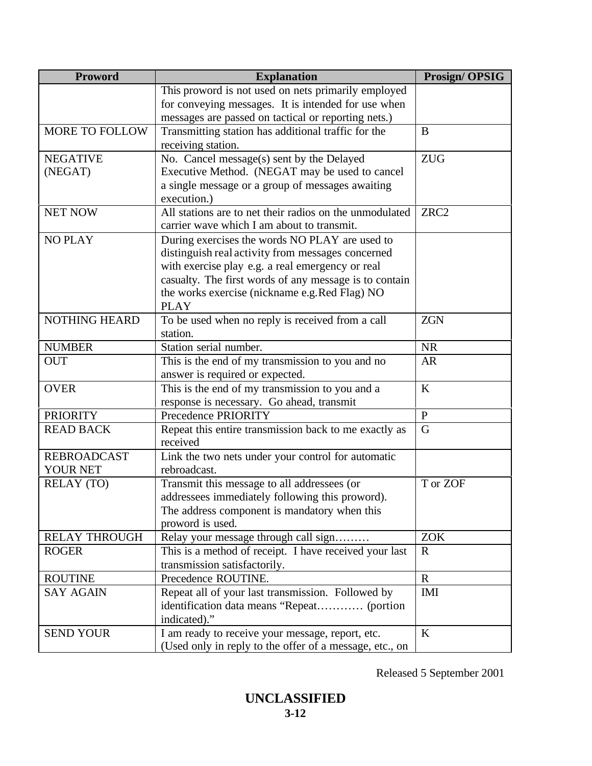| Proword | Explanation | Prosign/ OPSIG |
|---|---|---|
| | This proword is not used on nets primarily employed for conveying messages. It is intended for use when messages are passed on tactical or reporting nets.) | |
| MORE TO FOLLOW | Transmitting station has additional traffic for the receiving station. | B |
| NEGATIVE (NEGAT) | No. Cancel message(s) sent by the Delayed Executive Method. (NEGAT may be used to cancel a single message or a group of messages awaiting execution.) | ZUG |
| NET NOW | All stations are to net their radios on the unmodulated carrier wave which I am about to transmit. | ZRC2 |
| NO PLAY | During exercises the words NO PLAY are used to distinguish real activity from messages concerned with exercise play e.g. a real emergency or real casualty. The first words of any message is to contain the works exercise (nickname e.g.Red Flag) NO PLAY | |
| NOTHING HEARD | To be used when no reply is received from a call station. | ZGN |
| NUMBER | Station serial number. | NR |
| OUT | This is the end of my transmission to you and no answer is required or expected. | AR |
| OVER | This is the end of my transmission to you and a response is necessary. Go ahead, transmit | K |
| PRIORITY | Precedence PRIORITY | P |
| READ BACK | Repeat this entire transmission back to me exactly as received | G |
| REBROADCAST YOUR NET | Link the two nets under your control for automatic rebroadcast. | |
| RELAY (TO) | Transmit this message to all addressees (or addressees immediately following this proword). The address component is mandatory when this proword is used. | T or ZOF |
| RELAY THROUGH | Relay your message through call sign……… | ZOK |
| ROGER | This is a method of receipt. I have received your last transmission satisfactorily. | R |
| ROUTINE | Precedence ROUTINE. | R |
| SAY AGAIN | Repeat all of your last transmission. Followed by identification data means "Repeat………… (portion indicated)." | IMI |
| SEND YOUR | I am ready to receive your message, report, etc. (Used only in reply to the offer of a message, etc., on | K |

Released 5 September 2001

**UNCLASSIFIED**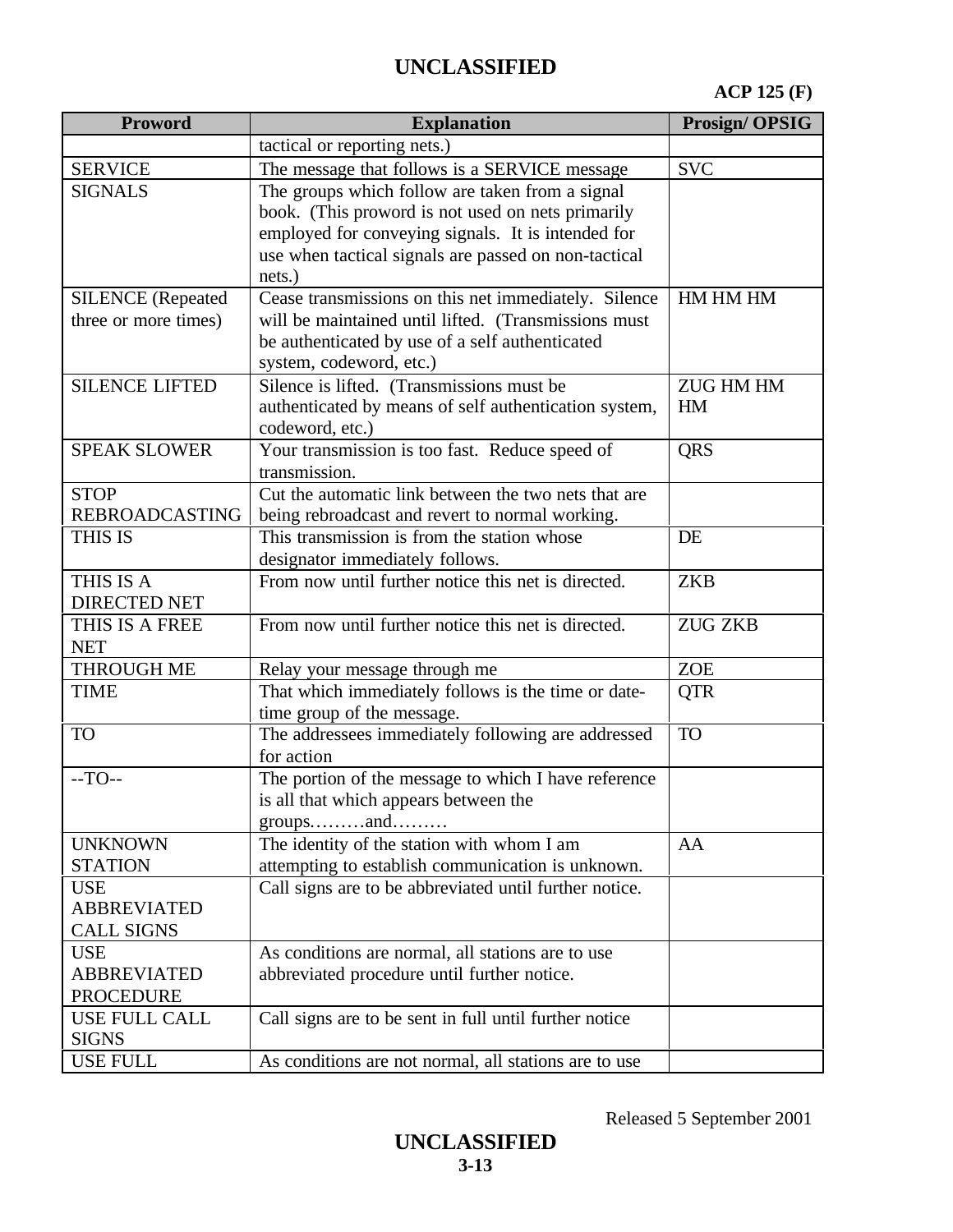| Proword | Explanation | Prosign/ OPSIG |
|---|---|---|
| | tactical or reporting nets.) | |
| SERVICE | The message that follows is a SERVICE message | SVC |
| SIGNALS | The groups which follow are taken from a signal book. (This proword is not used on nets primarily employed for conveying signals. It is intended for use when tactical signals are passed on non-tactical nets.) | |
| SILENCE (Repeated three or more times) | Cease transmissions on this net immediately. Silence will be maintained until lifted. (Transmissions must be authenticated by use of a self authenticated system, codeword, etc.) | HM HM HM |
| SILENCE LIFTED | Silence is lifted. (Transmissions must be authenticated by means of self authentication system, codeword, etc.) | ZUG HM HM HM |
| SPEAK SLOWER | Your transmission is too fast. Reduce speed of transmission. | QRS |
| STOP REBROADCASTING | Cut the automatic link between the two nets that are being rebroadcast and revert to normal working. | |
| THIS IS | This transmission is from the station whose designator immediately follows. | DE |
| THIS IS A DIRECTED NET | From now until further notice this net is directed. | ZKB |
| THIS IS A FREE NET | From now until further notice this net is directed. | ZUG ZKB |
| THROUGH ME | Relay your message through me | ZOE |
| TIME | That which immediately follows is the time or date-time group of the message. | QTR |
| TO | The addressees immediately following are addressed for action | TO |
| --TO-- | The portion of the message to which I have reference is all that which appears between the groups………and……… | |
| UNKNOWN STATION | The identity of the station with whom I am attempting to establish communication is unknown. | AA |
| USE ABBREVIATED CALL SIGNS | Call signs are to be abbreviated until further notice. | |
| USE ABBREVIATED PROCEDURE | As conditions are normal, all stations are to use abbreviated procedure until further notice. | |
| USE FULL CALL SIGNS | Call signs are to be sent in full until further notice | |
| USE FULL | As conditions are not normal, all stations are to use | |

Released 5 September 2001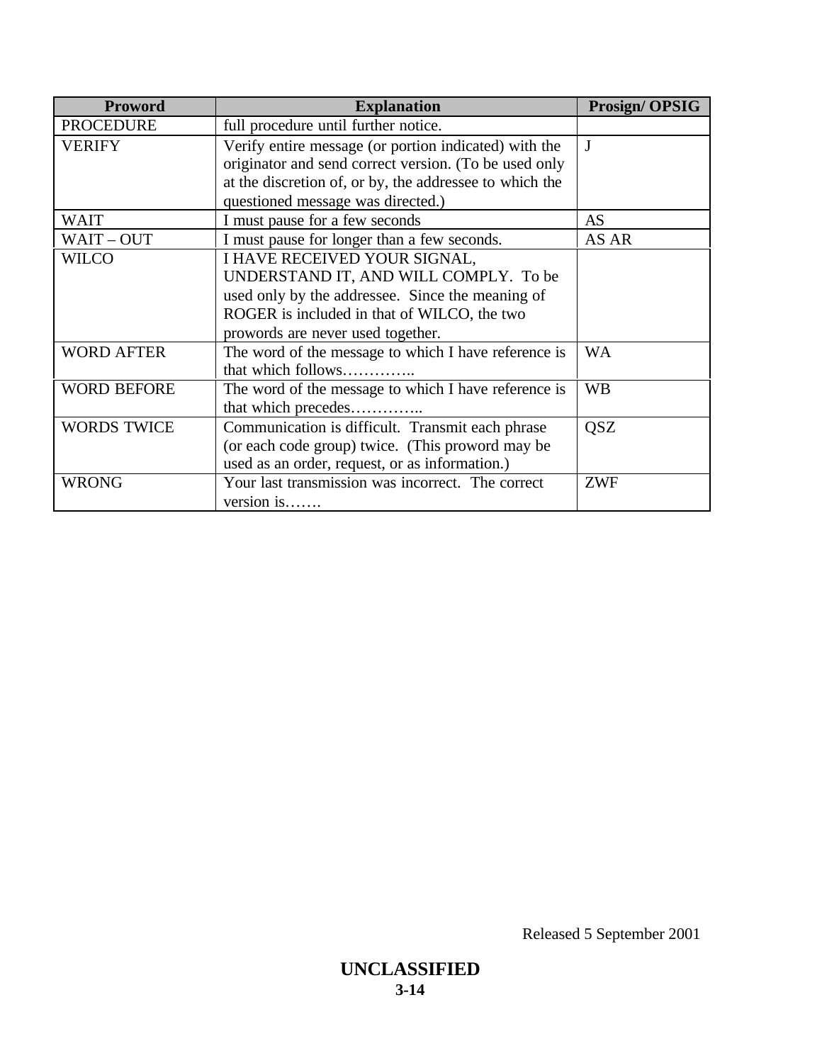| Proword | Explanation | Prosign/ OPSIG |
|---|---|---|
| PROCEDURE | full procedure until further notice. | |
| VERIFY | Verify entire message (or portion indicated) with the originator and send correct version. (To be used only at the discretion of, or by, the addressee to which the questioned message was directed.) | J |
| WAIT | I must pause for a few seconds | AS |
| WAIT – OUT | I must pause for longer than a few seconds. | AS AR |
| WILCO | I HAVE RECEIVED YOUR SIGNAL, UNDERSTAND IT, AND WILL COMPLY. To be used only by the addressee. Since the meaning of ROGER is included in that of WILCO, the two prowords are never used together. | |
| WORD AFTER | The word of the message to which I have reference is that which follows………….. | WA |
| WORD BEFORE | The word of the message to which I have reference is that which precedes………….. | WB |
| WORDS TWICE | Communication is difficult. Transmit each phrase (or each code group) twice. (This proword may be used as an order, request, or as information.) | QSZ |
| WRONG | Your last transmission was incorrect. The correct version is……. | ZWF |

Released 5 September 2001

**UNCLASSIFIED**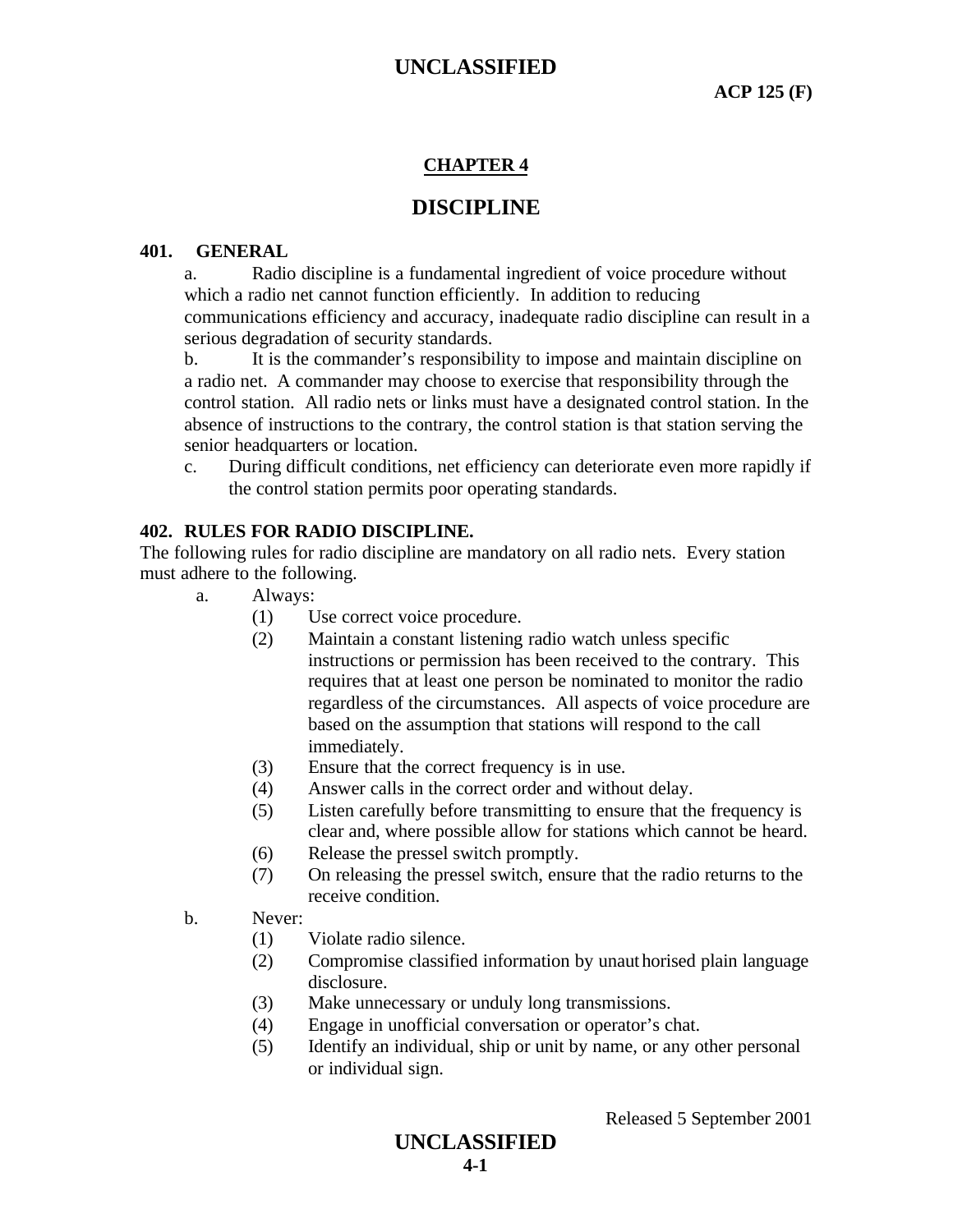## CHAPTER 4

# DISCIPLINE

### 401. GENERAL

a. Radio discipline is a fundamental ingredient of voice procedure without which a radio net cannot function efficiently. In addition to reducing communications efficiency and accuracy, inadequate radio discipline can result in a serious degradation of security standards.

b. It is the commander's responsibility to impose and maintain discipline on a radio net. A commander may choose to exercise that responsibility through the control station. All radio nets or links must have a designated control station. In the absence of instructions to the contrary, the control station is that station serving the senior headquarters or location.

c. During difficult conditions, net efficiency can deteriorate even more rapidly if the control station permits poor operating standards.

### 402. RULES FOR RADIO DISCIPLINE.

The following rules for radio discipline are mandatory on all radio nets. Every station must adhere to the following.

a. Always:

(1) Use correct voice procedure.

(2) Maintain a constant listening radio watch unless specific instructions or permission has been received to the contrary. This requires that at least one person be nominated to monitor the radio regardless of the circumstances. All aspects of voice procedure are based on the assumption that stations will respond to the call immediately.

(3) Ensure that the correct frequency is in use.

(4) Answer calls in the correct order and without delay.

(5) Listen carefully before transmitting to ensure that the frequency is clear and, where possible allow for stations which cannot be heard.

(6) Release the pressel switch promptly.

(7) On releasing the pressel switch, ensure that the radio returns to the receive condition.

b. Never:

(1) Violate radio silence.

(2) Compromise classified information by unauthorised plain language disclosure.

(3) Make unnecessary or unduly long transmissions.

(4) Engage in unofficial conversation or operator's chat.

(5) Identify an individual, ship or unit by name, or any other personal or individual sign.

Released 5 September 2001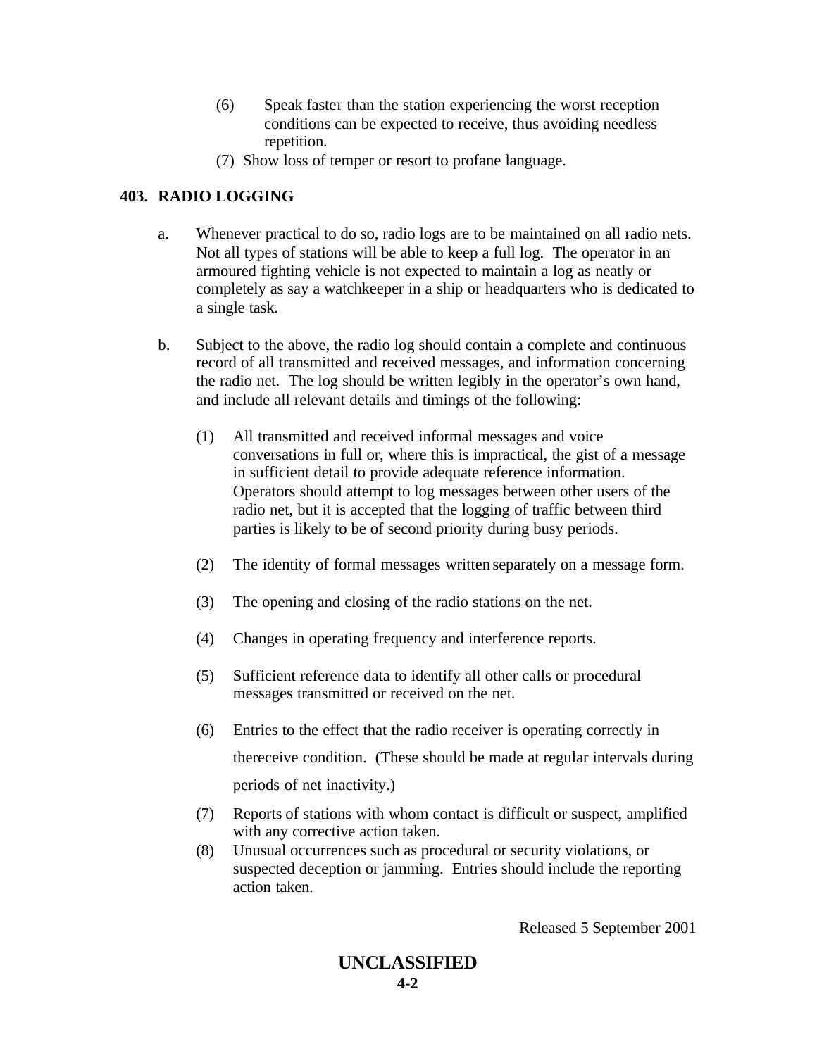(6) Speak faster than the station experiencing the worst reception conditions can be expected to receive, thus avoiding needless repetition.

(7) Show loss of temper or resort to profane language.

## 403. RADIO LOGGING

a. Whenever practical to do so, radio logs are to be maintained on all radio nets. Not all types of stations will be able to keep a full log. The operator in an armoured fighting vehicle is not expected to maintain a log as neatly or completely as say a watchkeeper in a ship or headquarters who is dedicated to a single task.

b. Subject to the above, the radio log should contain a complete and continuous record of all transmitted and received messages, and information concerning the radio net. The log should be written legibly in the operator's own hand, and include all relevant details and timings of the following:

(1) All transmitted and received informal messages and voice conversations in full or, where this is impractical, the gist of a message in sufficient detail to provide adequate reference information. Operators should attempt to log messages between other users of the radio net, but it is accepted that the logging of traffic between third parties is likely to be of second priority during busy periods.

(2) The identity of formal messages written separately on a message form.

(3) The opening and closing of the radio stations on the net.

(4) Changes in operating frequency and interference reports.

(5) Sufficient reference data to identify all other calls or procedural messages transmitted or received on the net.

(6) Entries to the effect that the radio receiver is operating correctly in thereceive condition. (These should be made at regular intervals during periods of net inactivity.)

(7) Reports of stations with whom contact is difficult or suspect, amplified with any corrective action taken.

(8) Unusual occurrences such as procedural or security violations, or suspected deception or jamming. Entries should include the reporting action taken.

Released 5 September 2001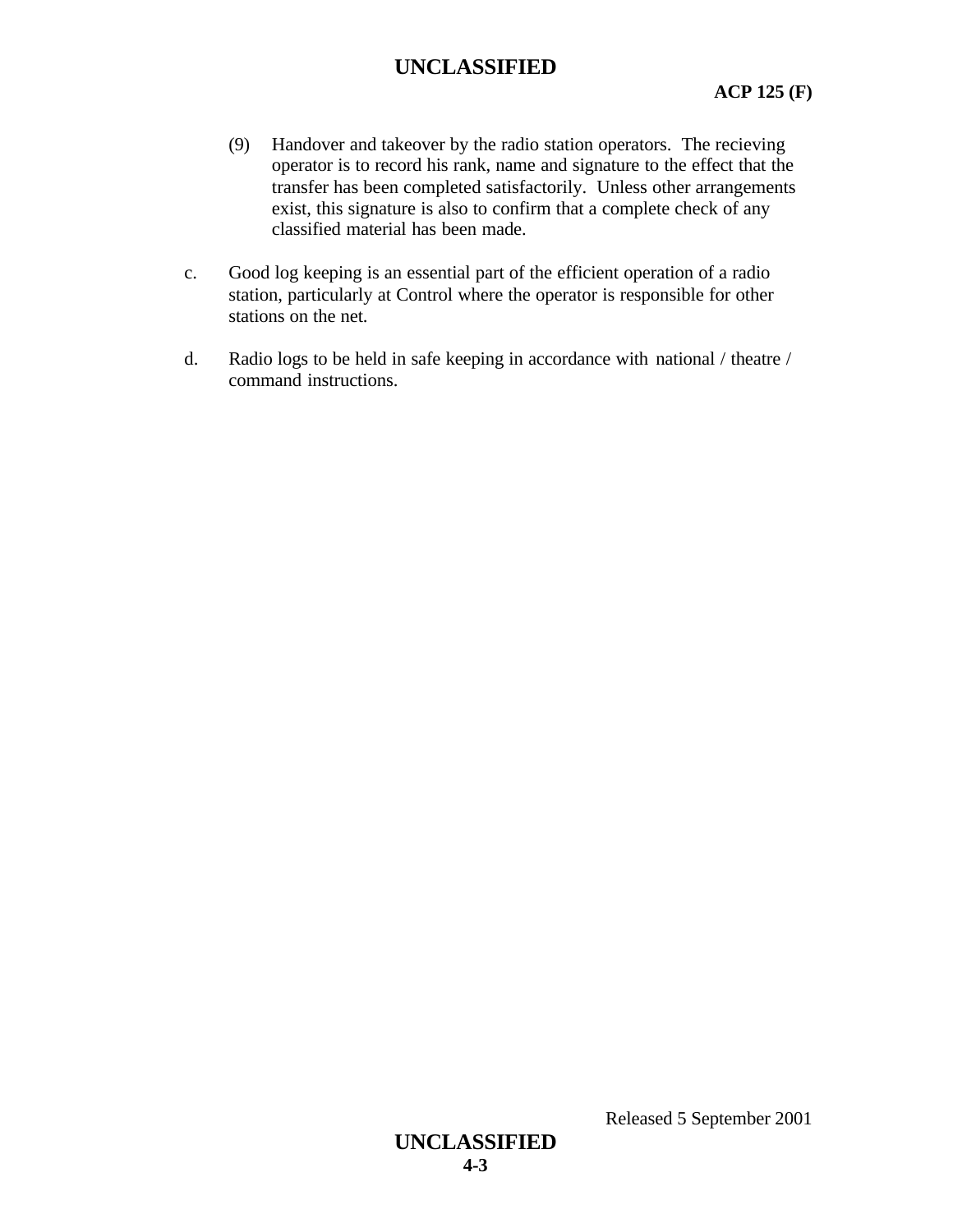(9) Handover and takeover by the radio station operators. The recieving operator is to record his rank, name and signature to the effect that the transfer has been completed satisfactorily. Unless other arrangements exist, this signature is also to confirm that a complete check of any classified material has been made.

c. Good log keeping is an essential part of the efficient operation of a radio station, particularly at Control where the operator is responsible for other stations on the net.

d. Radio logs to be held in safe keeping in accordance with national / theatre / command instructions.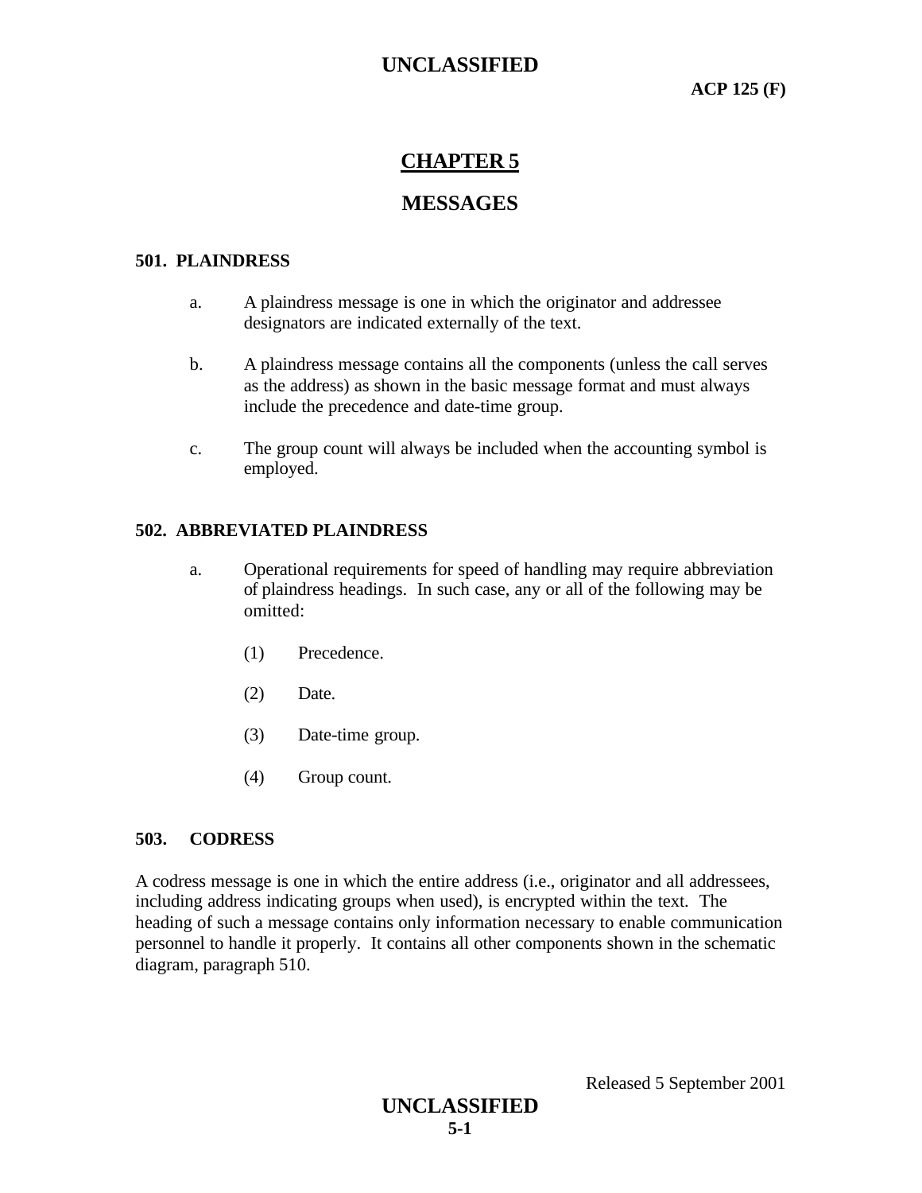# CHAPTER 5

# MESSAGES

### 501. PLAINDRESS

a. A plaindress message is one in which the originator and addressee designators are indicated externally of the text.

b. A plaindress message contains all the components (unless the call serves as the address) as shown in the basic message format and must always include the precedence and date-time group.

c. The group count will always be included when the accounting symbol is employed.

### 502. ABBREVIATED PLAINDRESS

a. Operational requirements for speed of handling may require abbreviation of plaindress headings. In such case, any or all of the following may be omitted:

(1) Precedence.

(2) Date.

(3) Date-time group.

(4) Group count.

### 503. CODRESS

A codress message is one in which the entire address (i.e., originator and all addressees, including address indicating groups when used), is encrypted within the text. The heading of such a message contains only information necessary to enable communication personnel to handle it properly. It contains all other components shown in the schematic diagram, paragraph 510.

Released 5 September 2001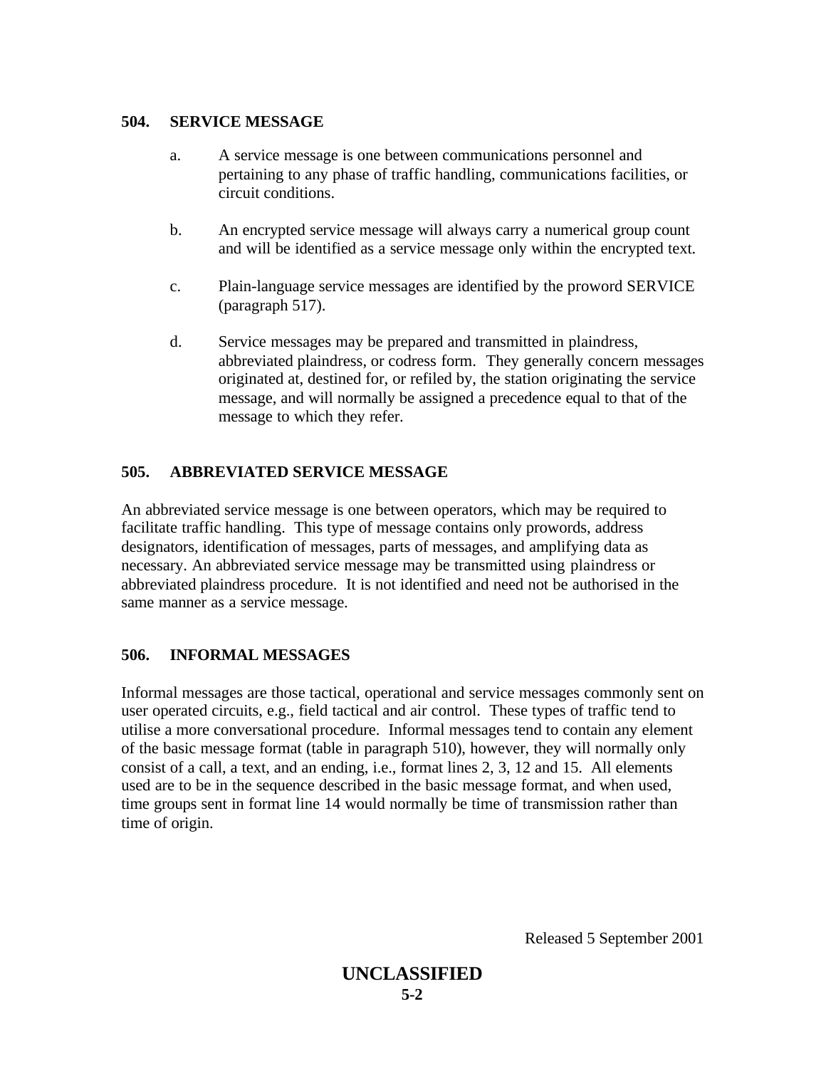## 504. SERVICE MESSAGE

a. A service message is one between communications personnel and pertaining to any phase of traffic handling, communications facilities, or circuit conditions.

b. An encrypted service message will always carry a numerical group count and will be identified as a service message only within the encrypted text.

c. Plain-language service messages are identified by the proword SERVICE (paragraph 517).

d. Service messages may be prepared and transmitted in plaindress, abbreviated plaindress, or codress form. They generally concern messages originated at, destined for, or refiled by, the station originating the service message, and will normally be assigned a precedence equal to that of the message to which they refer.

## 505. ABBREVIATED SERVICE MESSAGE

An abbreviated service message is one between operators, which may be required to facilitate traffic handling. This type of message contains only prowords, address designators, identification of messages, parts of messages, and amplifying data as necessary. An abbreviated service message may be transmitted using plaindress or abbreviated plaindress procedure. It is not identified and need not be authorised in the same manner as a service message.

## 506. INFORMAL MESSAGES

Informal messages are those tactical, operational and service messages commonly sent on user operated circuits, e.g., field tactical and air control. These types of traffic tend to utilise a more conversational procedure. Informal messages tend to contain any element of the basic message format (table in paragraph 510), however, they will normally only consist of a call, a text, and an ending, i.e., format lines 2, 3, 12 and 15. All elements used are to be in the sequence described in the basic message format, and when used, time groups sent in format line 14 would normally be time of transmission rather than time of origin.

Released 5 September 2001

UNCLASSIFIED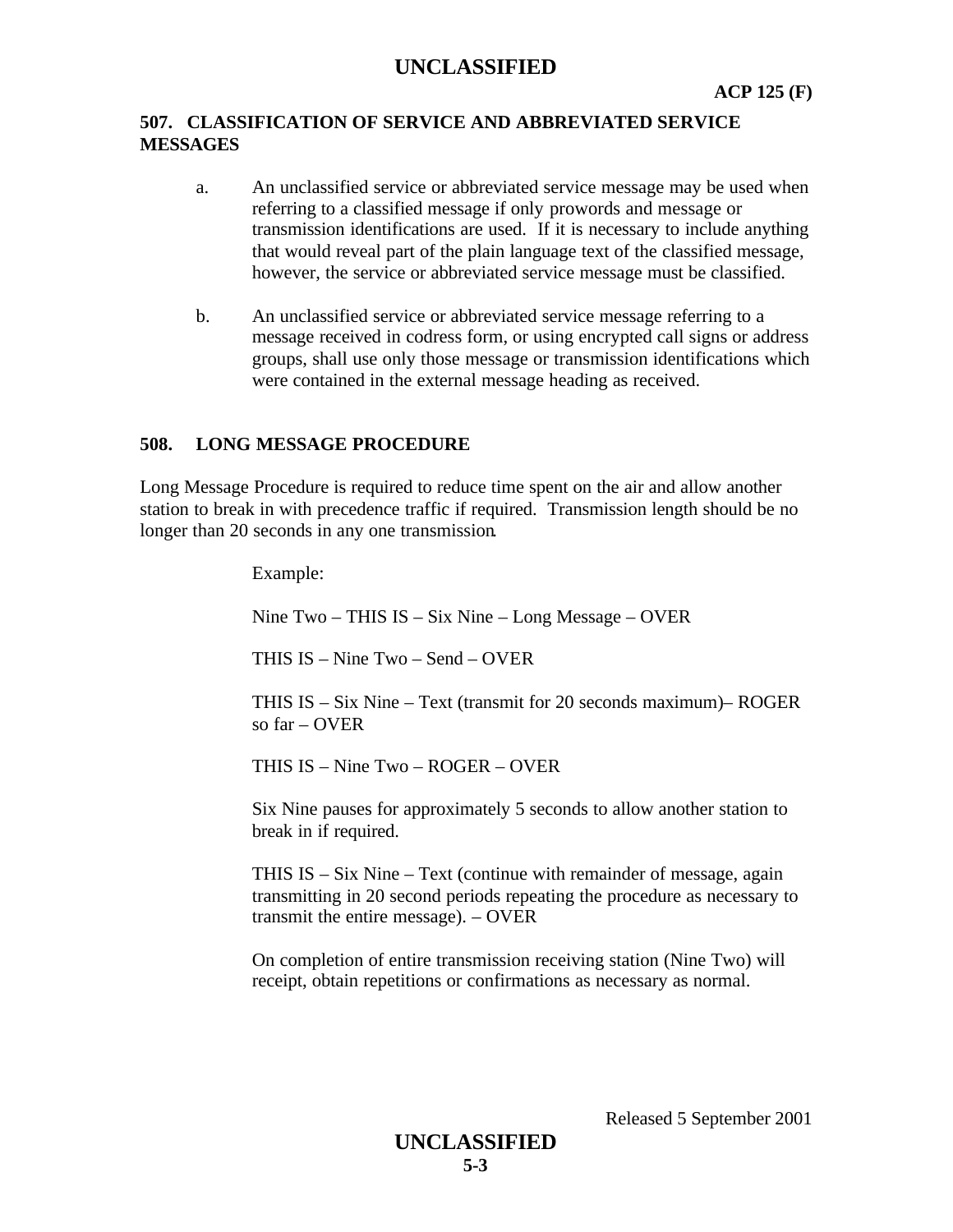## 507. CLASSIFICATION OF SERVICE AND ABBREVIATED SERVICE MESSAGES

a. An unclassified service or abbreviated service message may be used when referring to a classified message if only prowords and message or transmission identifications are used. If it is necessary to include anything that would reveal part of the plain language text of the classified message, however, the service or abbreviated service message must be classified.

b. An unclassified service or abbreviated service message referring to a message received in codress form, or using encrypted call signs or address groups, shall use only those message or transmission identifications which were contained in the external message heading as received.

## 508. LONG MESSAGE PROCEDURE

Long Message Procedure is required to reduce time spent on the air and allow another station to break in with precedence traffic if required. Transmission length should be no longer than 20 seconds in any one transmission.

Example:

Nine Two – THIS IS – Six Nine – Long Message – OVER

THIS IS – Nine Two – Send – OVER

THIS IS – Six Nine – Text (transmit for 20 seconds maximum)– ROGER so far – OVER

THIS IS – Nine Two – ROGER – OVER

Six Nine pauses for approximately 5 seconds to allow another station to break in if required.

THIS IS – Six Nine – Text (continue with remainder of message, again transmitting in 20 second periods repeating the procedure as necessary to transmit the entire message). – OVER

On completion of entire transmission receiving station (Nine Two) will receipt, obtain repetitions or confirmations as necessary as normal.

Released 5 September 2001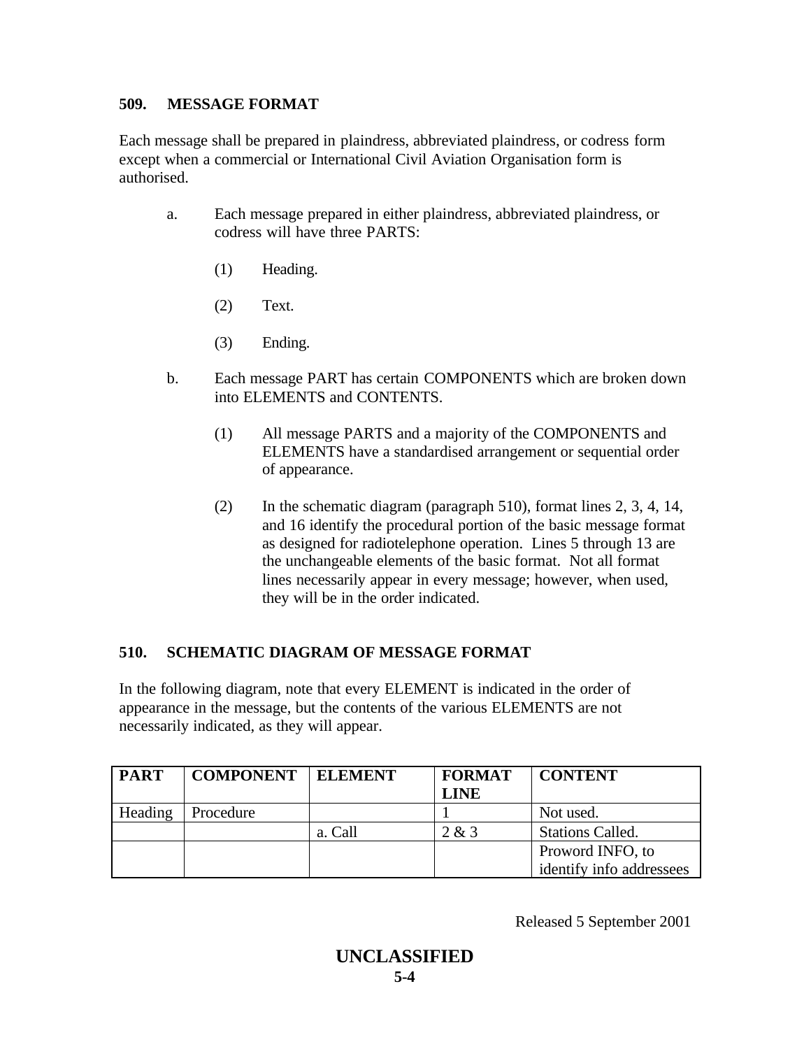### 509. MESSAGE FORMAT

Each message shall be prepared in plaindress, abbreviated plaindress, or codress form except when a commercial or International Civil Aviation Organisation form is authorised.

a. Each message prepared in either plaindress, abbreviated plaindress, or codress will have three PARTS:

   (1) Heading.

   (2) Text.

   (3) Ending.

b. Each message PART has certain COMPONENTS which are broken down into ELEMENTS and CONTENTS.

   (1) All message PARTS and a majority of the COMPONENTS and ELEMENTS have a standardised arrangement or sequential order of appearance.

   (2) In the schematic diagram (paragraph 510), format lines 2, 3, 4, 14, and 16 identify the procedural portion of the basic message format as designed for radiotelephone operation. Lines 5 through 13 are the unchangeable elements of the basic format. Not all format lines necessarily appear in every message; however, when used, they will be in the order indicated.

### 510. SCHEMATIC DIAGRAM OF MESSAGE FORMAT

In the following diagram, note that every ELEMENT is indicated in the order of appearance in the message, but the contents of the various ELEMENTS are not necessarily indicated, as they will appear.

| PART | COMPONENT | ELEMENT | FORMAT LINE | CONTENT |
|---|---|---|---|---|
| Heading | Procedure | | 1 | Not used. |
| | | a. Call | 2 & 3 | Stations Called. |
| | | | | Proword INFO, to identify info addressees |

Released 5 September 2001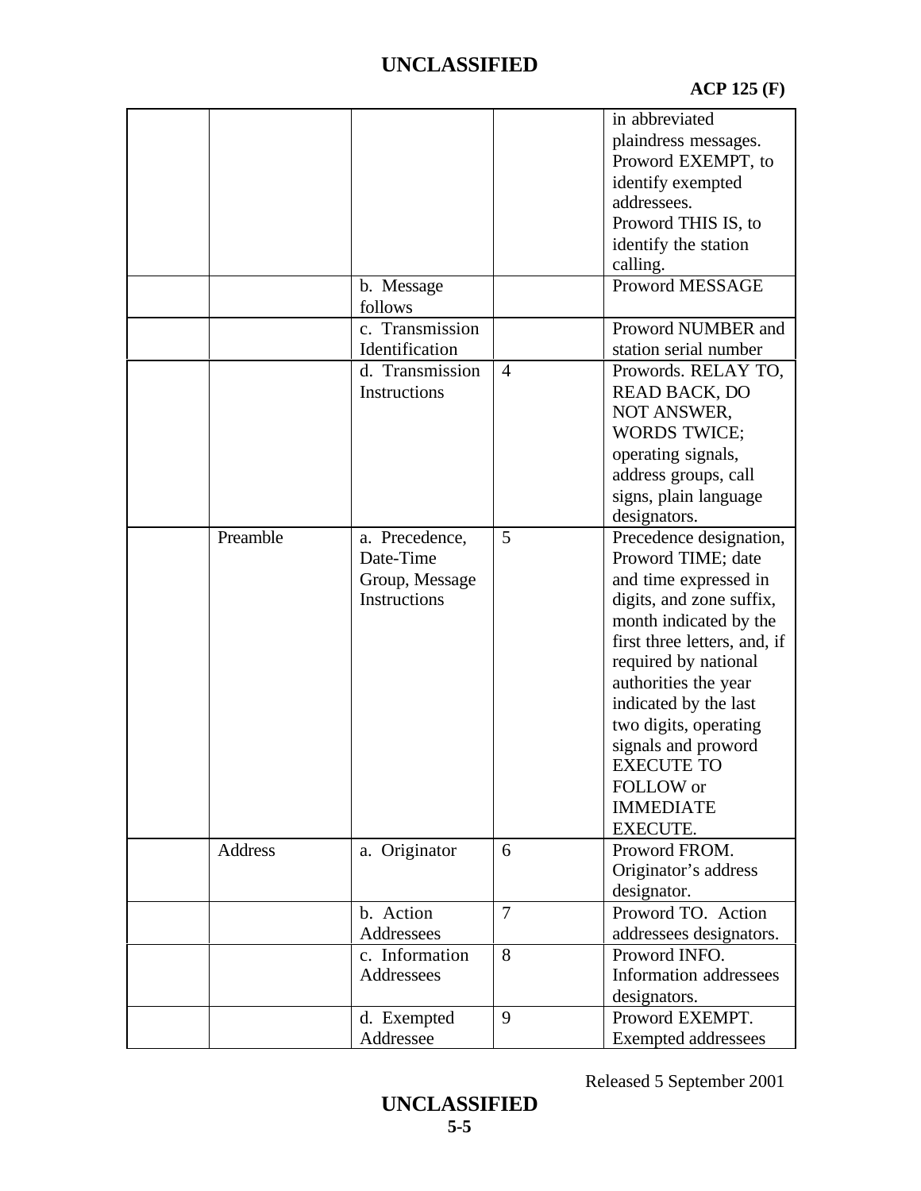| | | | | |
|---|---|---|---|---|
| | | | | in abbreviated plaindress messages. Proword EXEMPT, to identify exempted addressees. Proword THIS IS, to identify the station calling. |
| | | b. Message follows | | Proword MESSAGE |
| | | c. Transmission Identification | | Proword NUMBER and station serial number |
| | | d. Transmission Instructions | 4 | Prowords. RELAY TO, READ BACK, DO NOT ANSWER, WORDS TWICE; operating signals, address groups, call signs, plain language designators. |
| | Preamble | a. Precedence, Date-Time Group, Message Instructions | 5 | Precedence designation, Proword TIME; date and time expressed in digits, and zone suffix, month indicated by the first three letters, and, if required by national authorities the year indicated by the last two digits, operating signals and proword EXECUTE TO FOLLOW or IMMEDIATE EXECUTE. |
| | Address | a. Originator | 6 | Proword FROM. Originator's address designator. |
| | | b. Action Addressees | 7 | Proword TO. Action addressees designators. |
| | | c. Information Addressees | 8 | Proword INFO. Information addressees designators. |
| | | d. Exempted Addressee | 9 | Proword EXEMPT. Exempted addressees |

Released 5 September 2001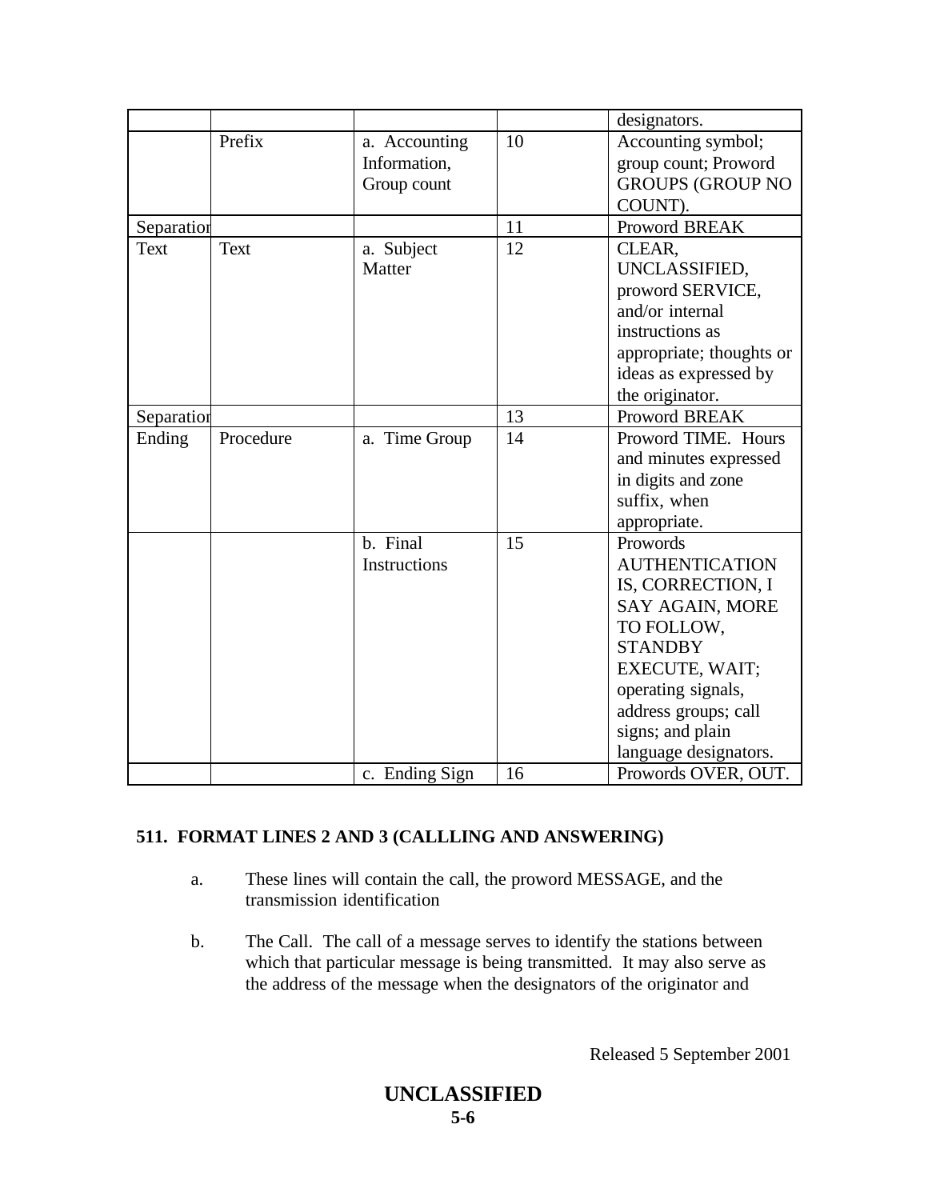| | | | | designators. |
|---|---|---|---|---|
| | Prefix | a. Accounting Information, Group count | 10 | Accounting symbol; group count; Proword GROUPS (GROUP NO COUNT). |
| Separation | | | 11 | Proword BREAK |
| Text | Text | a. Subject Matter | 12 | CLEAR, UNCLASSIFIED, proword SERVICE, and/or internal instructions as appropriate; thoughts or ideas as expressed by the originator. |
| Separation | | | 13 | Proword BREAK |
| Ending | Procedure | a. Time Group | 14 | Proword TIME. Hours and minutes expressed in digits and zone suffix, when appropriate. |
| | | b. Final Instructions | 15 | Prowords AUTHENTICATION IS, CORRECTION, I SAY AGAIN, MORE TO FOLLOW, STANDBY EXECUTE, WAIT; operating signals, address groups; call signs; and plain language designators. |
| | | c. Ending Sign | 16 | Prowords OVER, OUT. |

**511. FORMAT LINES 2 AND 3 (CALLLING AND ANSWERING)**

a. These lines will contain the call, the proword MESSAGE, and the transmission identification

b. The Call. The call of a message serves to identify the stations between which that particular message is being transmitted. It may also serve as the address of the message when the designators of the originator and

Released 5 September 2001

**UNCLASSIFIED**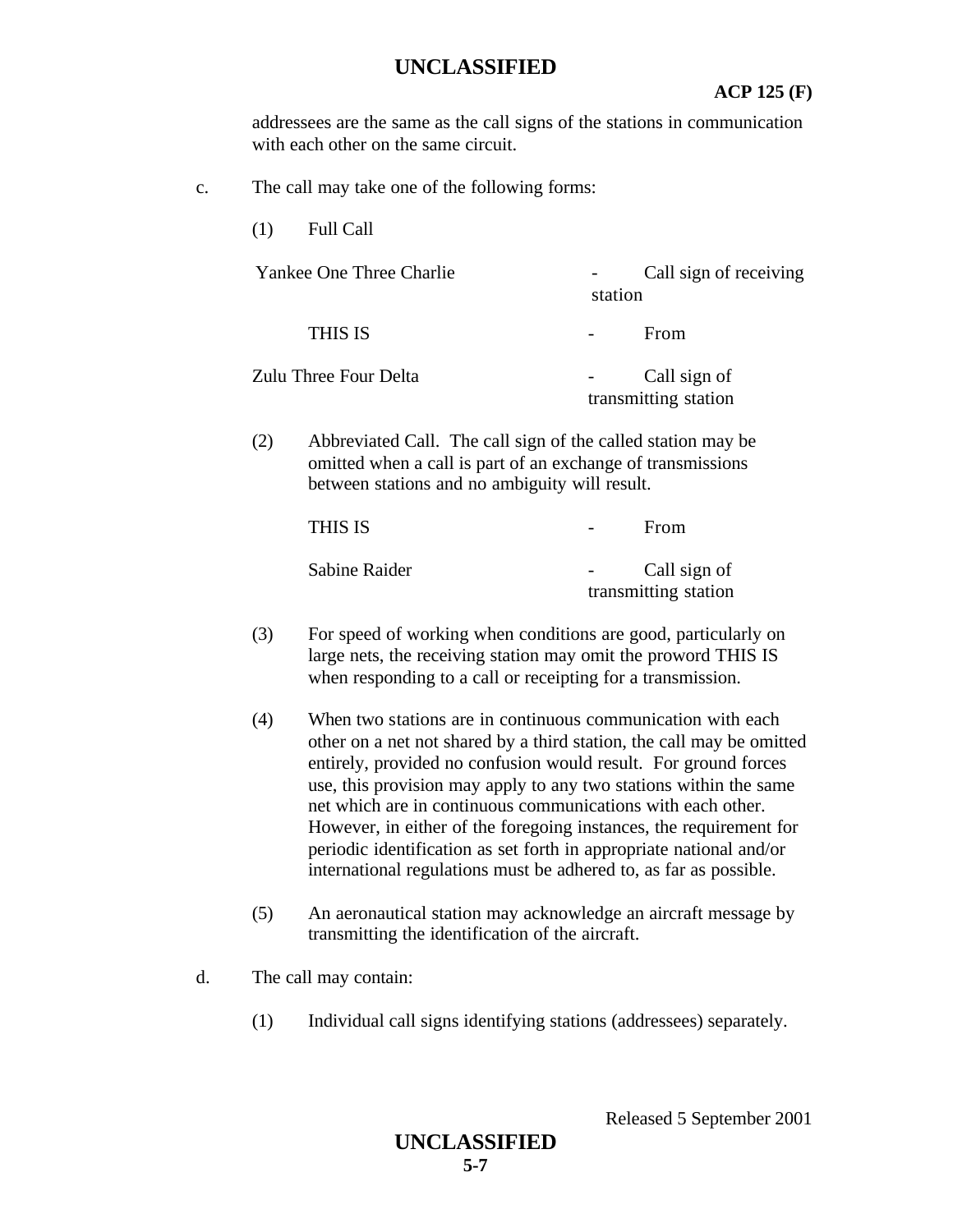addressees are the same as the call signs of the stations in communication with each other on the same circuit.

c. The call may take one of the following forms:

(1) Full Call

| | | |
|---|---|---|
| Yankee One Three Charlie | - | Call sign of receiving station |
| THIS IS | - | From |
| Zulu Three Four Delta | - | Call sign of transmitting station |

(2) Abbreviated Call. The call sign of the called station may be omitted when a call is part of an exchange of transmissions between stations and no ambiguity will result.

| | | |
|---|---|---|
| THIS IS | - | From |
| Sabine Raider | - | Call sign of transmitting station |

(3) For speed of working when conditions are good, particularly on large nets, the receiving station may omit the proword THIS IS when responding to a call or receipting for a transmission.

(4) When two stations are in continuous communication with each other on a net not shared by a third station, the call may be omitted entirely, provided no confusion would result. For ground forces use, this provision may apply to any two stations within the same net which are in continuous communications with each other. However, in either of the foregoing instances, the requirement for periodic identification as set forth in appropriate national and/or international regulations must be adhered to, as far as possible.

(5) An aeronautical station may acknowledge an aircraft message by transmitting the identification of the aircraft.

d. The call may contain:

(1) Individual call signs identifying stations (addressees) separately.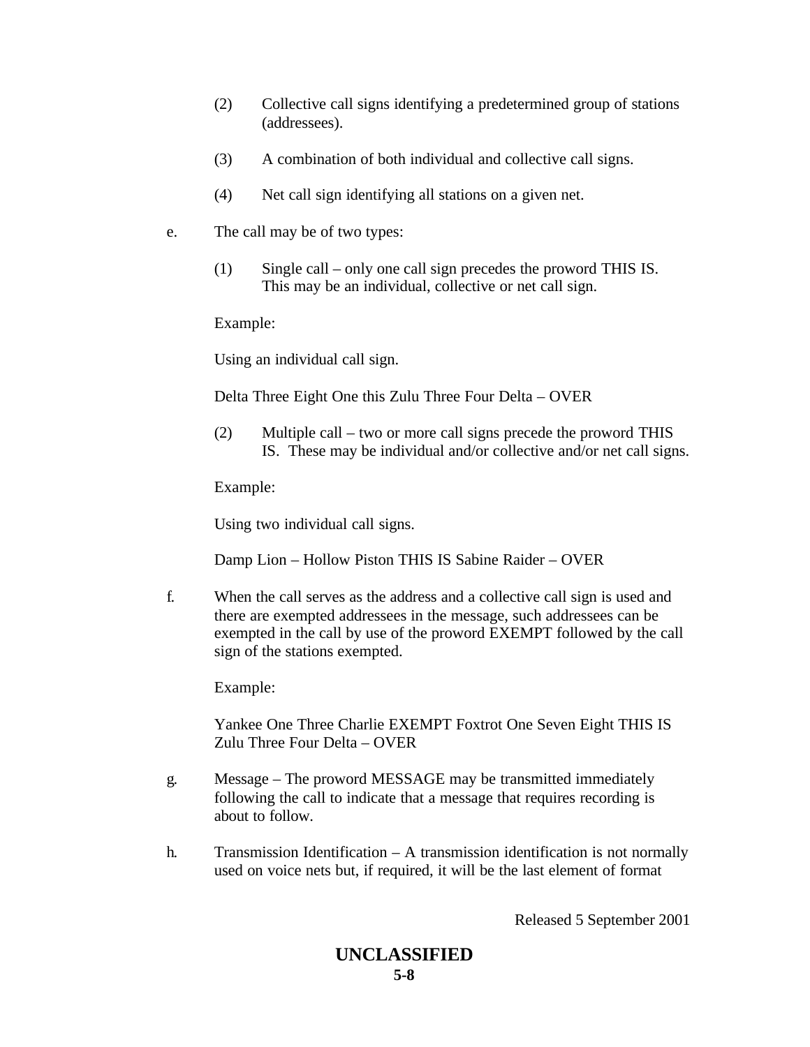(2) Collective call signs identifying a predetermined group of stations (addressees).

(3) A combination of both individual and collective call signs.

(4) Net call sign identifying all stations on a given net.

e. The call may be of two types:

(1) Single call – only one call sign precedes the proword THIS IS. This may be an individual, collective or net call sign.

Example:

Using an individual call sign.

Delta Three Eight One this Zulu Three Four Delta – OVER

(2) Multiple call – two or more call signs precede the proword THIS IS. These may be individual and/or collective and/or net call signs.

Example:

Using two individual call signs.

Damp Lion – Hollow Piston THIS IS Sabine Raider – OVER

f. When the call serves as the address and a collective call sign is used and there are exempted addressees in the message, such addressees can be exempted in the call by use of the proword EXEMPT followed by the call sign of the stations exempted.

Example:

Yankee One Three Charlie EXEMPT Foxtrot One Seven Eight THIS IS Zulu Three Four Delta – OVER

g. Message – The proword MESSAGE may be transmitted immediately following the call to indicate that a message that requires recording is about to follow.

h. Transmission Identification – A transmission identification is not normally used on voice nets but, if required, it will be the last element of format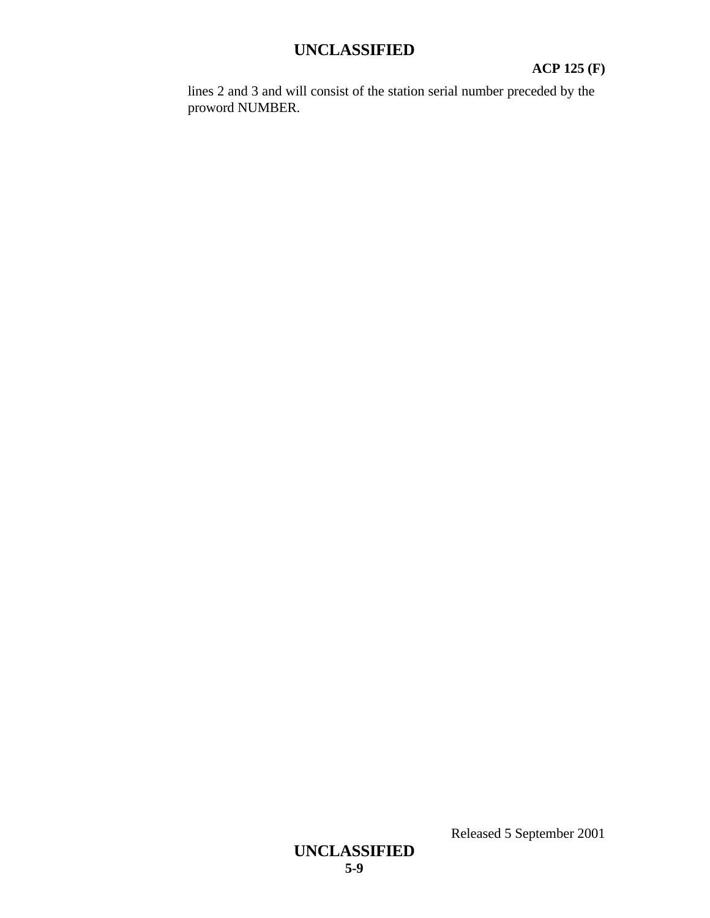lines 2 and 3 and will consist of the station serial number preceded by the proword NUMBER.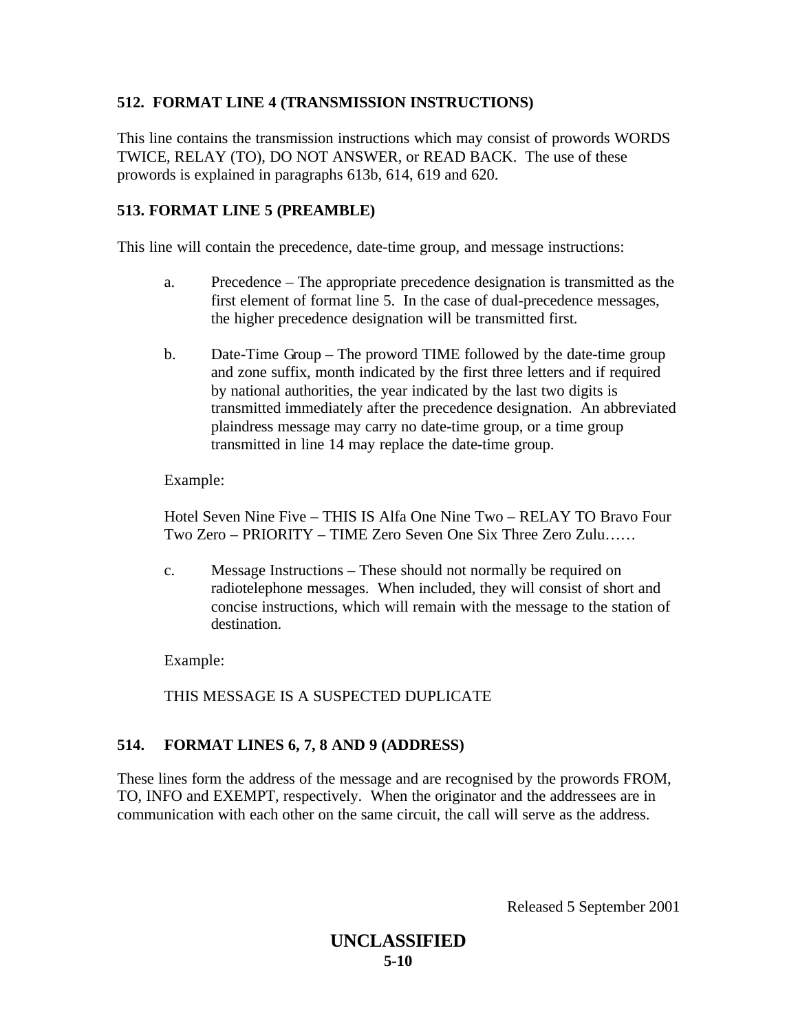### 512. FORMAT LINE 4 (TRANSMISSION INSTRUCTIONS)

This line contains the transmission instructions which may consist of prowords WORDS TWICE, RELAY (TO), DO NOT ANSWER, or READ BACK. The use of these prowords is explained in paragraphs 613b, 614, 619 and 620.

### 513. FORMAT LINE 5 (PREAMBLE)

This line will contain the precedence, date-time group, and message instructions:

a. Precedence – The appropriate precedence designation is transmitted as the first element of format line 5. In the case of dual-precedence messages, the higher precedence designation will be transmitted first.

b. Date-Time Group – The proword TIME followed by the date-time group and zone suffix, month indicated by the first three letters and if required by national authorities, the year indicated by the last two digits is transmitted immediately after the precedence designation. An abbreviated plaindress message may carry no date-time group, or a time group transmitted in line 14 may replace the date-time group.

Example:

Hotel Seven Nine Five – THIS IS Alfa One Nine Two – RELAY TO Bravo Four Two Zero – PRIORITY – TIME Zero Seven One Six Three Zero Zulu……

c. Message Instructions – These should not normally be required on radiotelephone messages. When included, they will consist of short and concise instructions, which will remain with the message to the station of destination.

Example:

THIS MESSAGE IS A SUSPECTED DUPLICATE

### 514. FORMAT LINES 6, 7, 8 AND 9 (ADDRESS)

These lines form the address of the message and are recognised by the prowords FROM, TO, INFO and EXEMPT, respectively. When the originator and the addressees are in communication with each other on the same circuit, the call will serve as the address.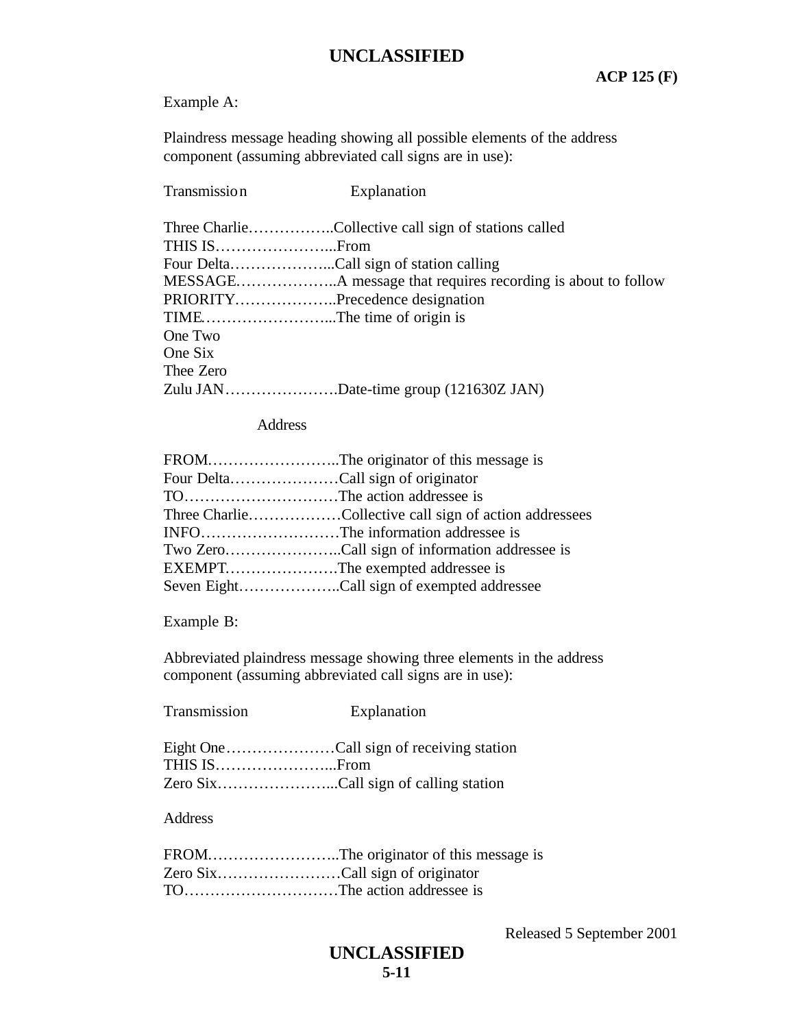Example A:

Plaindress message heading showing all possible elements of the address component (assuming abbreviated call signs are in use):

Transmission Explanation

Three Charlie……………..Collective call sign of stations called
THIS IS…………………...From
Four Delta………………...Call sign of station calling
MESSAGE………………..A message that requires recording is about to follow
PRIORITY………………..Precedence designation
TIME……………………...The time of origin is
One Two
One Six
Thee Zero
Zulu JAN………………….Date-time group (121630Z JAN)

Address

FROM……………………..The originator of this message is
Four Delta…………………Call sign of originator
TO…………………………The action addressee is
Three Charlie………………Collective call sign of action addressees
INFO………………………The information addressee is
Two Zero…………………..Call sign of information addressee is
EXEMPT………………….The exempted addressee is
Seven Eight………………..Call sign of exempted addressee

Example B:

Abbreviated plaindress message showing three elements in the address component (assuming abbreviated call signs are in use):

Transmission Explanation

Eight One…………………Call sign of receiving station
THIS IS…………………...From
Zero Six…………………...Call sign of calling station

Address

FROM……………………..The originator of this message is
Zero Six……………………Call sign of originator
TO…………………………The action addressee is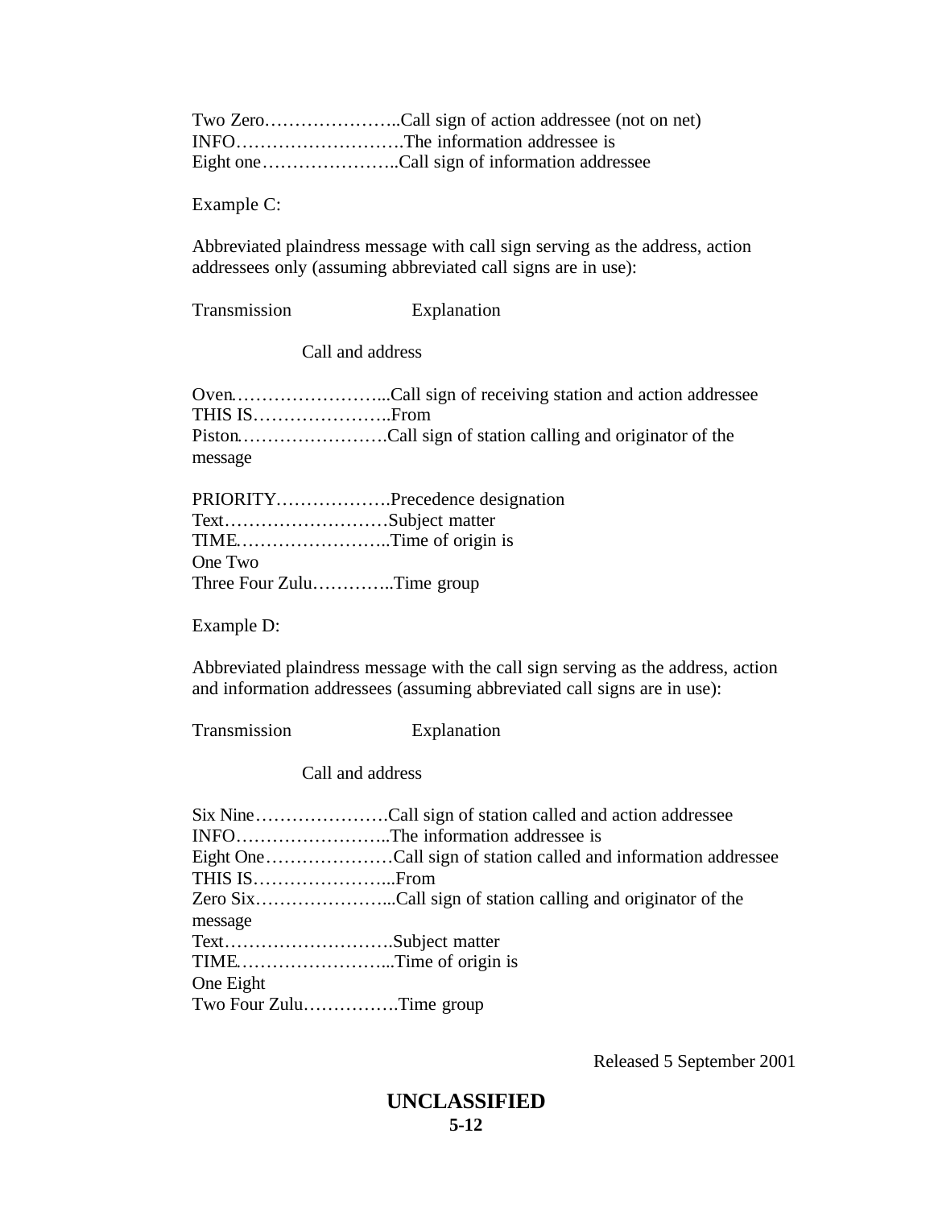Two Zero…………………..Call sign of action addressee (not on net)
INFO……………………….The information addressee is
Eight one…………………..Call sign of information addressee

Example C:

Abbreviated plaindress message with call sign serving as the address, action addressees only (assuming abbreviated call signs are in use):

Transmission Explanation

Call and address

Oven……………………...Call sign of receiving station and action addressee
THIS IS…………………..From
Piston……………………Call sign of station calling and originator of the message

PRIORITY……………….Precedence designation
Text………………………Subject matter
TIME……………………..Time of origin is
One Two
Three Four Zulu…………..Time group

Example D:

Abbreviated plaindress message with the call sign serving as the address, action and information addressees (assuming abbreviated call signs are in use):

Transmission Explanation

Call and address

Six Nine………………….Call sign of station called and action addressee
INFO……………………..The information addressee is
Eight One…………………Call sign of station called and information addressee
THIS IS…………………...From
Zero Six…………………...Call sign of station calling and originator of the message
Text……………………….Subject matter
TIME……………………...Time of origin is
One Eight
Two Four Zulu…………….Time group

Released 5 September 2001

**UNCLASSIFIED**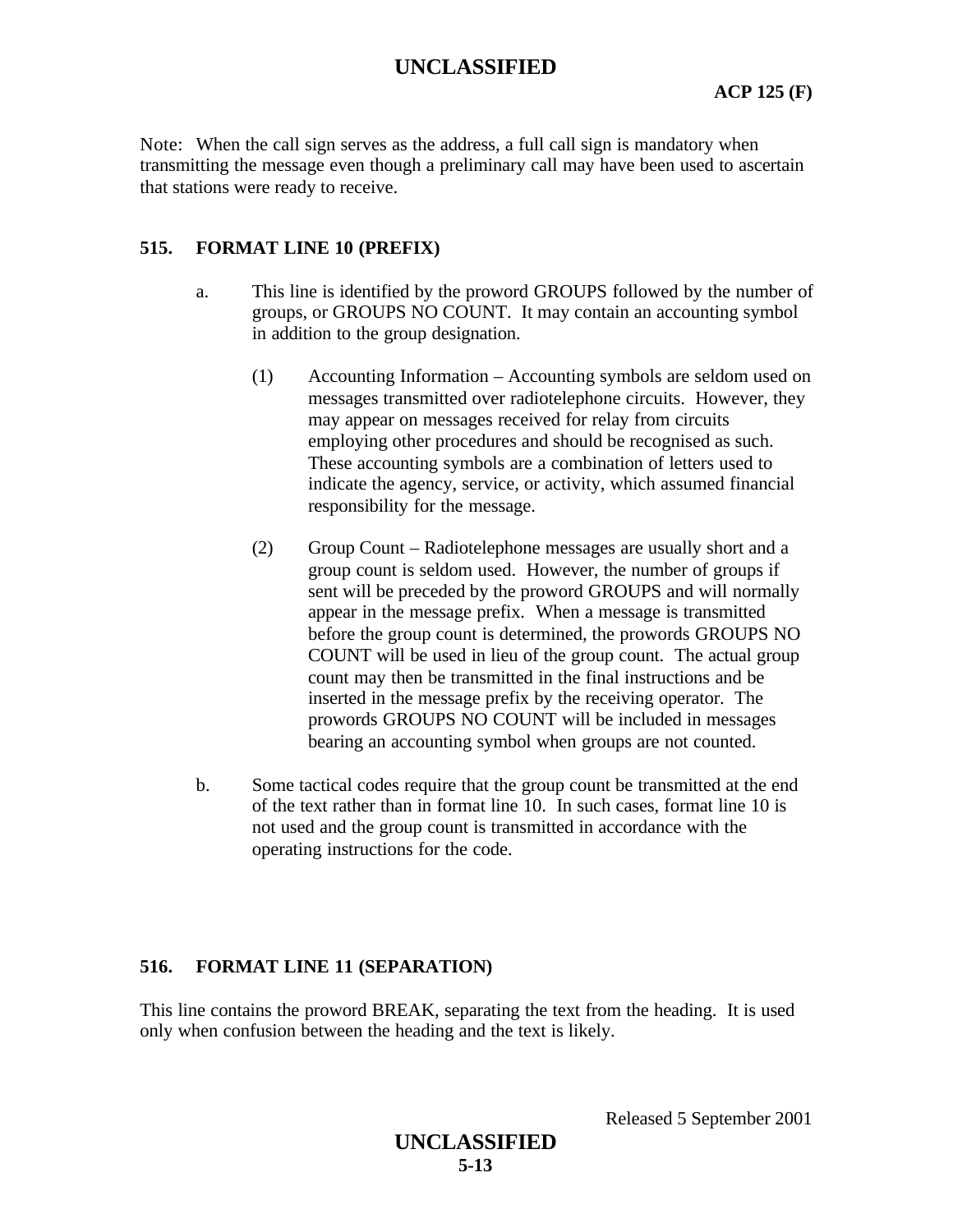Note: When the call sign serves as the address, a full call sign is mandatory when transmitting the message even though a preliminary call may have been used to ascertain that stations were ready to receive.

### 515. FORMAT LINE 10 (PREFIX)

a. This line is identified by the proword GROUPS followed by the number of groups, or GROUPS NO COUNT. It may contain an accounting symbol in addition to the group designation.

(1) Accounting Information – Accounting symbols are seldom used on messages transmitted over radiotelephone circuits. However, they may appear on messages received for relay from circuits employing other procedures and should be recognised as such. These accounting symbols are a combination of letters used to indicate the agency, service, or activity, which assumed financial responsibility for the message.

(2) Group Count – Radiotelephone messages are usually short and a group count is seldom used. However, the number of groups if sent will be preceded by the proword GROUPS and will normally appear in the message prefix. When a message is transmitted before the group count is determined, the prowords GROUPS NO COUNT will be used in lieu of the group count. The actual group count may then be transmitted in the final instructions and be inserted in the message prefix by the receiving operator. The prowords GROUPS NO COUNT will be included in messages bearing an accounting symbol when groups are not counted.

b. Some tactical codes require that the group count be transmitted at the end of the text rather than in format line 10. In such cases, format line 10 is not used and the group count is transmitted in accordance with the operating instructions for the code.

### 516. FORMAT LINE 11 (SEPARATION)

This line contains the proword BREAK, separating the text from the heading. It is used only when confusion between the heading and the text is likely.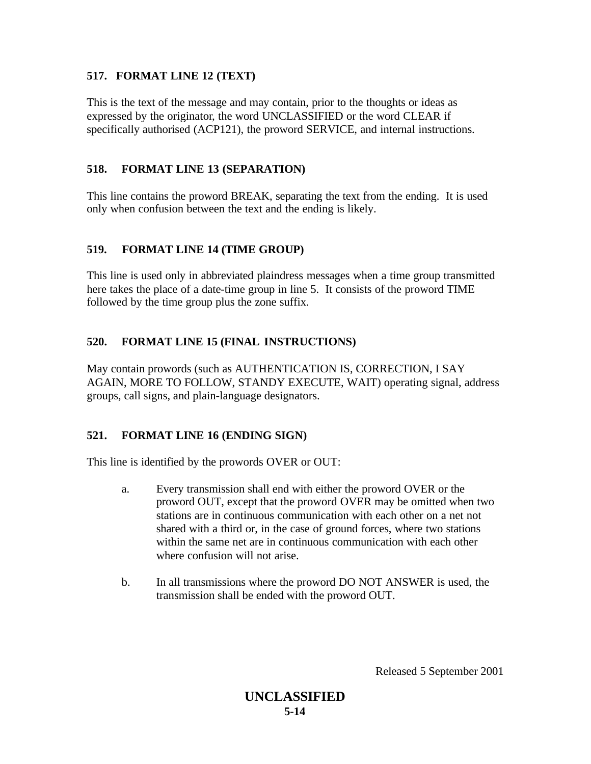### 517. FORMAT LINE 12 (TEXT)

This is the text of the message and may contain, prior to the thoughts or ideas as expressed by the originator, the word UNCLASSIFIED or the word CLEAR if specifically authorised (ACP121), the proword SERVICE, and internal instructions.

### 518. FORMAT LINE 13 (SEPARATION)

This line contains the proword BREAK, separating the text from the ending. It is used only when confusion between the text and the ending is likely.

### 519. FORMAT LINE 14 (TIME GROUP)

This line is used only in abbreviated plaindress messages when a time group transmitted here takes the place of a date-time group in line 5. It consists of the proword TIME followed by the time group plus the zone suffix.

### 520. FORMAT LINE 15 (FINAL INSTRUCTIONS)

May contain prowords (such as AUTHENTICATION IS, CORRECTION, I SAY AGAIN, MORE TO FOLLOW, STANDY EXECUTE, WAIT) operating signal, address groups, call signs, and plain-language designators.

### 521. FORMAT LINE 16 (ENDING SIGN)

This line is identified by the prowords OVER or OUT:

a. Every transmission shall end with either the proword OVER or the proword OUT, except that the proword OVER may be omitted when two stations are in continuous communication with each other on a net not shared with a third or, in the case of ground forces, where two stations within the same net are in continuous communication with each other where confusion will not arise.

b. In all transmissions where the proword DO NOT ANSWER is used, the transmission shall be ended with the proword OUT.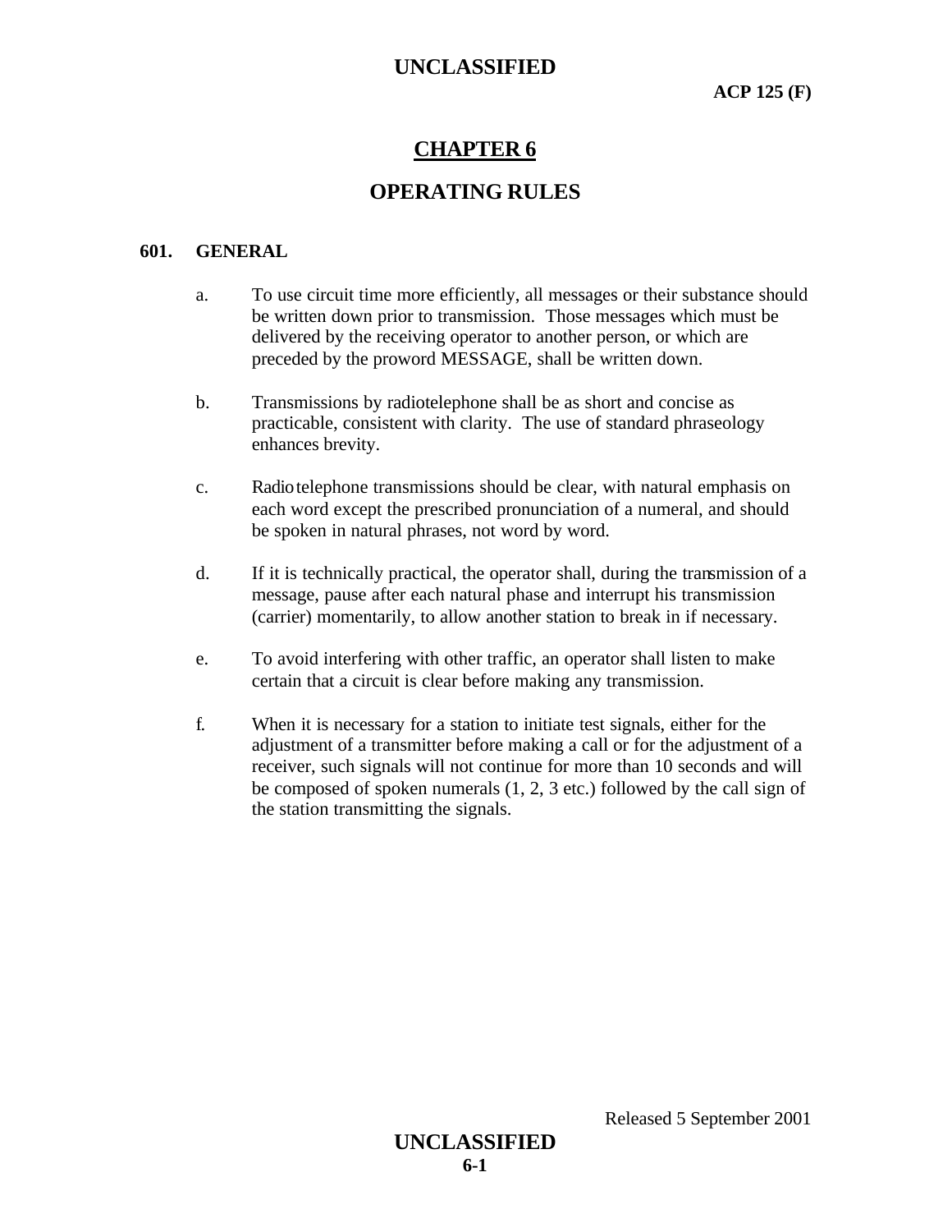# CHAPTER 6

## OPERATING RULES

### 601. GENERAL

a. To use circuit time more efficiently, all messages or their substance should be written down prior to transmission. Those messages which must be delivered by the receiving operator to another person, or which are preceded by the proword MESSAGE, shall be written down.

b. Transmissions by radiotelephone shall be as short and concise as practicable, consistent with clarity. The use of standard phraseology enhances brevity.

c. Radiotelephone transmissions should be clear, with natural emphasis on each word except the prescribed pronunciation of a numeral, and should be spoken in natural phrases, not word by word.

d. If it is technically practical, the operator shall, during the transmission of a message, pause after each natural phase and interrupt his transmission (carrier) momentarily, to allow another station to break in if necessary.

e. To avoid interfering with other traffic, an operator shall listen to make certain that a circuit is clear before making any transmission.

f. When it is necessary for a station to initiate test signals, either for the adjustment of a transmitter before making a call or for the adjustment of a receiver, such signals will not continue for more than 10 seconds and will be composed of spoken numerals (1, 2, 3 etc.) followed by the call sign of the station transmitting the signals.

Released 5 September 2001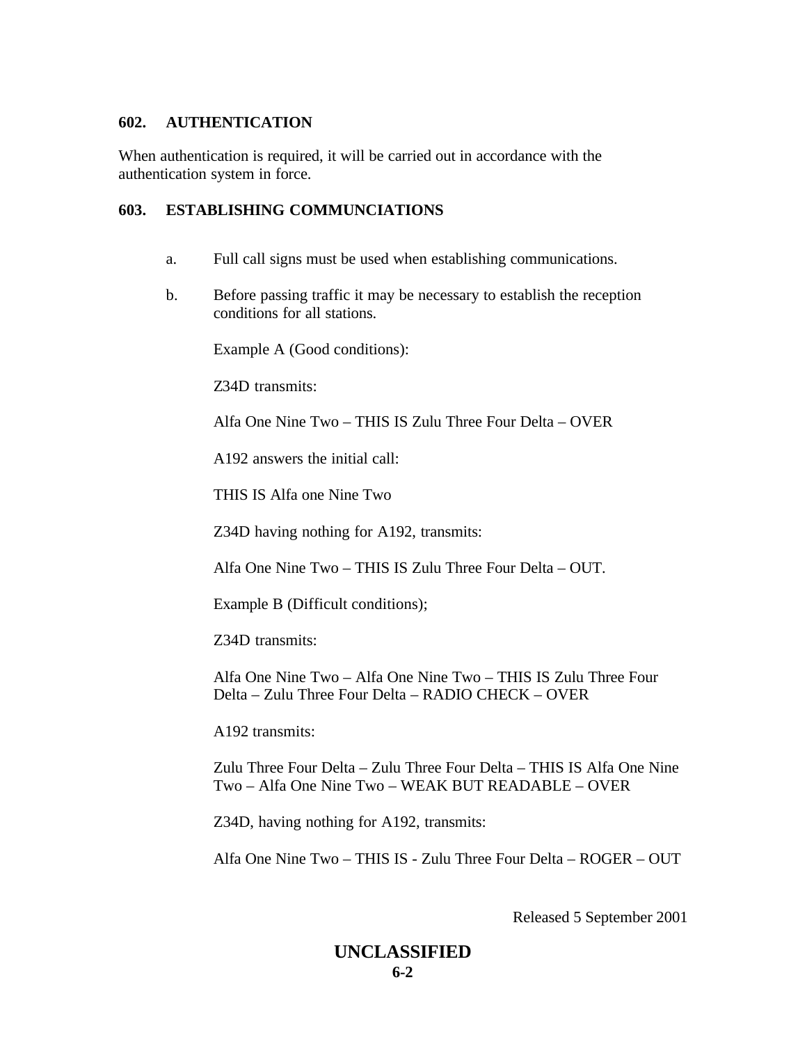## 602. AUTHENTICATION

When authentication is required, it will be carried out in accordance with the authentication system in force.

## 603. ESTABLISHING COMMUNCIATIONS

a. Full call signs must be used when establishing communications.

b. Before passing traffic it may be necessary to establish the reception conditions for all stations.

Example A (Good conditions):

Z34D transmits:

Alfa One Nine Two – THIS IS Zulu Three Four Delta – OVER

A192 answers the initial call:

THIS IS Alfa one Nine Two

Z34D having nothing for A192, transmits:

Alfa One Nine Two – THIS IS Zulu Three Four Delta – OUT.

Example B (Difficult conditions);

Z34D transmits:

Alfa One Nine Two – Alfa One Nine Two – THIS IS Zulu Three Four Delta – Zulu Three Four Delta – RADIO CHECK – OVER

A192 transmits:

Zulu Three Four Delta – Zulu Three Four Delta – THIS IS Alfa One Nine Two – Alfa One Nine Two – WEAK BUT READABLE – OVER

Z34D, having nothing for A192, transmits:

Alfa One Nine Two – THIS IS - Zulu Three Four Delta – ROGER – OUT

Released 5 September 2001

**UNCLASSIFIED**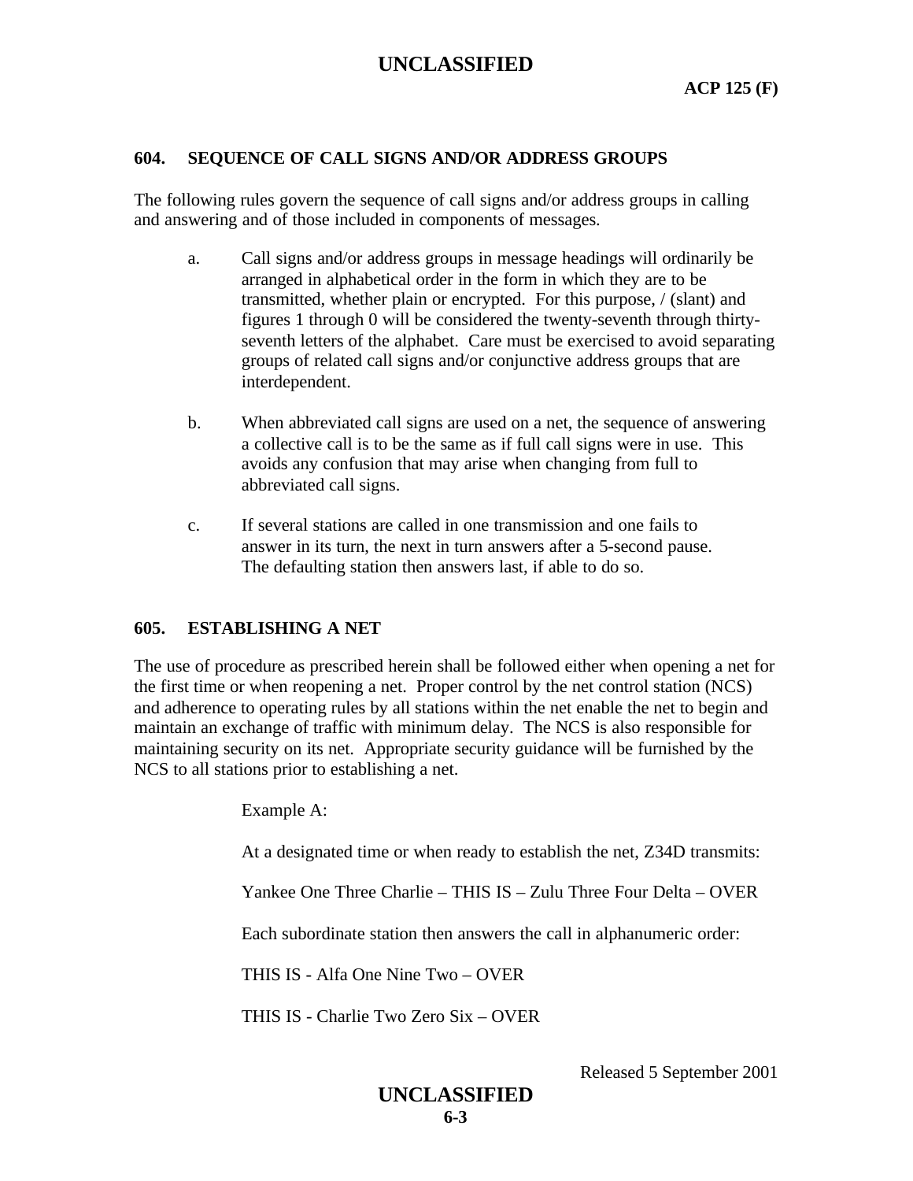### 604. SEQUENCE OF CALL SIGNS AND/OR ADDRESS GROUPS

The following rules govern the sequence of call signs and/or address groups in calling and answering and of those included in components of messages.

a. Call signs and/or address groups in message headings will ordinarily be arranged in alphabetical order in the form in which they are to be transmitted, whether plain or encrypted. For this purpose, / (slant) and figures 1 through 0 will be considered the twenty-seventh through thirty-seventh letters of the alphabet. Care must be exercised to avoid separating groups of related call signs and/or conjunctive address groups that are interdependent.

b. When abbreviated call signs are used on a net, the sequence of answering a collective call is to be the same as if full call signs were in use. This avoids any confusion that may arise when changing from full to abbreviated call signs.

c. If several stations are called in one transmission and one fails to answer in its turn, the next in turn answers after a 5-second pause. The defaulting station then answers last, if able to do so.

### 605. ESTABLISHING A NET

The use of procedure as prescribed herein shall be followed either when opening a net for the first time or when reopening a net. Proper control by the net control station (NCS) and adherence to operating rules by all stations within the net enable the net to begin and maintain an exchange of traffic with minimum delay. The NCS is also responsible for maintaining security on its net. Appropriate security guidance will be furnished by the NCS to all stations prior to establishing a net.

Example A:

At a designated time or when ready to establish the net, Z34D transmits:

Yankee One Three Charlie – THIS IS – Zulu Three Four Delta – OVER

Each subordinate station then answers the call in alphanumeric order:

THIS IS - Alfa One Nine Two – OVER

THIS IS - Charlie Two Zero Six – OVER

Released 5 September 2001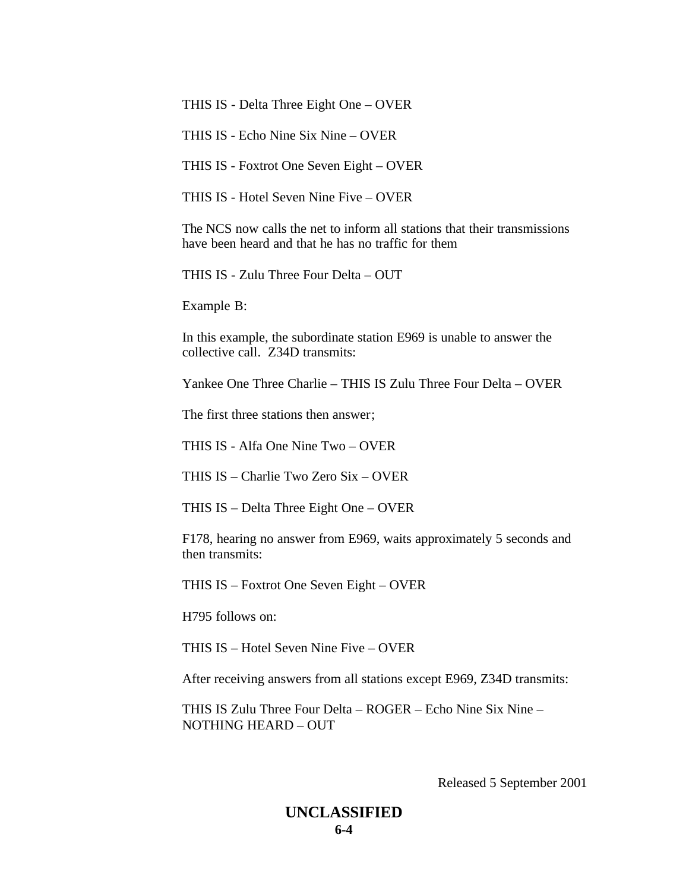THIS IS - Delta Three Eight One – OVER

THIS IS - Echo Nine Six Nine – OVER

THIS IS - Foxtrot One Seven Eight – OVER

THIS IS - Hotel Seven Nine Five – OVER

The NCS now calls the net to inform all stations that their transmissions have been heard and that he has no traffic for them

THIS IS - Zulu Three Four Delta – OUT

Example B:

In this example, the subordinate station E969 is unable to answer the collective call. Z34D transmits:

Yankee One Three Charlie – THIS IS Zulu Three Four Delta – OVER

The first three stations then answer;

THIS IS - Alfa One Nine Two – OVER

THIS IS – Charlie Two Zero Six – OVER

THIS IS – Delta Three Eight One – OVER

F178, hearing no answer from E969, waits approximately 5 seconds and then transmits:

THIS IS – Foxtrot One Seven Eight – OVER

H795 follows on:

THIS IS – Hotel Seven Nine Five – OVER

After receiving answers from all stations except E969, Z34D transmits:

THIS IS Zulu Three Four Delta – ROGER – Echo Nine Six Nine – NOTHING HEARD – OUT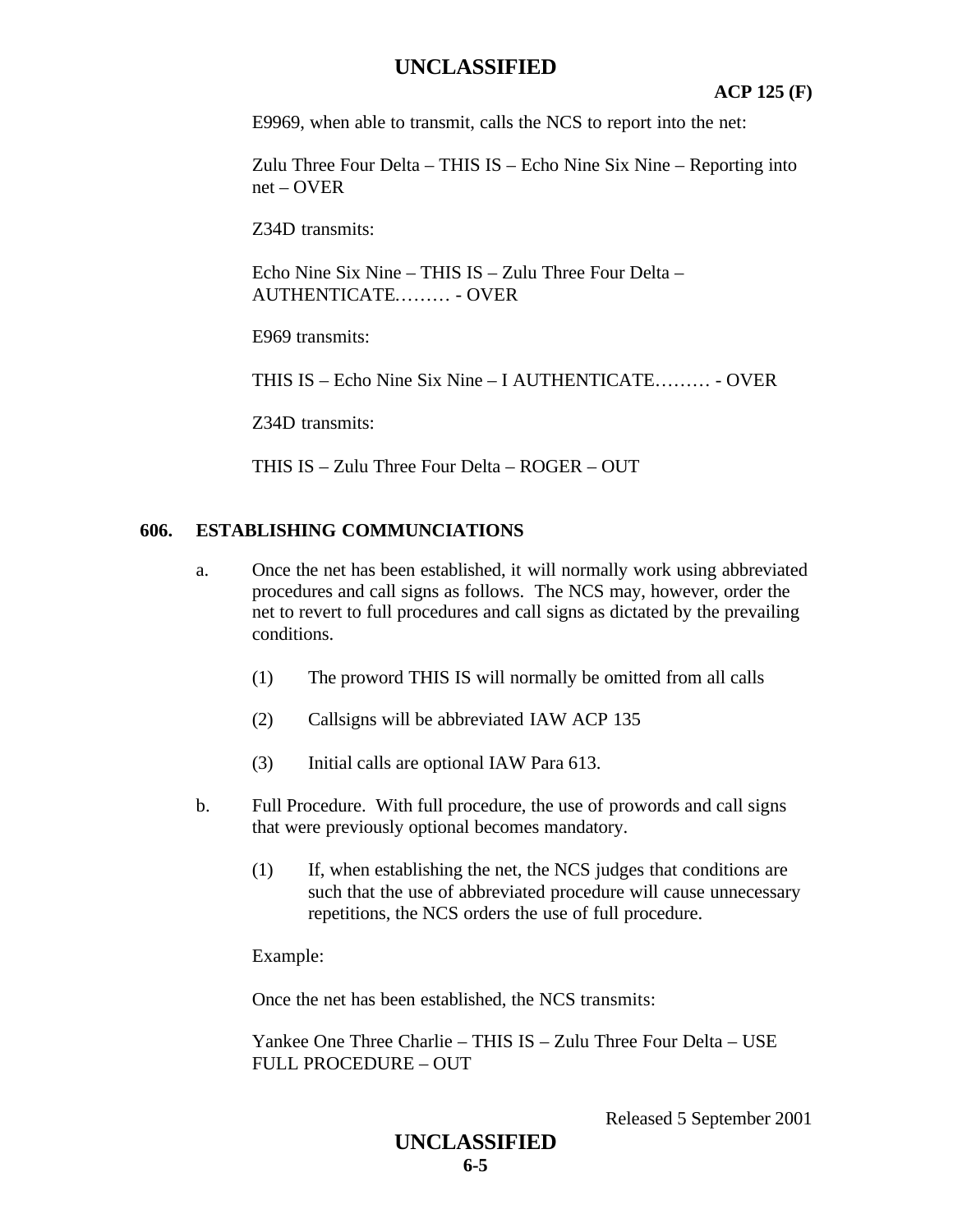E9969, when able to transmit, calls the NCS to report into the net:

Zulu Three Four Delta – THIS IS – Echo Nine Six Nine – Reporting into net – OVER

Z34D transmits:

Echo Nine Six Nine – THIS IS – Zulu Three Four Delta – AUTHENTICATE……… - OVER

E969 transmits:

THIS IS – Echo Nine Six Nine – I AUTHENTICATE……… - OVER

Z34D transmits:

THIS IS – Zulu Three Four Delta – ROGER – OUT

## 606. ESTABLISHING COMMUNCIATIONS

a. Once the net has been established, it will normally work using abbreviated procedures and call signs as follows. The NCS may, however, order the net to revert to full procedures and call signs as dictated by the prevailing conditions.

(1) The proword THIS IS will normally be omitted from all calls

(2) Callsigns will be abbreviated IAW ACP 135

(3) Initial calls are optional IAW Para 613.

b. Full Procedure. With full procedure, the use of prowords and call signs that were previously optional becomes mandatory.

(1) If, when establishing the net, the NCS judges that conditions are such that the use of abbreviated procedure will cause unnecessary repetitions, the NCS orders the use of full procedure.

Example:

Once the net has been established, the NCS transmits:

Yankee One Three Charlie – THIS IS – Zulu Three Four Delta – USE FULL PROCEDURE – OUT

Released 5 September 2001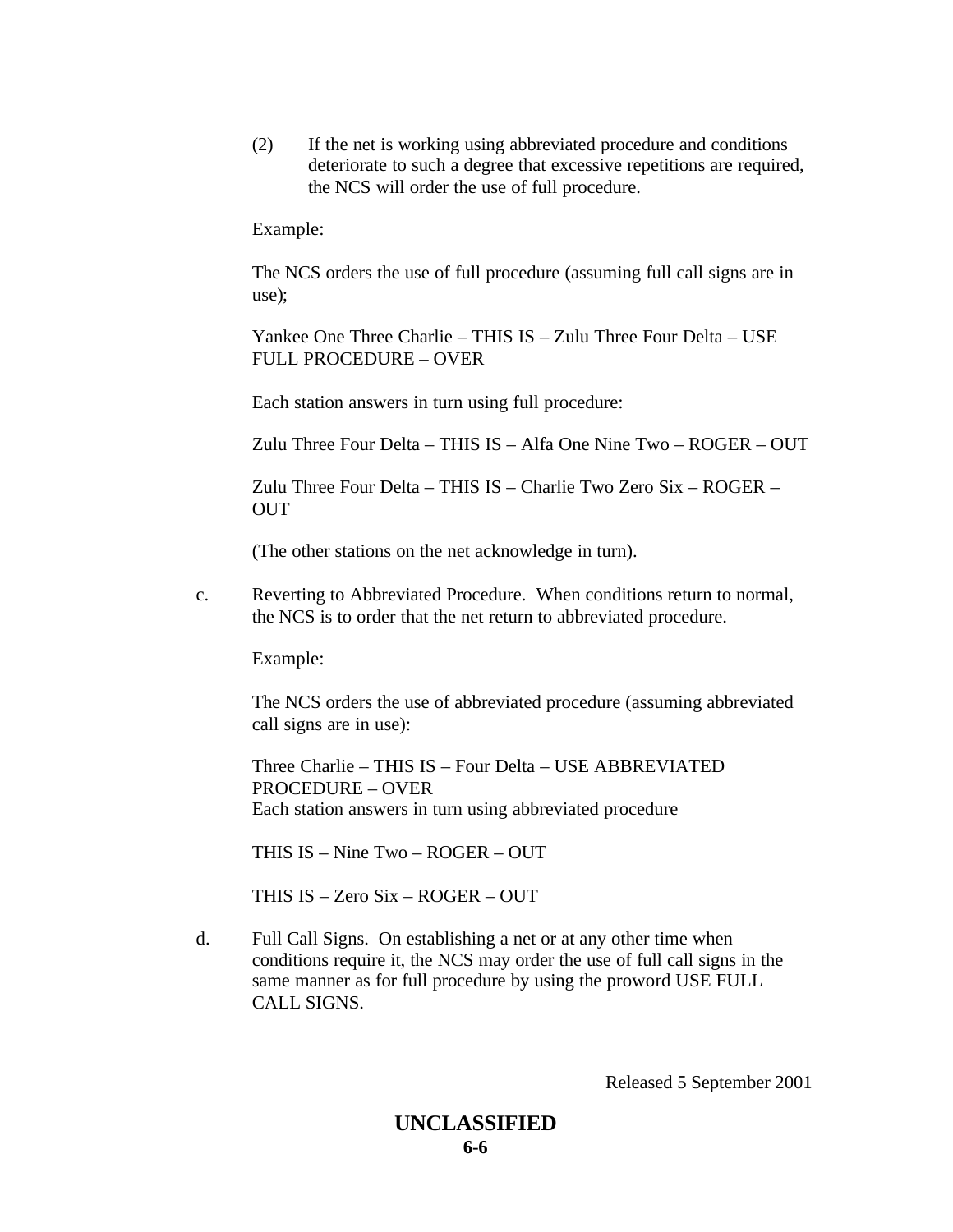(2) If the net is working using abbreviated procedure and conditions deteriorate to such a degree that excessive repetitions are required, the NCS will order the use of full procedure.

Example:

The NCS orders the use of full procedure (assuming full call signs are in use);

Yankee One Three Charlie – THIS IS – Zulu Three Four Delta – USE FULL PROCEDURE – OVER

Each station answers in turn using full procedure:

Zulu Three Four Delta – THIS IS – Alfa One Nine Two – ROGER – OUT

Zulu Three Four Delta – THIS IS – Charlie Two Zero Six – ROGER – OUT

(The other stations on the net acknowledge in turn).

c. Reverting to Abbreviated Procedure. When conditions return to normal, the NCS is to order that the net return to abbreviated procedure.

Example:

The NCS orders the use of abbreviated procedure (assuming abbreviated call signs are in use):

Three Charlie – THIS IS – Four Delta – USE ABBREVIATED PROCEDURE – OVER
Each station answers in turn using abbreviated procedure

THIS IS – Nine Two – ROGER – OUT

THIS IS – Zero Six – ROGER – OUT

d. Full Call Signs. On establishing a net or at any other time when conditions require it, the NCS may order the use of full call signs in the same manner as for full procedure by using the proword USE FULL CALL SIGNS.

Released 5 September 2001

**UNCLASSIFIED**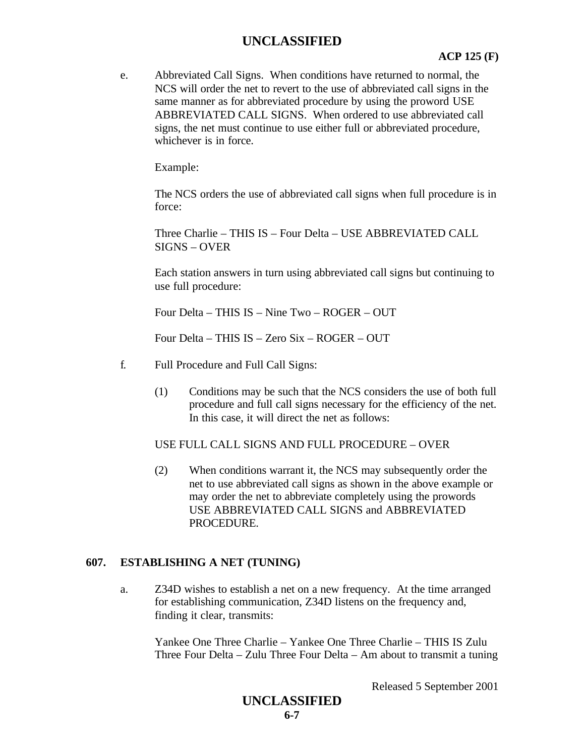e. Abbreviated Call Signs. When conditions have returned to normal, the NCS will order the net to revert to the use of abbreviated call signs in the same manner as for abbreviated procedure by using the proword USE ABBREVIATED CALL SIGNS. When ordered to use abbreviated call signs, the net must continue to use either full or abbreviated procedure, whichever is in force.

Example:

The NCS orders the use of abbreviated call signs when full procedure is in force:

Three Charlie – THIS IS – Four Delta – USE ABBREVIATED CALL SIGNS – OVER

Each station answers in turn using abbreviated call signs but continuing to use full procedure:

Four Delta – THIS IS – Nine Two – ROGER – OUT

Four Delta – THIS IS – Zero Six – ROGER – OUT

f. Full Procedure and Full Call Signs:

(1) Conditions may be such that the NCS considers the use of both full procedure and full call signs necessary for the efficiency of the net. In this case, it will direct the net as follows:

USE FULL CALL SIGNS AND FULL PROCEDURE – OVER

(2) When conditions warrant it, the NCS may subsequently order the net to use abbreviated call signs as shown in the above example or may order the net to abbreviate completely using the prowords USE ABBREVIATED CALL SIGNS and ABBREVIATED PROCEDURE.

## 607. ESTABLISHING A NET (TUNING)

a. Z34D wishes to establish a net on a new frequency. At the time arranged for establishing communication, Z34D listens on the frequency and, finding it clear, transmits:

Yankee One Three Charlie – Yankee One Three Charlie – THIS IS Zulu Three Four Delta – Zulu Three Four Delta – Am about to transmit a tuning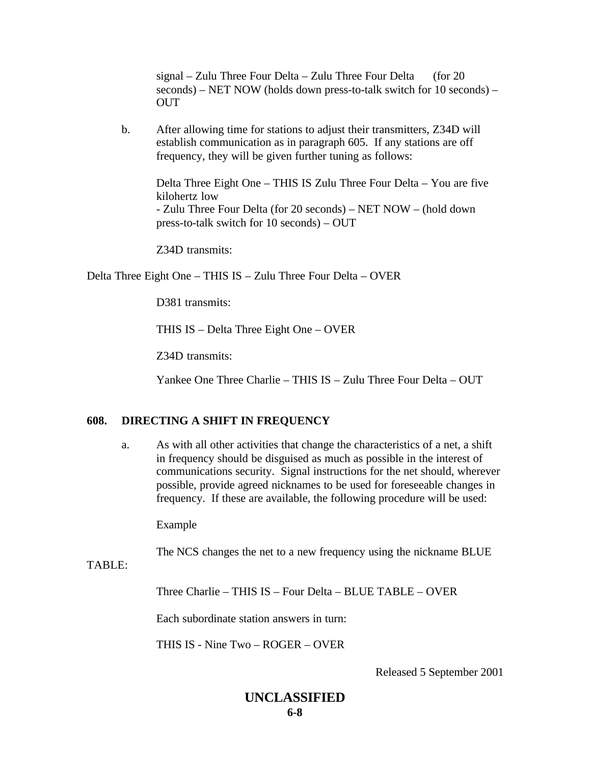signal – Zulu Three Four Delta – Zulu Three Four Delta (for 20 seconds) – NET NOW (holds down press-to-talk switch for 10 seconds) – OUT

b. After allowing time for stations to adjust their transmitters, Z34D will establish communication as in paragraph 605. If any stations are off frequency, they will be given further tuning as follows:

Delta Three Eight One – THIS IS Zulu Three Four Delta – You are five kilohertz low
- Zulu Three Four Delta (for 20 seconds) – NET NOW – (hold down press-to-talk switch for 10 seconds) – OUT

Z34D transmits:

Delta Three Eight One – THIS IS – Zulu Three Four Delta – OVER

D381 transmits:

THIS IS – Delta Three Eight One – OVER

Z34D transmits:

Yankee One Three Charlie – THIS IS – Zulu Three Four Delta – OUT

## 608. DIRECTING A SHIFT IN FREQUENCY

a. As with all other activities that change the characteristics of a net, a shift in frequency should be disguised as much as possible in the interest of communications security. Signal instructions for the net should, wherever possible, provide agreed nicknames to be used for foreseeable changes in frequency. If these are available, the following procedure will be used:

Example

The NCS changes the net to a new frequency using the nickname BLUE TABLE:

Three Charlie – THIS IS – Four Delta – BLUE TABLE – OVER

Each subordinate station answers in turn:

THIS IS - Nine Two – ROGER – OVER

Released 5 September 2001

**UNCLASSIFIED**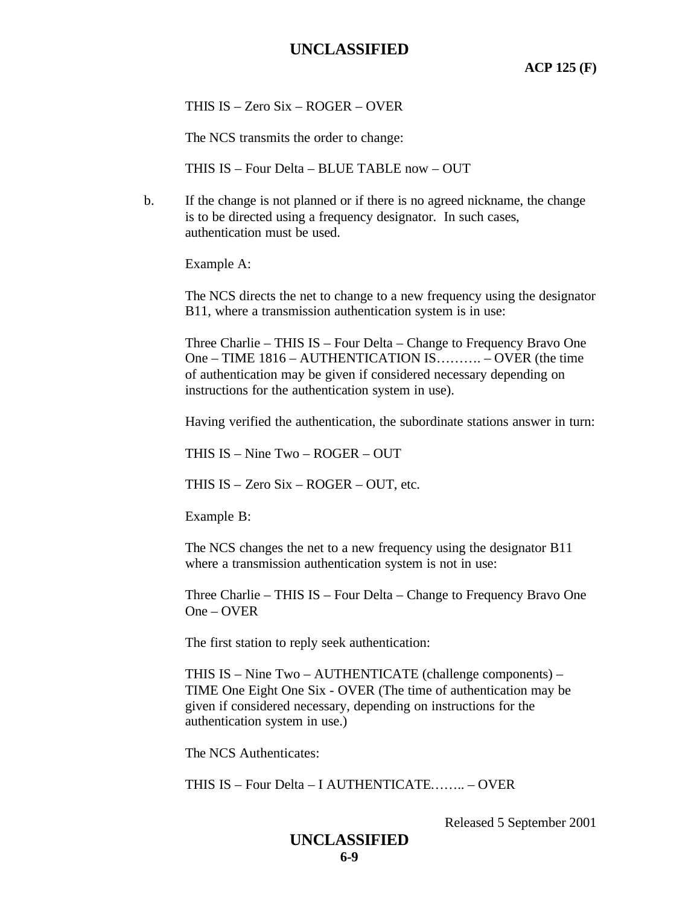THIS IS – Zero Six – ROGER – OVER

The NCS transmits the order to change:

THIS IS – Four Delta – BLUE TABLE now – OUT

b. If the change is not planned or if there is no agreed nickname, the change is to be directed using a frequency designator. In such cases, authentication must be used.

Example A:

The NCS directs the net to change to a new frequency using the designator B11, where a transmission authentication system is in use:

Three Charlie – THIS IS – Four Delta – Change to Frequency Bravo One One – TIME 1816 – AUTHENTICATION IS………. – OVER (the time of authentication may be given if considered necessary depending on instructions for the authentication system in use).

Having verified the authentication, the subordinate stations answer in turn:

THIS IS – Nine Two – ROGER – OUT

THIS IS – Zero Six – ROGER – OUT, etc.

Example B:

The NCS changes the net to a new frequency using the designator B11 where a transmission authentication system is not in use:

Three Charlie – THIS IS – Four Delta – Change to Frequency Bravo One One – OVER

The first station to reply seek authentication:

THIS IS – Nine Two – AUTHENTICATE (challenge components) – TIME One Eight One Six - OVER (The time of authentication may be given if considered necessary, depending on instructions for the authentication system in use.)

The NCS Authenticates:

THIS IS – Four Delta – I AUTHENTICATE…….. – OVER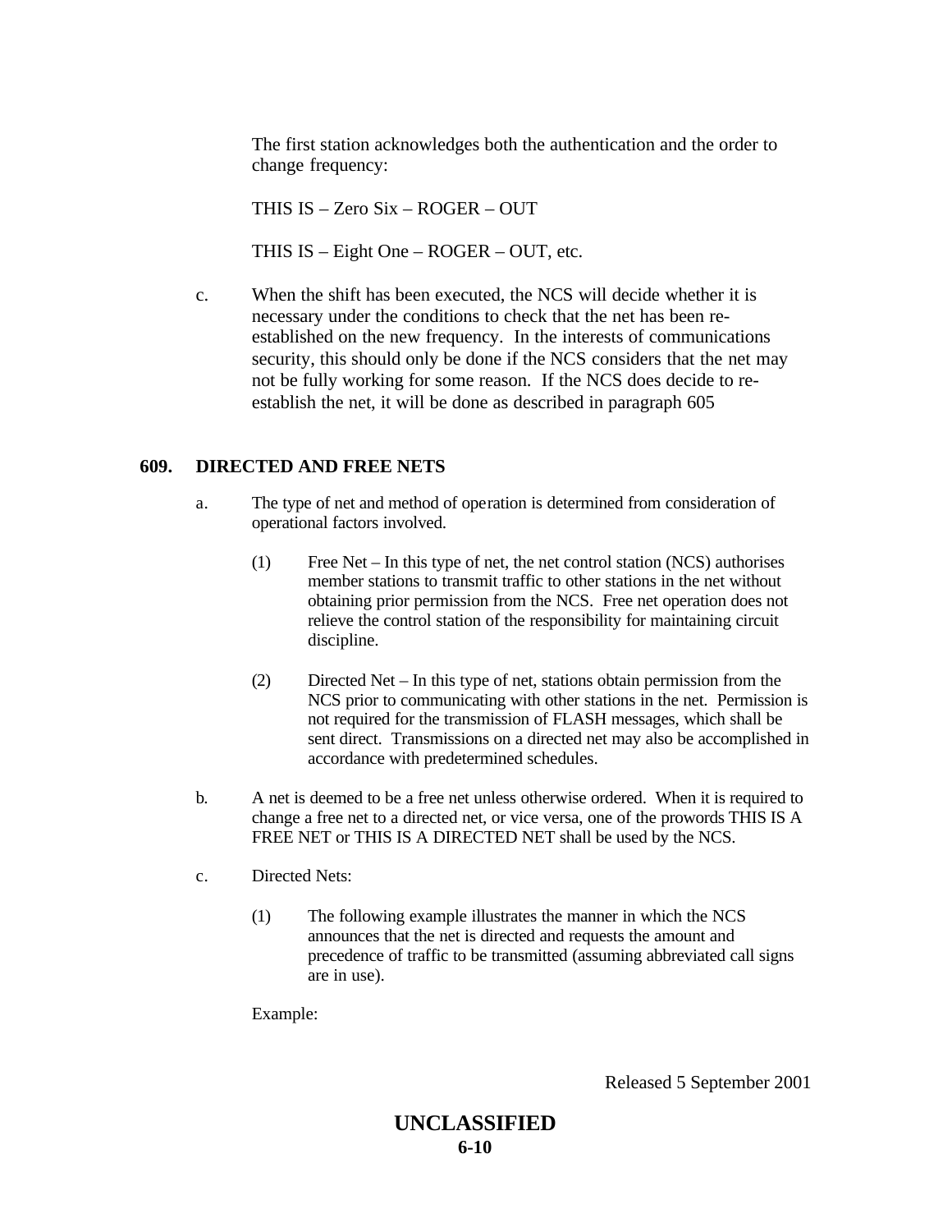The first station acknowledges both the authentication and the order to change frequency:

THIS IS – Zero Six – ROGER – OUT

THIS IS – Eight One – ROGER – OUT, etc.

c. When the shift has been executed, the NCS will decide whether it is necessary under the conditions to check that the net has been re-established on the new frequency. In the interests of communications security, this should only be done if the NCS considers that the net may not be fully working for some reason. If the NCS does decide to re-establish the net, it will be done as described in paragraph 605

## 609. DIRECTED AND FREE NETS

a. The type of net and method of operation is determined from consideration of operational factors involved.

   (1) Free Net – In this type of net, the net control station (NCS) authorises member stations to transmit traffic to other stations in the net without obtaining prior permission from the NCS. Free net operation does not relieve the control station of the responsibility for maintaining circuit discipline.

   (2) Directed Net – In this type of net, stations obtain permission from the NCS prior to communicating with other stations in the net. Permission is not required for the transmission of FLASH messages, which shall be sent direct. Transmissions on a directed net may also be accomplished in accordance with predetermined schedules.

b. A net is deemed to be a free net unless otherwise ordered. When it is required to change a free net to a directed net, or vice versa, one of the prowords THIS IS A FREE NET or THIS IS A DIRECTED NET shall be used by the NCS.

c. Directed Nets:

   (1) The following example illustrates the manner in which the NCS announces that the net is directed and requests the amount and precedence of traffic to be transmitted (assuming abbreviated call signs are in use).

Example: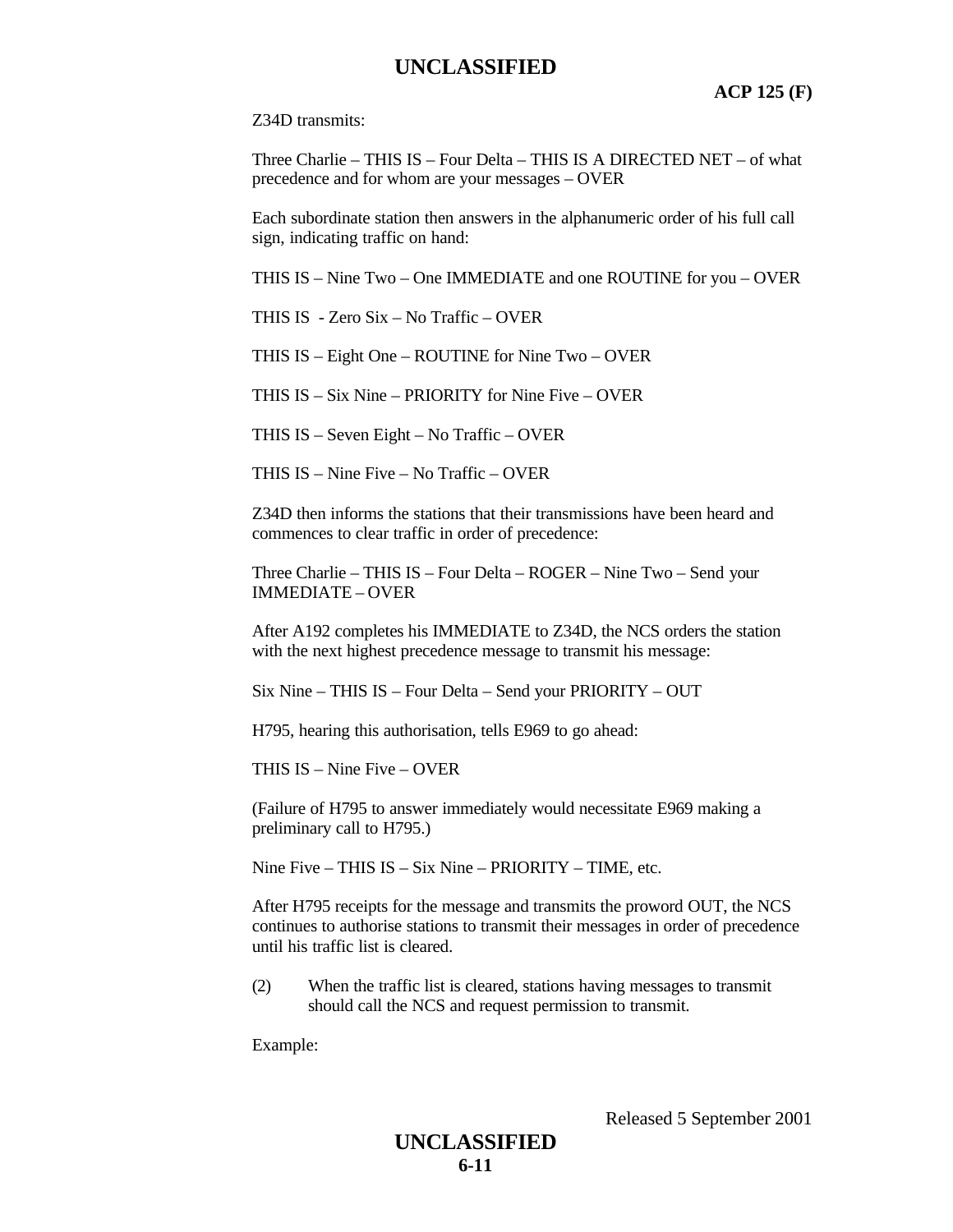Z34D transmits:

Three Charlie – THIS IS – Four Delta – THIS IS A DIRECTED NET – of what precedence and for whom are your messages – OVER

Each subordinate station then answers in the alphanumeric order of his full call sign, indicating traffic on hand:

THIS IS – Nine Two – One IMMEDIATE and one ROUTINE for you – OVER

THIS IS  - Zero Six – No Traffic – OVER

THIS IS – Eight One – ROUTINE for Nine Two – OVER

THIS IS – Six Nine – PRIORITY for Nine Five – OVER

THIS IS – Seven Eight – No Traffic – OVER

THIS IS – Nine Five – No Traffic – OVER

Z34D then informs the stations that their transmissions have been heard and commences to clear traffic in order of precedence:

Three Charlie – THIS IS – Four Delta – ROGER – Nine Two – Send your IMMEDIATE – OVER

After A192 completes his IMMEDIATE to Z34D, the NCS orders the station with the next highest precedence message to transmit his message:

Six Nine – THIS IS – Four Delta – Send your PRIORITY – OUT

H795, hearing this authorisation, tells E969 to go ahead:

THIS IS – Nine Five – OVER

(Failure of H795 to answer immediately would necessitate E969 making a preliminary call to H795.)

Nine Five – THIS IS – Six Nine – PRIORITY – TIME, etc.

After H795 receipts for the message and transmits the proword OUT, the NCS continues to authorise stations to transmit their messages in order of precedence until his traffic list is cleared.

(2) When the traffic list is cleared, stations having messages to transmit should call the NCS and request permission to transmit.

Example: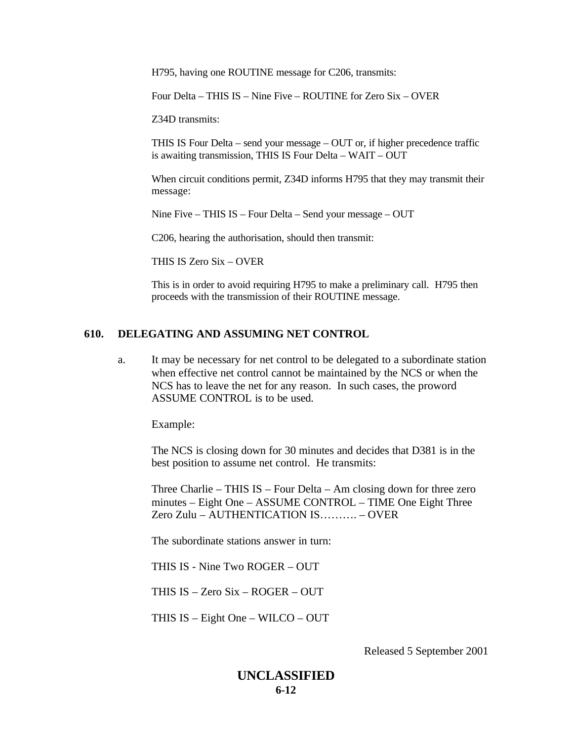H795, having one ROUTINE message for C206, transmits:

Four Delta – THIS IS – Nine Five – ROUTINE for Zero Six – OVER

Z34D transmits:

THIS IS Four Delta – send your message – OUT or, if higher precedence traffic is awaiting transmission, THIS IS Four Delta – WAIT – OUT

When circuit conditions permit, Z34D informs H795 that they may transmit their message:

Nine Five – THIS IS – Four Delta – Send your message – OUT

C206, hearing the authorisation, should then transmit:

THIS IS Zero Six – OVER

This is in order to avoid requiring H795 to make a preliminary call. H795 then proceeds with the transmission of their ROUTINE message.

## 610. DELEGATING AND ASSUMING NET CONTROL

a. It may be necessary for net control to be delegated to a subordinate station when effective net control cannot be maintained by the NCS or when the NCS has to leave the net for any reason. In such cases, the proword ASSUME CONTROL is to be used.

Example:

The NCS is closing down for 30 minutes and decides that D381 is in the best position to assume net control. He transmits:

Three Charlie – THIS IS – Four Delta – Am closing down for three zero minutes – Eight One – ASSUME CONTROL – TIME One Eight Three Zero Zulu – AUTHENTICATION IS………. – OVER

The subordinate stations answer in turn:

THIS IS - Nine Two ROGER – OUT

THIS IS – Zero Six – ROGER – OUT

THIS IS – Eight One – WILCO – OUT

Released 5 September 2001

**UNCLASSIFIED**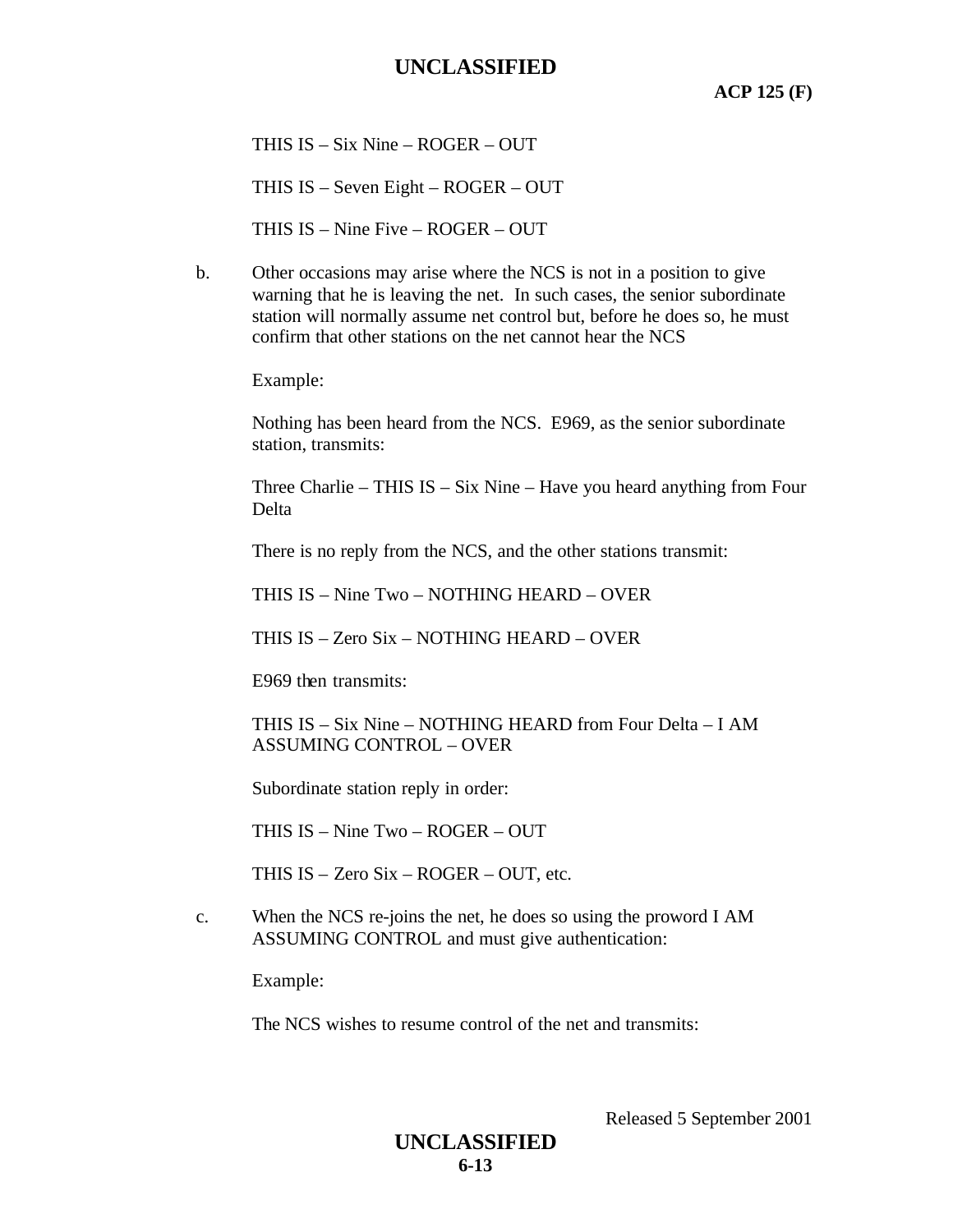THIS IS – Six Nine – ROGER – OUT

THIS IS – Seven Eight – ROGER – OUT

THIS IS – Nine Five – ROGER – OUT

b. Other occasions may arise where the NCS is not in a position to give warning that he is leaving the net. In such cases, the senior subordinate station will normally assume net control but, before he does so, he must confirm that other stations on the net cannot hear the NCS

Example:

Nothing has been heard from the NCS. E969, as the senior subordinate station, transmits:

Three Charlie – THIS IS – Six Nine – Have you heard anything from Four Delta

There is no reply from the NCS, and the other stations transmit:

THIS IS – Nine Two – NOTHING HEARD – OVER

THIS IS – Zero Six – NOTHING HEARD – OVER

E969 then transmits:

THIS IS – Six Nine – NOTHING HEARD from Four Delta – I AM ASSUMING CONTROL – OVER

Subordinate station reply in order:

THIS IS – Nine Two – ROGER – OUT

THIS IS – Zero Six – ROGER – OUT, etc.

c. When the NCS re-joins the net, he does so using the proword I AM ASSUMING CONTROL and must give authentication:

Example:

The NCS wishes to resume control of the net and transmits: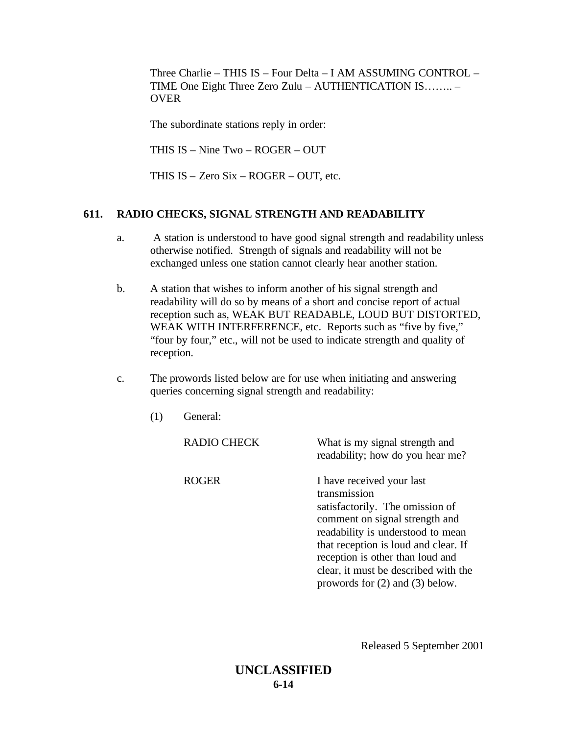Three Charlie – THIS IS – Four Delta – I AM ASSUMING CONTROL – TIME One Eight Three Zero Zulu – AUTHENTICATION IS…….. – OVER

The subordinate stations reply in order:

THIS IS – Nine Two – ROGER – OUT

THIS IS – Zero Six – ROGER – OUT, etc.

## 611. RADIO CHECKS, SIGNAL STRENGTH AND READABILITY

a. A station is understood to have good signal strength and readability unless otherwise notified. Strength of signals and readability will not be exchanged unless one station cannot clearly hear another station.

b. A station that wishes to inform another of his signal strength and readability will do so by means of a short and concise report of actual reception such as, WEAK BUT READABLE, LOUD BUT DISTORTED, WEAK WITH INTERFERENCE, etc. Reports such as "five by five," "four by four," etc., will not be used to indicate strength and quality of reception.

c. The prowords listed below are for use when initiating and answering queries concerning signal strength and readability:

(1) General:

| | |
|---|---|
| RADIO CHECK | What is my signal strength and readability; how do you hear me? |
| ROGER | I have received your last transmission satisfactorily. The omission of comment on signal strength and readability is understood to mean that reception is loud and clear. If reception is other than loud and clear, it must be described with the prowords for (2) and (3) below. |

Released 5 September 2001

UNCLASSIFIED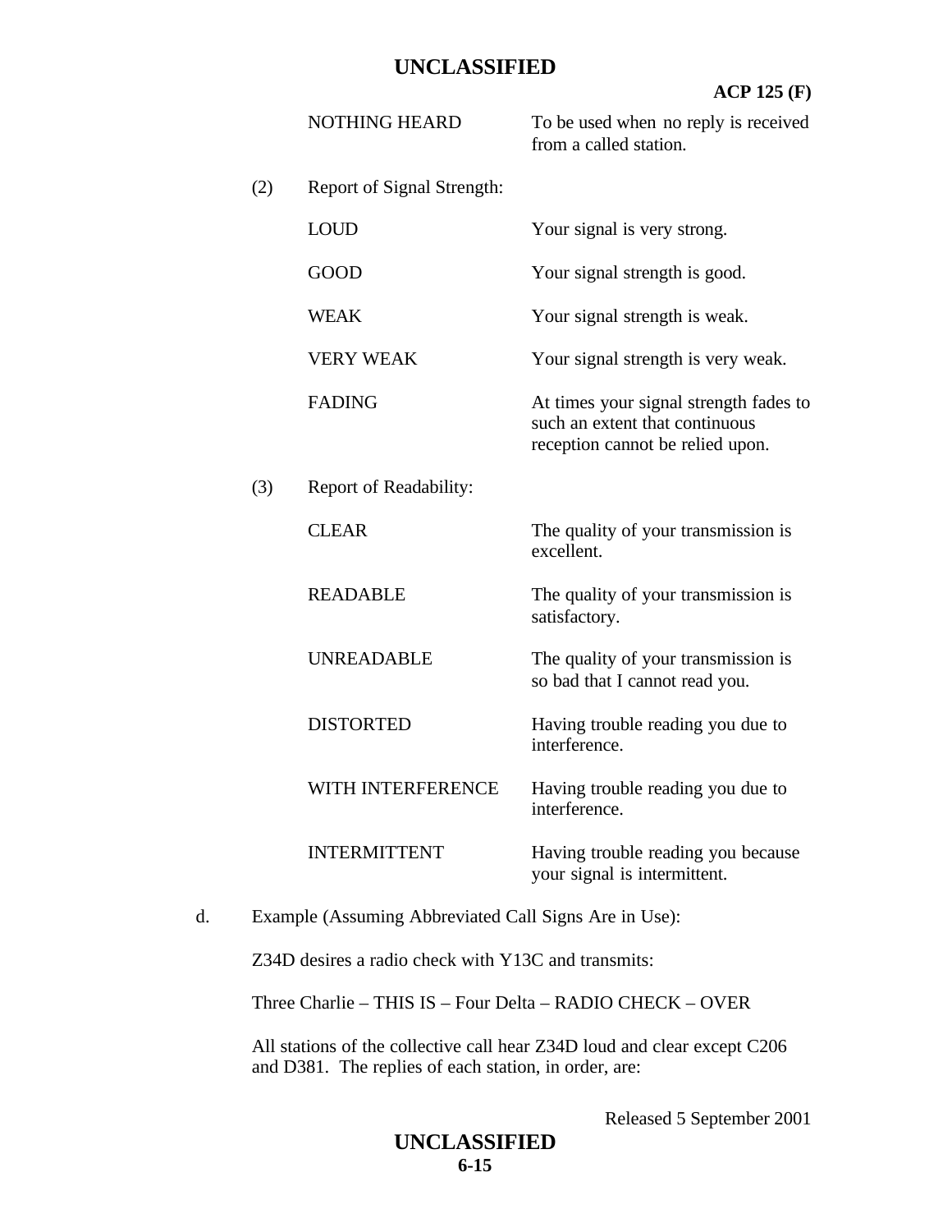| | |
|---|---|
| NOTHING HEARD | To be used when no reply is received from a called station. |

(2) Report of Signal Strength:

| | |
|---|---|
| LOUD | Your signal is very strong. |
| GOOD | Your signal strength is good. |
| WEAK | Your signal strength is weak. |
| VERY WEAK | Your signal strength is very weak. |
| FADING | At times your signal strength fades to such an extent that continuous reception cannot be relied upon. |

(3) Report of Readability:

| | |
|---|---|
| CLEAR | The quality of your transmission is excellent. |
| READABLE | The quality of your transmission is satisfactory. |
| UNREADABLE | The quality of your transmission is so bad that I cannot read you. |
| DISTORTED | Having trouble reading you due to interference. |
| WITH INTERFERENCE | Having trouble reading you due to interference. |
| INTERMITTENT | Having trouble reading you because your signal is intermittent. |

d. Example (Assuming Abbreviated Call Signs Are in Use):

Z34D desires a radio check with Y13C and transmits:

Three Charlie – THIS IS – Four Delta – RADIO CHECK – OVER

All stations of the collective call hear Z34D loud and clear except C206 and D381. The replies of each station, in order, are:

Released 5 September 2001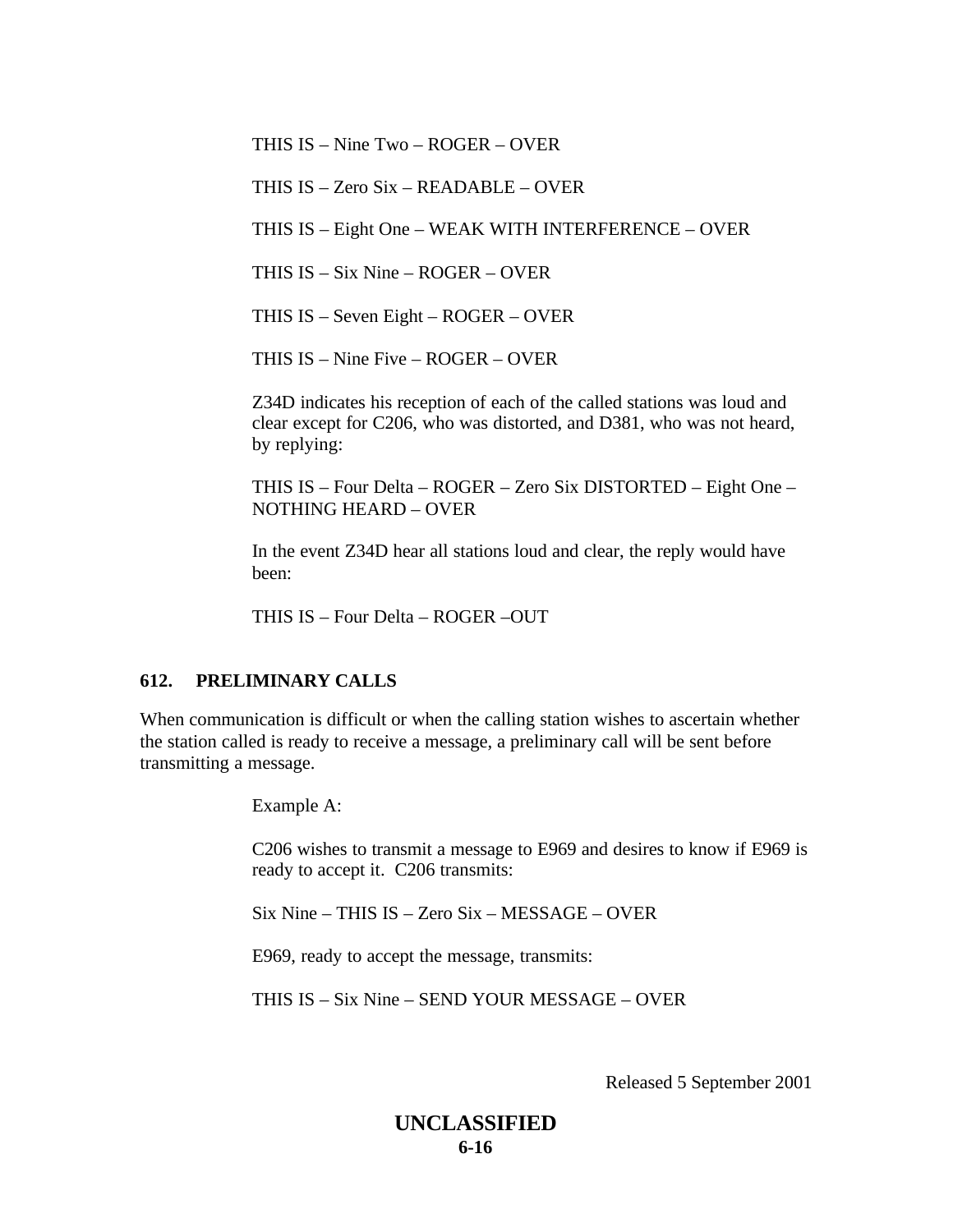THIS IS – Nine Two – ROGER – OVER

THIS IS – Zero Six – READABLE – OVER

THIS IS – Eight One – WEAK WITH INTERFERENCE – OVER

THIS IS – Six Nine – ROGER – OVER

THIS IS – Seven Eight – ROGER – OVER

THIS IS – Nine Five – ROGER – OVER

Z34D indicates his reception of each of the called stations was loud and clear except for C206, who was distorted, and D381, who was not heard, by replying:

THIS IS – Four Delta – ROGER – Zero Six DISTORTED – Eight One – NOTHING HEARD – OVER

In the event Z34D hear all stations loud and clear, the reply would have been:

THIS IS – Four Delta – ROGER –OUT

## 612. PRELIMINARY CALLS

When communication is difficult or when the calling station wishes to ascertain whether the station called is ready to receive a message, a preliminary call will be sent before transmitting a message.

Example A:

C206 wishes to transmit a message to E969 and desires to know if E969 is ready to accept it. C206 transmits:

Six Nine – THIS IS – Zero Six – MESSAGE – OVER

E969, ready to accept the message, transmits:

THIS IS – Six Nine – SEND YOUR MESSAGE – OVER

Released 5 September 2001

**UNCLASSIFIED**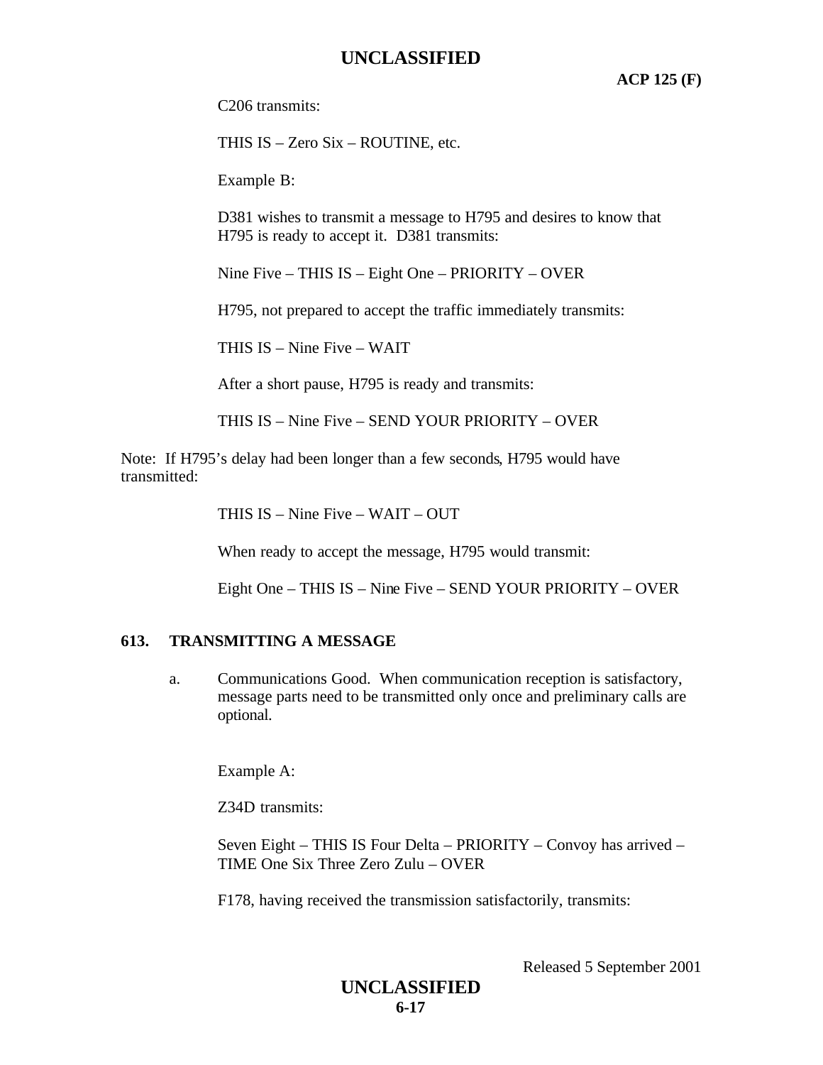C206 transmits:

THIS IS – Zero Six – ROUTINE, etc.

Example B:

D381 wishes to transmit a message to H795 and desires to know that H795 is ready to accept it. D381 transmits:

Nine Five – THIS IS – Eight One – PRIORITY – OVER

H795, not prepared to accept the traffic immediately transmits:

THIS IS – Nine Five – WAIT

After a short pause, H795 is ready and transmits:

THIS IS – Nine Five – SEND YOUR PRIORITY – OVER

Note: If H795's delay had been longer than a few seconds, H795 would have transmitted:

THIS IS – Nine Five – WAIT – OUT

When ready to accept the message, H795 would transmit:

Eight One – THIS IS – Nine Five – SEND YOUR PRIORITY – OVER

### 613. TRANSMITTING A MESSAGE

a. Communications Good. When communication reception is satisfactory, message parts need to be transmitted only once and preliminary calls are optional.

Example A:

Z34D transmits:

Seven Eight – THIS IS Four Delta – PRIORITY – Convoy has arrived – TIME One Six Three Zero Zulu – OVER

F178, having received the transmission satisfactorily, transmits: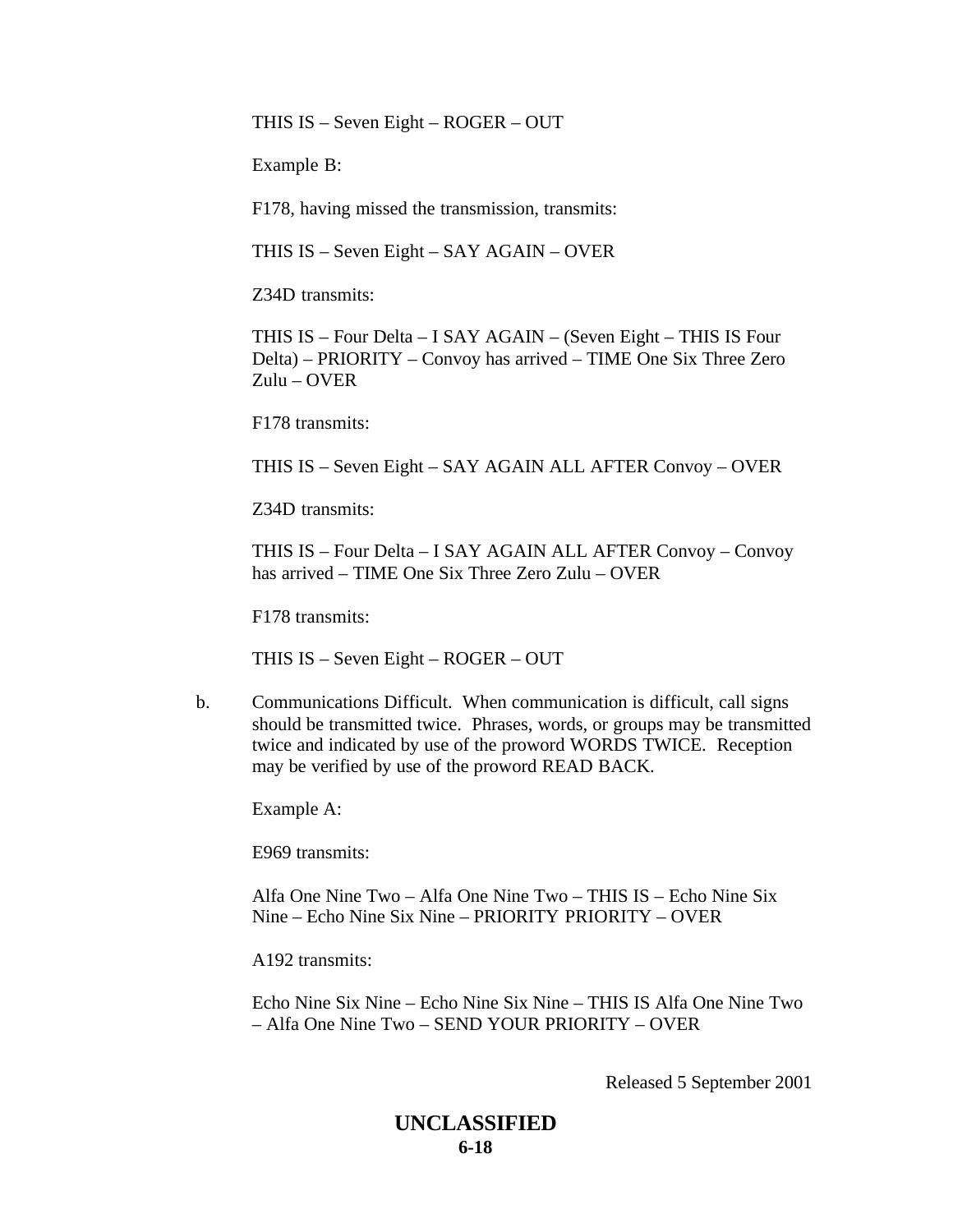THIS IS – Seven Eight – ROGER – OUT

Example B:

F178, having missed the transmission, transmits:

THIS IS – Seven Eight – SAY AGAIN – OVER

Z34D transmits:

THIS IS – Four Delta – I SAY AGAIN – (Seven Eight – THIS IS Four Delta) – PRIORITY – Convoy has arrived – TIME One Six Three Zero Zulu – OVER

F178 transmits:

THIS IS – Seven Eight – SAY AGAIN ALL AFTER Convoy – OVER

Z34D transmits:

THIS IS – Four Delta – I SAY AGAIN ALL AFTER Convoy – Convoy has arrived – TIME One Six Three Zero Zulu – OVER

F178 transmits:

THIS IS – Seven Eight – ROGER – OUT

b. Communications Difficult. When communication is difficult, call signs should be transmitted twice. Phrases, words, or groups may be transmitted twice and indicated by use of the proword WORDS TWICE. Reception may be verified by use of the proword READ BACK.

Example A:

E969 transmits:

Alfa One Nine Two – Alfa One Nine Two – THIS IS – Echo Nine Six Nine – Echo Nine Six Nine – PRIORITY PRIORITY – OVER

A192 transmits:

Echo Nine Six Nine – Echo Nine Six Nine – THIS IS Alfa One Nine Two – Alfa One Nine Two – SEND YOUR PRIORITY – OVER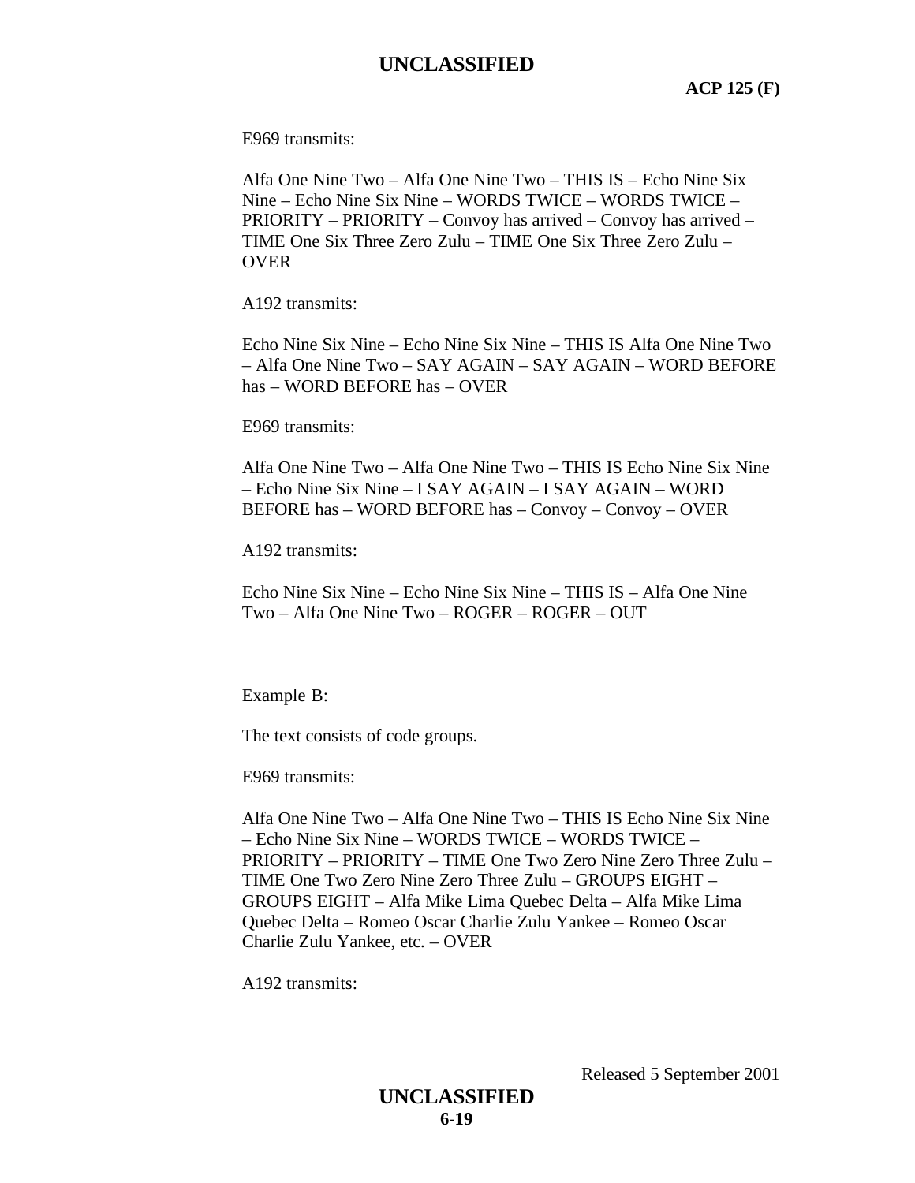E969 transmits:

Alfa One Nine Two – Alfa One Nine Two – THIS IS – Echo Nine Six Nine – Echo Nine Six Nine – WORDS TWICE – WORDS TWICE – PRIORITY – PRIORITY – Convoy has arrived – Convoy has arrived – TIME One Six Three Zero Zulu – TIME One Six Three Zero Zulu – OVER

A192 transmits:

Echo Nine Six Nine – Echo Nine Six Nine – THIS IS Alfa One Nine Two – Alfa One Nine Two – SAY AGAIN – SAY AGAIN – WORD BEFORE has – WORD BEFORE has – OVER

E969 transmits:

Alfa One Nine Two – Alfa One Nine Two – THIS IS Echo Nine Six Nine – Echo Nine Six Nine – I SAY AGAIN – I SAY AGAIN – WORD BEFORE has – WORD BEFORE has – Convoy – Convoy – OVER

A192 transmits:

Echo Nine Six Nine – Echo Nine Six Nine – THIS IS – Alfa One Nine Two – Alfa One Nine Two – ROGER – ROGER – OUT

Example B:

The text consists of code groups.

E969 transmits:

Alfa One Nine Two – Alfa One Nine Two – THIS IS Echo Nine Six Nine – Echo Nine Six Nine – WORDS TWICE – WORDS TWICE – PRIORITY – PRIORITY – TIME One Two Zero Nine Zero Three Zulu – TIME One Two Zero Nine Zero Three Zulu – GROUPS EIGHT – GROUPS EIGHT – Alfa Mike Lima Quebec Delta – Alfa Mike Lima Quebec Delta – Romeo Oscar Charlie Zulu Yankee – Romeo Oscar Charlie Zulu Yankee, etc. – OVER

A192 transmits: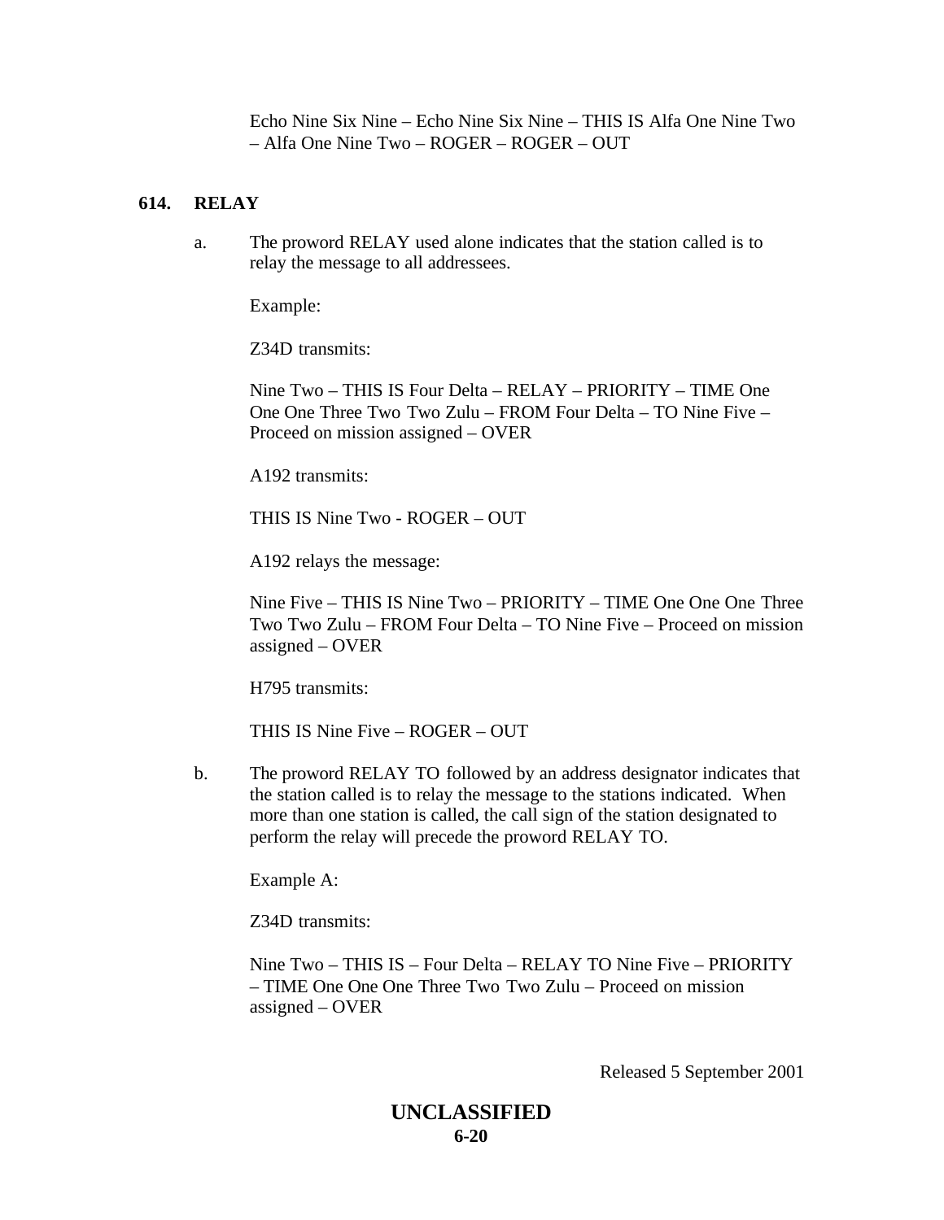Echo Nine Six Nine – Echo Nine Six Nine – THIS IS Alfa One Nine Two – Alfa One Nine Two – ROGER – ROGER – OUT

## 614. RELAY

a. The proword RELAY used alone indicates that the station called is to relay the message to all addressees.

Example:

Z34D transmits:

Nine Two – THIS IS Four Delta – RELAY – PRIORITY – TIME One One One Three Two Two Zulu – FROM Four Delta – TO Nine Five – Proceed on mission assigned – OVER

A192 transmits:

THIS IS Nine Two - ROGER – OUT

A192 relays the message:

Nine Five – THIS IS Nine Two – PRIORITY – TIME One One One Three Two Two Zulu – FROM Four Delta – TO Nine Five – Proceed on mission assigned – OVER

H795 transmits:

THIS IS Nine Five – ROGER – OUT

b. The proword RELAY TO followed by an address designator indicates that the station called is to relay the message to the stations indicated. When more than one station is called, the call sign of the station designated to perform the relay will precede the proword RELAY TO.

Example A:

Z34D transmits:

Nine Two – THIS IS – Four Delta – RELAY TO Nine Five – PRIORITY – TIME One One One Three Two Two Zulu – Proceed on mission assigned – OVER

Released 5 September 2001

**UNCLASSIFIED**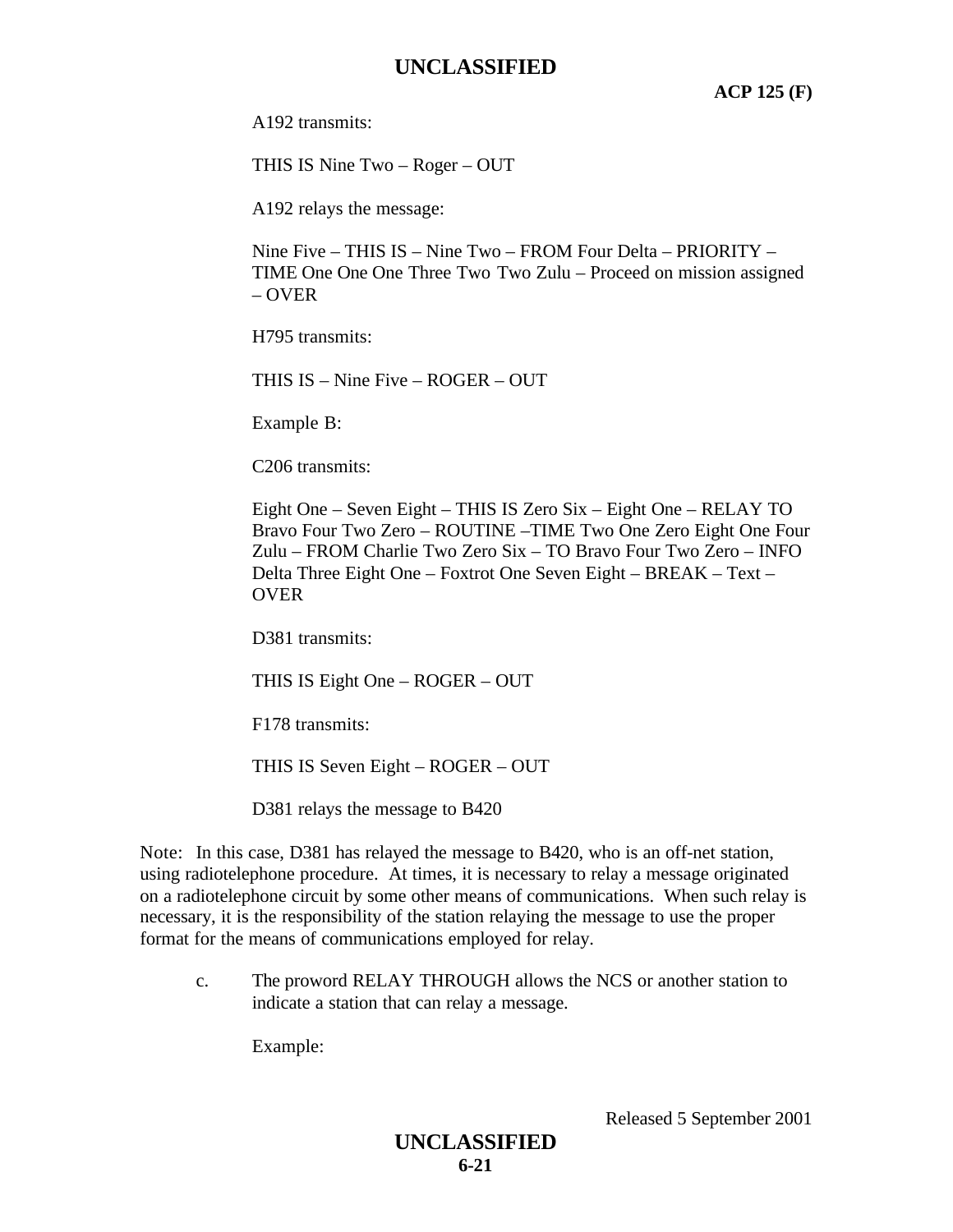A192 transmits:

THIS IS Nine Two – Roger – OUT

A192 relays the message:

Nine Five – THIS IS – Nine Two – FROM Four Delta – PRIORITY – TIME One One One Three Two Two Zulu – Proceed on mission assigned – OVER

H795 transmits:

THIS IS – Nine Five – ROGER – OUT

Example B:

C206 transmits:

Eight One – Seven Eight – THIS IS Zero Six – Eight One – RELAY TO Bravo Four Two Zero – ROUTINE –TIME Two One Zero Eight One Four Zulu – FROM Charlie Two Zero Six – TO Bravo Four Two Zero – INFO Delta Three Eight One – Foxtrot One Seven Eight – BREAK – Text – OVER

D381 transmits:

THIS IS Eight One – ROGER – OUT

F178 transmits:

THIS IS Seven Eight – ROGER – OUT

D381 relays the message to B420

Note: In this case, D381 has relayed the message to B420, who is an off-net station, using radiotelephone procedure. At times, it is necessary to relay a message originated on a radiotelephone circuit by some other means of communications. When such relay is necessary, it is the responsibility of the station relaying the message to use the proper format for the means of communications employed for relay.

c. The proword RELAY THROUGH allows the NCS or another station to indicate a station that can relay a message.

Example:

Released 5 September 2001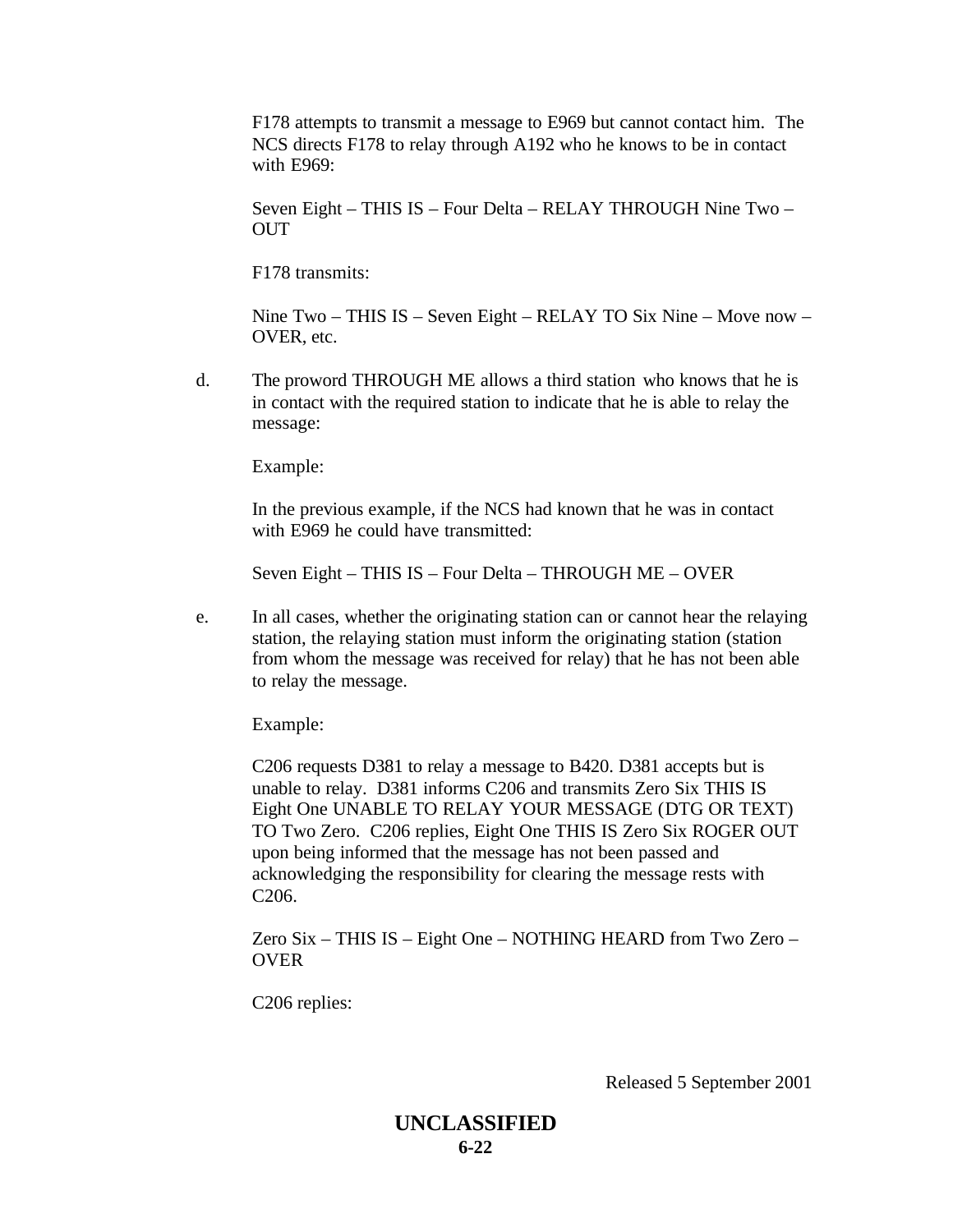F178 attempts to transmit a message to E969 but cannot contact him. The NCS directs F178 to relay through A192 who he knows to be in contact with E969:

Seven Eight – THIS IS – Four Delta – RELAY THROUGH Nine Two – OUT

F178 transmits:

Nine Two – THIS IS – Seven Eight – RELAY TO Six Nine – Move now – OVER, etc.

d. The proword THROUGH ME allows a third station who knows that he is in contact with the required station to indicate that he is able to relay the message:

Example:

In the previous example, if the NCS had known that he was in contact with E969 he could have transmitted:

Seven Eight – THIS IS – Four Delta – THROUGH ME – OVER

e. In all cases, whether the originating station can or cannot hear the relaying station, the relaying station must inform the originating station (station from whom the message was received for relay) that he has not been able to relay the message.

Example:

C206 requests D381 to relay a message to B420. D381 accepts but is unable to relay. D381 informs C206 and transmits Zero Six THIS IS Eight One UNABLE TO RELAY YOUR MESSAGE (DTG OR TEXT) TO Two Zero. C206 replies, Eight One THIS IS Zero Six ROGER OUT upon being informed that the message has not been passed and acknowledging the responsibility for clearing the message rests with C206.

Zero Six – THIS IS – Eight One – NOTHING HEARD from Two Zero – OVER

C206 replies: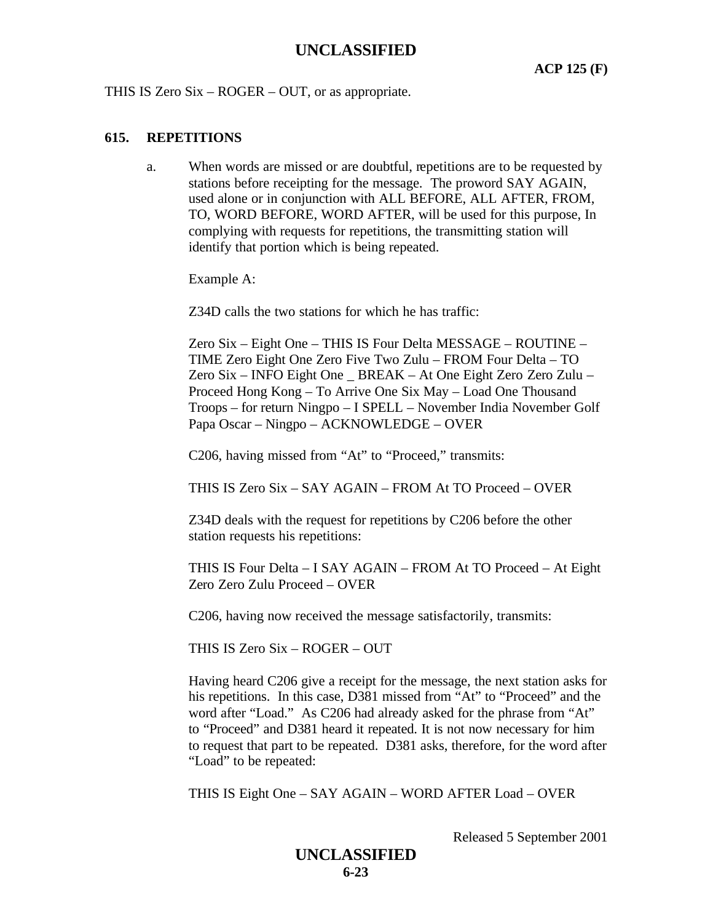THIS IS Zero Six – ROGER – OUT, or as appropriate.

### 615. REPETITIONS

a. When words are missed or are doubtful, repetitions are to be requested by stations before receipting for the message. The proword SAY AGAIN, used alone or in conjunction with ALL BEFORE, ALL AFTER, FROM, TO, WORD BEFORE, WORD AFTER, will be used for this purpose, In complying with requests for repetitions, the transmitting station will identify that portion which is being repeated.

Example A:

Z34D calls the two stations for which he has traffic:

Zero Six – Eight One – THIS IS Four Delta MESSAGE – ROUTINE – TIME Zero Eight One Zero Five Two Zulu – FROM Four Delta – TO Zero Six – INFO Eight One _ BREAK – At One Eight Zero Zero Zulu – Proceed Hong Kong – To Arrive One Six May – Load One Thousand Troops – for return Ningpo – I SPELL – November India November Golf Papa Oscar – Ningpo – ACKNOWLEDGE – OVER

C206, having missed from "At" to "Proceed," transmits:

THIS IS Zero Six – SAY AGAIN – FROM At TO Proceed – OVER

Z34D deals with the request for repetitions by C206 before the other station requests his repetitions:

THIS IS Four Delta – I SAY AGAIN – FROM At TO Proceed – At Eight Zero Zero Zulu Proceed – OVER

C206, having now received the message satisfactorily, transmits:

THIS IS Zero Six – ROGER – OUT

Having heard C206 give a receipt for the message, the next station asks for his repetitions. In this case, D381 missed from "At" to "Proceed" and the word after "Load." As C206 had already asked for the phrase from "At" to "Proceed" and D381 heard it repeated. It is not now necessary for him to request that part to be repeated. D381 asks, therefore, for the word after "Load" to be repeated:

THIS IS Eight One – SAY AGAIN – WORD AFTER Load – OVER

Released 5 September 2001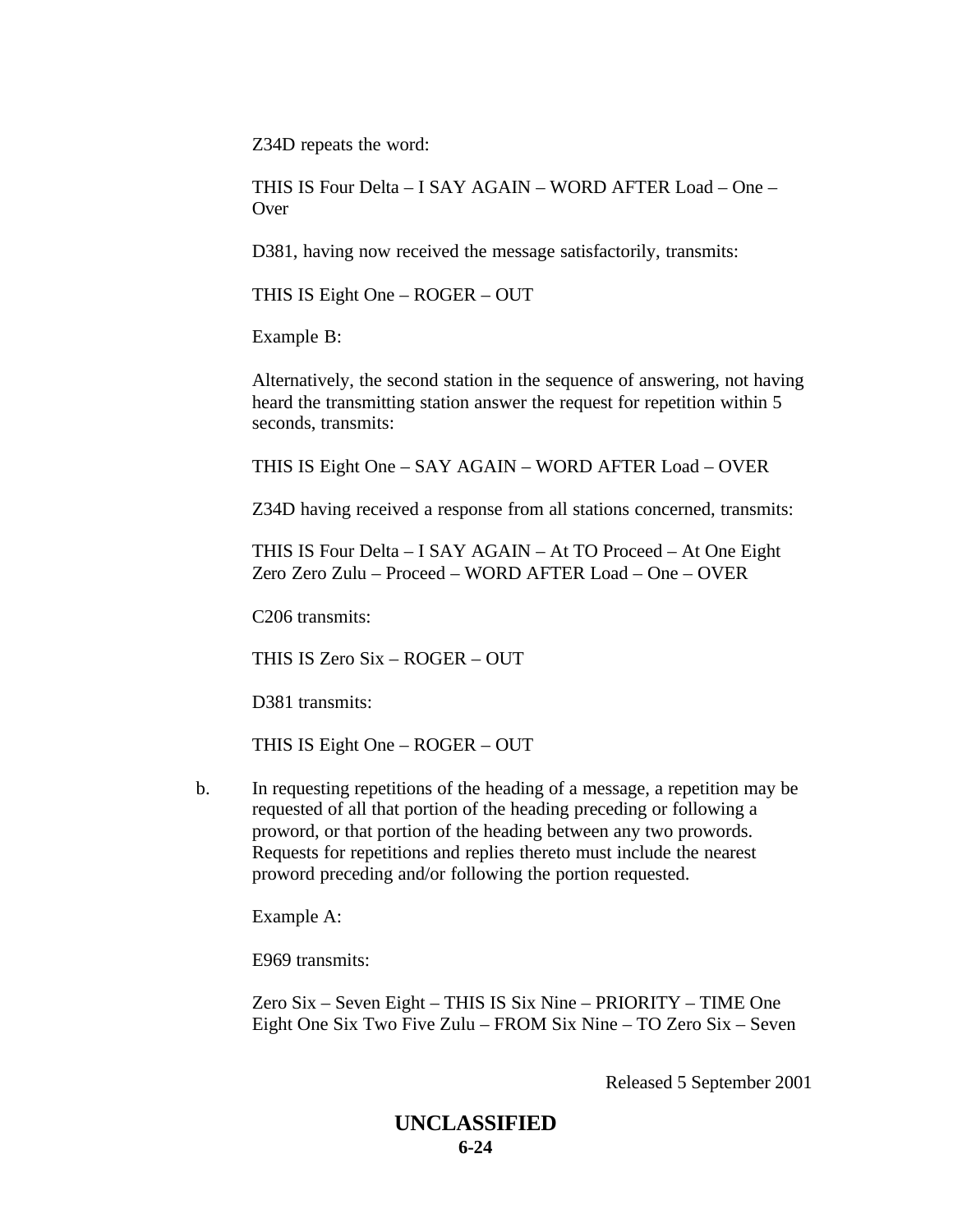Z34D repeats the word:

THIS IS Four Delta – I SAY AGAIN – WORD AFTER Load – One – Over

D381, having now received the message satisfactorily, transmits:

THIS IS Eight One – ROGER – OUT

Example B:

Alternatively, the second station in the sequence of answering, not having heard the transmitting station answer the request for repetition within 5 seconds, transmits:

THIS IS Eight One – SAY AGAIN – WORD AFTER Load – OVER

Z34D having received a response from all stations concerned, transmits:

THIS IS Four Delta – I SAY AGAIN – At TO Proceed – At One Eight Zero Zero Zulu – Proceed – WORD AFTER Load – One – OVER

C206 transmits:

THIS IS Zero Six – ROGER – OUT

D381 transmits:

THIS IS Eight One – ROGER – OUT

b. In requesting repetitions of the heading of a message, a repetition may be requested of all that portion of the heading preceding or following a proword, or that portion of the heading between any two prowords. Requests for repetitions and replies thereto must include the nearest proword preceding and/or following the portion requested.

Example A:

E969 transmits:

Zero Six – Seven Eight – THIS IS Six Nine – PRIORITY – TIME One Eight One Six Two Five Zulu – FROM Six Nine – TO Zero Six – Seven

Released 5 September 2001

UNCLASSIFIED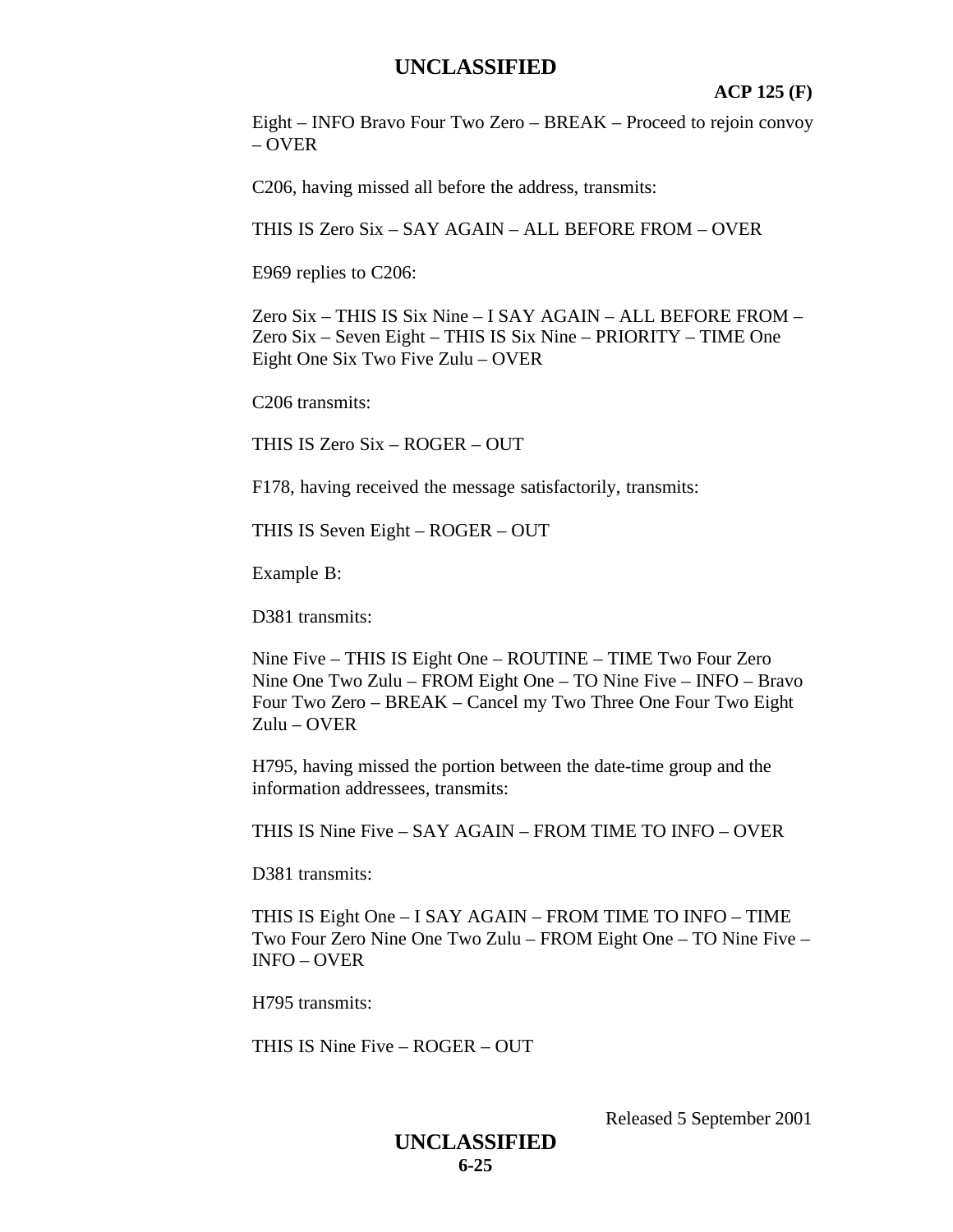Eight – INFO Bravo Four Two Zero – BREAK – Proceed to rejoin convoy – OVER

C206, having missed all before the address, transmits:

THIS IS Zero Six – SAY AGAIN – ALL BEFORE FROM – OVER

E969 replies to C206:

Zero Six – THIS IS Six Nine – I SAY AGAIN – ALL BEFORE FROM – Zero Six – Seven Eight – THIS IS Six Nine – PRIORITY – TIME One Eight One Six Two Five Zulu – OVER

C206 transmits:

THIS IS Zero Six – ROGER – OUT

F178, having received the message satisfactorily, transmits:

THIS IS Seven Eight – ROGER – OUT

Example B:

D381 transmits:

Nine Five – THIS IS Eight One – ROUTINE – TIME Two Four Zero Nine One Two Zulu – FROM Eight One – TO Nine Five – INFO – Bravo Four Two Zero – BREAK – Cancel my Two Three One Four Two Eight Zulu – OVER

H795, having missed the portion between the date-time group and the information addressees, transmits:

THIS IS Nine Five – SAY AGAIN – FROM TIME TO INFO – OVER

D381 transmits:

THIS IS Eight One – I SAY AGAIN – FROM TIME TO INFO – TIME Two Four Zero Nine One Two Zulu – FROM Eight One – TO Nine Five – INFO – OVER

H795 transmits:

THIS IS Nine Five – ROGER – OUT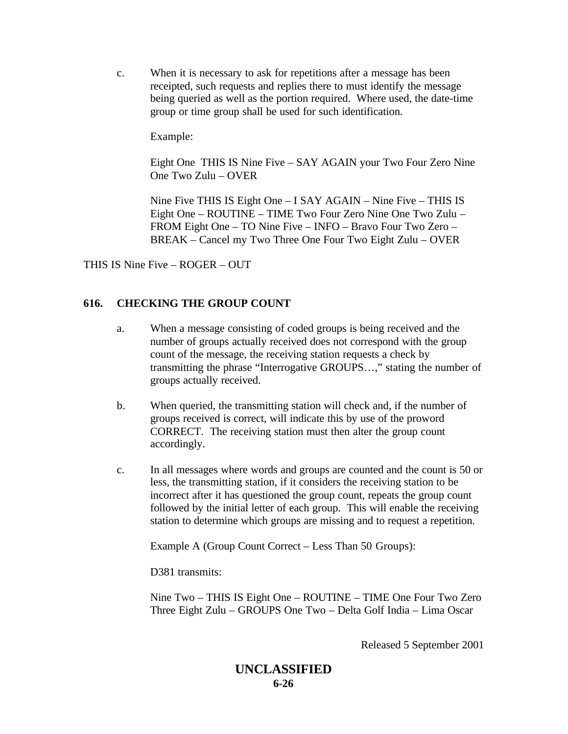c. When it is necessary to ask for repetitions after a message has been receipted, such requests and replies there to must identify the message being queried as well as the portion required. Where used, the date-time group or time group shall be used for such identification.

Example:

Eight One THIS IS Nine Five – SAY AGAIN your Two Four Zero Nine One Two Zulu – OVER

Nine Five THIS IS Eight One – I SAY AGAIN – Nine Five – THIS IS Eight One – ROUTINE – TIME Two Four Zero Nine One Two Zulu – FROM Eight One – TO Nine Five – INFO – Bravo Four Two Zero – BREAK – Cancel my Two Three One Four Two Eight Zulu – OVER

THIS IS Nine Five – ROGER – OUT

## 616. CHECKING THE GROUP COUNT

a. When a message consisting of coded groups is being received and the number of groups actually received does not correspond with the group count of the message, the receiving station requests a check by transmitting the phrase “Interrogative GROUPS…,” stating the number of groups actually received.

b. When queried, the transmitting station will check and, if the number of groups received is correct, will indicate this by use of the proword CORRECT. The receiving station must then alter the group count accordingly.

c. In all messages where words and groups are counted and the count is 50 or less, the transmitting station, if it considers the receiving station to be incorrect after it has questioned the group count, repeats the group count followed by the initial letter of each group. This will enable the receiving station to determine which groups are missing and to request a repetition.

Example A (Group Count Correct – Less Than 50 Groups):

D381 transmits:

Nine Two – THIS IS Eight One – ROUTINE – TIME One Four Two Zero Three Eight Zulu – GROUPS One Two – Delta Golf India – Lima Oscar

Released 5 September 2001

UNCLASSIFIED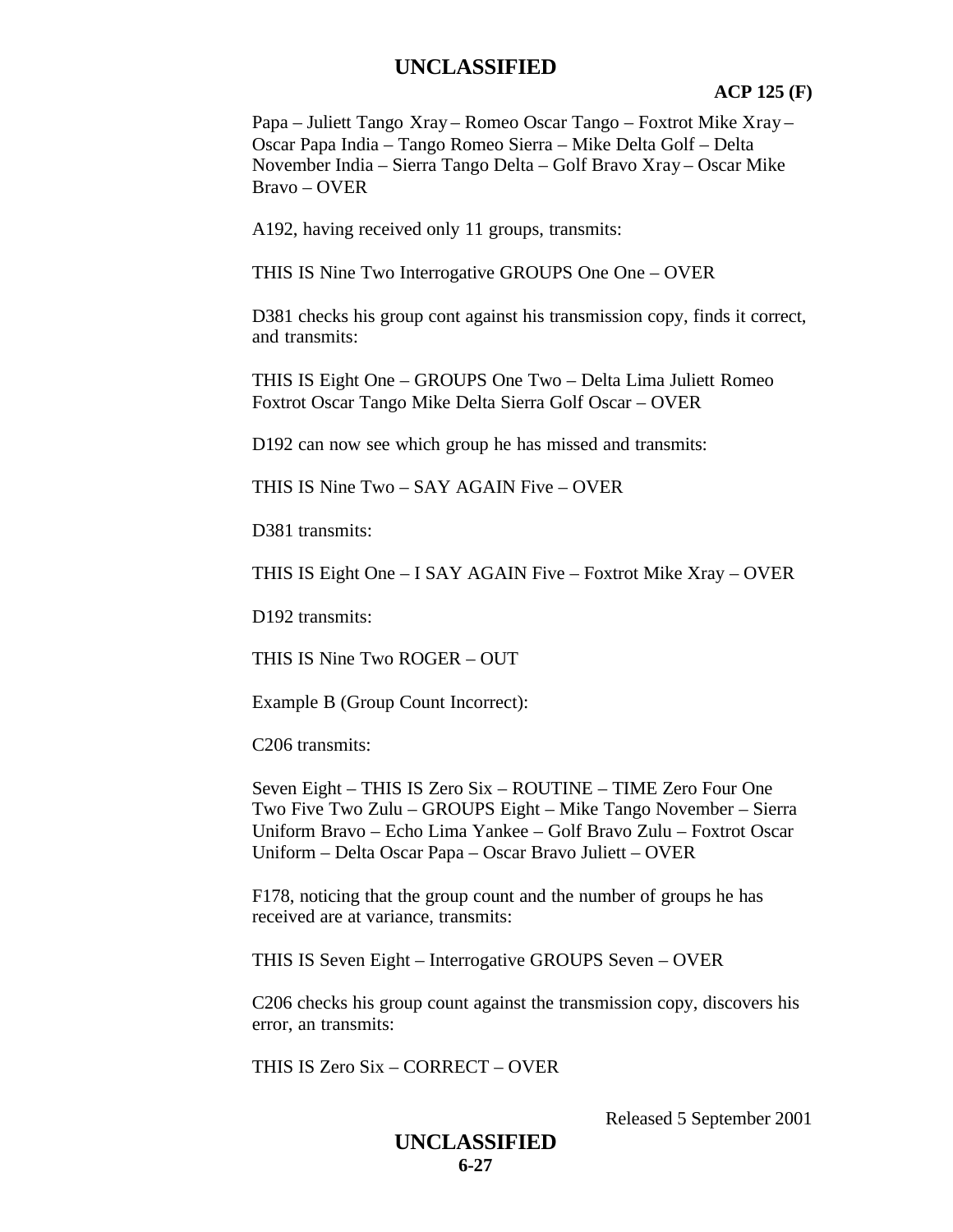Papa – Juliett Tango Xray – Romeo Oscar Tango – Foxtrot Mike Xray – Oscar Papa India – Tango Romeo Sierra – Mike Delta Golf – Delta November India – Sierra Tango Delta – Golf Bravo Xray – Oscar Mike Bravo – OVER

A192, having received only 11 groups, transmits:

THIS IS Nine Two Interrogative GROUPS One One – OVER

D381 checks his group cont against his transmission copy, finds it correct, and transmits:

THIS IS Eight One – GROUPS One Two – Delta Lima Juliett Romeo Foxtrot Oscar Tango Mike Delta Sierra Golf Oscar – OVER

D192 can now see which group he has missed and transmits:

THIS IS Nine Two – SAY AGAIN Five – OVER

D381 transmits:

THIS IS Eight One – I SAY AGAIN Five – Foxtrot Mike Xray – OVER

D192 transmits:

THIS IS Nine Two ROGER – OUT

Example B (Group Count Incorrect):

C206 transmits:

Seven Eight – THIS IS Zero Six – ROUTINE – TIME Zero Four One Two Five Two Zulu – GROUPS Eight – Mike Tango November – Sierra Uniform Bravo – Echo Lima Yankee – Golf Bravo Zulu – Foxtrot Oscar Uniform – Delta Oscar Papa – Oscar Bravo Juliett – OVER

F178, noticing that the group count and the number of groups he has received are at variance, transmits:

THIS IS Seven Eight – Interrogative GROUPS Seven – OVER

C206 checks his group count against the transmission copy, discovers his error, an transmits:

THIS IS Zero Six – CORRECT – OVER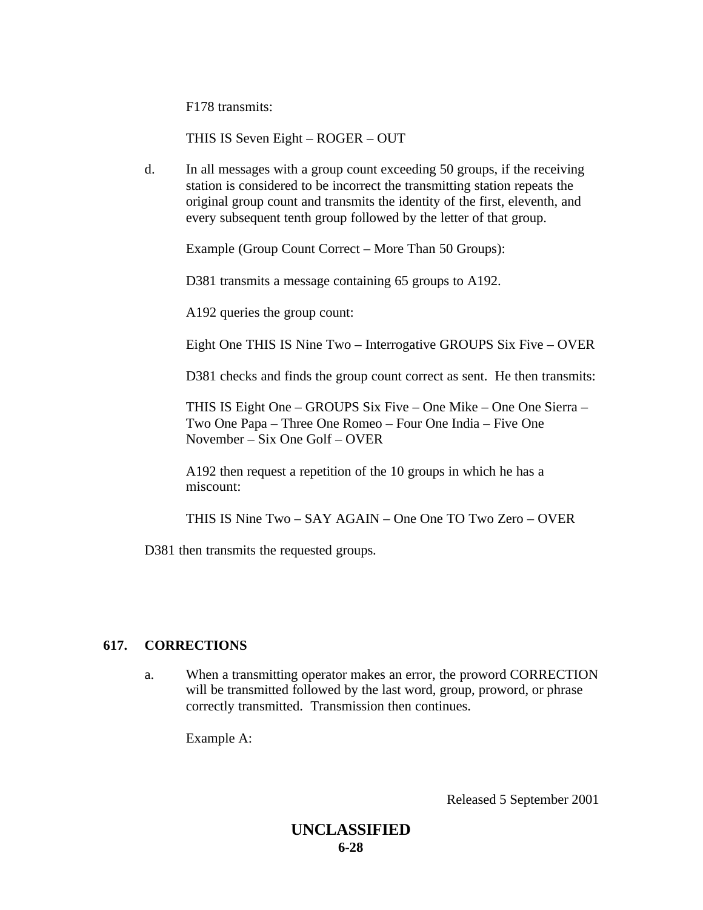F178 transmits:

THIS IS Seven Eight – ROGER – OUT

d. In all messages with a group count exceeding 50 groups, if the receiving station is considered to be incorrect the transmitting station repeats the original group count and transmits the identity of the first, eleventh, and every subsequent tenth group followed by the letter of that group.

Example (Group Count Correct – More Than 50 Groups):

D381 transmits a message containing 65 groups to A192.

A192 queries the group count:

Eight One THIS IS Nine Two – Interrogative GROUPS Six Five – OVER

D381 checks and finds the group count correct as sent. He then transmits:

THIS IS Eight One – GROUPS Six Five – One Mike – One One Sierra – Two One Papa – Three One Romeo – Four One India – Five One November – Six One Golf – OVER

A192 then request a repetition of the 10 groups in which he has a miscount:

THIS IS Nine Two – SAY AGAIN – One One TO Two Zero – OVER

D381 then transmits the requested groups.

## 617. CORRECTIONS

a. When a transmitting operator makes an error, the proword CORRECTION will be transmitted followed by the last word, group, proword, or phrase correctly transmitted. Transmission then continues.

Example A:

Released 5 September 2001

**UNCLASSIFIED**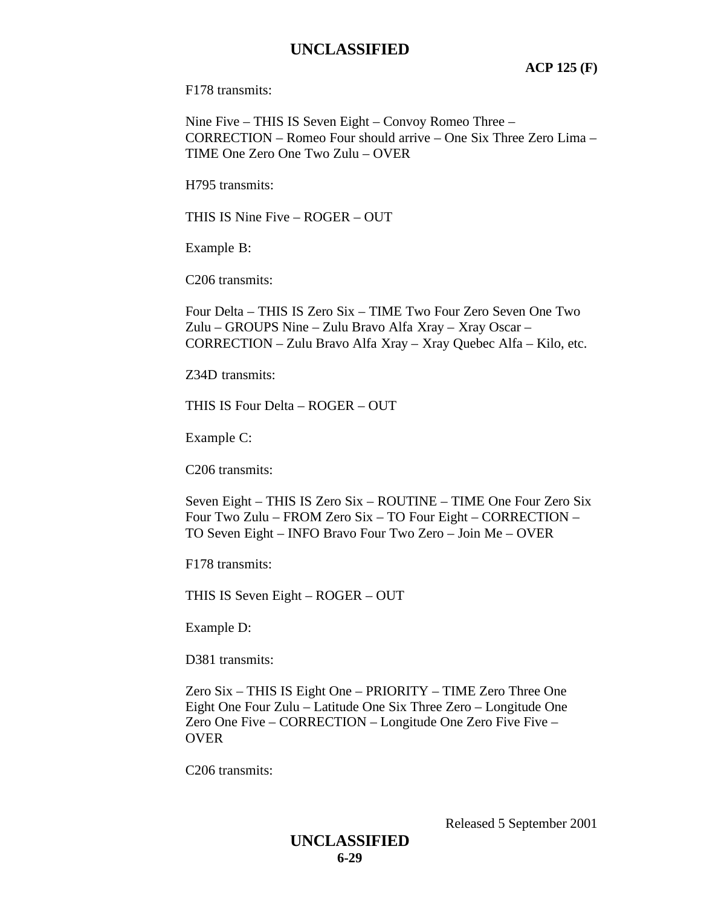F178 transmits:

Nine Five – THIS IS Seven Eight – Convoy Romeo Three – CORRECTION – Romeo Four should arrive – One Six Three Zero Lima – TIME One Zero One Two Zulu – OVER

H795 transmits:

THIS IS Nine Five – ROGER – OUT

Example B:

C206 transmits:

Four Delta – THIS IS Zero Six – TIME Two Four Zero Seven One Two Zulu – GROUPS Nine – Zulu Bravo Alfa Xray – Xray Oscar – CORRECTION – Zulu Bravo Alfa Xray – Xray Quebec Alfa – Kilo, etc.

Z34D transmits:

THIS IS Four Delta – ROGER – OUT

Example C:

C206 transmits:

Seven Eight – THIS IS Zero Six – ROUTINE – TIME One Four Zero Six Four Two Zulu – FROM Zero Six – TO Four Eight – CORRECTION – TO Seven Eight – INFO Bravo Four Two Zero – Join Me – OVER

F178 transmits:

THIS IS Seven Eight – ROGER – OUT

Example D:

D381 transmits:

Zero Six – THIS IS Eight One – PRIORITY – TIME Zero Three One Eight One Four Zulu – Latitude One Six Three Zero – Longitude One Zero One Five – CORRECTION – Longitude One Zero Five Five – OVER

C206 transmits:

Released 5 September 2001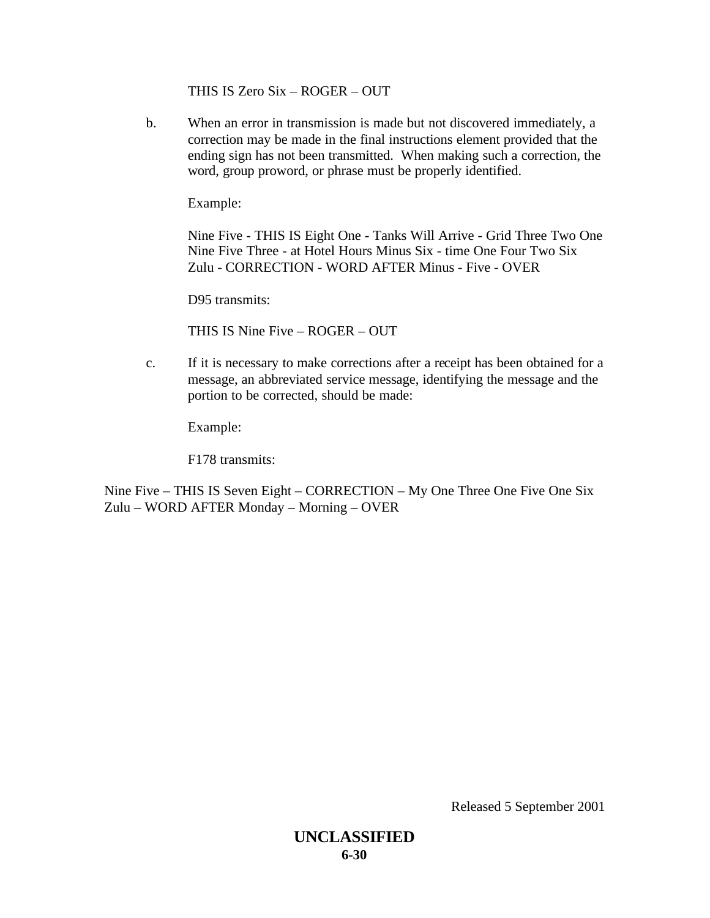THIS IS Zero Six – ROGER – OUT

b. When an error in transmission is made but not discovered immediately, a correction may be made in the final instructions element provided that the ending sign has not been transmitted. When making such a correction, the word, group proword, or phrase must be properly identified.

Example:

Nine Five - THIS IS Eight One - Tanks Will Arrive - Grid Three Two One Nine Five Three - at Hotel Hours Minus Six - time One Four Two Six Zulu - CORRECTION - WORD AFTER Minus - Five - OVER

D95 transmits:

THIS IS Nine Five – ROGER – OUT

c. If it is necessary to make corrections after a receipt has been obtained for a message, an abbreviated service message, identifying the message and the portion to be corrected, should be made:

Example:

F178 transmits:

Nine Five – THIS IS Seven Eight – CORRECTION – My One Three One Five One Six Zulu – WORD AFTER Monday – Morning – OVER

Released 5 September 2001

**UNCLASSIFIED**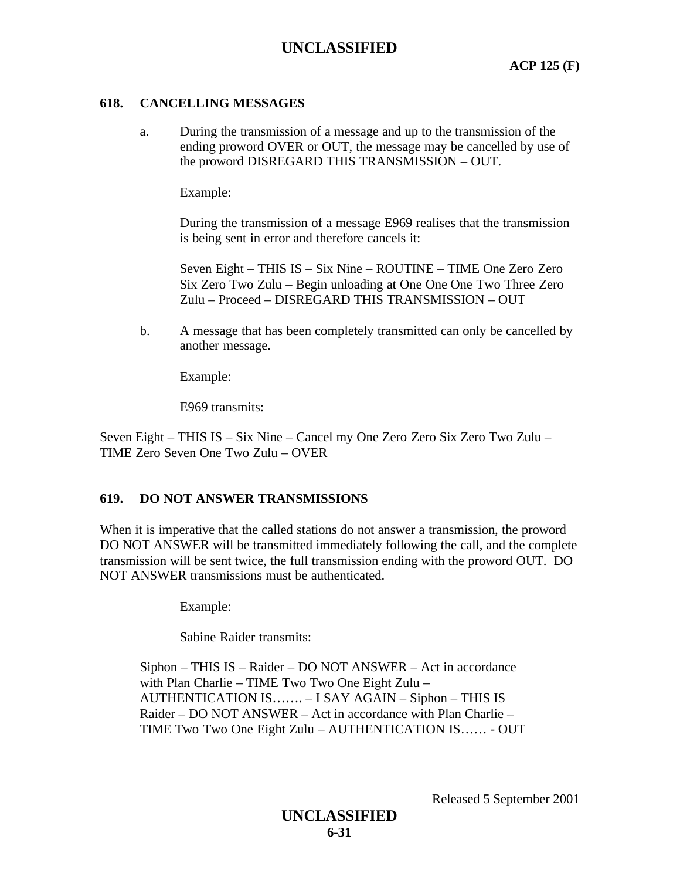## 618. CANCELLING MESSAGES

a. During the transmission of a message and up to the transmission of the ending proword OVER or OUT, the message may be cancelled by use of the proword DISREGARD THIS TRANSMISSION – OUT.

Example:

During the transmission of a message E969 realises that the transmission is being sent in error and therefore cancels it:

Seven Eight – THIS IS – Six Nine – ROUTINE – TIME One Zero Zero Six Zero Two Zulu – Begin unloading at One One One Two Three Zero Zulu – Proceed – DISREGARD THIS TRANSMISSION – OUT

b. A message that has been completely transmitted can only be cancelled by another message.

Example:

E969 transmits:

Seven Eight – THIS IS – Six Nine – Cancel my One Zero Zero Six Zero Two Zulu – TIME Zero Seven One Two Zulu – OVER

## 619. DO NOT ANSWER TRANSMISSIONS

When it is imperative that the called stations do not answer a transmission, the proword DO NOT ANSWER will be transmitted immediately following the call, and the complete transmission will be sent twice, the full transmission ending with the proword OUT. DO NOT ANSWER transmissions must be authenticated.

Example:

Sabine Raider transmits:

Siphon – THIS IS – Raider – DO NOT ANSWER – Act in accordance with Plan Charlie – TIME Two Two One Eight Zulu – AUTHENTICATION IS……. – I SAY AGAIN – Siphon – THIS IS Raider – DO NOT ANSWER – Act in accordance with Plan Charlie – TIME Two Two One Eight Zulu – AUTHENTICATION IS…… - OUT

Released 5 September 2001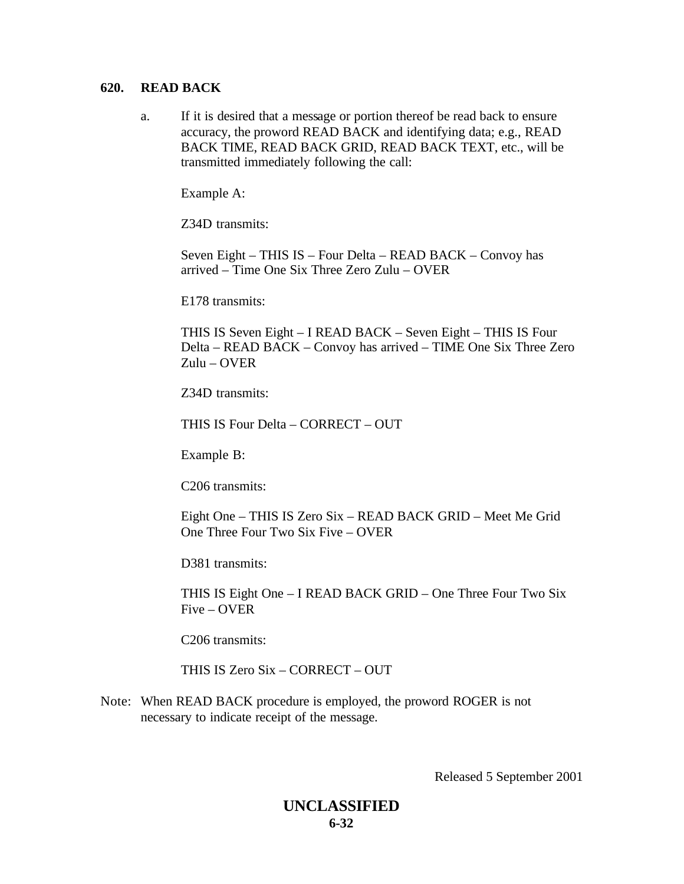### 620. READ BACK

a. If it is desired that a message or portion thereof be read back to ensure accuracy, the proword READ BACK and identifying data; e.g., READ BACK TIME, READ BACK GRID, READ BACK TEXT, etc., will be transmitted immediately following the call:

Example A:

Z34D transmits:

Seven Eight – THIS IS – Four Delta – READ BACK – Convoy has arrived – Time One Six Three Zero Zulu – OVER

E178 transmits:

THIS IS Seven Eight – I READ BACK – Seven Eight – THIS IS Four Delta – READ BACK – Convoy has arrived – TIME One Six Three Zero Zulu – OVER

Z34D transmits:

THIS IS Four Delta – CORRECT – OUT

Example B:

C206 transmits:

Eight One – THIS IS Zero Six – READ BACK GRID – Meet Me Grid One Three Four Two Six Five – OVER

D381 transmits:

THIS IS Eight One – I READ BACK GRID – One Three Four Two Six Five – OVER

C206 transmits:

THIS IS Zero Six – CORRECT – OUT

Note: When READ BACK procedure is employed, the proword ROGER is not necessary to indicate receipt of the message.

Released 5 September 2001

**UNCLASSIFIED**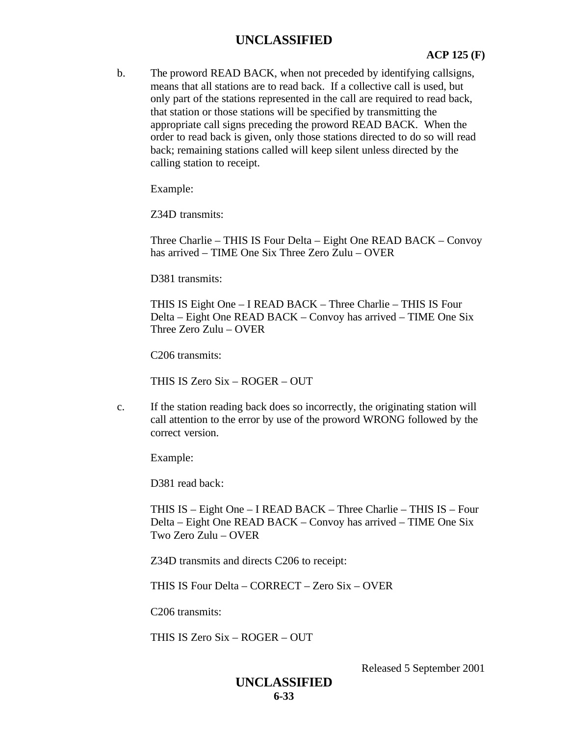b. The proword READ BACK, when not preceded by identifying callsigns, means that all stations are to read back. If a collective call is used, but only part of the stations represented in the call are required to read back, that station or those stations will be specified by transmitting the appropriate call signs preceding the proword READ BACK. When the order to read back is given, only those stations directed to do so will read back; remaining stations called will keep silent unless directed by the calling station to receipt.

Example:

Z34D transmits:

Three Charlie – THIS IS Four Delta – Eight One READ BACK – Convoy has arrived – TIME One Six Three Zero Zulu – OVER

D381 transmits:

THIS IS Eight One – I READ BACK – Three Charlie – THIS IS Four Delta – Eight One READ BACK – Convoy has arrived – TIME One Six Three Zero Zulu – OVER

C206 transmits:

THIS IS Zero Six – ROGER – OUT

c. If the station reading back does so incorrectly, the originating station will call attention to the error by use of the proword WRONG followed by the correct version.

Example:

D381 read back:

THIS IS – Eight One – I READ BACK – Three Charlie – THIS IS – Four Delta – Eight One READ BACK – Convoy has arrived – TIME One Six Two Zero Zulu – OVER

Z34D transmits and directs C206 to receipt:

THIS IS Four Delta – CORRECT – Zero Six – OVER

C206 transmits:

THIS IS Zero Six – ROGER – OUT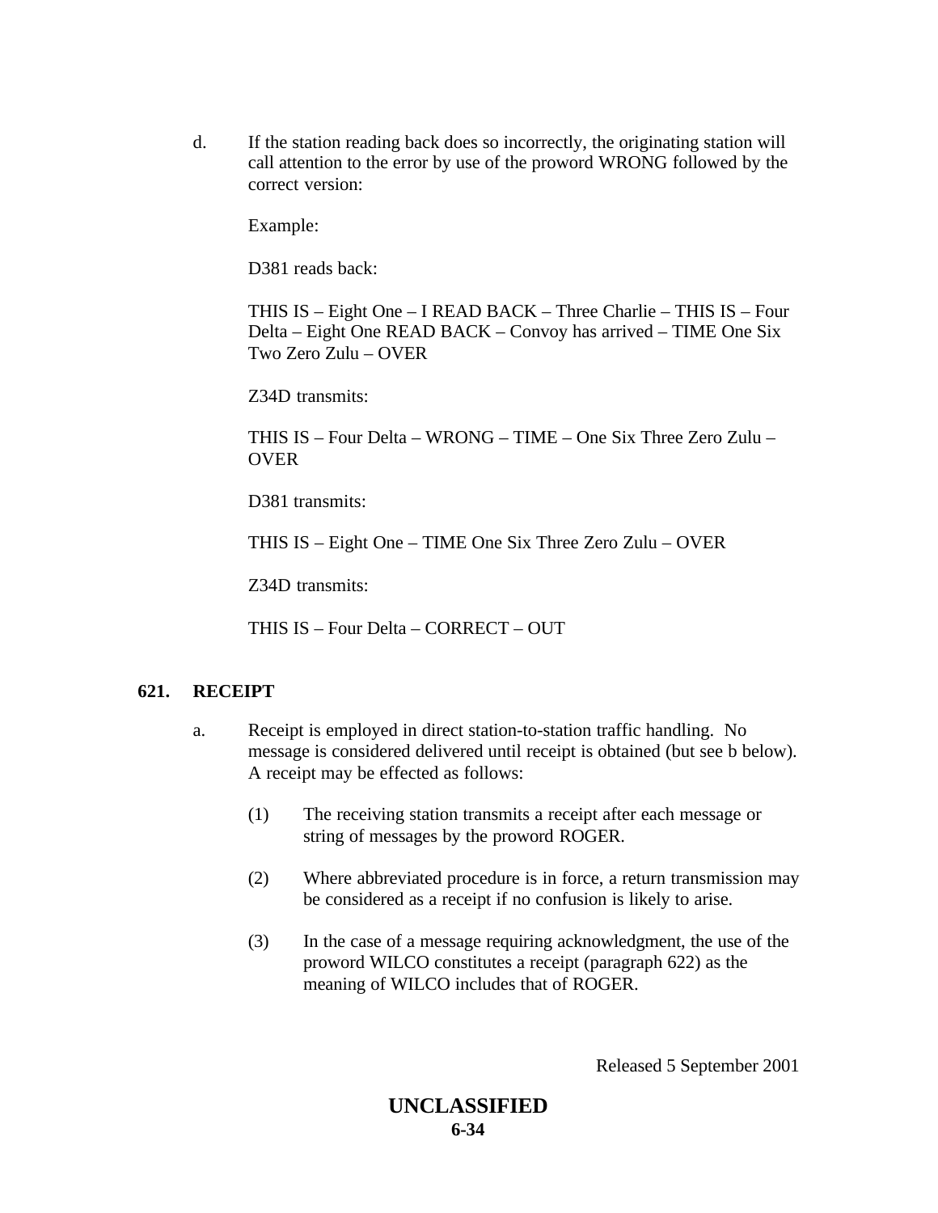d. If the station reading back does so incorrectly, the originating station will call attention to the error by use of the proword WRONG followed by the correct version:

Example:

D381 reads back:

THIS IS – Eight One – I READ BACK – Three Charlie – THIS IS – Four Delta – Eight One READ BACK – Convoy has arrived – TIME One Six Two Zero Zulu – OVER

Z34D transmits:

THIS IS – Four Delta – WRONG – TIME – One Six Three Zero Zulu – OVER

D381 transmits:

THIS IS – Eight One – TIME One Six Three Zero Zulu – OVER

Z34D transmits:

THIS IS – Four Delta – CORRECT – OUT

## 621. RECEIPT

a. Receipt is employed in direct station-to-station traffic handling. No message is considered delivered until receipt is obtained (but see b below). A receipt may be effected as follows:

(1) The receiving station transmits a receipt after each message or string of messages by the proword ROGER.

(2) Where abbreviated procedure is in force, a return transmission may be considered as a receipt if no confusion is likely to arise.

(3) In the case of a message requiring acknowledgment, the use of the proword WILCO constitutes a receipt (paragraph 622) as the meaning of WILCO includes that of ROGER.

Released 5 September 2001

UNCLASSIFIED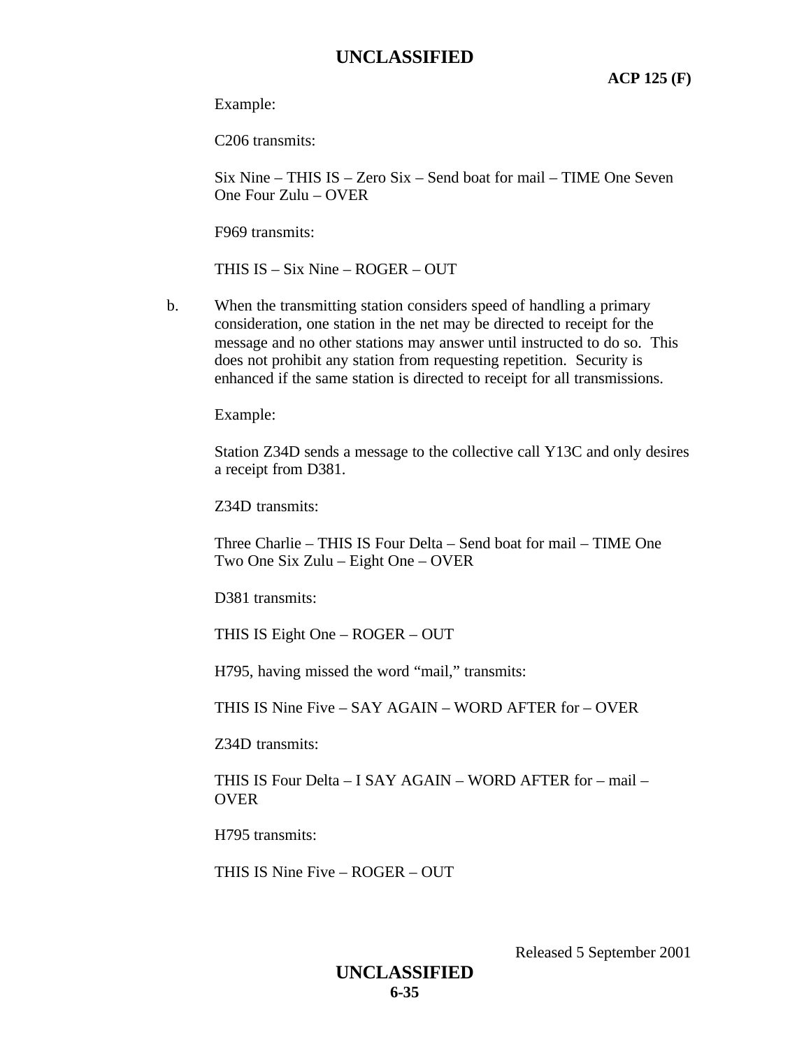Example:

C206 transmits:

Six Nine – THIS IS – Zero Six – Send boat for mail – TIME One Seven One Four Zulu – OVER

F969 transmits:

THIS IS – Six Nine – ROGER – OUT

b. When the transmitting station considers speed of handling a primary consideration, one station in the net may be directed to receipt for the message and no other stations may answer until instructed to do so. This does not prohibit any station from requesting repetition. Security is enhanced if the same station is directed to receipt for all transmissions.

Example:

Station Z34D sends a message to the collective call Y13C and only desires a receipt from D381.

Z34D transmits:

Three Charlie – THIS IS Four Delta – Send boat for mail – TIME One Two One Six Zulu – Eight One – OVER

D381 transmits:

THIS IS Eight One – ROGER – OUT

H795, having missed the word "mail," transmits:

THIS IS Nine Five – SAY AGAIN – WORD AFTER for – OVER

Z34D transmits:

THIS IS Four Delta – I SAY AGAIN – WORD AFTER for – mail – OVER

H795 transmits:

THIS IS Nine Five – ROGER – OUT

Released 5 September 2001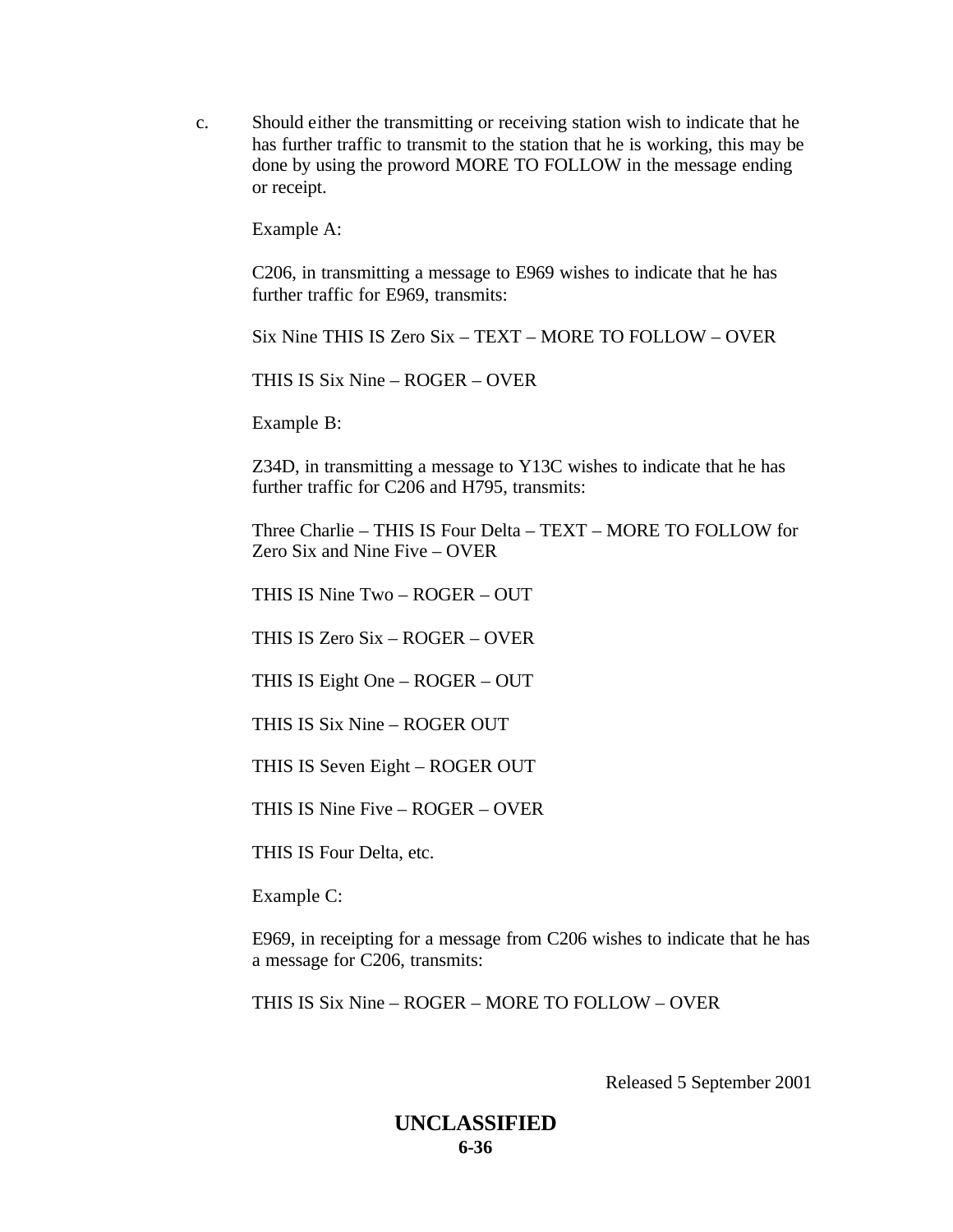c. Should either the transmitting or receiving station wish to indicate that he has further traffic to transmit to the station that he is working, this may be done by using the proword MORE TO FOLLOW in the message ending or receipt.

Example A:

C206, in transmitting a message to E969 wishes to indicate that he has further traffic for E969, transmits:

Six Nine THIS IS Zero Six – TEXT – MORE TO FOLLOW – OVER

THIS IS Six Nine – ROGER – OVER

Example B:

Z34D, in transmitting a message to Y13C wishes to indicate that he has further traffic for C206 and H795, transmits:

Three Charlie – THIS IS Four Delta – TEXT – MORE TO FOLLOW for Zero Six and Nine Five – OVER

THIS IS Nine Two – ROGER – OUT

THIS IS Zero Six – ROGER – OVER

THIS IS Eight One – ROGER – OUT

THIS IS Six Nine – ROGER OUT

THIS IS Seven Eight – ROGER OUT

THIS IS Nine Five – ROGER – OVER

THIS IS Four Delta, etc.

Example C:

E969, in receipting for a message from C206 wishes to indicate that he has a message for C206, transmits:

THIS IS Six Nine – ROGER – MORE TO FOLLOW – OVER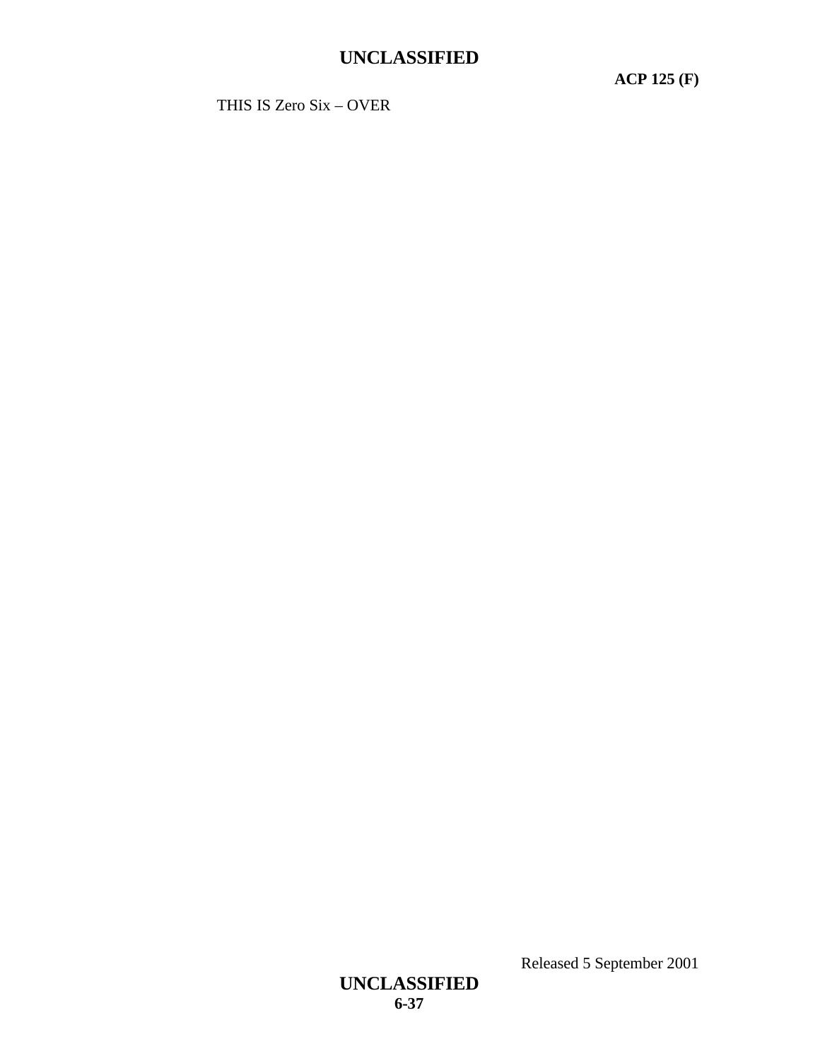THIS IS Zero Six – OVER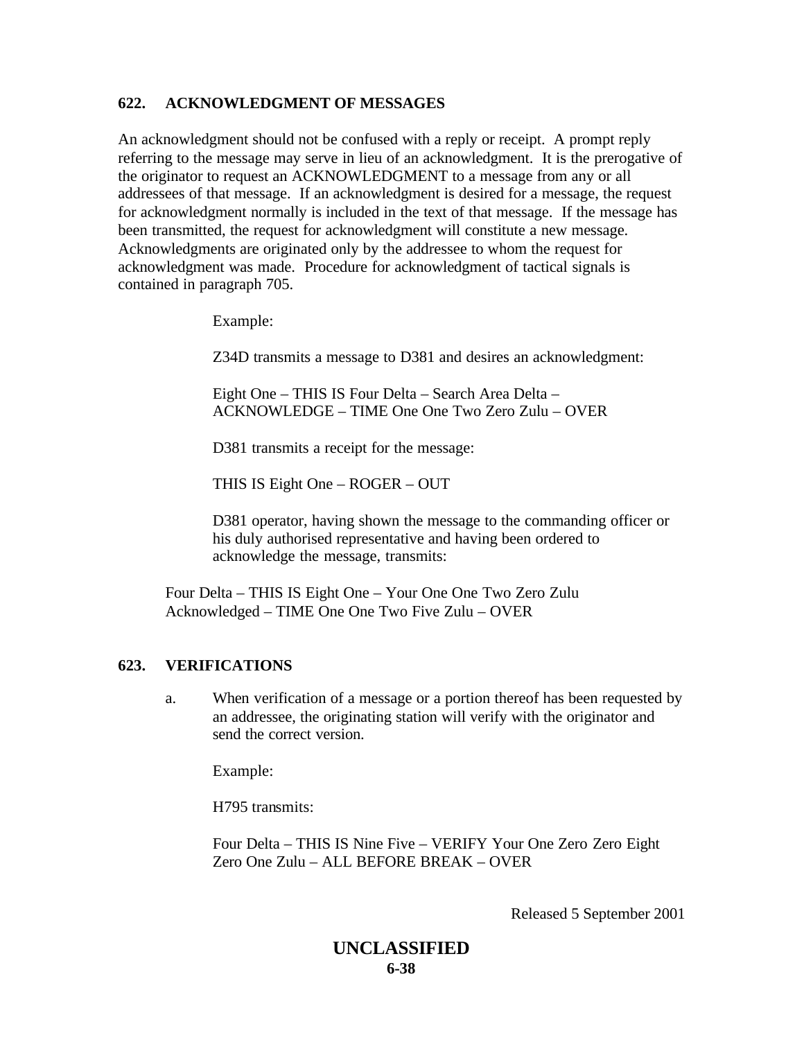## 622. ACKNOWLEDGMENT OF MESSAGES

An acknowledgment should not be confused with a reply or receipt. A prompt reply referring to the message may serve in lieu of an acknowledgment. It is the prerogative of the originator to request an ACKNOWLEDGMENT to a message from any or all addressees of that message. If an acknowledgment is desired for a message, the request for acknowledgment normally is included in the text of that message. If the message has been transmitted, the request for acknowledgment will constitute a new message. Acknowledgments are originated only by the addressee to whom the request for acknowledgment was made. Procedure for acknowledgment of tactical signals is contained in paragraph 705.

Example:

Z34D transmits a message to D381 and desires an acknowledgment:

Eight One – THIS IS Four Delta – Search Area Delta – ACKNOWLEDGE – TIME One One Two Zero Zulu – OVER

D381 transmits a receipt for the message:

THIS IS Eight One – ROGER – OUT

D381 operator, having shown the message to the commanding officer or his duly authorised representative and having been ordered to acknowledge the message, transmits:

Four Delta – THIS IS Eight One – Your One One Two Zero Zulu Acknowledged – TIME One One Two Five Zulu – OVER

## 623. VERIFICATIONS

a. When verification of a message or a portion thereof has been requested by an addressee, the originating station will verify with the originator and send the correct version.

Example:

H795 transmits:

Four Delta – THIS IS Nine Five – VERIFY Your One Zero Zero Eight Zero One Zulu – ALL BEFORE BREAK – OVER

Released 5 September 2001

**UNCLASSIFIED**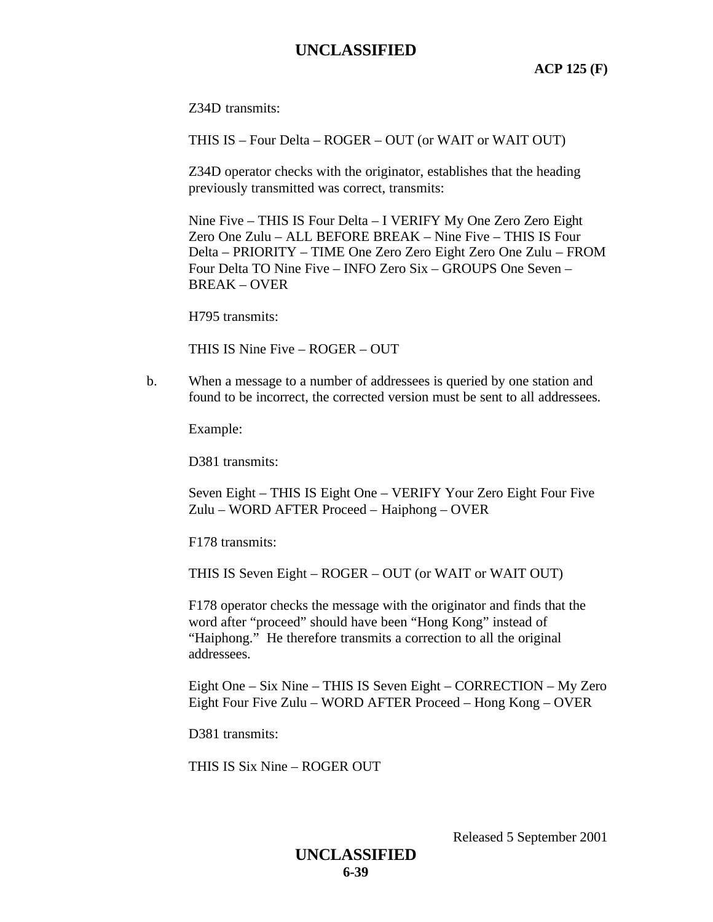Z34D transmits:

THIS IS – Four Delta – ROGER – OUT (or WAIT or WAIT OUT)

Z34D operator checks with the originator, establishes that the heading previously transmitted was correct, transmits:

Nine Five – THIS IS Four Delta – I VERIFY My One Zero Zero Eight Zero One Zulu – ALL BEFORE BREAK – Nine Five – THIS IS Four Delta – PRIORITY – TIME One Zero Zero Eight Zero One Zulu – FROM Four Delta TO Nine Five – INFO Zero Six – GROUPS One Seven – BREAK – OVER

H795 transmits:

THIS IS Nine Five – ROGER – OUT

b. When a message to a number of addressees is queried by one station and found to be incorrect, the corrected version must be sent to all addressees.

Example:

D381 transmits:

Seven Eight – THIS IS Eight One – VERIFY Your Zero Eight Four Five Zulu – WORD AFTER Proceed – Haiphong – OVER

F178 transmits:

THIS IS Seven Eight – ROGER – OUT (or WAIT or WAIT OUT)

F178 operator checks the message with the originator and finds that the word after "proceed" should have been "Hong Kong" instead of "Haiphong." He therefore transmits a correction to all the original addressees.

Eight One – Six Nine – THIS IS Seven Eight – CORRECTION – My Zero Eight Four Five Zulu – WORD AFTER Proceed – Hong Kong – OVER

D381 transmits:

THIS IS Six Nine – ROGER OUT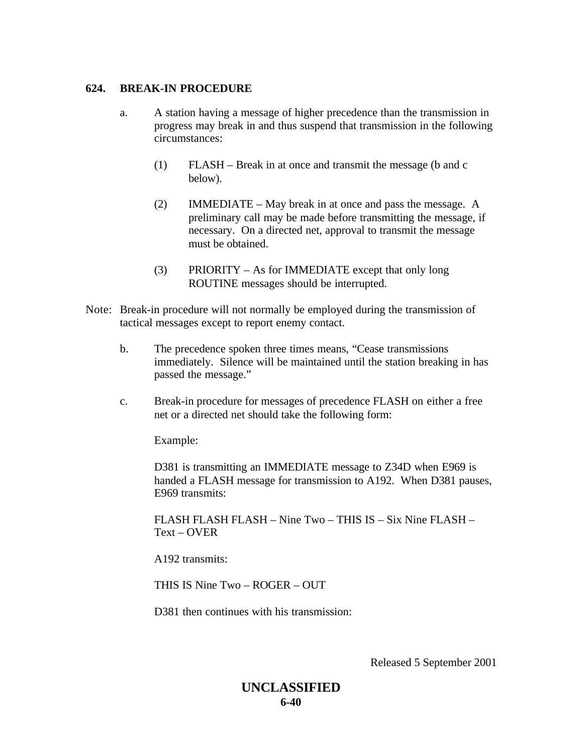## 624. BREAK-IN PROCEDURE

a. A station having a message of higher precedence than the transmission in progress may break in and thus suspend that transmission in the following circumstances:

   (1) FLASH – Break in at once and transmit the message (b and c below).

   (2) IMMEDIATE – May break in at once and pass the message. A preliminary call may be made before transmitting the message, if necessary. On a directed net, approval to transmit the message must be obtained.

   (3) PRIORITY – As for IMMEDIATE except that only long ROUTINE messages should be interrupted.

Note: Break-in procedure will not normally be employed during the transmission of tactical messages except to report enemy contact.

b. The precedence spoken three times means, "Cease transmissions immediately. Silence will be maintained until the station breaking in has passed the message."

c. Break-in procedure for messages of precedence FLASH on either a free net or a directed net should take the following form:

   Example:

   D381 is transmitting an IMMEDIATE message to Z34D when E969 is handed a FLASH message for transmission to A192. When D381 pauses, E969 transmits:

   FLASH FLASH FLASH – Nine Two – THIS IS – Six Nine FLASH – Text – OVER

   A192 transmits:

   THIS IS Nine Two – ROGER – OUT

   D381 then continues with his transmission:

Released 5 September 2001

**UNCLASSIFIED**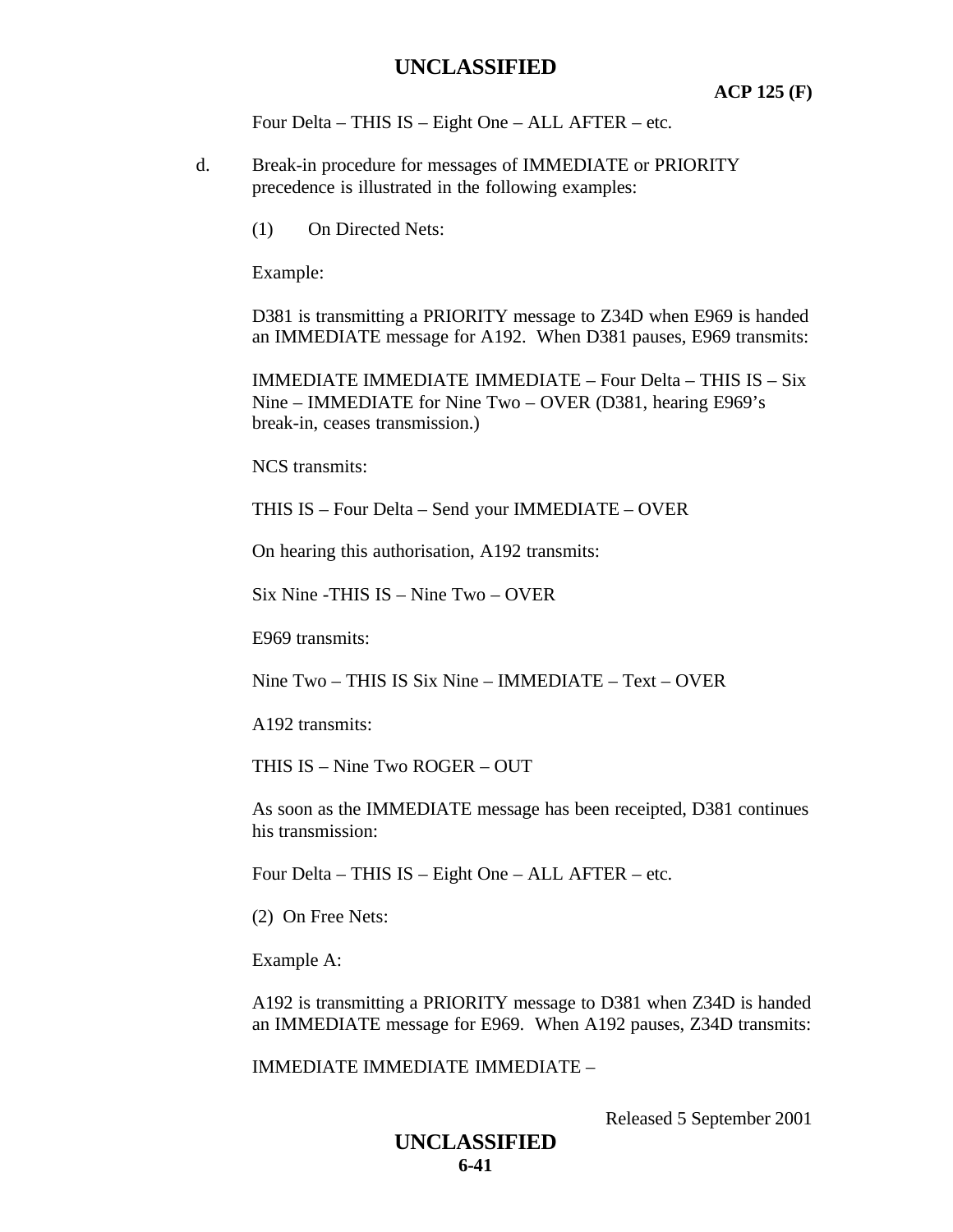Four Delta – THIS IS – Eight One – ALL AFTER – etc.

d. Break-in procedure for messages of IMMEDIATE or PRIORITY precedence is illustrated in the following examples:

(1) On Directed Nets:

Example:

D381 is transmitting a PRIORITY message to Z34D when E969 is handed an IMMEDIATE message for A192. When D381 pauses, E969 transmits:

IMMEDIATE IMMEDIATE IMMEDIATE – Four Delta – THIS IS – Six Nine – IMMEDIATE for Nine Two – OVER (D381, hearing E969's break-in, ceases transmission.)

NCS transmits:

THIS IS – Four Delta – Send your IMMEDIATE – OVER

On hearing this authorisation, A192 transmits:

Six Nine -THIS IS – Nine Two – OVER

E969 transmits:

Nine Two – THIS IS Six Nine – IMMEDIATE – Text – OVER

A192 transmits:

THIS IS – Nine Two ROGER – OUT

As soon as the IMMEDIATE message has been receipted, D381 continues his transmission:

Four Delta – THIS IS – Eight One – ALL AFTER – etc.

(2) On Free Nets:

Example A:

A192 is transmitting a PRIORITY message to D381 when Z34D is handed an IMMEDIATE message for E969. When A192 pauses, Z34D transmits:

IMMEDIATE IMMEDIATE IMMEDIATE –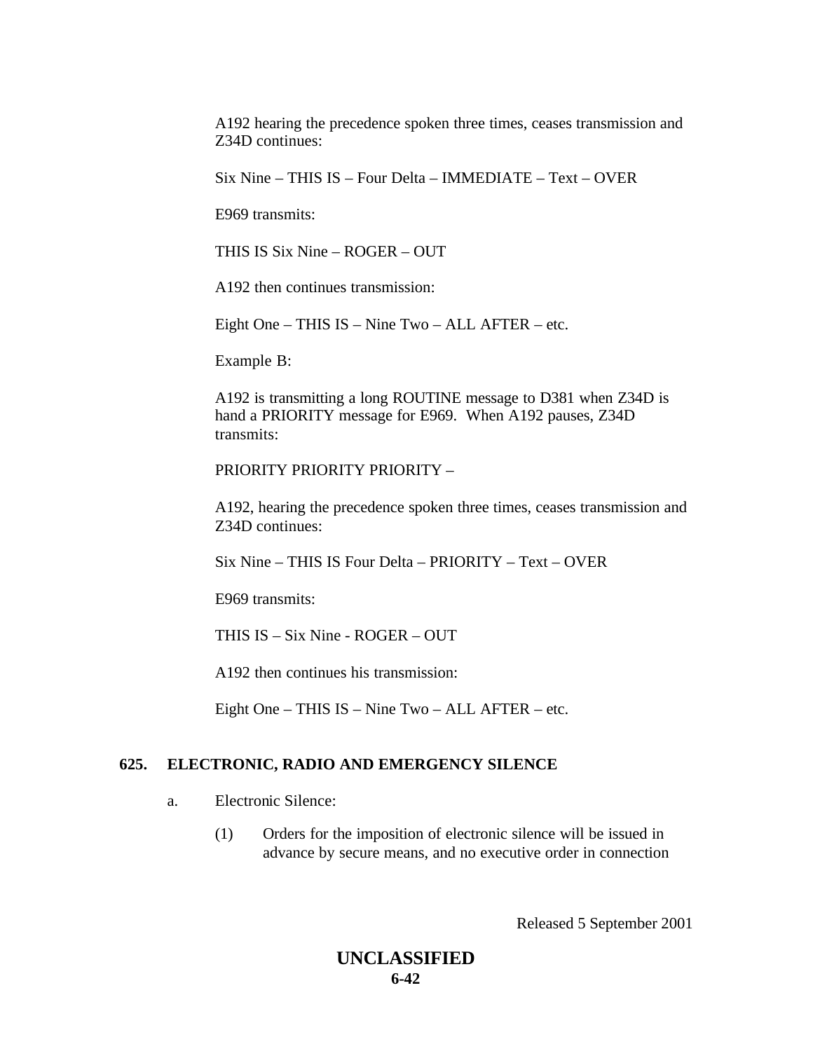A192 hearing the precedence spoken three times, ceases transmission and Z34D continues:

Six Nine – THIS IS – Four Delta – IMMEDIATE – Text – OVER

E969 transmits:

THIS IS Six Nine – ROGER – OUT

A192 then continues transmission:

Eight One – THIS IS – Nine Two – ALL AFTER – etc.

Example B:

A192 is transmitting a long ROUTINE message to D381 when Z34D is hand a PRIORITY message for E969. When A192 pauses, Z34D transmits:

PRIORITY PRIORITY PRIORITY –

A192, hearing the precedence spoken three times, ceases transmission and Z34D continues:

Six Nine – THIS IS Four Delta – PRIORITY – Text – OVER

E969 transmits:

THIS IS – Six Nine - ROGER – OUT

A192 then continues his transmission:

Eight One – THIS IS – Nine Two – ALL AFTER – etc.

## 625. ELECTRONIC, RADIO AND EMERGENCY SILENCE

a. Electronic Silence:

(1) Orders for the imposition of electronic silence will be issued in advance by secure means, and no executive order in connection

Released 5 September 2001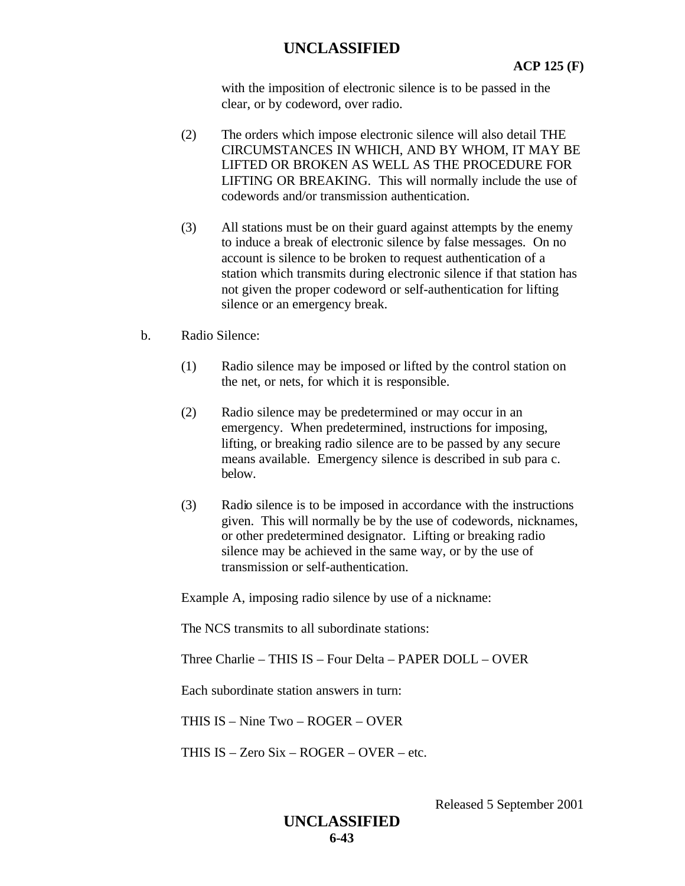with the imposition of electronic silence is to be passed in the clear, or by codeword, over radio.

(2) The orders which impose electronic silence will also detail THE CIRCUMSTANCES IN WHICH, AND BY WHOM, IT MAY BE LIFTED OR BROKEN AS WELL AS THE PROCEDURE FOR LIFTING OR BREAKING. This will normally include the use of codewords and/or transmission authentication.

(3) All stations must be on their guard against attempts by the enemy to induce a break of electronic silence by false messages. On no account is silence to be broken to request authentication of a station which transmits during electronic silence if that station has not given the proper codeword or self-authentication for lifting silence or an emergency break.

b. Radio Silence:

(1) Radio silence may be imposed or lifted by the control station on the net, or nets, for which it is responsible.

(2) Radio silence may be predetermined or may occur in an emergency. When predetermined, instructions for imposing, lifting, or breaking radio silence are to be passed by any secure means available. Emergency silence is described in sub para c. below.

(3) Radio silence is to be imposed in accordance with the instructions given. This will normally be by the use of codewords, nicknames, or other predetermined designator. Lifting or breaking radio silence may be achieved in the same way, or by the use of transmission or self-authentication.

Example A, imposing radio silence by use of a nickname:

The NCS transmits to all subordinate stations:

Three Charlie – THIS IS – Four Delta – PAPER DOLL – OVER

Each subordinate station answers in turn:

THIS IS – Nine Two – ROGER – OVER

THIS IS – Zero Six – ROGER – OVER – etc.

Released 5 September 2001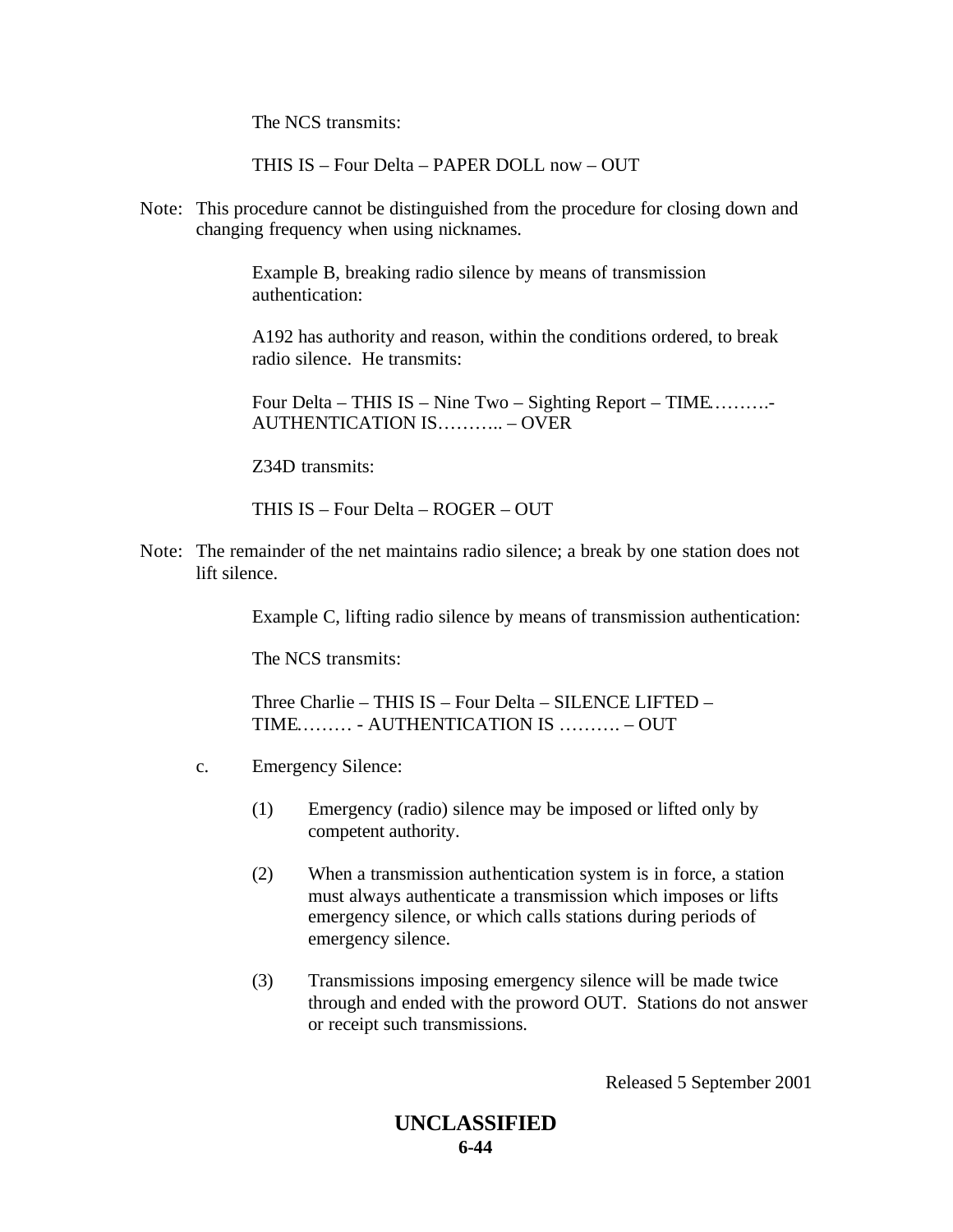The NCS transmits:

THIS IS – Four Delta – PAPER DOLL now – OUT

Note: This procedure cannot be distinguished from the procedure for closing down and changing frequency when using nicknames.

Example B, breaking radio silence by means of transmission authentication:

A192 has authority and reason, within the conditions ordered, to break radio silence. He transmits:

Four Delta – THIS IS – Nine Two – Sighting Report – TIME……….- AUTHENTICATION IS……….. – OVER

Z34D transmits:

THIS IS – Four Delta – ROGER – OUT

Note: The remainder of the net maintains radio silence; a break by one station does not lift silence.

Example C, lifting radio silence by means of transmission authentication:

The NCS transmits:

Three Charlie – THIS IS – Four Delta – SILENCE LIFTED – TIME……… - AUTHENTICATION IS ………. – OUT

c. Emergency Silence:

(1) Emergency (radio) silence may be imposed or lifted only by competent authority.

(2) When a transmission authentication system is in force, a station must always authenticate a transmission which imposes or lifts emergency silence, or which calls stations during periods of emergency silence.

(3) Transmissions imposing emergency silence will be made twice through and ended with the proword OUT. Stations do not answer or receipt such transmissions.

Released 5 September 2001

**UNCLASSIFIED**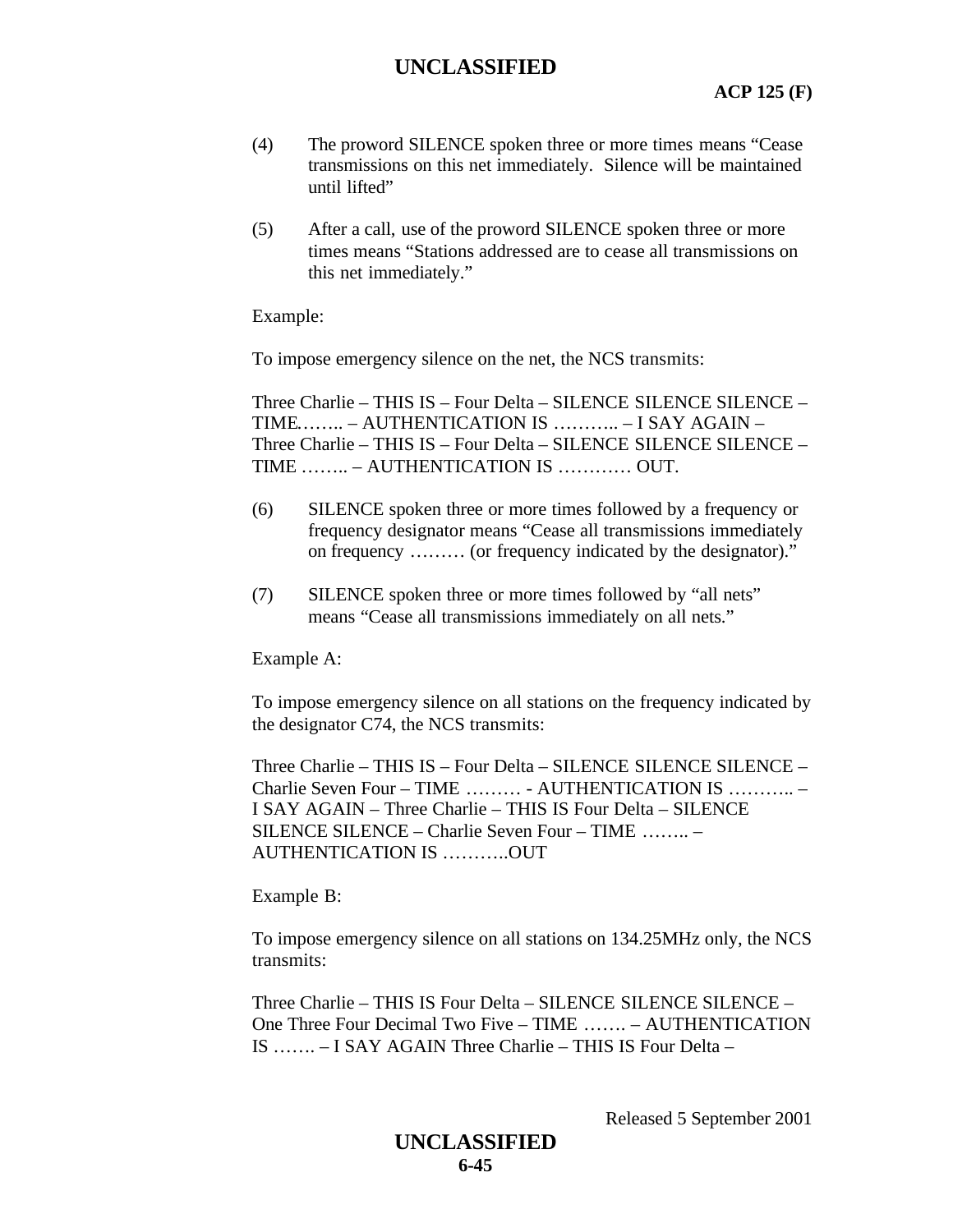(4) The proword SILENCE spoken three or more times means "Cease transmissions on this net immediately. Silence will be maintained until lifted"

(5) After a call, use of the proword SILENCE spoken three or more times means "Stations addressed are to cease all transmissions on this net immediately."

Example:

To impose emergency silence on the net, the NCS transmits:

Three Charlie – THIS IS – Four Delta – SILENCE SILENCE SILENCE – TIME…….. – AUTHENTICATION IS ……….. – I SAY AGAIN – Three Charlie – THIS IS – Four Delta – SILENCE SILENCE SILENCE – TIME …….. – AUTHENTICATION IS ………… OUT.

(6) SILENCE spoken three or more times followed by a frequency or frequency designator means "Cease all transmissions immediately on frequency ……… (or frequency indicated by the designator)."

(7) SILENCE spoken three or more times followed by "all nets" means "Cease all transmissions immediately on all nets."

Example A:

To impose emergency silence on all stations on the frequency indicated by the designator C74, the NCS transmits:

Three Charlie – THIS IS – Four Delta – SILENCE SILENCE SILENCE – Charlie Seven Four – TIME ……… - AUTHENTICATION IS ……….. – I SAY AGAIN – Three Charlie – THIS IS Four Delta – SILENCE SILENCE SILENCE – Charlie Seven Four – TIME …….. – AUTHENTICATION IS ………..OUT

Example B:

To impose emergency silence on all stations on 134.25MHz only, the NCS transmits:

Three Charlie – THIS IS Four Delta – SILENCE SILENCE SILENCE – One Three Four Decimal Two Five – TIME ……. – AUTHENTICATION IS ……. – I SAY AGAIN Three Charlie – THIS IS Four Delta –

Released 5 September 2001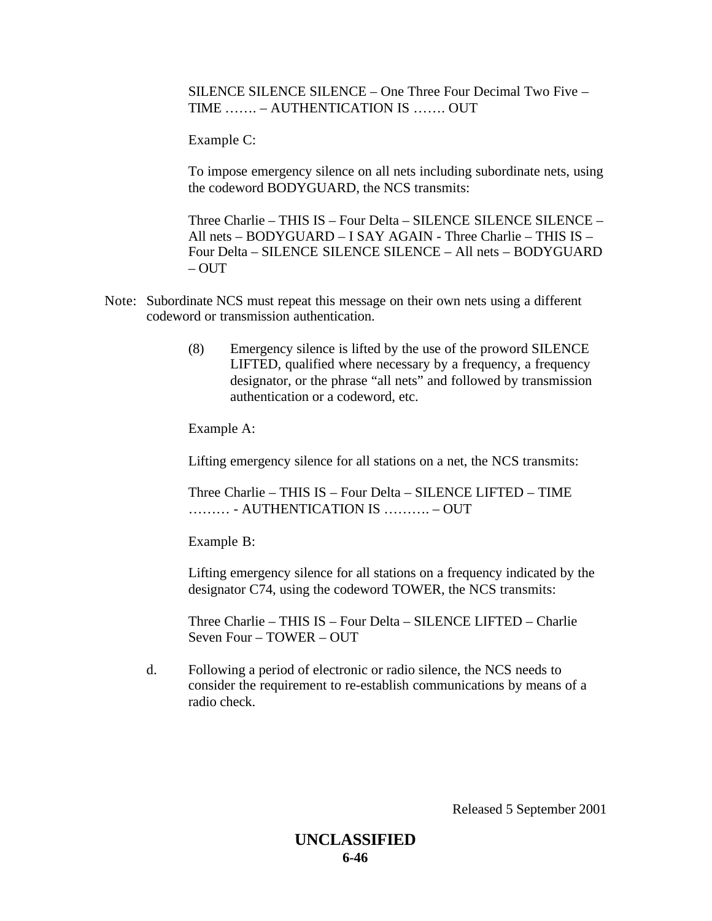SILENCE SILENCE SILENCE – One Three Four Decimal Two Five – TIME ……. – AUTHENTICATION IS ……. OUT

Example C:

To impose emergency silence on all nets including subordinate nets, using the codeword BODYGUARD, the NCS transmits:

Three Charlie – THIS IS – Four Delta – SILENCE SILENCE SILENCE – All nets – BODYGUARD – I SAY AGAIN - Three Charlie – THIS IS – Four Delta – SILENCE SILENCE SILENCE – All nets – BODYGUARD – OUT

Note: Subordinate NCS must repeat this message on their own nets using a different codeword or transmission authentication.

(8) Emergency silence is lifted by the use of the proword SILENCE LIFTED, qualified where necessary by a frequency, a frequency designator, or the phrase "all nets" and followed by transmission authentication or a codeword, etc.

Example A:

Lifting emergency silence for all stations on a net, the NCS transmits:

Three Charlie – THIS IS – Four Delta – SILENCE LIFTED – TIME ……… - AUTHENTICATION IS ………. – OUT

Example B:

Lifting emergency silence for all stations on a frequency indicated by the designator C74, using the codeword TOWER, the NCS transmits:

Three Charlie – THIS IS – Four Delta – SILENCE LIFTED – Charlie Seven Four – TOWER – OUT

d. Following a period of electronic or radio silence, the NCS needs to consider the requirement to re-establish communications by means of a radio check.

Released 5 September 2001

**UNCLASSIFIED**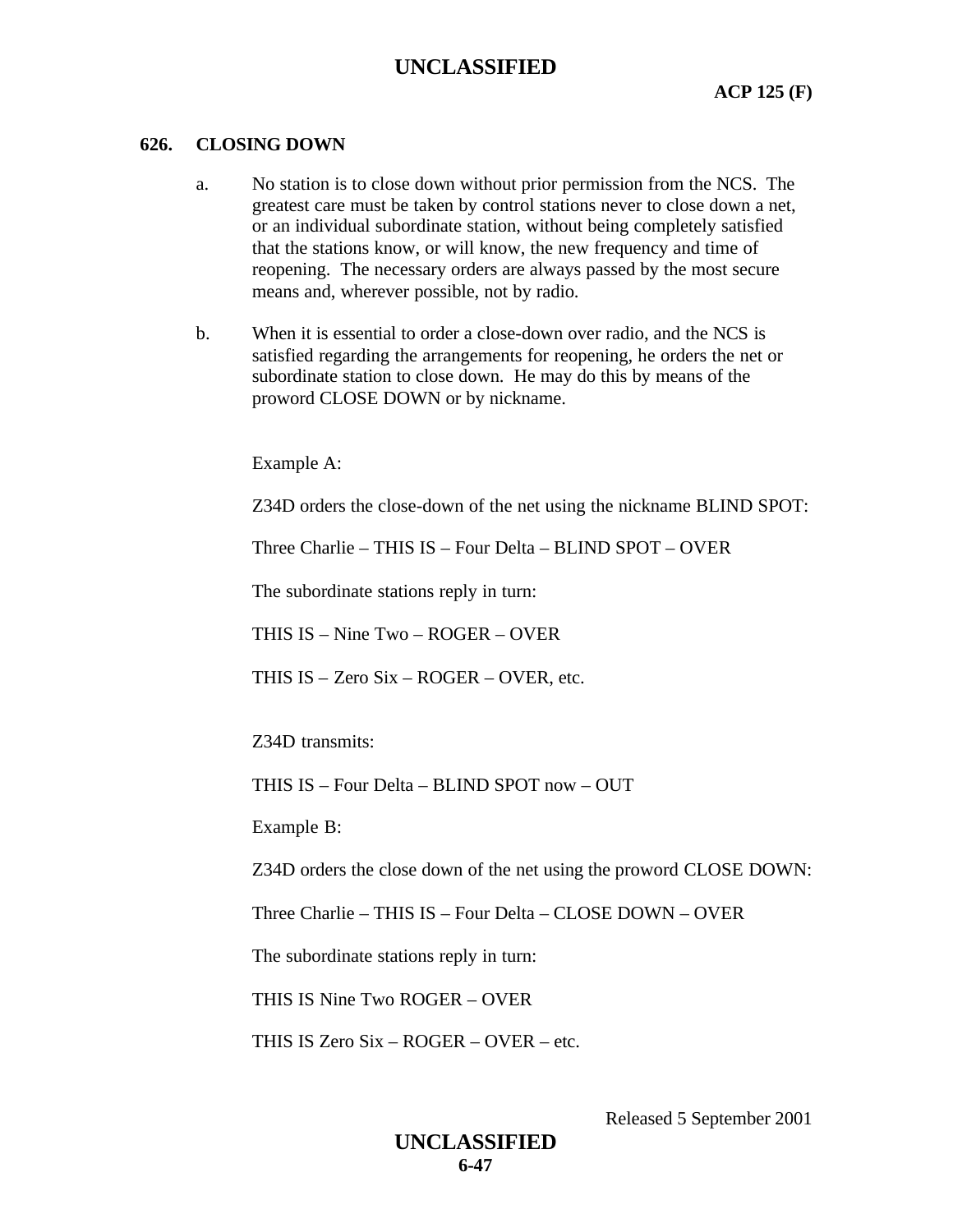## 626. CLOSING DOWN

a. No station is to close down without prior permission from the NCS. The greatest care must be taken by control stations never to close down a net, or an individual subordinate station, without being completely satisfied that the stations know, or will know, the new frequency and time of reopening. The necessary orders are always passed by the most secure means and, wherever possible, not by radio.

b. When it is essential to order a close-down over radio, and the NCS is satisfied regarding the arrangements for reopening, he orders the net or subordinate station to close down. He may do this by means of the proword CLOSE DOWN or by nickname.

Example A:

Z34D orders the close-down of the net using the nickname BLIND SPOT:

Three Charlie – THIS IS – Four Delta – BLIND SPOT – OVER

The subordinate stations reply in turn:

THIS IS – Nine Two – ROGER – OVER

THIS IS – Zero Six – ROGER – OVER, etc.

Z34D transmits:

THIS IS – Four Delta – BLIND SPOT now – OUT

Example B:

Z34D orders the close down of the net using the proword CLOSE DOWN:

Three Charlie – THIS IS – Four Delta – CLOSE DOWN – OVER

The subordinate stations reply in turn:

THIS IS Nine Two ROGER – OVER

THIS IS Zero Six – ROGER – OVER – etc.

Released 5 September 2001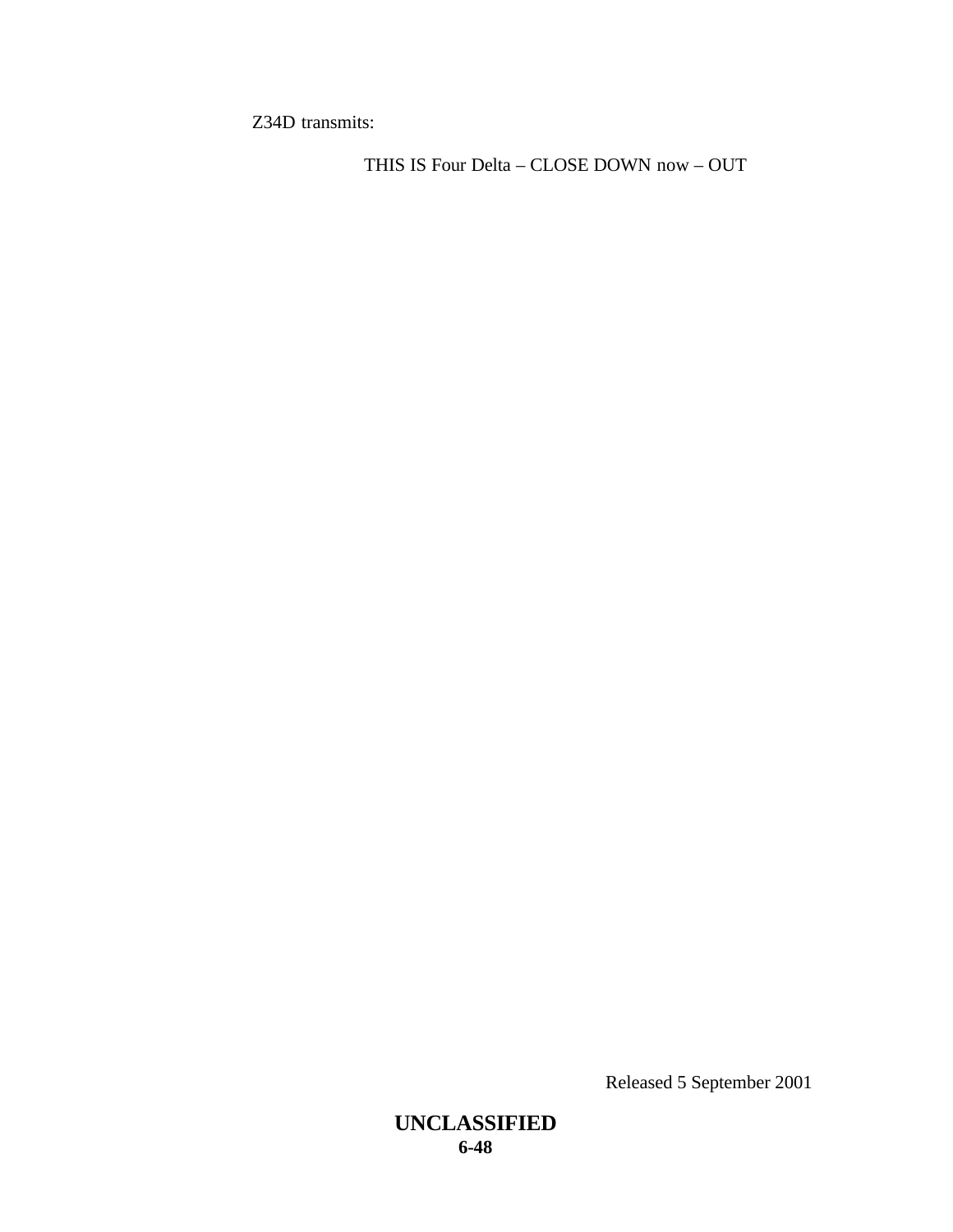Z34D transmits:

THIS IS Four Delta – CLOSE DOWN now – OUT

Released 5 September 2001

**UNCLASSIFIED**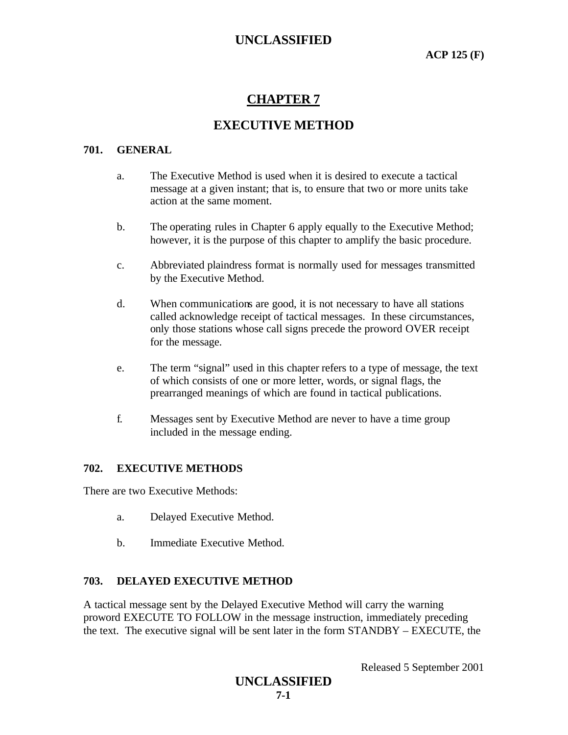# CHAPTER 7

# EXECUTIVE METHOD

## 701. GENERAL

a. The Executive Method is used when it is desired to execute a tactical message at a given instant; that is, to ensure that two or more units take action at the same moment.

b. The operating rules in Chapter 6 apply equally to the Executive Method; however, it is the purpose of this chapter to amplify the basic procedure.

c. Abbreviated plaindress format is normally used for messages transmitted by the Executive Method.

d. When communications are good, it is not necessary to have all stations called acknowledge receipt of tactical messages. In these circumstances, only those stations whose call signs precede the proword OVER receipt for the message.

e. The term "signal" used in this chapter refers to a type of message, the text of which consists of one or more letter, words, or signal flags, the prearranged meanings of which are found in tactical publications.

f. Messages sent by Executive Method are never to have a time group included in the message ending.

## 702. EXECUTIVE METHODS

There are two Executive Methods:

a. Delayed Executive Method.

b. Immediate Executive Method.

## 703. DELAYED EXECUTIVE METHOD

A tactical message sent by the Delayed Executive Method will carry the warning proword EXECUTE TO FOLLOW in the message instruction, immediately preceding the text. The executive signal will be sent later in the form STANDBY – EXECUTE, the

Released 5 September 2001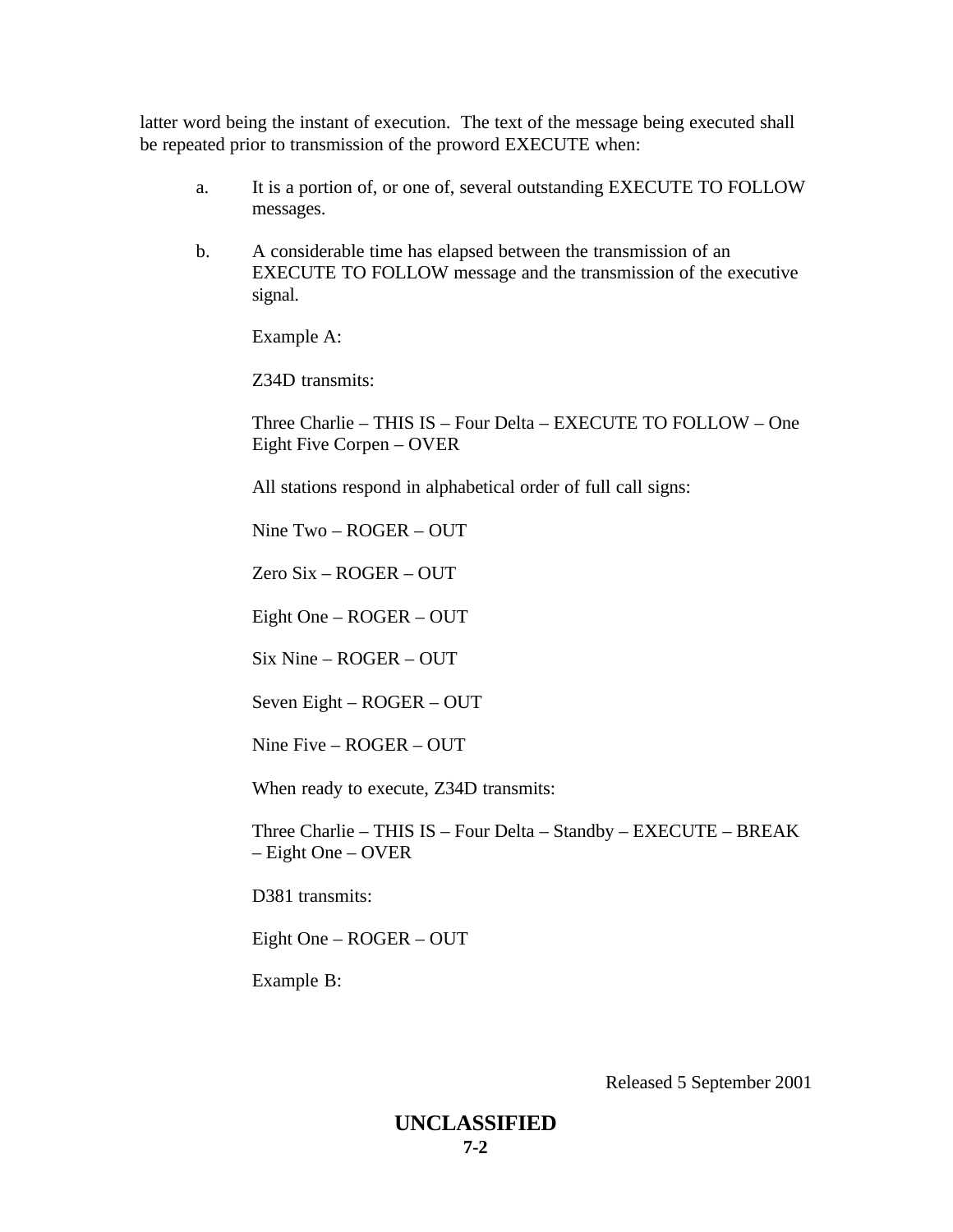latter word being the instant of execution. The text of the message being executed shall be repeated prior to transmission of the proword EXECUTE when:

a. It is a portion of, or one of, several outstanding EXECUTE TO FOLLOW messages.

b. A considerable time has elapsed between the transmission of an EXECUTE TO FOLLOW message and the transmission of the executive signal.

Example A:

Z34D transmits:

Three Charlie – THIS IS – Four Delta – EXECUTE TO FOLLOW – One Eight Five Corpen – OVER

All stations respond in alphabetical order of full call signs:

Nine Two – ROGER – OUT

Zero Six – ROGER – OUT

Eight One – ROGER – OUT

Six Nine – ROGER – OUT

Seven Eight – ROGER – OUT

Nine Five – ROGER – OUT

When ready to execute, Z34D transmits:

Three Charlie – THIS IS – Four Delta – Standby – EXECUTE – BREAK – Eight One – OVER

D381 transmits:

Eight One – ROGER – OUT

Example B: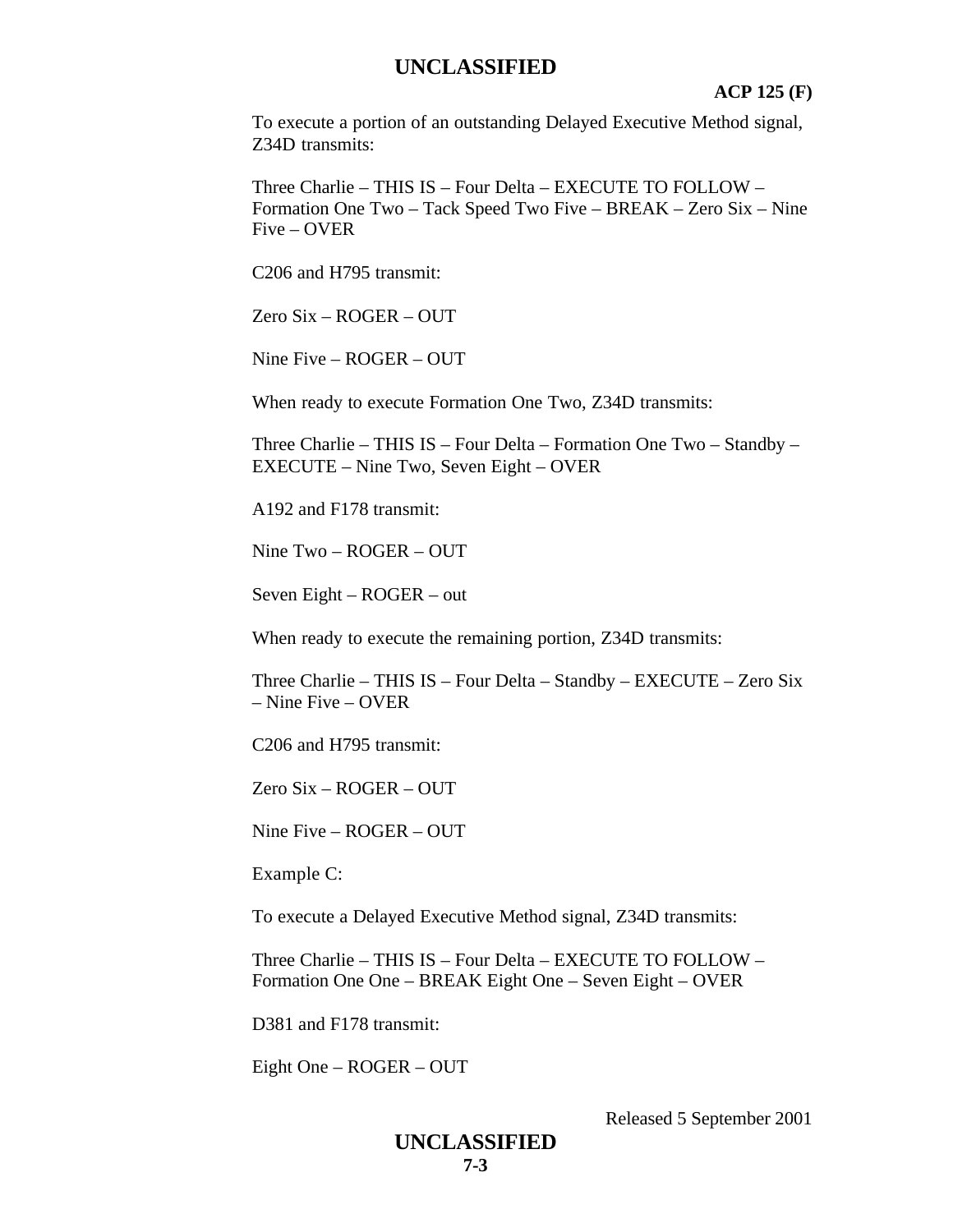To execute a portion of an outstanding Delayed Executive Method signal, Z34D transmits:

Three Charlie – THIS IS – Four Delta – EXECUTE TO FOLLOW – Formation One Two – Tack Speed Two Five – BREAK – Zero Six – Nine Five – OVER

C206 and H795 transmit:

Zero Six – ROGER – OUT

Nine Five – ROGER – OUT

When ready to execute Formation One Two, Z34D transmits:

Three Charlie – THIS IS – Four Delta – Formation One Two – Standby – EXECUTE – Nine Two, Seven Eight – OVER

A192 and F178 transmit:

Nine Two – ROGER – OUT

Seven Eight – ROGER – out

When ready to execute the remaining portion, Z34D transmits:

Three Charlie – THIS IS – Four Delta – Standby – EXECUTE – Zero Six – Nine Five – OVER

C206 and H795 transmit:

Zero Six – ROGER – OUT

Nine Five – ROGER – OUT

Example C:

To execute a Delayed Executive Method signal, Z34D transmits:

Three Charlie – THIS IS – Four Delta – EXECUTE TO FOLLOW – Formation One One – BREAK Eight One – Seven Eight – OVER

D381 and F178 transmit:

Eight One – ROGER – OUT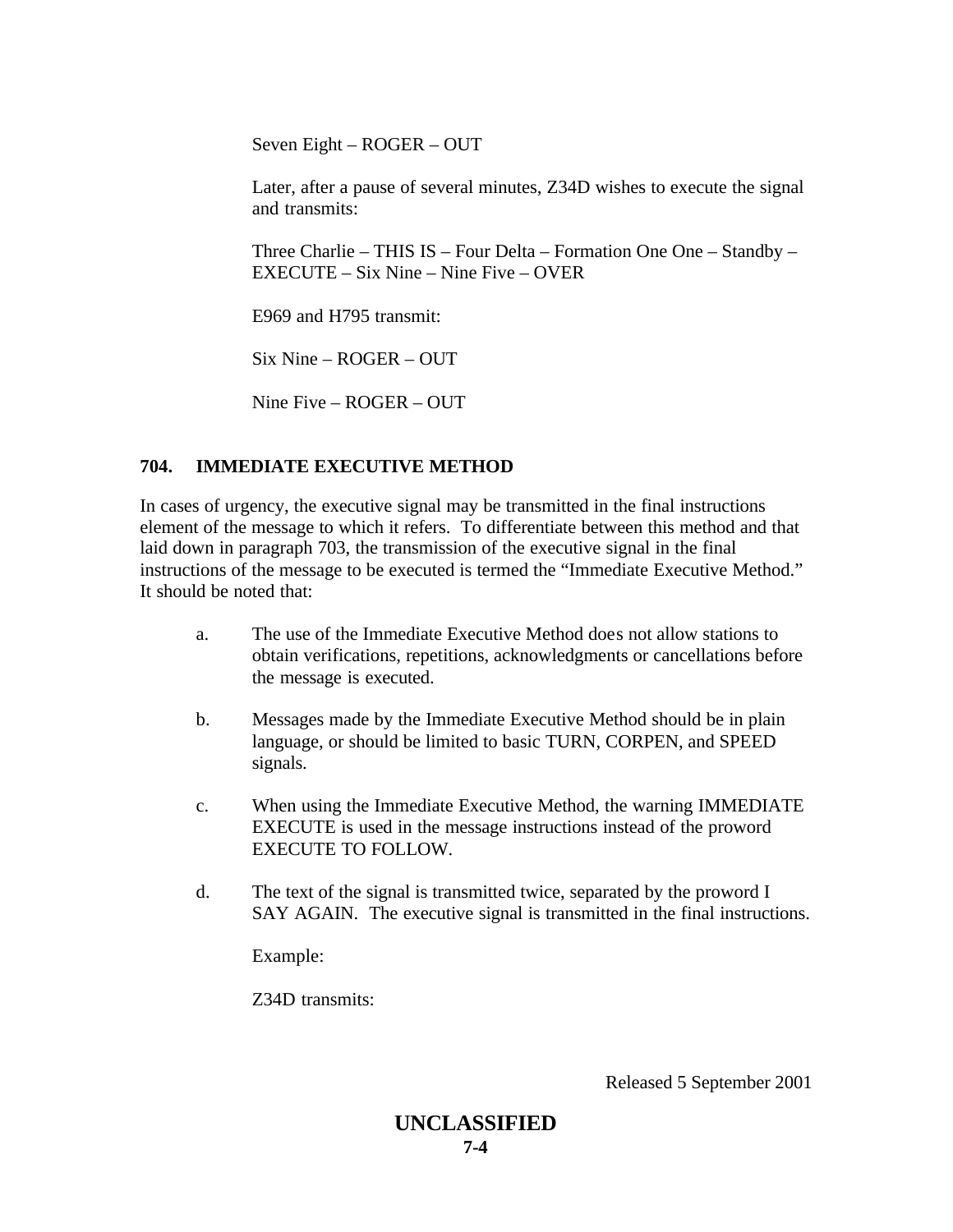Seven Eight – ROGER – OUT

Later, after a pause of several minutes, Z34D wishes to execute the signal and transmits:

Three Charlie – THIS IS – Four Delta – Formation One One – Standby – EXECUTE – Six Nine – Nine Five – OVER

E969 and H795 transmit:

Six Nine – ROGER – OUT

Nine Five – ROGER – OUT

### 704. IMMEDIATE EXECUTIVE METHOD

In cases of urgency, the executive signal may be transmitted in the final instructions element of the message to which it refers. To differentiate between this method and that laid down in paragraph 703, the transmission of the executive signal in the final instructions of the message to be executed is termed the "Immediate Executive Method." It should be noted that:

a. The use of the Immediate Executive Method does not allow stations to obtain verifications, repetitions, acknowledgments or cancellations before the message is executed.

b. Messages made by the Immediate Executive Method should be in plain language, or should be limited to basic TURN, CORPEN, and SPEED signals.

c. When using the Immediate Executive Method, the warning IMMEDIATE EXECUTE is used in the message instructions instead of the proword EXECUTE TO FOLLOW.

d. The text of the signal is transmitted twice, separated by the proword I SAY AGAIN. The executive signal is transmitted in the final instructions.

Example:

Z34D transmits: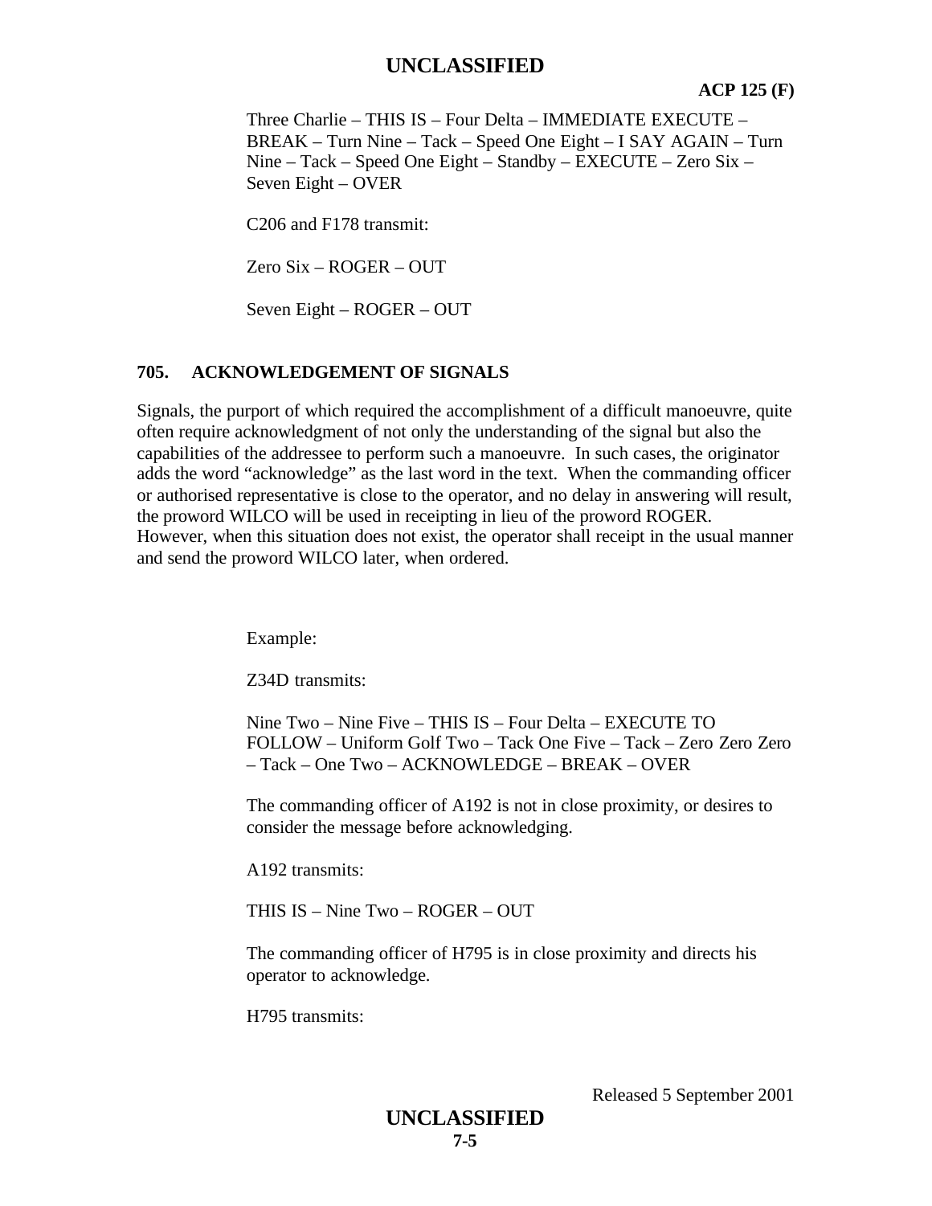Three Charlie – THIS IS – Four Delta – IMMEDIATE EXECUTE – BREAK – Turn Nine – Tack – Speed One Eight – I SAY AGAIN – Turn Nine – Tack – Speed One Eight – Standby – EXECUTE – Zero Six – Seven Eight – OVER

C206 and F178 transmit:

Zero Six – ROGER – OUT

Seven Eight – ROGER – OUT

## 705. ACKNOWLEDGEMENT OF SIGNALS

Signals, the purport of which required the accomplishment of a difficult manoeuvre, quite often require acknowledgment of not only the understanding of the signal but also the capabilities of the addressee to perform such a manoeuvre. In such cases, the originator adds the word "acknowledge" as the last word in the text. When the commanding officer or authorised representative is close to the operator, and no delay in answering will result, the proword WILCO will be used in receipting in lieu of the proword ROGER. However, when this situation does not exist, the operator shall receipt in the usual manner and send the proword WILCO later, when ordered.

Example:

Z34D transmits:

Nine Two – Nine Five – THIS IS – Four Delta – EXECUTE TO FOLLOW – Uniform Golf Two – Tack One Five – Tack – Zero Zero Zero – Tack – One Two – ACKNOWLEDGE – BREAK – OVER

The commanding officer of A192 is not in close proximity, or desires to consider the message before acknowledging.

A192 transmits:

THIS IS – Nine Two – ROGER – OUT

The commanding officer of H795 is in close proximity and directs his operator to acknowledge.

H795 transmits: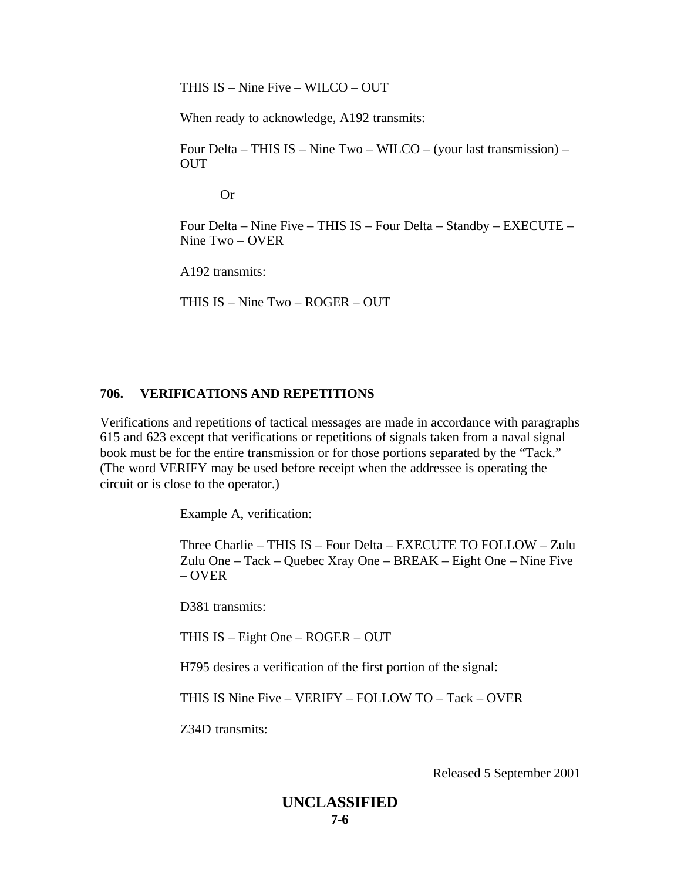THIS IS – Nine Five – WILCO – OUT

When ready to acknowledge, A192 transmits:

Four Delta – THIS IS – Nine Two – WILCO – (your last transmission) – OUT

Or

Four Delta – Nine Five – THIS IS – Four Delta – Standby – EXECUTE – Nine Two – OVER

A192 transmits:

THIS IS – Nine Two – ROGER – OUT

**706. VERIFICATIONS AND REPETITIONS**

Verifications and repetitions of tactical messages are made in accordance with paragraphs 615 and 623 except that verifications or repetitions of signals taken from a naval signal book must be for the entire transmission or for those portions separated by the "Tack." (The word VERIFY may be used before receipt when the addressee is operating the circuit or is close to the operator.)

Example A, verification:

Three Charlie – THIS IS – Four Delta – EXECUTE TO FOLLOW – Zulu Zulu One – Tack – Quebec Xray One – BREAK – Eight One – Nine Five – OVER

D381 transmits:

THIS IS – Eight One – ROGER – OUT

H795 desires a verification of the first portion of the signal:

THIS IS Nine Five – VERIFY – FOLLOW TO – Tack – OVER

Z34D transmits:

Released 5 September 2001

**UNCLASSIFIED**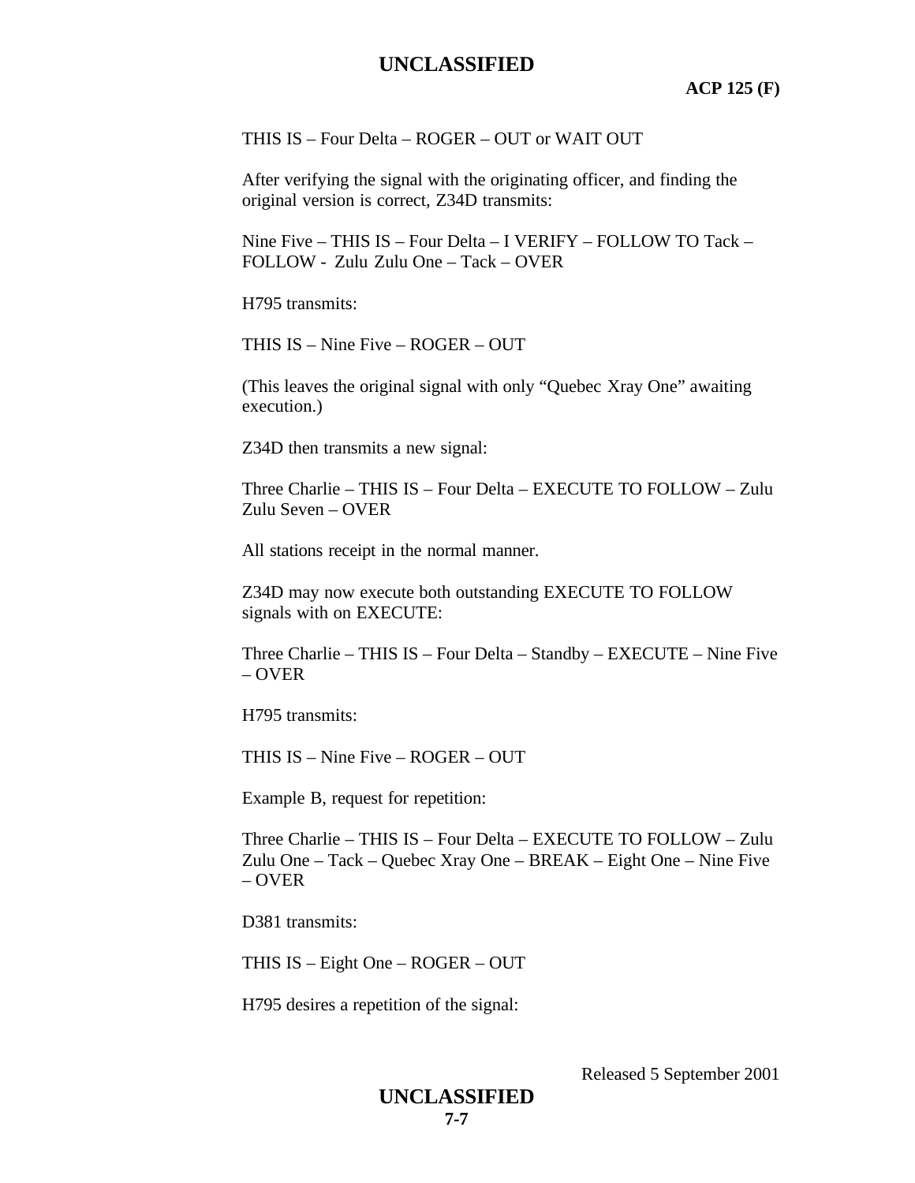THIS IS – Four Delta – ROGER – OUT or WAIT OUT

After verifying the signal with the originating officer, and finding the original version is correct, Z34D transmits:

Nine Five – THIS IS – Four Delta – I VERIFY – FOLLOW TO Tack – FOLLOW - Zulu Zulu One – Tack – OVER

H795 transmits:

THIS IS – Nine Five – ROGER – OUT

(This leaves the original signal with only "Quebec Xray One" awaiting execution.)

Z34D then transmits a new signal:

Three Charlie – THIS IS – Four Delta – EXECUTE TO FOLLOW – Zulu Zulu Seven – OVER

All stations receipt in the normal manner.

Z34D may now execute both outstanding EXECUTE TO FOLLOW signals with on EXECUTE:

Three Charlie – THIS IS – Four Delta – Standby – EXECUTE – Nine Five – OVER

H795 transmits:

THIS IS – Nine Five – ROGER – OUT

Example B, request for repetition:

Three Charlie – THIS IS – Four Delta – EXECUTE TO FOLLOW – Zulu Zulu One – Tack – Quebec Xray One – BREAK – Eight One – Nine Five – OVER

D381 transmits:

THIS IS – Eight One – ROGER – OUT

H795 desires a repetition of the signal: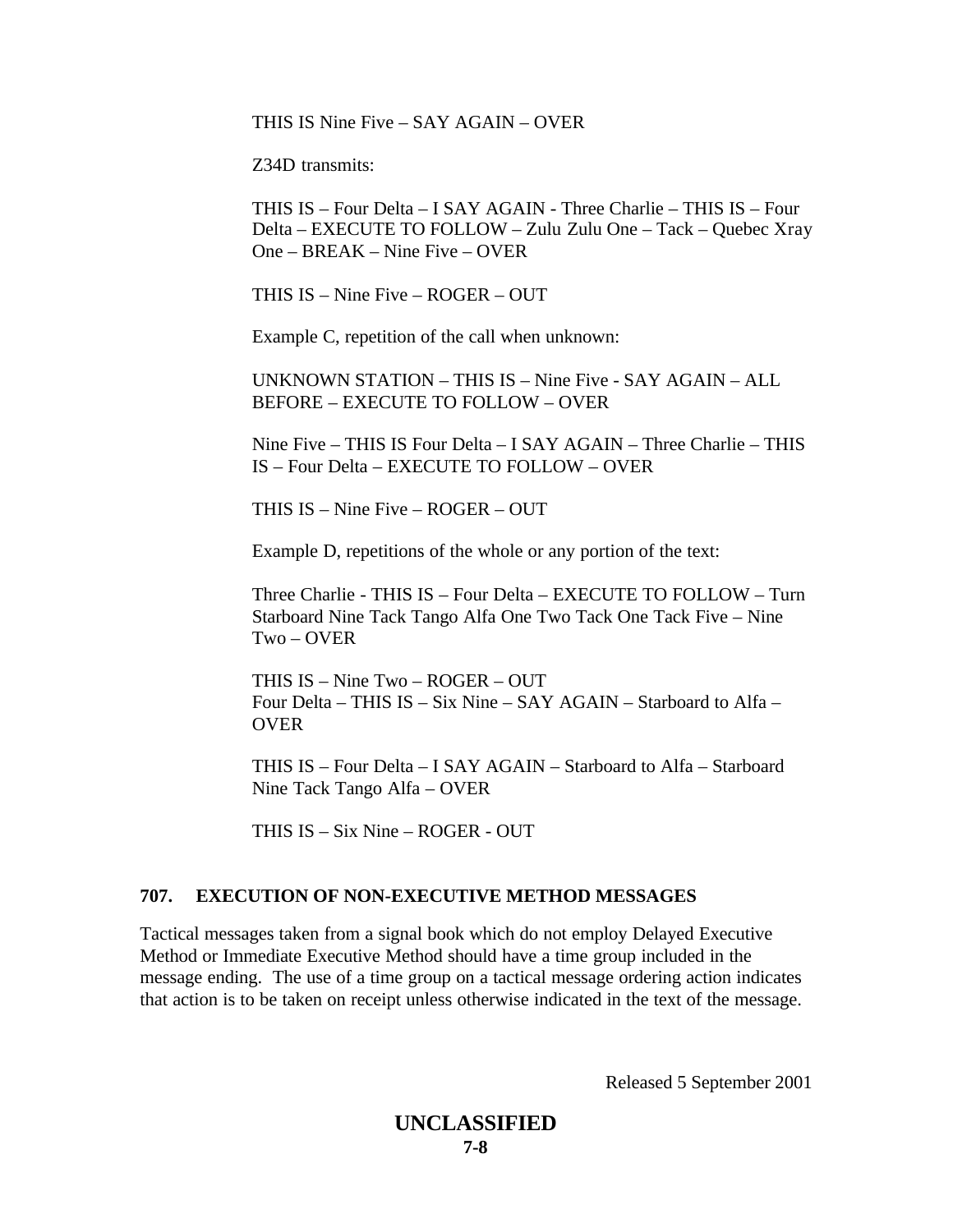THIS IS Nine Five – SAY AGAIN – OVER

Z34D transmits:

THIS IS – Four Delta – I SAY AGAIN - Three Charlie – THIS IS – Four Delta – EXECUTE TO FOLLOW – Zulu Zulu One – Tack – Quebec Xray One – BREAK – Nine Five – OVER

THIS IS – Nine Five – ROGER – OUT

Example C, repetition of the call when unknown:

UNKNOWN STATION – THIS IS – Nine Five - SAY AGAIN – ALL BEFORE – EXECUTE TO FOLLOW – OVER

Nine Five – THIS IS Four Delta – I SAY AGAIN – Three Charlie – THIS IS – Four Delta – EXECUTE TO FOLLOW – OVER

THIS IS – Nine Five – ROGER – OUT

Example D, repetitions of the whole or any portion of the text:

Three Charlie - THIS IS – Four Delta – EXECUTE TO FOLLOW – Turn Starboard Nine Tack Tango Alfa One Two Tack One Tack Five – Nine Two – OVER

THIS IS – Nine Two – ROGER – OUT
Four Delta – THIS IS – Six Nine – SAY AGAIN – Starboard to Alfa – OVER

THIS IS – Four Delta – I SAY AGAIN – Starboard to Alfa – Starboard Nine Tack Tango Alfa – OVER

THIS IS – Six Nine – ROGER - OUT

## 707. EXECUTION OF NON-EXECUTIVE METHOD MESSAGES

Tactical messages taken from a signal book which do not employ Delayed Executive Method or Immediate Executive Method should have a time group included in the message ending. The use of a time group on a tactical message ordering action indicates that action is to be taken on receipt unless otherwise indicated in the text of the message.

Released 5 September 2001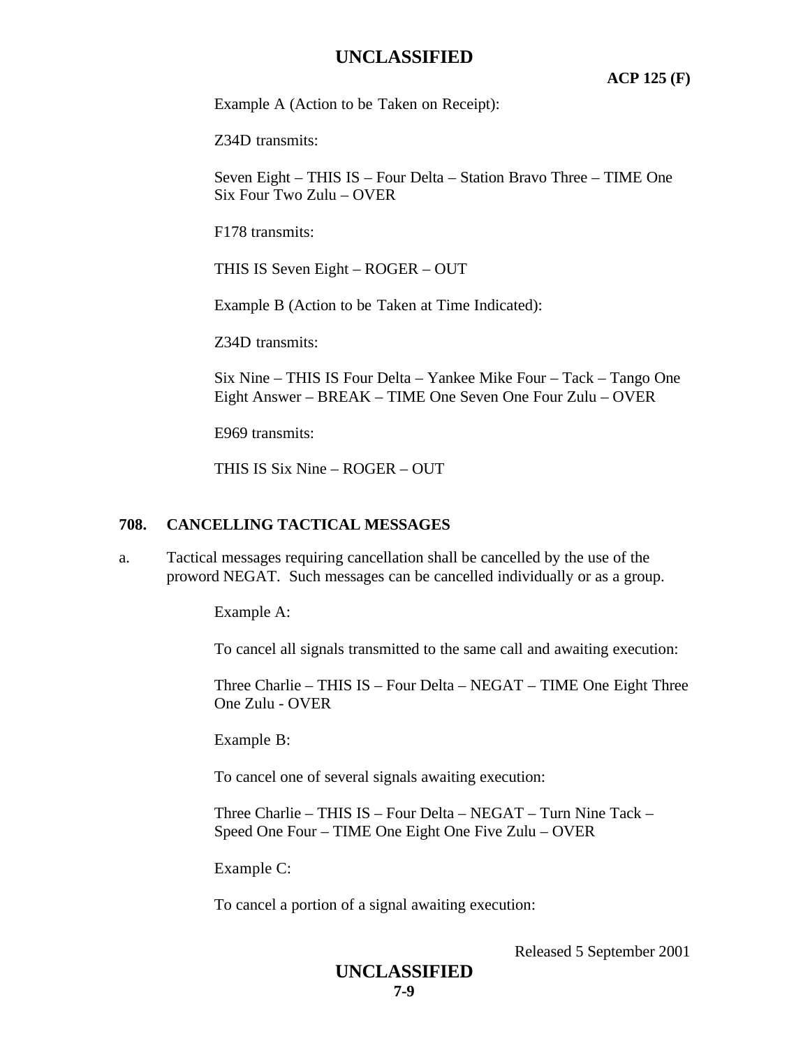Example A (Action to be Taken on Receipt):

Z34D transmits:

Seven Eight – THIS IS – Four Delta – Station Bravo Three – TIME One Six Four Two Zulu – OVER

F178 transmits:

THIS IS Seven Eight – ROGER – OUT

Example B (Action to be Taken at Time Indicated):

Z34D transmits:

Six Nine – THIS IS Four Delta – Yankee Mike Four – Tack – Tango One Eight Answer – BREAK – TIME One Seven One Four Zulu – OVER

E969 transmits:

THIS IS Six Nine – ROGER – OUT

## 708. CANCELLING TACTICAL MESSAGES

a. Tactical messages requiring cancellation shall be cancelled by the use of the proword NEGAT. Such messages can be cancelled individually or as a group.

Example A:

To cancel all signals transmitted to the same call and awaiting execution:

Three Charlie – THIS IS – Four Delta – NEGAT – TIME One Eight Three One Zulu - OVER

Example B:

To cancel one of several signals awaiting execution:

Three Charlie – THIS IS – Four Delta – NEGAT – Turn Nine Tack – Speed One Four – TIME One Eight One Five Zulu – OVER

Example C:

To cancel a portion of a signal awaiting execution: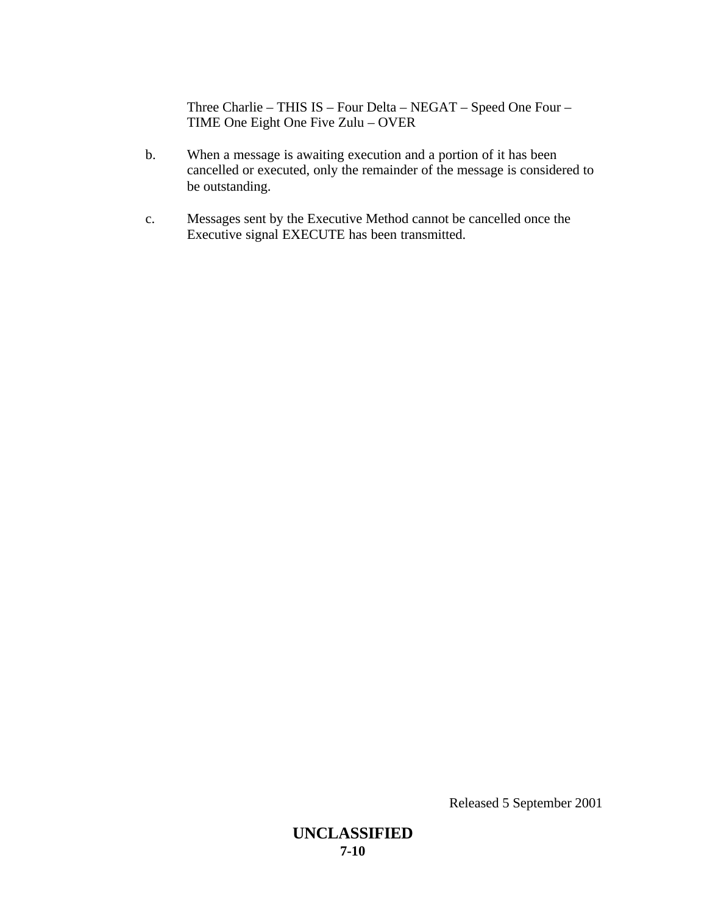Three Charlie – THIS IS – Four Delta – NEGAT – Speed One Four – TIME One Eight One Five Zulu – OVER

b. When a message is awaiting execution and a portion of it has been cancelled or executed, only the remainder of the message is considered to be outstanding.

c. Messages sent by the Executive Method cannot be cancelled once the Executive signal EXECUTE has been transmitted.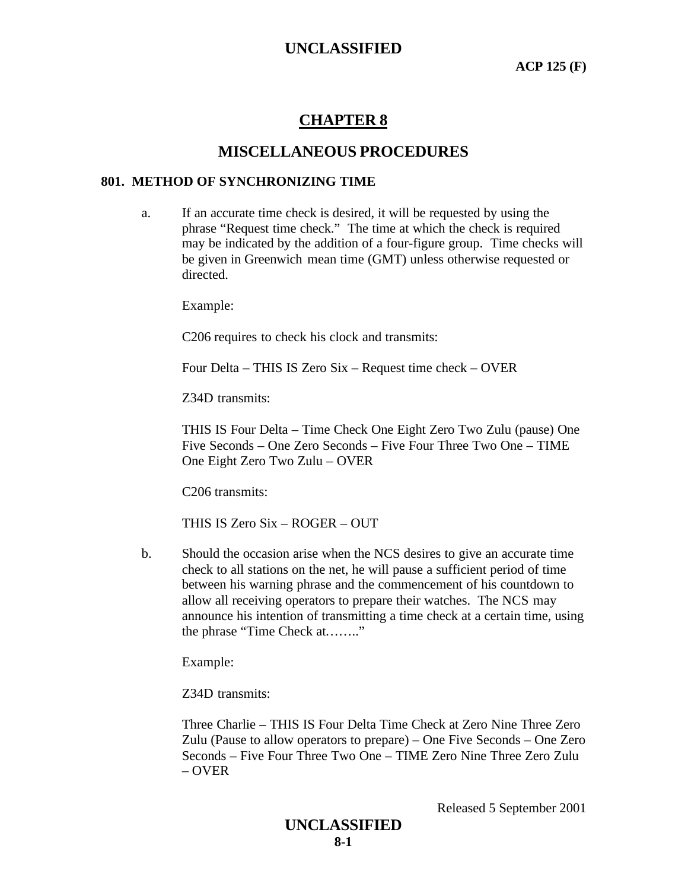# CHAPTER 8

## MISCELLANEOUS PROCEDURES

### 801. METHOD OF SYNCHRONIZING TIME

a. If an accurate time check is desired, it will be requested by using the phrase "Request time check." The time at which the check is required may be indicated by the addition of a four-figure group. Time checks will be given in Greenwich mean time (GMT) unless otherwise requested or directed.

Example:

C206 requires to check his clock and transmits:

Four Delta – THIS IS Zero Six – Request time check – OVER

Z34D transmits:

THIS IS Four Delta – Time Check One Eight Zero Two Zulu (pause) One Five Seconds – One Zero Seconds – Five Four Three Two One – TIME One Eight Zero Two Zulu – OVER

C206 transmits:

THIS IS Zero Six – ROGER – OUT

b. Should the occasion arise when the NCS desires to give an accurate time check to all stations on the net, he will pause a sufficient period of time between his warning phrase and the commencement of his countdown to allow all receiving operators to prepare their watches. The NCS may announce his intention of transmitting a time check at a certain time, using the phrase "Time Check at……."

Example:

Z34D transmits:

Three Charlie – THIS IS Four Delta Time Check at Zero Nine Three Zero Zulu (Pause to allow operators to prepare) – One Five Seconds – One Zero Seconds – Five Four Three Two One – TIME Zero Nine Three Zero Zulu – OVER

Released 5 September 2001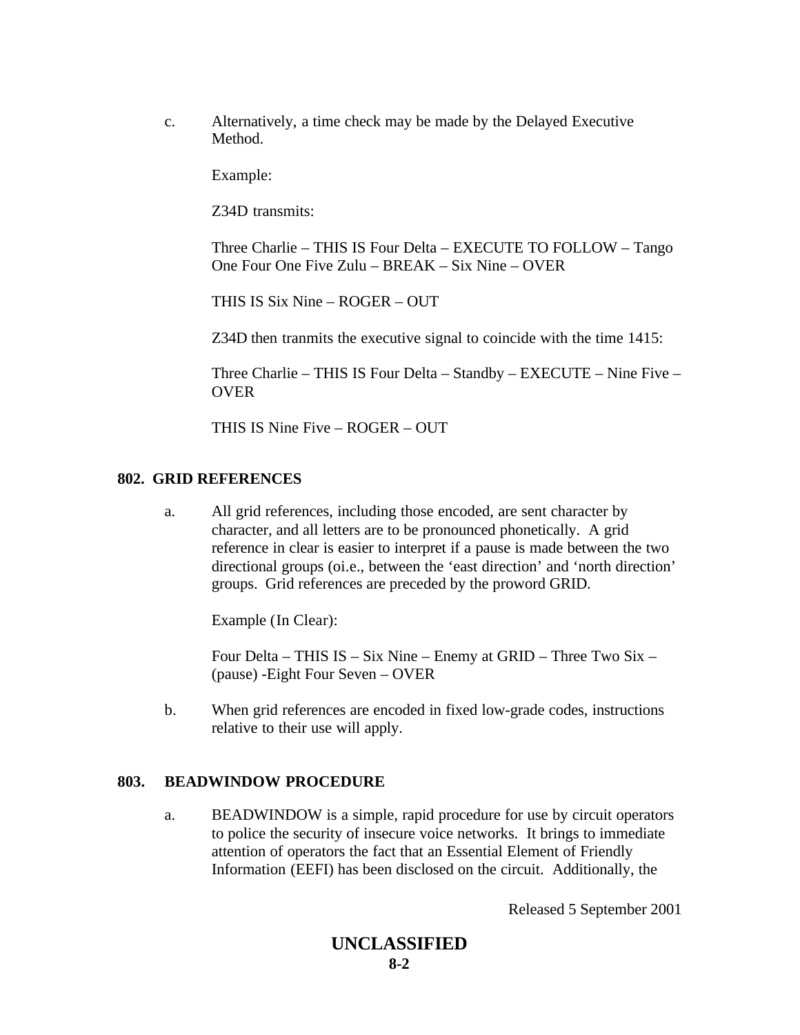c. Alternatively, a time check may be made by the Delayed Executive Method.

Example:

Z34D transmits:

Three Charlie – THIS IS Four Delta – EXECUTE TO FOLLOW – Tango One Four One Five Zulu – BREAK – Six Nine – OVER

THIS IS Six Nine – ROGER – OUT

Z34D then tranmits the executive signal to coincide with the time 1415:

Three Charlie – THIS IS Four Delta – Standby – EXECUTE – Nine Five – OVER

THIS IS Nine Five – ROGER – OUT

## 802. GRID REFERENCES

a. All grid references, including those encoded, are sent character by character, and all letters are to be pronounced phonetically. A grid reference in clear is easier to interpret if a pause is made between the two directional groups (oi.e., between the 'east direction' and 'north direction' groups. Grid references are preceded by the proword GRID.

Example (In Clear):

Four Delta – THIS IS – Six Nine – Enemy at GRID – Three Two Six – (pause) -Eight Four Seven – OVER

b. When grid references are encoded in fixed low-grade codes, instructions relative to their use will apply.

## 803. BEADWINDOW PROCEDURE

a. BEADWINDOW is a simple, rapid procedure for use by circuit operators to police the security of insecure voice networks. It brings to immediate attention of operators the fact that an Essential Element of Friendly Information (EEFI) has been disclosed on the circuit. Additionally, the

Released 5 September 2001

UNCLASSIFIED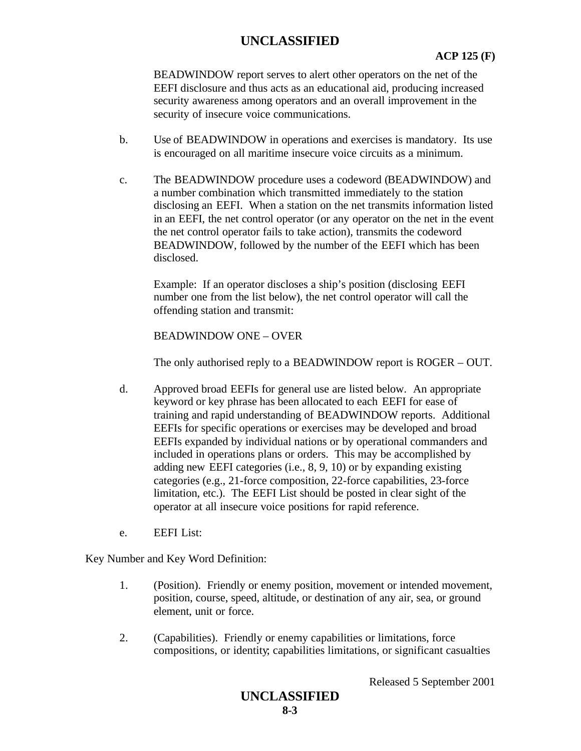BEADWINDOW report serves to alert other operators on the net of the EEFI disclosure and thus acts as an educational aid, producing increased security awareness among operators and an overall improvement in the security of insecure voice communications.

b. Use of BEADWINDOW in operations and exercises is mandatory. Its use is encouraged on all maritime insecure voice circuits as a minimum.

c. The BEADWINDOW procedure uses a codeword (BEADWINDOW) and a number combination which transmitted immediately to the station disclosing an EEFI. When a station on the net transmits information listed in an EEFI, the net control operator (or any operator on the net in the event the net control operator fails to take action), transmits the codeword BEADWINDOW, followed by the number of the EEFI which has been disclosed.

   Example: If an operator discloses a ship's position (disclosing EEFI number one from the list below), the net control operator will call the offending station and transmit:

   BEADWINDOW ONE – OVER

   The only authorised reply to a BEADWINDOW report is ROGER – OUT.

d. Approved broad EEFIs for general use are listed below. An appropriate keyword or key phrase has been allocated to each EEFI for ease of training and rapid understanding of BEADWINDOW reports. Additional EEFIs for specific operations or exercises may be developed and broad EEFIs expanded by individual nations or by operational commanders and included in operations plans or orders. This may be accomplished by adding new EEFI categories (i.e., 8, 9, 10) or by expanding existing categories (e.g., 21-force composition, 22-force capabilities, 23-force limitation, etc.). The EEFI List should be posted in clear sight of the operator at all insecure voice positions for rapid reference.

e. EEFI List:

Key Number and Key Word Definition:

1. (Position). Friendly or enemy position, movement or intended movement, position, course, speed, altitude, or destination of any air, sea, or ground element, unit or force.

2. (Capabilities). Friendly or enemy capabilities or limitations, force compositions, or identity; capabilities limitations, or significant casualties

Released 5 September 2001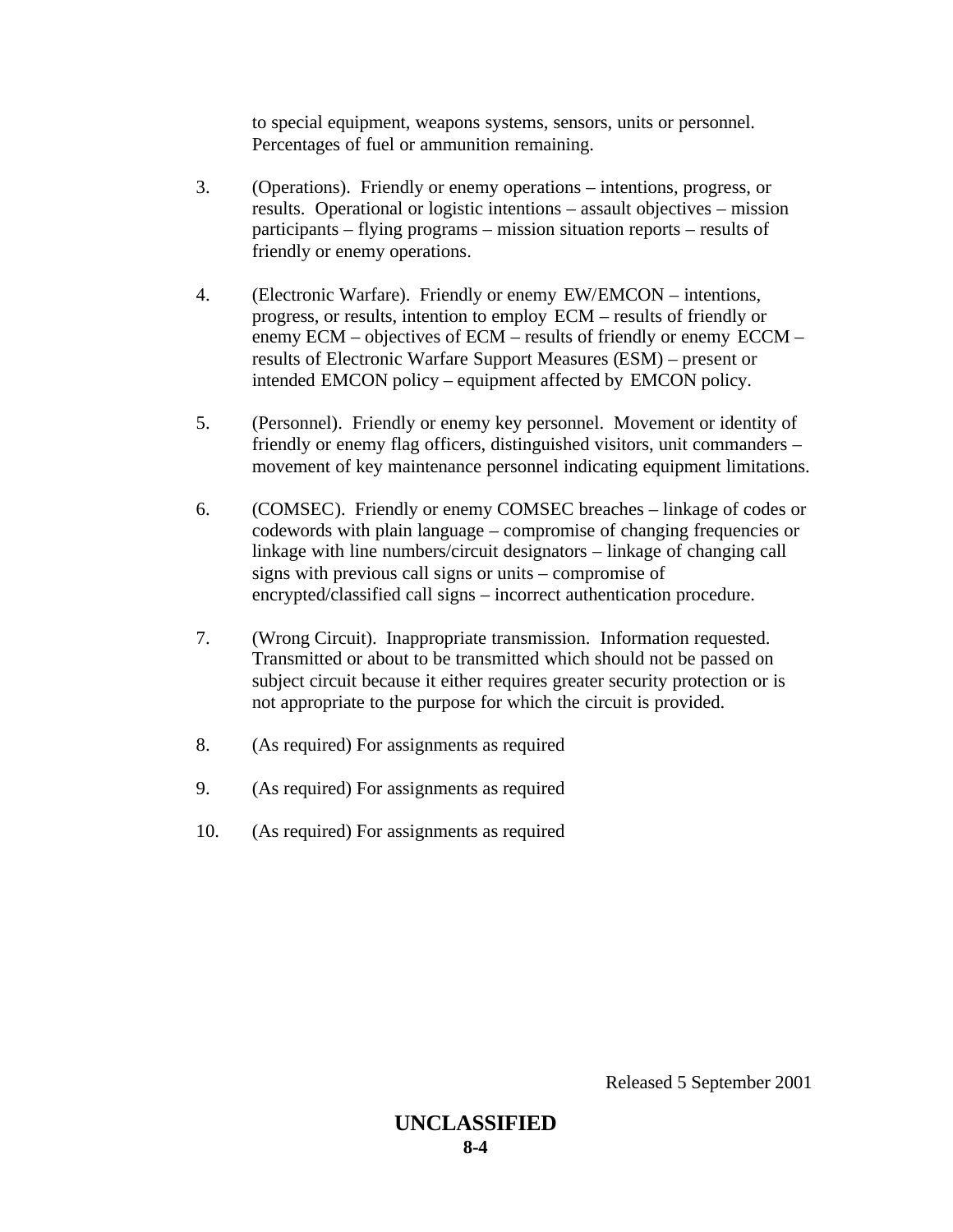to special equipment, weapons systems, sensors, units or personnel. Percentages of fuel or ammunition remaining.

3. (Operations). Friendly or enemy operations – intentions, progress, or results. Operational or logistic intentions – assault objectives – mission participants – flying programs – mission situation reports – results of friendly or enemy operations.

4. (Electronic Warfare). Friendly or enemy EW/EMCON – intentions, progress, or results, intention to employ ECM – results of friendly or enemy ECM – objectives of ECM – results of friendly or enemy ECCM – results of Electronic Warfare Support Measures (ESM) – present or intended EMCON policy – equipment affected by EMCON policy.

5. (Personnel). Friendly or enemy key personnel. Movement or identity of friendly or enemy flag officers, distinguished visitors, unit commanders – movement of key maintenance personnel indicating equipment limitations.

6. (COMSEC). Friendly or enemy COMSEC breaches – linkage of codes or codewords with plain language – compromise of changing frequencies or linkage with line numbers/circuit designators – linkage of changing call signs with previous call signs or units – compromise of encrypted/classified call signs – incorrect authentication procedure.

7. (Wrong Circuit). Inappropriate transmission. Information requested. Transmitted or about to be transmitted which should not be passed on subject circuit because it either requires greater security protection or is not appropriate to the purpose for which the circuit is provided.

8. (As required) For assignments as required

9. (As required) For assignments as required

10. (As required) For assignments as required

Released 5 September 2001

**UNCLASSIFIED**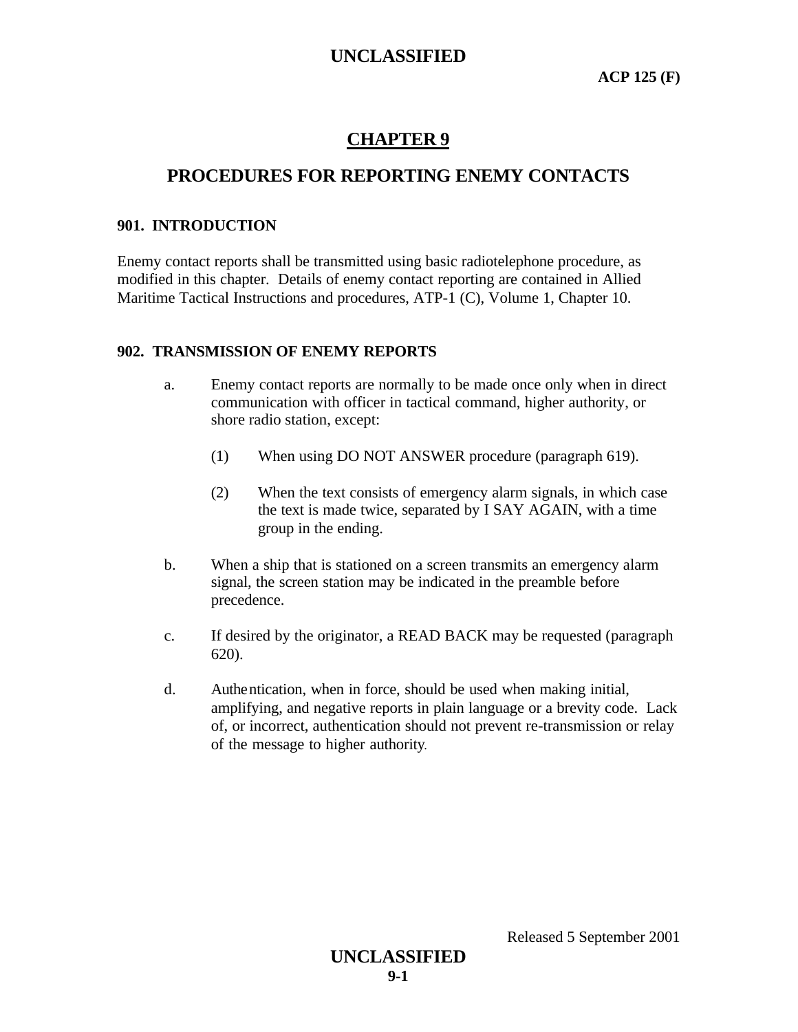# CHAPTER 9

## PROCEDURES FOR REPORTING ENEMY CONTACTS

### 901. INTRODUCTION

Enemy contact reports shall be transmitted using basic radiotelephone procedure, as modified in this chapter. Details of enemy contact reporting are contained in Allied Maritime Tactical Instructions and procedures, ATP-1 (C), Volume 1, Chapter 10.

### 902. TRANSMISSION OF ENEMY REPORTS

a. Enemy contact reports are normally to be made once only when in direct communication with officer in tactical command, higher authority, or shore radio station, except:

   (1) When using DO NOT ANSWER procedure (paragraph 619).

   (2) When the text consists of emergency alarm signals, in which case the text is made twice, separated by I SAY AGAIN, with a time group in the ending.

b. When a ship that is stationed on a screen transmits an emergency alarm signal, the screen station may be indicated in the preamble before precedence.

c. If desired by the originator, a READ BACK may be requested (paragraph 620).

d. Authentication, when in force, should be used when making initial, amplifying, and negative reports in plain language or a brevity code. Lack of, or incorrect, authentication should not prevent re-transmission or relay of the message to higher authority.

Released 5 September 2001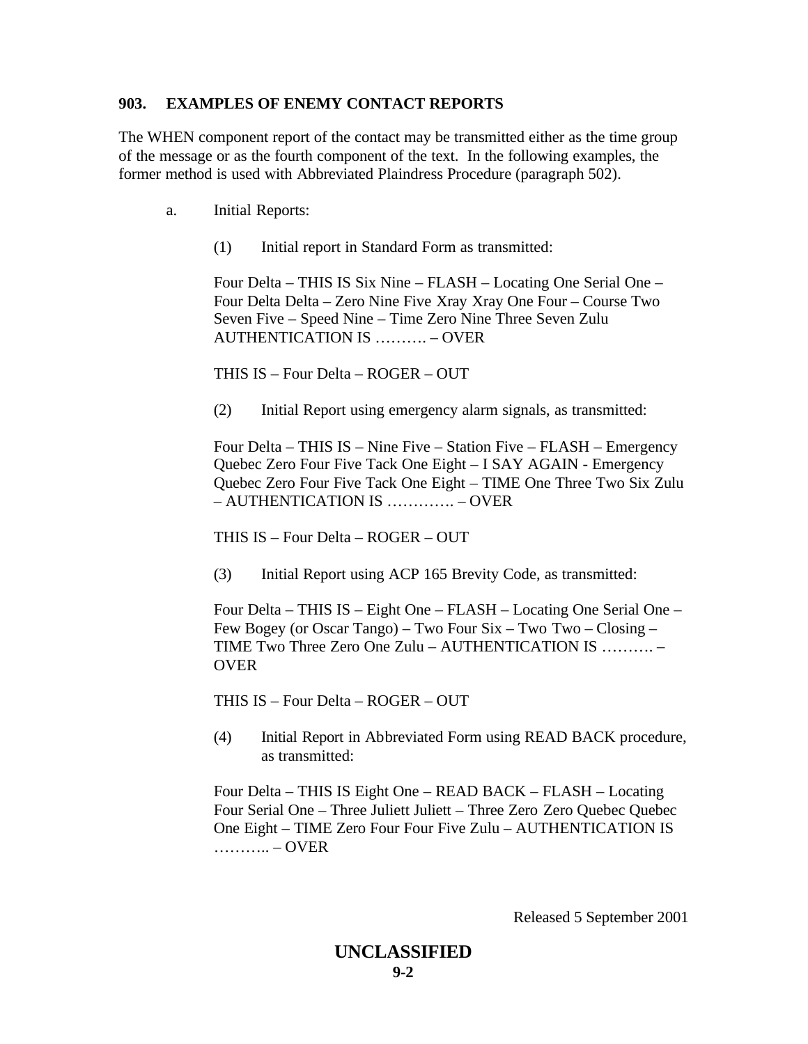### 903. EXAMPLES OF ENEMY CONTACT REPORTS

The WHEN component report of the contact may be transmitted either as the time group of the message or as the fourth component of the text. In the following examples, the former method is used with Abbreviated Plaindress Procedure (paragraph 502).

a. Initial Reports:

(1) Initial report in Standard Form as transmitted:

Four Delta – THIS IS Six Nine – FLASH – Locating One Serial One – Four Delta Delta – Zero Nine Five Xray Xray One Four – Course Two Seven Five – Speed Nine – Time Zero Nine Three Seven Zulu AUTHENTICATION IS ………. – OVER

THIS IS – Four Delta – ROGER – OUT

(2) Initial Report using emergency alarm signals, as transmitted:

Four Delta – THIS IS – Nine Five – Station Five – FLASH – Emergency Quebec Zero Four Five Tack One Eight – I SAY AGAIN - Emergency Quebec Zero Four Five Tack One Eight – TIME One Three Two Six Zulu – AUTHENTICATION IS …………. – OVER

THIS IS – Four Delta – ROGER – OUT

(3) Initial Report using ACP 165 Brevity Code, as transmitted:

Four Delta – THIS IS – Eight One – FLASH – Locating One Serial One – Few Bogey (or Oscar Tango) – Two Four Six – Two Two – Closing – TIME Two Three Zero One Zulu – AUTHENTICATION IS ………. – OVER

THIS IS – Four Delta – ROGER – OUT

(4) Initial Report in Abbreviated Form using READ BACK procedure, as transmitted:

Four Delta – THIS IS Eight One – READ BACK – FLASH – Locating Four Serial One – Three Juliett Juliett – Three Zero Zero Quebec Quebec One Eight – TIME Zero Four Four Five Zulu – AUTHENTICATION IS ……….. – OVER

Released 5 September 2001

**UNCLASSIFIED**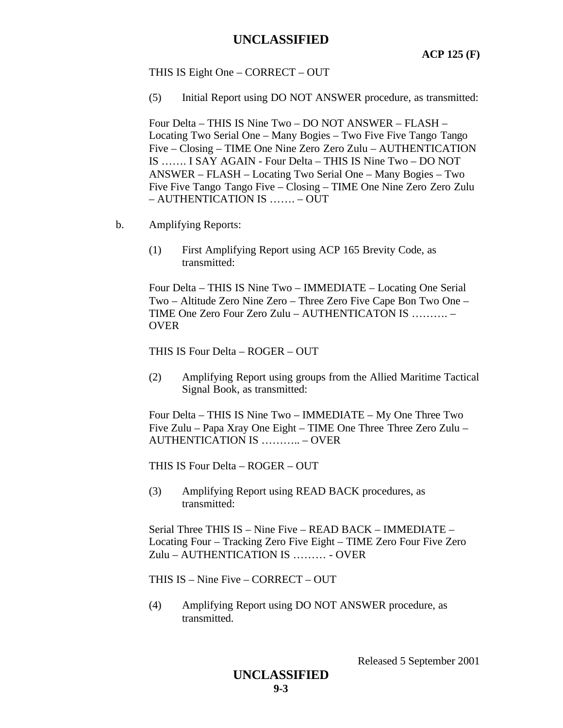THIS IS Eight One – CORRECT – OUT

(5) Initial Report using DO NOT ANSWER procedure, as transmitted:

Four Delta – THIS IS Nine Two – DO NOT ANSWER – FLASH – Locating Two Serial One – Many Bogies – Two Five Five Tango Tango Five – Closing – TIME One Nine Zero Zero Zulu – AUTHENTICATION IS ……. I SAY AGAIN - Four Delta – THIS IS Nine Two – DO NOT ANSWER – FLASH – Locating Two Serial One – Many Bogies – Two Five Five Tango Tango Five – Closing – TIME One Nine Zero Zero Zulu – AUTHENTICATION IS ……. – OUT

b. Amplifying Reports:

(1) First Amplifying Report using ACP 165 Brevity Code, as transmitted:

Four Delta – THIS IS Nine Two – IMMEDIATE – Locating One Serial Two – Altitude Zero Nine Zero – Three Zero Five Cape Bon Two One – TIME One Zero Four Zero Zulu – AUTHENTICATON IS ………. – OVER

THIS IS Four Delta – ROGER – OUT

(2) Amplifying Report using groups from the Allied Maritime Tactical Signal Book, as transmitted:

Four Delta – THIS IS Nine Two – IMMEDIATE – My One Three Two Five Zulu – Papa Xray One Eight – TIME One Three Three Zero Zulu – AUTHENTICATION IS ……….. – OVER

THIS IS Four Delta – ROGER – OUT

(3) Amplifying Report using READ BACK procedures, as transmitted:

Serial Three THIS IS – Nine Five – READ BACK – IMMEDIATE – Locating Four – Tracking Zero Five Eight – TIME Zero Four Five Zero Zulu – AUTHENTICATION IS ……… - OVER

THIS IS – Nine Five – CORRECT – OUT

(4) Amplifying Report using DO NOT ANSWER procedure, as transmitted.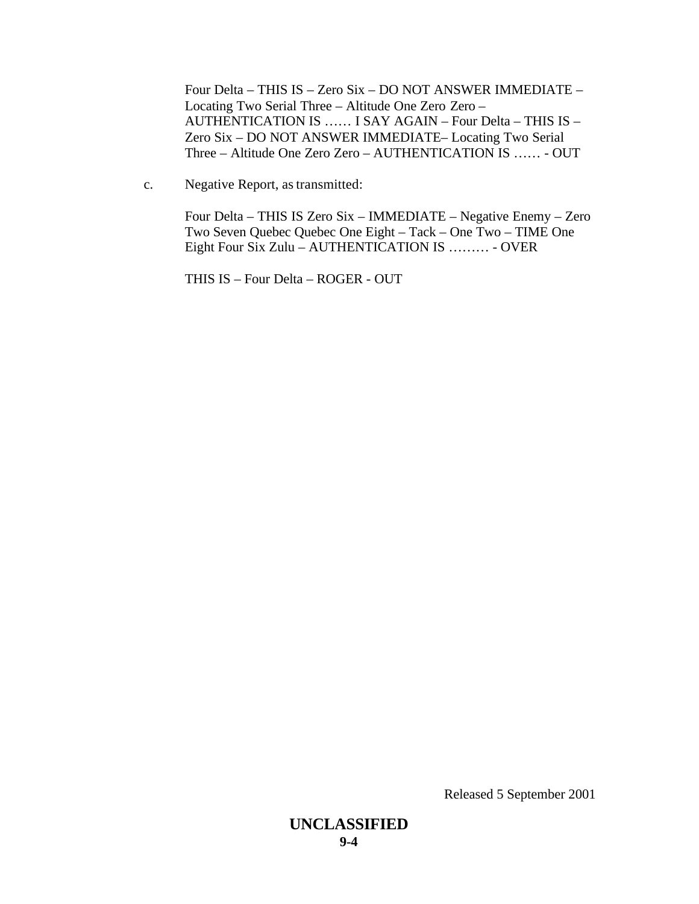Four Delta – THIS IS – Zero Six – DO NOT ANSWER IMMEDIATE – Locating Two Serial Three – Altitude One Zero Zero – AUTHENTICATION IS …… I SAY AGAIN – Four Delta – THIS IS – Zero Six – DO NOT ANSWER IMMEDIATE– Locating Two Serial Three – Altitude One Zero Zero – AUTHENTICATION IS …… - OUT

c. Negative Report, as transmitted:

Four Delta – THIS IS Zero Six – IMMEDIATE – Negative Enemy – Zero Two Seven Quebec Quebec One Eight – Tack – One Two – TIME One Eight Four Six Zulu – AUTHENTICATION IS ……… - OVER

THIS IS – Four Delta – ROGER - OUT

Released 5 September 2001

**UNCLASSIFIED**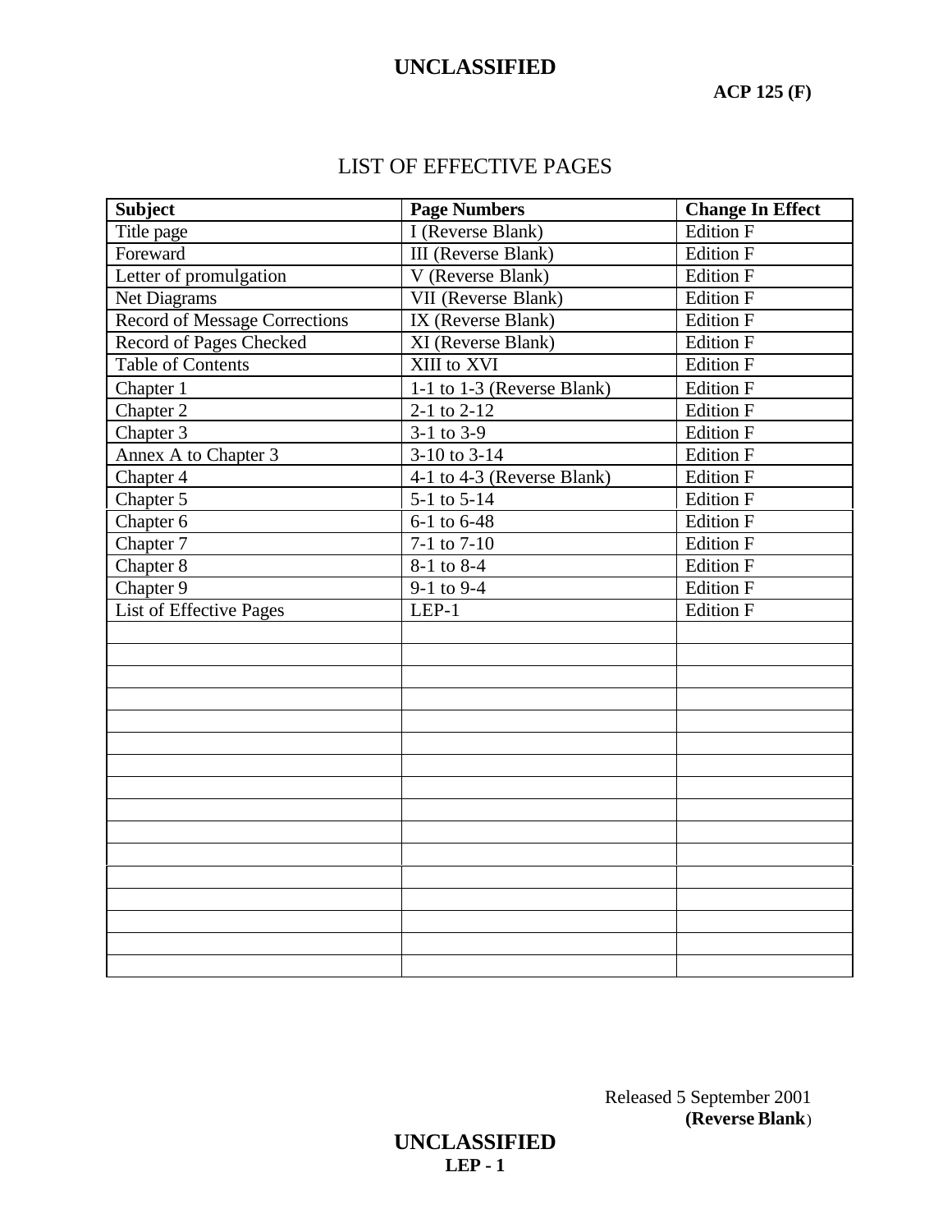# LIST OF EFFECTIVE PAGES

| Subject | Page Numbers | Change In Effect |
|---|---|---|
| Title page | I (Reverse Blank) | Edition F |
| Foreward | III (Reverse Blank) | Edition F |
| Letter of promulgation | V (Reverse Blank) | Edition F |
| Net Diagrams | VII (Reverse Blank) | Edition F |
| Record of Message Corrections | IX (Reverse Blank) | Edition F |
| Record of Pages Checked | XI (Reverse Blank) | Edition F |
| Table of Contents | XIII to XVI | Edition F |
| Chapter 1 | 1-1 to 1-3 (Reverse Blank) | Edition F |
| Chapter 2 | 2-1 to 2-12 | Edition F |
| Chapter 3 | 3-1 to 3-9 | Edition F |
| Annex A to Chapter 3 | 3-10 to 3-14 | Edition F |
| Chapter 4 | 4-1 to 4-3 (Reverse Blank) | Edition F |
| Chapter 5 | 5-1 to 5-14 | Edition F |
| Chapter 6 | 6-1 to 6-48 | Edition F |
| Chapter 7 | 7-1 to 7-10 | Edition F |
| Chapter 8 | 8-1 to 8-4 | Edition F |
| Chapter 9 | 9-1 to 9-4 | Edition F |
| List of Effective Pages | LEP-1 | Edition F |
| | | |
| | | |
| | | |
| | | |
| | | |
| | | |
| | | |
| | | |
| | | |
| | | |
| | | |
| | | |
| | | |
| | | |
| | | |
| | | |

Released 5 September 2001

**(Reverse Blank)**